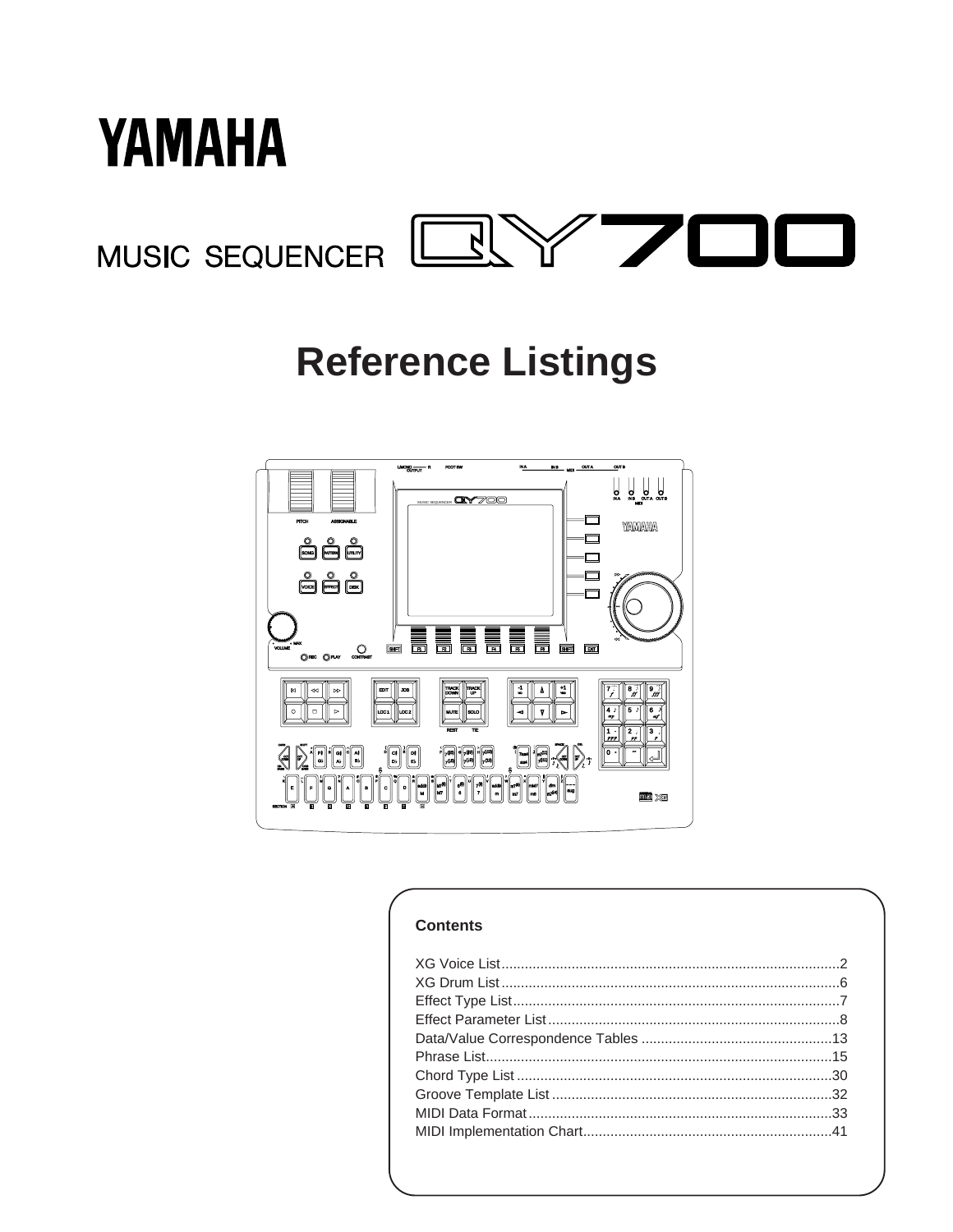# YAMAHA

MUSIC SEQUENCER QY700

# Reference Listings

## Contents

XG Voice List......................................................................................2
XG Drum List.......................................................................................6
Effect Type List...................................................................................7
Effect Parameter List...........................................................................8
Data/Value Correspondence Tables ................................................13
Phrase List........................................................................................15
Chord Type List ................................................................................30
Groove Template List .......................................................................32
MIDI Data Format.............................................................................33
MIDI Implementation Chart...............................................................41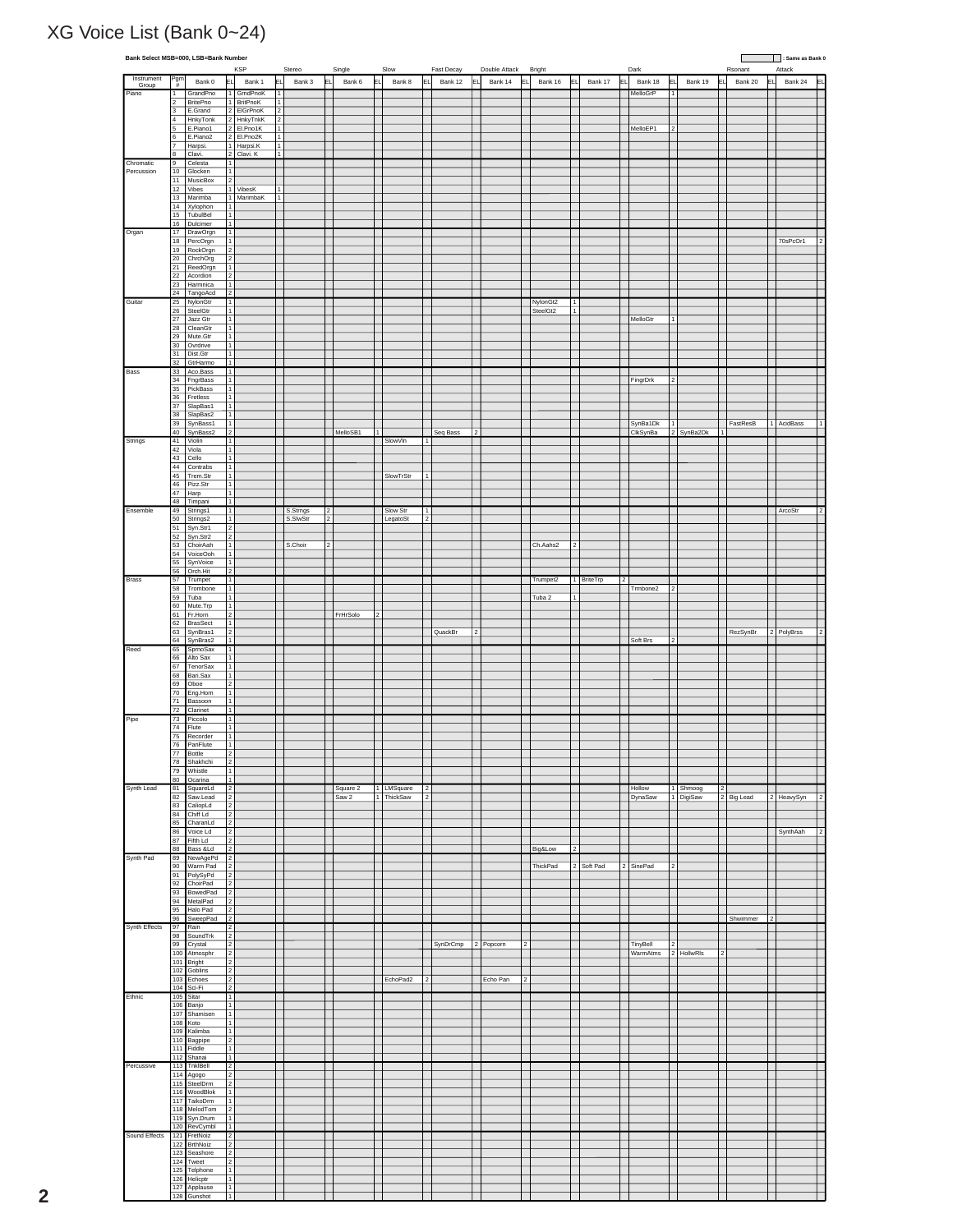# XG Voice List (Bank 0~24)

Bank Select MSB=000, LSB=Bank Number

(shaded cell) : Same as Bank 0

| Instrument Group | Pgm # | Bank 0 | EL | Bank 1 (KSP) | EL | Bank 3 (Stereo) | EL | Bank 6 (Single) | EL | Bank 8 (Slow) | EL | Bank 12 (Fast Decay) | EL | Bank 14 (Double Attack) | EL | Bank 16 (Bright) | EL | Bank 17 (Bright) | EL | Bank 18 (Dark) | EL | Bank 19 (Dark) | EL | Bank 20 (Rsonant) | EL | Bank 24 (Attack) | EL |
|---|---|---|---|---|---|---|---|---|---|---|---|---|---|---|---|---|---|---|---|---|---|---|---|---|---|---|---|
| Piano | 1 | GrandPno | 1 | GrndPnoK | 1 | | | | | | | | | | | | | | | MelloGrP | 1 | | | | | | |
| | 2 | BritePno | 1 | BritPnoK | 1 | | | | | | | | | | | | | | | | | | | | | | |
| | 3 | E.Grand | 2 | ElGrPnoK | 2 | | | | | | | | | | | | | | | | | | | | | | |
| | 4 | HnkyTonk | 2 | HnkyTnkK | 2 | | | | | | | | | | | | | | | | | | | | | | |
| | 5 | E.Piano1 | 2 | El.Pno1K | 1 | | | | | | | | | | | | | | | MelloEP1 | 2 | | | | | | |
| | 6 | E.Piano2 | 2 | El.Pno2K | 1 | | | | | | | | | | | | | | | | | | | | | | |
| | 7 | Harpsi. | 1 | Harpsi.K | 1 | | | | | | | | | | | | | | | | | | | | | | |
| | 8 | Clavi. | 2 | Clavi. K | 1 | | | | | | | | | | | | | | | | | | | | | | |
| Chromatic Percussion | 9 | Celesta | 1 | | | | | | | | | | | | | | | | | | | | | | | | |
| | 10 | Glocken | 1 | | | | | | | | | | | | | | | | | | | | | | | | |
| | 11 | MusicBox | 2 | | | | | | | | | | | | | | | | | | | | | | | | |
| | 12 | Vibes | 1 | VibesK | 1 | | | | | | | | | | | | | | | | | | | | | | |
| | 13 | Marimba | 1 | MarimbaK | 1 | | | | | | | | | | | | | | | | | | | | | | |
| | 14 | Xylophon | 1 | | | | | | | | | | | | | | | | | | | | | | | | |
| | 15 | TubulBel | 1 | | | | | | | | | | | | | | | | | | | | | | | | |
| | 16 | Dulcimer | 1 | | | | | | | | | | | | | | | | | | | | | | | | |
| Organ | 17 | DrawOrgn | 1 | | | | | | | | | | | | | | | | | | | | | | | | |
| | 18 | PercOrgn | 1 | | | | | | | | | | | | | | | | | | | | | | | 70sPcOr1 | 2 |
| | 19 | RockOrgn | 2 | | | | | | | | | | | | | | | | | | | | | | | | |
| | 20 | ChrchOrg | 2 | | | | | | | | | | | | | | | | | | | | | | | | |
| | 21 | ReedOrgn | 1 | | | | | | | | | | | | | | | | | | | | | | | | |
| | 22 | Acordion | 2 | | | | | | | | | | | | | | | | | | | | | | | | |
| | 23 | Harmnica | 1 | | | | | | | | | | | | | | | | | | | | | | | | |
| | 24 | TangoAcd | 2 | | | | | | | | | | | | | | | | | | | | | | | | |
| Guitar | 25 | NylonGtr | 1 | | | | | | | | | | | | | NylonGt2 | 1 | | | | | | | | | | |
| | 26 | SteelGtr | 1 | | | | | | | | | | | | | SteelGt2 | 1 | | | | | | | | | | |
| | 27 | Jazz Gtr | 1 | | | | | | | | | | | | | | | | | MelloGtr | 1 | | | | | | |
| | 28 | CleanGtr | 1 | | | | | | | | | | | | | | | | | | | | | | | | |
| | 29 | Mute.Gtr | 1 | | | | | | | | | | | | | | | | | | | | | | | | |
| | 30 | Ovrdrive | 1 | | | | | | | | | | | | | | | | | | | | | | | | |
| | 31 | Dist.Gtr | 1 | | | | | | | | | | | | | | | | | | | | | | | | |
| | 32 | GtrHarmo | 1 | | | | | | | | | | | | | | | | | | | | | | | | |
| Bass | 33 | Aco.Bass | 1 | | | | | | | | | | | | | | | | | | | | | | | | |
| | 34 | FngrBass | 1 | | | | | | | | | | | | | | | | | FingrDrk | 2 | | | | | | |
| | 35 | PickBass | 1 | | | | | | | | | | | | | | | | | | | | | | | | |
| | 36 | Fretless | 1 | | | | | | | | | | | | | | | | | | | | | | | | |
| | 37 | SlapBas1 | 1 | | | | | | | | | | | | | | | | | | | | | | | | |
| | 38 | SlapBas2 | 1 | | | | | | | | | | | | | | | | | | | | | | | | |
| | 39 | SynBass1 | 1 | | | | | | | | | | | | | | | | | SynBa1Dk | 1 | | | FastResB | 1 | AcidBass | 1 |
| | 40 | SynBass2 | 2 | | | | | MelloSB1 | 1 | | | Seq Bass | 2 | | | | | | | ClkSynBa | 2 | SynBa2Dk | 1 | | | | |
| Strings | 41 | Violin | 1 | | | | | | | SlowVln | 1 | | | | | | | | | | | | | | | | |
| | 42 | Viola | 1 | | | | | | | | | | | | | | | | | | | | | | | | |
| | 43 | Cello | 1 | | | | | | | | | | | | | | | | | | | | | | | | |
| | 44 | Contrabs | 1 | | | | | | | | | | | | | | | | | | | | | | | | |
| | 45 | Trem.Str | 1 | | | | | | | SlowTrStr | 1 | | | | | | | | | | | | | | | | |
| | 46 | Pizz.Str | 1 | | | | | | | | | | | | | | | | | | | | | | | | |
| | 47 | Harp | 1 | | | | | | | | | | | | | | | | | | | | | | | | |
| | 48 | Timpani | 1 | | | | | | | | | | | | | | | | | | | | | | | | |
| Ensemble | 49 | Strings1 | 1 | | | S.Strngs | 2 | | | Slow Str | 1 | | | | | | | | | | | | | | | ArcoStr | 2 |
| | 50 | Strings2 | 1 | | | S.SlwStr | 2 | | | LegatoSt | 2 | | | | | | | | | | | | | | | | |
| | 51 | Syn.Str1 | 2 | | | | | | | | | | | | | | | | | | | | | | | | |
| | 52 | Syn.Str2 | 2 | | | | | | | | | | | | | | | | | | | | | | | | |
| | 53 | ChoirAah | 1 | | | S.Choir | 2 | | | | | | | | | Ch.Aahs2 | 2 | | | | | | | | | | |
| | 54 | VoiceOoh | 1 | | | | | | | | | | | | | | | | | | | | | | | | |
| | 55 | SynVoice | 1 | | | | | | | | | | | | | | | | | | | | | | | | |
| | 56 | Orch.Hit | 2 | | | | | | | | | | | | | | | | | | | | | | | | |
| Brass | 57 | Trumpet | 1 | | | | | | | | | | | | | Trumpet2 | 1 | BriteTrp | 2 | | | | | | | | |
| | 58 | Trombone | 1 | | | | | | | | | | | | | | | | | Trmbone2 | 2 | | | | | | |
| | 59 | Tuba | 1 | | | | | | | | | | | | | Tuba 2 | 1 | | | | | | | | | | |
| | 60 | Mute.Trp | 1 | | | | | | | | | | | | | | | | | | | | | | | | |
| | 61 | Fr.Horn | 2 | | | | | FrHrSolo | 2 | | | | | | | | | | | | | | | | | | |
| | 62 | BrasSect | 1 | | | | | | | | | | | | | | | | | | | | | | | | |
| | 63 | SynBras1 | 2 | | | | | | | | | QuackBr | 2 | | | | | | | | | | | RezSynBr | 2 | PolyBrss | 2 |
| | 64 | SynBras2 | 1 | | | | | | | | | | | | | | | | | Soft Brs | 2 | | | | | | |
| Reed | 65 | SprnoSax | 1 | | | | | | | | | | | | | | | | | | | | | | | | |
| | 66 | Alto Sax | 1 | | | | | | | | | | | | | | | | | | | | | | | | |
| | 67 | TenorSax | 1 | | | | | | | | | | | | | | | | | | | | | | | | |
| | 68 | Bari.Sax | 1 | | | | | | | | | | | | | | | | | | | | | | | | |
| | 69 | Oboe | 2 | | | | | | | | | | | | | | | | | | | | | | | | |
| | 70 | Eng.Horn | 1 | | | | | | | | | | | | | | | | | | | | | | | | |
| | 71 | Bassoon | 1 | | | | | | | | | | | | | | | | | | | | | | | | |
| | 72 | Clarinet | 1 | | | | | | | | | | | | | | | | | | | | | | | | |
| Pipe | 73 | Piccolo | 1 | | | | | | | | | | | | | | | | | | | | | | | | |
| | 74 | Flute | 1 | | | | | | | | | | | | | | | | | | | | | | | | |
| | 75 | Recorder | 1 | | | | | | | | | | | | | | | | | | | | | | | | |
| | 76 | PanFlute | 1 | | | | | | | | | | | | | | | | | | | | | | | | |
| | 77 | Bottle | 2 | | | | | | | | | | | | | | | | | | | | | | | | |
| | 78 | Shakhchi | 2 | | | | | | | | | | | | | | | | | | | | | | | | |
| | 79 | Whistle | 1 | | | | | | | | | | | | | | | | | | | | | | | | |
| | 80 | Ocarina | 1 | | | | | | | | | | | | | | | | | | | | | | | | |
| Synth Lead | 81 | SquareLd | 2 | | | | | Square 2 | 1 | LMSquare | 2 | | | | | | | | | Hollow | 1 | Shmoog | 2 | | | | |
| | 82 | Saw.Lead | 2 | | | | | Saw 2 | 1 | ThickSaw | 2 | | | | | | | | | DynaSaw | 1 | DigiSaw | 2 | Big Lead | 2 | HeavySyn | 2 |
| | 83 | CaliopLd | 2 | | | | | | | | | | | | | | | | | | | | | | | | |
| | 84 | Chiff Ld | 2 | | | | | | | | | | | | | | | | | | | | | | | | |
| | 85 | CharanLd | 2 | | | | | | | | | | | | | | | | | | | | | | | | |
| | 86 | Voice Ld | 2 | | | | | | | | | | | | | | | | | | | | | | | SynthAah | 2 |
| | 87 | Fifth Ld | 2 | | | | | | | | | | | | | | | | | | | | | | | | |
| | 88 | Bass &Ld | 2 | | | | | | | | | | | | | Big&Low | 2 | | | | | | | | | | |
| Synth Pad | 89 | NewAgePd | 2 | | | | | | | | | | | | | | | | | | | | | | | | |
| | 90 | Warm Pad | 2 | | | | | | | | | | | | | ThickPad | 2 | Soft Pad | 2 | SinePad | 2 | | | | | | |
| | 91 | PolySyPd | 2 | | | | | | | | | | | | | | | | | | | | | | | | |
| | 92 | ChoirPad | 2 | | | | | | | | | | | | | | | | | | | | | | | | |
| | 93 | BowedPad | 2 | | | | | | | | | | | | | | | | | | | | | | | | |
| | 94 | MetalPad | 2 | | | | | | | | | | | | | | | | | | | | | | | | |
| | 95 | Halo Pad | 2 | | | | | | | | | | | | | | | | | | | | | | | | |
| | 96 | SweepPad | 2 | | | | | | | | | | | | | | | | | | | | | Shwimmer | 2 | | |
| Synth Effects | 97 | Rain | 2 | | | | | | | | | | | | | | | | | | | | | | | | |
| | 98 | SoundTrk | 2 | | | | | | | | | | | | | | | | | | | | | | | | |
| | 99 | Crystal | 2 | | | | | | | | | SynDrCmp | 2 | Popcorn | 2 | | | | | TinyBell | 2 | | | | | | |
| | 100 | Atmosphr | 2 | | | | | | | | | | | | | | | | | WarmAtms | 2 | HollwRls | 2 | | | | |
| | 101 | Bright | 2 | | | | | | | | | | | | | | | | | | | | | | | | |
| | 102 | Goblins | 2 | | | | | | | | | | | | | | | | | | | | | | | | |
| | 103 | Echoes | 2 | | | | | | | EchoPad2 | 2 | | | Echo Pan | 2 | | | | | | | | | | | | |
| | 104 | Sci-Fi | 2 | | | | | | | | | | | | | | | | | | | | | | | | |
| Ethnic | 105 | Sitar | 1 | | | | | | | | | | | | | | | | | | | | | | | | |
| | 106 | Banjo | 1 | | | | | | | | | | | | | | | | | | | | | | | | |
| | 107 | Shamisen | 1 | | | | | | | | | | | | | | | | | | | | | | | | |
| | 108 | Koto | 1 | | | | | | | | | | | | | | | | | | | | | | | | |
| | 109 | Kalimba | 1 | | | | | | | | | | | | | | | | | | | | | | | | |
| | 110 | Bagpipe | 2 | | | | | | | | | | | | | | | | | | | | | | | | |
| | 111 | Fiddle | 1 | | | | | | | | | | | | | | | | | | | | | | | | |
| | 112 | Shanai | 1 | | | | | | | | | | | | | | | | | | | | | | | | |
| Percussive | 113 | TnklBell | 2 | | | | | | | | | | | | | | | | | | | | | | | | |
| | 114 | Agogo | 2 | | | | | | | | | | | | | | | | | | | | | | | | |
| | 115 | SteelDrm | 2 | | | | | | | | | | | | | | | | | | | | | | | | |
| | 116 | WoodBlok | 1 | | | | | | | | | | | | | | | | | | | | | | | | |
| | 117 | TaikoDrm | 1 | | | | | | | | | | | | | | | | | | | | | | | | |
| | 118 | MelodTom | 2 | | | | | | | | | | | | | | | | | | | | | | | | |
| | 119 | Syn.Drum | 1 | | | | | | | | | | | | | | | | | | | | | | | | |
| | 120 | RevCymbl | 1 | | | | | | | | | | | | | | | | | | | | | | | | |
| Sound Effects | 121 | FretNoiz | 2 | | | | | | | | | | | | | | | | | | | | | | | | |
| | 122 | BrthNoiz | 2 | | | | | | | | | | | | | | | | | | | | | | | | |
| | 123 | Seashore | 2 | | | | | | | | | | | | | | | | | | | | | | | | |
| | 124 | Tweet | 2 | | | | | | | | | | | | | | | | | | | | | | | | |
| | 125 | Telphone | 1 | | | | | | | | | | | | | | | | | | | | | | | | |
| | 126 | Helicptr | 1 | | | | | | | | | | | | | | | | | | | | | | | | |
| | 127 | Applause | 1 | | | | | | | | | | | | | | | | | | | | | | | | |
| | 128 | Gunshot | 1 | | | | | | | | | | | | | | | | | | | | | | | | |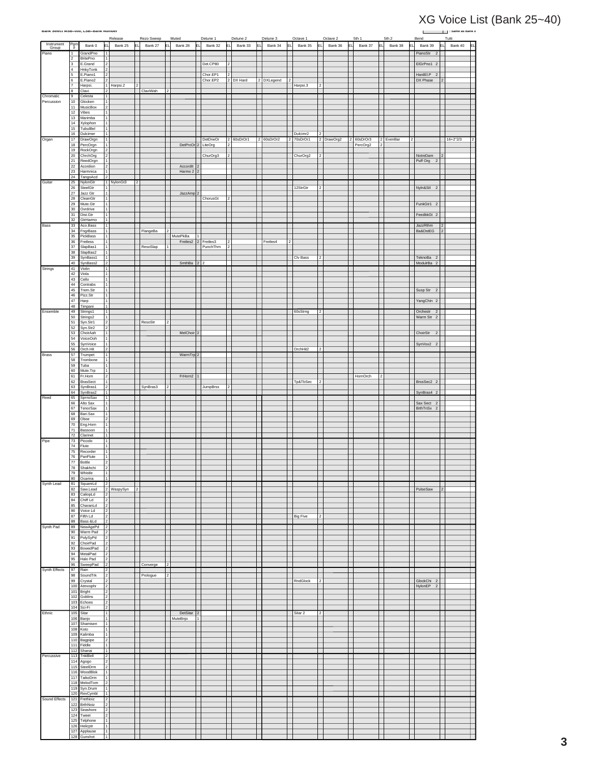# XG Voice List (Bank 25~40)

Bank Select MSB=000, LSB=Bank Number

(blank cell) : Same as Bank 0

| Instrument Group | Pgm # | Bank 0 | EL | Release Bank 25 | EL | Rezo Sweep Bank 27 | EL | Muted Bank 28 | EL | Detune 1 Bank 32 | EL | Detune 2 Bank 33 | EL | Detune 3 Bank 34 | EL | Octave 1 Bank 35 | EL | Octave 2 Bank 36 | EL | 5th 1 Bank 37 | EL | 5th 2 Bank 38 | EL | Bend Bank 39 | EL | Tutti Bank 40 | EL |
|---|---|---|---|---|---|---|---|---|---|---|---|---|---|---|---|---|---|---|---|---|---|---|---|---|---|---|---|
| Piano | 1 | GrandPno | 1 | | | | | | | | | | | | | | | | | | | | | PianoStr | 2 | | |
| | 2 | BritePno | 1 | | | | | | | | | | | | | | | | | | | | | | | | |
| | 3 | E.Grand | 2 | | | | | | | Det.CP80 | 2 | | | | | | | | | | | | | ElGrPno1 | 2 | | |
| | 4 | HnkyTonk | 2 | | | | | | | | | | | | | | | | | | | | | | | | |
| | 5 | E.Piano1 | 2 | | | | | | | Chor.EP1 | 2 | | | | | | | | | | | | | HardEl.P | 2 | | |
| | 6 | E.Piano2 | 2 | | | | | | | Chor.EP2 | 2 | DX Hard | 2 | DXLegend | 2 | | | | | | | | | DX Phase | 2 | | |
| | 7 | Harpsi. | 1 | Harpsi.2 | 2 | | | | | | | | | | | Harpsi.3 | 2 | | | | | | | | | | |
| | 8 | Clavi. | 2 | | | ClaviWah | 2 | | | | | | | | | | | | | | | | | | | | |
| Chromatic Percussion | 9 | Celesta | 1 | | | | | | | | | | | | | | | | | | | | | | | | |
| | 10 | Glocken | 1 | | | | | | | | | | | | | | | | | | | | | | | | |
| | 11 | MusicBox | 2 | | | | | | | | | | | | | | | | | | | | | | | | |
| | 12 | Vibes | 1 | | | | | | | | | | | | | | | | | | | | | | | | |
| | 13 | Marimba | 1 | | | | | | | | | | | | | | | | | | | | | | | | |
| | 14 | Xylophon | 1 | | | | | | | | | | | | | | | | | | | | | | | | |
| | 15 | TubulBel | 1 | | | | | | | | | | | | | | | | | | | | | | | | |
| | 16 | Dulcimer | 1 | | | | | | | | | | | | | Dulcimr2 | 2 | | | | | | | | | | |
| Organ | 17 | DrawOrgn | 1 | | | | | | | DetDrwOr | 2 | 60sDrOr1 | 2 | 60sDrOr2 | 2 | 70sDrOr1 | 2 | DrawOrg2 | 2 | 60sDrOr3 | 2 | EvenBar | 2 | | | 16+2"2/3 | 2 |
| | 18 | PercOrgn | 1 | | | | | DetPrcOr | 2 | LiteOrg | 2 | | | | | | | | | PercOrg2 | 2 | | | | | | |
| | 19 | RockOrgn | 2 | | | | | | | | | | | | | | | | | | | | | | | | |
| | 20 | ChrchOrg | 2 | | | | | | | ChurOrg3 | 2 | | | | | ChurOrg2 | 2 | | | | | | | NotreDam | 2 | | |
| | 21 | ReedOrgn | 1 | | | | | | | | | | | | | | | | | | | | | Puff Org | 2 | | |
| | 22 | Acordion | 2 | | | | | AccordIt | 2 | | | | | | | | | | | | | | | | | | |
| | 23 | Harmnica | 1 | | | | | Harmo 2 | 2 | | | | | | | | | | | | | | | | | | |
| | 24 | TangoAcd | 2 | | | | | | | | | | | | | | | | | | | | | | | | |
| Guitar | 25 | NylonGtr | 1 | NylonGt3 | 2 | | | | | | | | | | | | | | | | | | | | | | |
| | 26 | SteelGtr | 1 | | | | | | | | | | | | | 12StrGtr | 2 | | | | | | | Nyln&Stl | 2 | | |
| | 27 | Jazz Gtr | 1 | | | | | JazzAmp | 2 | | | | | | | | | | | | | | | | | | |
| | 28 | CleanGtr | 1 | | | | | | | ChorusGt | 2 | | | | | | | | | | | | | | | | |
| | 29 | Mute.Gtr | 1 | | | | | | | | | | | | | | | | | | | | | FunkGtr1 | 2 | | |
| | 30 | Ovrdrive | 1 | | | | | | | | | | | | | | | | | | | | | | | | |
| | 31 | Dist.Gtr | 1 | | | | | | | | | | | | | | | | | | | | | FeedbkGt | 2 | | |
| | 32 | GtrHarmo | 1 | | | | | | | | | | | | | | | | | | | | | | | | |
| Bass | 33 | Aco.Bass | 1 | | | | | | | | | | | | | | | | | | | | | JazzRthm | 2 | | |
| | 34 | FngrBass | 1 | | | FlangeBa | 2 | | | | | | | | | | | | | | | | | Ba&DstEG | 2 | | |
| | 35 | PickBass | 1 | | | | | MutePkBa | 1 | | | | | | | | | | | | | | | | | | |
| | 36 | Fretless | 1 | | | | | Fretles2 | 2 | Fretles3 | 2 | | | Fretles4 | 2 | | | | | | | | | | | | |
| | 37 | SlapBas1 | 1 | | | ResoSlap | 1 | | | PunchThm | 2 | | | | | | | | | | | | | | | | |
| | 38 | SlapBas2 | 1 | | | | | | | | | | | | | | | | | | | | | | | | |
| | 39 | SynBass1 | 1 | | | | | | | | | | | | | Clv Bass | 2 | | | | | | | TeknoBa | 2 | | |
| | 40 | SynBass2 | 2 | | | | | SmthBa | 2 | 2 | | | | | | | | | | | | | | ModulrBa | 2 | | |
| Strings | 41 | Violin | 1 | | | | | | | | | | | | | | | | | | | | | | | | |
| | 42 | Viola | 1 | | | | | | | | | | | | | | | | | | | | | | | | |
| | 43 | Cello | 1 | | | | | | | | | | | | | | | | | | | | | | | | |
| | 44 | Contrabs | 1 | | | | | | | | | | | | | | | | | | | | | | | | |
| | 45 | Trem.Str | 1 | | | | | | | | | | | | | | | | | | | | | Susp Str | 2 | | |
| | 46 | Pizz.Str | 1 | | | | | | | | | | | | | | | | | | | | | | | | |
| | 47 | Harp | 1 | | | | | | | | | | | | | | | | | | | | | YangChin | 2 | | |
| | 48 | Timpani | 1 | | | | | | | | | | | | | | | | | | | | | | | | |
| Ensemble | 49 | Strngs1 | 1 | | | | | | | | | | | | | 60sStrng | 2 | | | | | | | Orchestr | 2 | | |
| | 50 | Strngs2 | 1 | | | | | | | | | | | | | | | | | | | | | Warm Str | 2 | | |
| | 51 | Syn.Str1 | 2 | | | ResoStr | 2 | | | | | | | | | | | | | | | | | | | | |
| | 52 | Syn.Str2 | 2 | | | | | | | | | | | | | | | | | | | | | | | | |
| | 53 | ChoirAah | 1 | | | | | MelChoir | 2 | | | | | | | | | | | | | | | ChoirStr | 2 | | |
| | 54 | VoiceOoh | 1 | | | | | | | | | | | | | | | | | | | | | | | | |
| | 55 | SynVoice | 1 | | | | | | | | | | | | | | | | | | | | | SynVox2 | 2 | | |
| | 56 | Orch.Hit | 2 | | | | | | | | | | | | | OrchHit2 | 2 | | | | | | | | | | |
| Brass | 57 | Trumpet | 1 | | | | | WarmTrp | 2 | | | | | | | | | | | | | | | | | | |
| | 58 | Trombone | 1 | | | | | | | | | | | | | | | | | | | | | | | | |
| | 59 | Tuba | 1 | | | | | | | | | | | | | | | | | | | | | | | | |
| | 60 | Mute.Trp | 1 | | | | | | | | | | | | | | | | | | | | | | | | |
| | 61 | Fr.Horn | 2 | | | | | FrHorn2 | 1 | | | | | | | | | | | HornOrch | 2 | | | | | | |
| | 62 | BrasSect | 1 | | | | | | | | | | | | | Tp&TbSec | 2 | | | | | | | BrssSec2 | 2 | | |
| | 63 | SynBras1 | 2 | | | SynBras3 | 2 | | | JumpBrss | 2 | | | | | | | | | | | | | | | | |
| | 64 | SynBras2 | 1 | | | | | | | | | | | | | | | | | | | | | SynBras4 | 2 | | |
| Reed | 65 | SprnoSax | 1 | | | | | | | | | | | | | | | | | | | | | | | | |
| | 66 | Alto Sax | 1 | | | | | | | | | | | | | | | | | | | | | Sax Sect | 2 | | |
| | 67 | TenorSax | 1 | | | | | | | | | | | | | | | | | | | | | BrthTnSx | 2 | | |
| | 68 | Bari.Sax | 1 | | | | | | | | | | | | | | | | | | | | | | | | |
| | 69 | Oboe | 2 | | | | | | | | | | | | | | | | | | | | | | | | |
| | 70 | Eng.Horn | 1 | | | | | | | | | | | | | | | | | | | | | | | | |
| | 71 | Bassoon | 1 | | | | | | | | | | | | | | | | | | | | | | | | |
| | 72 | Clarinet | 1 | | | | | | | | | | | | | | | | | | | | | | | | |
| Pipe | 73 | Piccolo | 1 | | | | | | | | | | | | | | | | | | | | | | | | |
| | 74 | Flute | 1 | | | | | | | | | | | | | | | | | | | | | | | | |
| | 75 | Recorder | 1 | | | | | | | | | | | | | | | | | | | | | | | | |
| | 76 | PanFlute | 1 | | | | | | | | | | | | | | | | | | | | | | | | |
| | 77 | Bottle | 2 | | | | | | | | | | | | | | | | | | | | | | | | |
| | 78 | Shakhchi | 2 | | | | | | | | | | | | | | | | | | | | | | | | |
| | 79 | Whistle | 1 | | | | | | | | | | | | | | | | | | | | | | | | |
| | 80 | Ocarina | 1 | | | | | | | | | | | | | | | | | | | | | | | | |
| Synth Lead | 81 | SquareLd | 2 | | | | | | | | | | | | | | | | | | | | | | | | |
| | 82 | Saw.Lead | 2 | WaspySyn | 2 | | | | | | | | | | | | | | | | | | | PulseSaw | 2 | | |
| | 83 | CaliopLd | 2 | | | | | | | | | | | | | | | | | | | | | | | | |
| | 84 | Chiff Ld | 2 | | | | | | | | | | | | | | | | | | | | | | | | |
| | 85 | CharanLd | 2 | | | | | | | | | | | | | | | | | | | | | | | | |
| | 86 | Voice Ld | 2 | | | | | | | | | | | | | | | | | | | | | | | | |
| | 87 | Fifth Ld | 2 | | | | | | | | | | | | | Big Five | 2 | | | | | | | | | | |
| | 88 | Bass &Ld | 2 | | | | | | | | | | | | | | | | | | | | | | | | |
| Synth Pad | 89 | NewAgePd | 2 | | | | | | | | | | | | | | | | | | | | | | | | |
| | 90 | Warm Pad | 2 | | | | | | | | | | | | | | | | | | | | | | | | |
| | 91 | PolySyPd | 2 | | | | | | | | | | | | | | | | | | | | | | | | |
| | 92 | ChoirPad | 2 | | | | | | | | | | | | | | | | | | | | | | | | |
| | 93 | BowedPad | 2 | | | | | | | | | | | | | | | | | | | | | | | | |
| | 94 | MetalPad | 2 | | | | | | | | | | | | | | | | | | | | | | | | |
| | 95 | Halo Pad | 2 | | | | | | | | | | | | | | | | | | | | | | | | |
| | 96 | SweepPad | 2 | | | Converge | 2 | | | | | | | | | | | | | | | | | | | | |
| Synth Effects | 97 | Rain | 2 | | | | | | | | | | | | | | | | | | | | | | | | |
| | 98 | SoundTrk | 2 | | | Prologue | 2 | | | | | | | | | | | | | | | | | | | | |
| | 99 | Crystal | 2 | | | | | | | | | | | | | RndGlock | 2 | | | | | | | GlockChi | 2 | | |
| | 100 | Atmosphr | 2 | | | | | | | | | | | | | | | | | | | | | NylonEP | 2 | | |
| | 101 | Bright | 2 | | | | | | | | | | | | | | | | | | | | | | | | |
| | 102 | Goblins | 2 | | | | | | | | | | | | | | | | | | | | | | | | |
| | 103 | Echoes | 2 | | | | | | | | | | | | | | | | | | | | | | | | |
| | 104 | Sci-Fi | 2 | | | | | | | | | | | | | | | | | | | | | | | | |
| Ethnic | 105 | Sitar | 1 | | | | | DetSitar | 2 | | | | | | | Sitar 2 | 2 | | | | | | | | | | |
| | 106 | Banjo | 1 | | | | | MuteBnjo | 1 | | | | | | | | | | | | | | | | | | |
| | 107 | Shamisen | 1 | | | | | | | | | | | | | | | | | | | | | | | | |
| | 108 | Koto | 1 | | | | | | | | | | | | | | | | | | | | | | | | |
| | 109 | Kalimba | 1 | | | | | | | | | | | | | | | | | | | | | | | | |
| | 110 | Bagpipe | 2 | | | | | | | | | | | | | | | | | | | | | | | | |
| | 111 | Fiddle | 1 | | | | | | | | | | | | | | | | | | | | | | | | |
| | 112 | Shanai | 1 | | | | | | | | | | | | | | | | | | | | | | | | |
| Percussive | 113 | TnklBell | 2 | | | | | | | | | | | | | | | | | | | | | | | | |
| | 114 | Agogo | 2 | | | | | | | | | | | | | | | | | | | | | | | | |
| | 115 | SteelDrm | 2 | | | | | | | | | | | | | | | | | | | | | | | | |
| | 116 | WoodBlok | 1 | | | | | | | | | | | | | | | | | | | | | | | | |
| | 117 | TaikoDrm | 1 | | | | | | | | | | | | | | | | | | | | | | | | |
| | 118 | MelodTom | 2 | | | | | | | | | | | | | | | | | | | | | | | | |
| | 119 | Syn.Drum | 1 | | | | | | | | | | | | | | | | | | | | | | | | |
| | 120 | RevCymbl | 1 | | | | | | | | | | | | | | | | | | | | | | | | |
| Sound Effects | 121 | FretNoiz | 2 | | | | | | | | | | | | | | | | | | | | | | | | |
| | 122 | BrthNoiz | 2 | | | | | | | | | | | | | | | | | | | | | | | | |
| | 123 | Seashore | 2 | | | | | | | | | | | | | | | | | | | | | | | | |
| | 124 | Tweet | 2 | | | | | | | | | | | | | | | | | | | | | | | | |
| | 125 | Telphone | 1 | | | | | | | | | | | | | | | | | | | | | | | | |
| | 126 | Helicptr | 1 | | | | | | | | | | | | | | | | | | | | | | | | |
| | 127 | Applause | 1 | | | | | | | | | | | | | | | | | | | | | | | | |
| | 128 | Gunshot | 1 | | | | | | | | | | | | | | | | | | | | | | | | |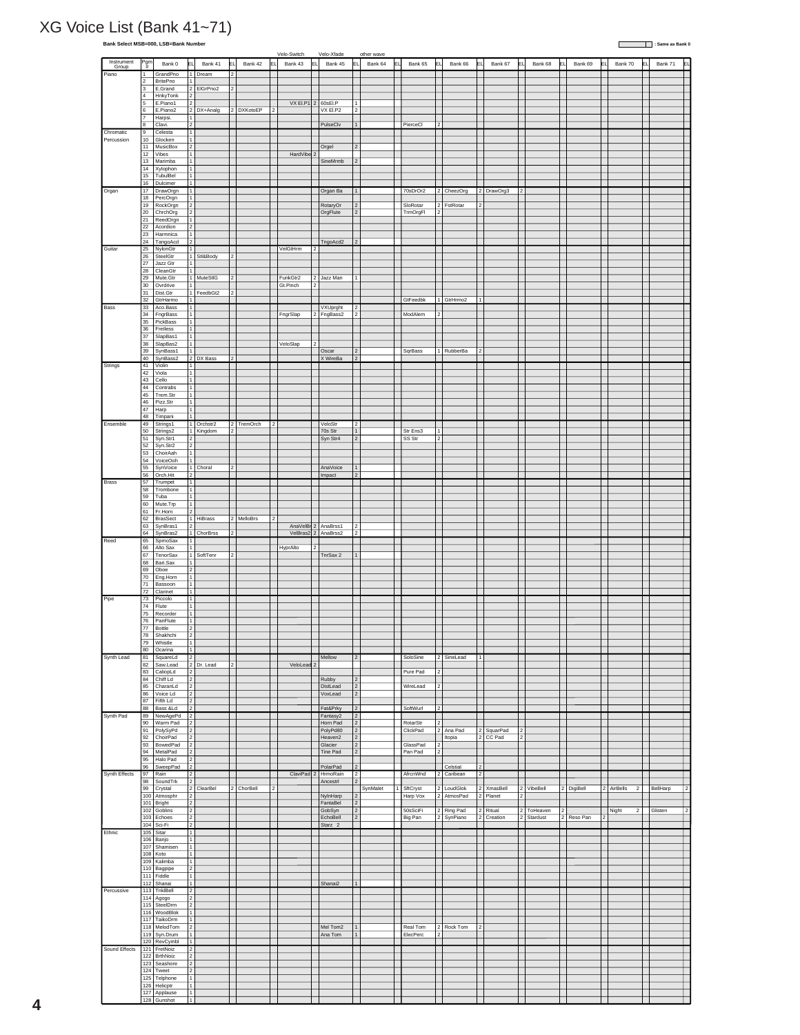# XG Voice List (Bank 41~71)

**Bank Select MSB=000, LSB=Bank Number**

(shaded) : Same as Bank 0

| Instrument Group | Pgm # | Bank 0 | EL | Bank 41 | EL | Bank 42 | EL | Velo-Switch Bank 43 | EL | Velo-Xfade Bank 45 | EL | other wave Bank 64 | EL | Bank 65 | EL | Bank 66 | EL | Bank 67 | EL | Bank 68 | EL | Bank 69 | EL | Bank 70 | EL | Bank 71 | EL |
|---|---|---|---|---|---|---|---|---|---|---|---|---|---|---|---|---|---|---|---|---|---|---|---|---|---|---|---|
| Piano | 1 | GrandPno | 1 | Dream | 2 | | | | | | | | | | | | | | | | | | | | | | |
| | 2 | BritePno | 1 | | | | | | | | | | | | | | | | | | | | | | | | |
| | 3 | E.Grand | 2 | ElGrPno2 | 2 | | | | | | | | | | | | | | | | | | | | | | |
| | 4 | HnkyTonk | 2 | | | | | | | | | | | | | | | | | | | | | | | | |
| | 5 | E.Piano1 | 2 | | | | | VX El.P1 | 2 | 60sEl.P | 1 | | | | | | | | | | | | | | | | |
| | 6 | E.Piano2 | 2 | DX+Analg | 2 | DXKotoEP | 2 | | | VX El.P2 | 2 | | | | | | | | | | | | | | | | |
| | 7 | Harpsi. | 1 | | | | | | | | | | | | | | | | | | | | | | | | |
| | 8 | Clavi. | 2 | | | | | | | PulseClv | 1 | | | PierceCl | 2 | | | | | | | | | | | | |
| Chromatic Percussion | 9 | Celesta | 1 | | | | | | | | | | | | | | | | | | | | | | | | |
| | 10 | Glocken | 1 | | | | | | | | | | | | | | | | | | | | | | | | |
| | 11 | MusicBox | 2 | | | | | | | Orgel | 2 | | | | | | | | | | | | | | | | |
| | 12 | Vibes | 1 | | | | | HardVibe | 2 | | | | | | | | | | | | | | | | | | |
| | 13 | Marimba | 1 | | | | | | | SineMrmb | 2 | | | | | | | | | | | | | | | | |
| | 14 | Xylophon | 1 | | | | | | | | | | | | | | | | | | | | | | | | |
| | 15 | TubulBel | 1 | | | | | | | | | | | | | | | | | | | | | | | | |
| | 16 | Dulcimer | 1 | | | | | | | | | | | | | | | | | | | | | | | | |
| Organ | 17 | DrawOrgn | 1 | | | | | | | Organ Ba | 1 | | | 70sDrOr2 | 2 | CheezOrg | 2 | DrawOrg3 | 2 | | | | | | | | |
| | 18 | PercOrgn | 1 | | | | | | | | | | | | | | | | | | | | | | | | |
| | 19 | RockOrgn | 2 | | | | | | | RotaryOr | 2 | | | SloRotar | 2 | FstRotar | 2 | | | | | | | | | | |
| | 20 | ChrchOrg | 2 | | | | | | | OrgFlute | 2 | | | TrmOrgFl | 2 | | | | | | | | | | | | |
| | 21 | ReedOrgn | 1 | | | | | | | | | | | | | | | | | | | | | | | | |
| | 22 | Acordion | 2 | | | | | | | | | | | | | | | | | | | | | | | | |
| | 23 | Harmnica | 1 | | | | | | | | | | | | | | | | | | | | | | | | |
| | 24 | TangoAcd | 2 | | | | | | | TngoAcd2 | 2 | | | | | | | | | | | | | | | | |
| Guitar | 25 | NylonGtr | 1 | | | | | VelGtHrm | 2 | | | | | | | | | | | | | | | | | | |
| | 26 | SteelGtr | 1 | Stl&Body | 2 | | | | | | | | | | | | | | | | | | | | | | |
| | 27 | Jazz Gtr | 1 | | | | | | | | | | | | | | | | | | | | | | | | |
| | 28 | CleanGtr | 1 | | | | | | | | | | | | | | | | | | | | | | | | |
| | 29 | Mute.Gtr | 1 | MuteStlG | 2 | | | FunkGtr2 | 2 | Jazz Man | 1 | | | | | | | | | | | | | | | | |
| | 30 | Ovrdrive | 1 | | | | | Gt.Pinch | 2 | | | | | | | | | | | | | | | | | | |
| | 31 | Dist.Gtr | 1 | FeedbGt2 | 2 | | | | | | | | | | | | | | | | | | | | | | |
| | 32 | GtrHarmo | 1 | | | | | | | | | | | GtFeedbk | 1 | GtrHrmo2 | 1 | | | | | | | | | | |
| Bass | 33 | Aco.Bass | 1 | | | | | | | VXUprght | 2 | | | | | | | | | | | | | | | | |
| | 34 | FngrBass | 1 | | | | | FngrSlap | 2 | FngBass2 | 2 | | | ModAlem | 2 | | | | | | | | | | | | |
| | 35 | PickBass | 1 | | | | | | | | | | | | | | | | | | | | | | | | |
| | 36 | Fretless | 1 | | | | | | | | | | | | | | | | | | | | | | | | |
| | 37 | SlapBas1 | 1 | | | | | | | | | | | | | | | | | | | | | | | | |
| | 38 | SlapBas2 | 1 | | | | | VeloSlap | 2 | | | | | | | | | | | | | | | | | | |
| | 39 | SynBass1 | 1 | | | | | | | Oscar | 2 | | | SqrBass | 1 | RubberBa | 2 | | | | | | | | | | |
| | 40 | SynBass2 | 2 | DX Bass | 2 | | | | | X WireBa | 2 | | | | | | | | | | | | | | | | |
| Strings | 41 | Violin | 1 | | | | | | | | | | | | | | | | | | | | | | | | |
| | 42 | Viola | 1 | | | | | | | | | | | | | | | | | | | | | | | | |
| | 43 | Cello | 1 | | | | | | | | | | | | | | | | | | | | | | | | |
| | 44 | Contrabs | 1 | | | | | | | | | | | | | | | | | | | | | | | | |
| | 45 | Trem.Str | 1 | | | | | | | | | | | | | | | | | | | | | | | | |
| | 46 | Pizz.Str | 1 | | | | | | | | | | | | | | | | | | | | | | | | |
| | 47 | Harp | 1 | | | | | | | | | | | | | | | | | | | | | | | | |
| | 48 | Timpani | 1 | | | | | | | | | | | | | | | | | | | | | | | | |
| Ensemble | 49 | Strings1 | 1 | Orchstr2 | 2 | TremOrch | 2 | | | VeloStr | 2 | | | | | | | | | | | | | | | | |
| | 50 | Strings2 | 1 | Kingdom | 2 | | | | | 70s Str | 1 | | | Str Ens3 | 1 | | | | | | | | | | | | |
| | 51 | Syn.Str1 | 2 | | | | | | | Syn.Str4 | 2 | | | SS Str | 2 | | | | | | | | | | | | |
| | 52 | Syn.Str2 | 2 | | | | | | | | | | | | | | | | | | | | | | | | |
| | 53 | ChoirAah | 1 | | | | | | | | | | | | | | | | | | | | | | | | |
| | 54 | VoiceOoh | 1 | | | | | | | | | | | | | | | | | | | | | | | | |
| | 55 | SynVoice | 1 | Choral | 2 | | | | | AnaVoice | 1 | | | | | | | | | | | | | | | | |
| | 56 | Orch.Hit | 2 | | | | | | | Impact | 2 | | | | | | | | | | | | | | | | |
| Brass | 57 | Trumpet | 1 | | | | | | | | | | | | | | | | | | | | | | | | |
| | 58 | Trombone | 1 | | | | | | | | | | | | | | | | | | | | | | | | |
| | 59 | Tuba | 1 | | | | | | | | | | | | | | | | | | | | | | | | |
| | 60 | Mute.Trp | 1 | | | | | | | | | | | | | | | | | | | | | | | | |
| | 61 | Fr.Horn | 2 | | | | | | | | | | | | | | | | | | | | | | | | |
| | 62 | BrasSect | 1 | HiBrass | 2 | MelloBrs | 2 | | | | | | | | | | | | | | | | | | | | |
| | 63 | SynBras1 | 2 | | | | | AnaVelBr | 2 | AnaBrss1 | 2 | | | | | | | | | | | | | | | | |
| | 64 | SynBras2 | 1 | ChorBrss | 2 | | | VelBras2 | 2 | AnaBrss2 | 2 | | | | | | | | | | | | | | | | |
| Reed | 65 | SprnoSax | 1 | | | | | | | | | | | | | | | | | | | | | | | | |
| | 66 | Alto Sax | 1 | | | | | HyprAlto | 2 | | | | | | | | | | | | | | | | | | |
| | 67 | TenorSax | 1 | SoftTenr | 2 | | | | | TnrSax 2 | 1 | | | | | | | | | | | | | | | | |
| | 68 | Bari.Sax | 1 | | | | | | | | | | | | | | | | | | | | | | | | |
| | 69 | Oboe | 2 | | | | | | | | | | | | | | | | | | | | | | | | |
| | 70 | Eng.Horn | 1 | | | | | | | | | | | | | | | | | | | | | | | | |
| | 71 | Bassoon | 1 | | | | | | | | | | | | | | | | | | | | | | | | |
| | 72 | Clarinet | 1 | | | | | | | | | | | | | | | | | | | | | | | | |
| Pipe | 73 | Piccolo | 1 | | | | | | | | | | | | | | | | | | | | | | | | |
| | 74 | Flute | 1 | | | | | | | | | | | | | | | | | | | | | | | | |
| | 75 | Recorder | 1 | | | | | | | | | | | | | | | | | | | | | | | | |
| | 76 | PanFlute | 1 | | | | | | | | | | | | | | | | | | | | | | | | |
| | 77 | Bottle | 2 | | | | | | | | | | | | | | | | | | | | | | | | |
| | 78 | Shakhchi | 2 | | | | | | | | | | | | | | | | | | | | | | | | |
| | 79 | Whistle | 1 | | | | | | | | | | | | | | | | | | | | | | | | |
| | 80 | Ocarina | 1 | | | | | | | | | | | | | | | | | | | | | | | | |
| Synth Lead | 81 | SquareLd | 2 | | | | | | | Mellow | 2 | | | SoloSine | 2 | SineLead | 1 | | | | | | | | | | |
| | 82 | Saw.Lead | 2 | Dr. Lead | 2 | | | VeloLead | 2 | | | | | | | | | | | | | | | | | | |
| | 83 | CaliopLd | 2 | | | | | | | | | | | Pure Pad | 2 | | | | | | | | | | | | |
| | 84 | Chiff Ld | 2 | | | | | | | Rubby | 2 | | | | | | | | | | | | | | | | |
| | 85 | CharanLd | 2 | | | | | | | DistLead | 2 | | | WireLead | 2 | | | | | | | | | | | | |
| | 86 | Voice Ld | 2 | | | | | | | VoxLead | 2 | | | | | | | | | | | | | | | | |
| | 87 | Fifth Ld | 2 | | | | | | | | | | | | | | | | | | | | | | | | |
| | 88 | Bass &Ld | 2 | | | | | | | Fat&Prky | 2 | | | SoftWurl | 2 | | | | | | | | | | | | |
| Synth Pad | 89 | NewAgePd | 2 | | | | | | | Fantasy2 | 2 | | | | | | | | | | | | | | | | |
| | 90 | Warm Pad | 2 | | | | | | | Horn Pad | 2 | | | RotarStr | 2 | | | | | | | | | | | | |
| | 91 | PolySyPd | 2 | | | | | | | PolyPd80 | 2 | | | ClickPad | 2 | Ana Pad | 2 | SquarPad | 2 | | | | | | | | |
| | 92 | ChoirPad | 2 | | | | | | | Heaven2 | 2 | | | | | Itopia | 2 | CC Pad | 2 | | | | | | | | |
| | 93 | BowedPad | 2 | | | | | | | Glacier | 2 | | | GlassPad | 2 | | | | | | | | | | | | |
| | 94 | MetalPad | 2 | | | | | | | Tine Pad | 2 | | | Pan Pad | 2 | | | | | | | | | | | | |
| | 95 | Halo Pad | 2 | | | | | | | | | | | | | | | | | | | | | | | | |
| | 96 | SweepPad | 2 | | | | | | | PolarPad | 2 | | | | | Celstial | 2 | | | | | | | | | | |
| Synth Effects | 97 | Rain | 2 | | | | | ClavPad | 2 | HrmoRain | 2 | | | AfrcnWnd | 2 | Caribean | 2 | | | | | | | | | | |
| | 98 | SoundTrk | 2 | | | | | | | Ancestrl | 2 | | | | | | | | | | | | | | | | |
| | 99 | Crystal | 2 | ClearBel | 2 | ChorBell | 2 | | | | | SynMalet | 1 | SftCryst | 2 | LoudGlok | 2 | XmasBell | 2 | VibeBell | 2 | DigiBell | 2 | AirBells | 2 | BellHarp | 2 |
| | 100 | Atmosphr | 2 | | | | | | | NylnHarp | 2 | | | Harp Vox | 2 | AtmosPad | 2 | Planet | 2 | | | | | | | | |
| | 101 | Bright | 2 | | | | | | | FantaBel | 2 | | | | | | | | | | | | | | | | |
| | 102 | Goblins | 2 | | | | | | | GobSyn | 2 | | | 50sSciFi | 2 | Ring Pad | 2 | Ritual | 2 | ToHeaven | 2 | | | Night | 2 | Glisten | 2 |
| | 103 | Echoes | 2 | | | | | | | EchoBell | 2 | | | Big Pan | 2 | SynPiano | 2 | Creation | 2 | Stardust | 2 | Reso Pan | 2 | | | | |
| | 104 | Sci-Fi | 2 | | | | | | | Starz | 2 | | | | | | | | | | | | | | | | |
| Ethnic | 105 | Sitar | 1 | | | | | | | | | | | | | | | | | | | | | | | | |
| | 106 | Banjo | 1 | | | | | | | | | | | | | | | | | | | | | | | | |
| | 107 | Shamisen | 1 | | | | | | | | | | | | | | | | | | | | | | | | |
| | 108 | Koto | 1 | | | | | | | | | | | | | | | | | | | | | | | | |
| | 109 | Kalimba | 1 | | | | | | | | | | | | | | | | | | | | | | | | |
| | 110 | Bagpipe | 2 | | | | | | | | | | | | | | | | | | | | | | | | |
| | 111 | Fiddle | 1 | | | | | | | | | | | | | | | | | | | | | | | | |
| | 112 | Shanai | 1 | | | | | | | Shanai2 | 1 | | | | | | | | | | | | | | | | |
| Percussive | 113 | TnklBell | 2 | | | | | | | | | | | | | | | | | | | | | | | | |
| | 114 | Agogo | 2 | | | | | | | | | | | | | | | | | | | | | | | | |
| | 115 | SteelDrm | 2 | | | | | | | | | | | | | | | | | | | | | | | | |
| | 116 | WoodBlok | 1 | | | | | | | | | | | | | | | | | | | | | | | | |
| | 117 | TaikoDrm | 1 | | | | | | | | | | | | | | | | | | | | | | | | |
| | 118 | MelodTom | 2 | | | | | | | Mel Tom2 | 1 | | | Real Tom | 2 | Rock Tom | 2 | | | | | | | | | | |
| | 119 | Syn.Drum | 1 | | | | | | | Ana Tom | 1 | | | ElecPerc | 2 | | | | | | | | | | | | |
| | 120 | RevCymbl | 1 | | | | | | | | | | | | | | | | | | | | | | | | |
| Sound Effects | 121 | FretNoiz | 2 | | | | | | | | | | | | | | | | | | | | | | | | |
| | 122 | BrthNoiz | 2 | | | | | | | | | | | | | | | | | | | | | | | | |
| | 123 | Seashore | 2 | | | | | | | | | | | | | | | | | | | | | | | | |
| | 124 | Tweet | 2 | | | | | | | | | | | | | | | | | | | | | | | | |
| | 125 | Telphone | 1 | | | | | | | | | | | | | | | | | | | | | | | | |
| | 126 | Helicptr | 1 | | | | | | | | | | | | | | | | | | | | | | | | |
| | 127 | Applause | 1 | | | | | | | | | | | | | | | | | | | | | | | | |
| | 128 | Gunshot | 1 | | | | | | | | | | | | | | | | | | | | | | | | |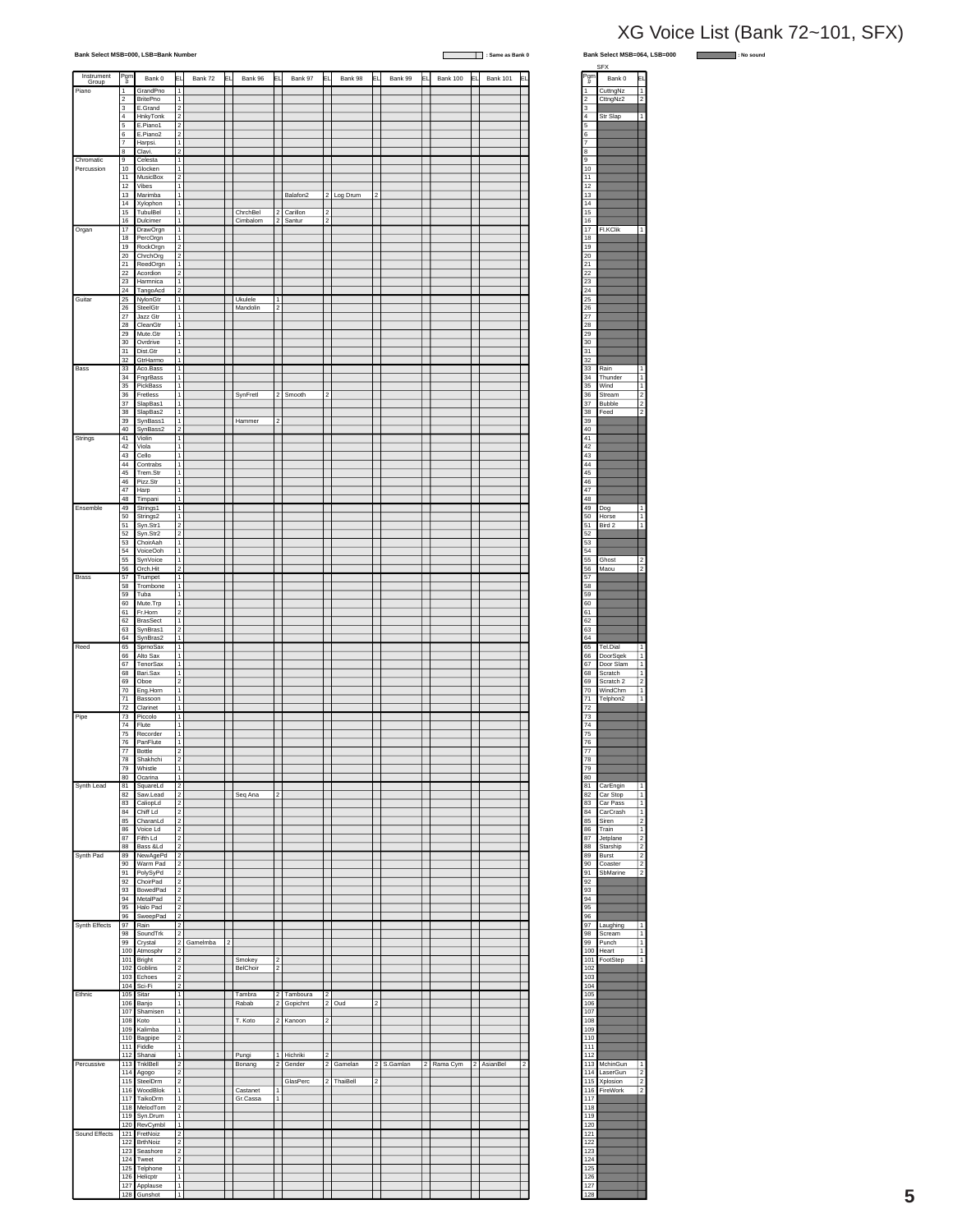# XG Voice List (Bank 72~101, SFX)

**Bank Select MSB=000, LSB=Bank Number** — (shaded) : Same as Bank 0

| Instrument Group | Pgm # | Bank 0 | EL | Bank 72 | EL | Bank 96 | EL | Bank 97 | EL | Bank 98 | EL | Bank 99 | EL | Bank 100 | EL | Bank 101 | EL |
|---|---|---|---|---|---|---|---|---|---|---|---|---|---|---|---|---|---|
| Piano | 1 | GrandPno | 1 | | | | | | | | | | | | | | |
| | 2 | BritePno | 1 | | | | | | | | | | | | | | |
| | 3 | E.Grand | 2 | | | | | | | | | | | | | | |
| | 4 | HnkyTonk | 2 | | | | | | | | | | | | | | |
| | 5 | E.Piano1 | 2 | | | | | | | | | | | | | | |
| | 6 | E.Piano2 | 2 | | | | | | | | | | | | | | |
| | 7 | Harpsi. | 1 | | | | | | | | | | | | | | |
| | 8 | Clavi. | 2 | | | | | | | | | | | | | | |
| Chromatic Percussion | 9 | Celesta | 1 | | | | | | | | | | | | | | |
| | 10 | Glocken | 1 | | | | | | | | | | | | | | |
| | 11 | MusicBox | 2 | | | | | | | | | | | | | | |
| | 12 | Vibes | 1 | | | | | | | | | | | | | | |
| | 13 | Marimba | 1 | | | | | Balafon2 | 2 | Log Drum | 2 | | | | | | |
| | 14 | Xylophon | 1 | | | | | | | | | | | | | | |
| | 15 | TubulBel | 1 | | | ChrchBel | 2 | Carillon | 2 | | | | | | | | |
| | 16 | Dulcimer | 1 | | | Cimbalom | 2 | Santur | 2 | | | | | | | | |
| Organ | 17 | DrawOrgn | 1 | | | | | | | | | | | | | | |
| | 18 | PercOrgn | 1 | | | | | | | | | | | | | | |
| | 19 | RockOrgn | 2 | | | | | | | | | | | | | | |
| | 20 | ChrchOrg | 2 | | | | | | | | | | | | | | |
| | 21 | ReedOrgn | 1 | | | | | | | | | | | | | | |
| | 22 | Acordion | 2 | | | | | | | | | | | | | | |
| | 23 | Harmnica | 1 | | | | | | | | | | | | | | |
| | 24 | TangoAcd | 2 | | | | | | | | | | | | | | |
| Guitar | 25 | NylonGtr | 1 | | | Ukulele | 1 | | | | | | | | | | |
| | 26 | SteelGtr | 1 | | | Mandolin | 2 | | | | | | | | | | |
| | 27 | Jazz Gtr | 1 | | | | | | | | | | | | | | |
| | 28 | CleanGtr | 1 | | | | | | | | | | | | | | |
| | 29 | Mute.Gtr | 1 | | | | | | | | | | | | | | |
| | 30 | Ovrdrive | 1 | | | | | | | | | | | | | | |
| | 31 | Dist.Gtr | 1 | | | | | | | | | | | | | | |
| | 32 | GtrHarmo | 1 | | | | | | | | | | | | | | |
| Bass | 33 | Aco.Bass | 1 | | | | | | | | | | | | | | |
| | 34 | FngrBass | 1 | | | | | | | | | | | | | | |
| | 35 | PickBass | 1 | | | | | | | | | | | | | | |
| | 36 | Fretless | 1 | | | SynFretl | 2 | Smooth | 2 | | | | | | | | |
| | 37 | SlapBas1 | 1 | | | | | | | | | | | | | | |
| | 38 | SlapBas2 | 1 | | | | | | | | | | | | | | |
| | 39 | SynBass1 | 1 | | | Hammer | 2 | | | | | | | | | | |
| | 40 | SynBass2 | 2 | | | | | | | | | | | | | | |
| Strings | 41 | Violin | 1 | | | | | | | | | | | | | | |
| | 42 | Viola | 1 | | | | | | | | | | | | | | |
| | 43 | Cello | 1 | | | | | | | | | | | | | | |
| | 44 | Contrabs | 1 | | | | | | | | | | | | | | |
| | 45 | Trem.Str | 1 | | | | | | | | | | | | | | |
| | 46 | Pizz.Str | 1 | | | | | | | | | | | | | | |
| | 47 | Harp | 1 | | | | | | | | | | | | | | |
| | 48 | Timpani | 1 | | | | | | | | | | | | | | |
| Ensemble | 49 | Strings1 | 1 | | | | | | | | | | | | | | |
| | 50 | Strings2 | 1 | | | | | | | | | | | | | | |
| | 51 | Syn.Str1 | 2 | | | | | | | | | | | | | | |
| | 52 | Syn.Str2 | 2 | | | | | | | | | | | | | | |
| | 53 | ChoirAah | 1 | | | | | | | | | | | | | | |
| | 54 | VoiceOoh | 1 | | | | | | | | | | | | | | |
| | 55 | SynVoice | 1 | | | | | | | | | | | | | | |
| | 56 | Orch.Hit | 2 | | | | | | | | | | | | | | |
| Brass | 57 | Trumpet | 1 | | | | | | | | | | | | | | |
| | 58 | Trombone | 1 | | | | | | | | | | | | | | |
| | 59 | Tuba | 1 | | | | | | | | | | | | | | |
| | 60 | Mute.Trp | 1 | | | | | | | | | | | | | | |
| | 61 | Fr.Horn | 2 | | | | | | | | | | | | | | |
| | 62 | BrasSect | 1 | | | | | | | | | | | | | | |
| | 63 | SynBras1 | 2 | | | | | | | | | | | | | | |
| | 64 | SynBras2 | 1 | | | | | | | | | | | | | | |
| Reed | 65 | SprnoSax | 1 | | | | | | | | | | | | | | |
| | 66 | Alto Sax | 1 | | | | | | | | | | | | | | |
| | 67 | TenorSax | 1 | | | | | | | | | | | | | | |
| | 68 | Bari.Sax | 1 | | | | | | | | | | | | | | |
| | 69 | Oboe | 2 | | | | | | | | | | | | | | |
| | 70 | Eng.Horn | 1 | | | | | | | | | | | | | | |
| | 71 | Bassoon | 1 | | | | | | | | | | | | | | |
| | 72 | Clarinet | 1 | | | | | | | | | | | | | | |
| Pipe | 73 | Piccolo | 1 | | | | | | | | | | | | | | |
| | 74 | Flute | 1 | | | | | | | | | | | | | | |
| | 75 | Recorder | 1 | | | | | | | | | | | | | | |
| | 76 | PanFlute | 1 | | | | | | | | | | | | | | |
| | 77 | Bottle | 2 | | | | | | | | | | | | | | |
| | 78 | Shakhchi | 2 | | | | | | | | | | | | | | |
| | 79 | Whistle | 1 | | | | | | | | | | | | | | |
| | 80 | Ocarina | 1 | | | | | | | | | | | | | | |
| Synth Lead | 81 | SquareLd | 2 | | | | | | | | | | | | | | |
| | 82 | Saw.Lead | 2 | | | Seq Ana | 2 | | | | | | | | | | |
| | 83 | CaliopLd | 2 | | | | | | | | | | | | | | |
| | 84 | Chiff Ld | 2 | | | | | | | | | | | | | | |
| | 85 | CharanLd | 2 | | | | | | | | | | | | | | |
| | 86 | Voice Ld | 2 | | | | | | | | | | | | | | |
| | 87 | Fifth Ld | 2 | | | | | | | | | | | | | | |
| | 88 | Bass &Ld | 2 | | | | | | | | | | | | | | |
| Synth Pad | 89 | NewAgePd | 2 | | | | | | | | | | | | | | |
| | 90 | Warm Pad | 2 | | | | | | | | | | | | | | |
| | 91 | PolySyPd | 2 | | | | | | | | | | | | | | |
| | 92 | ChoirPad | 2 | | | | | | | | | | | | | | |
| | 93 | BowedPad | 2 | | | | | | | | | | | | | | |
| | 94 | MetalPad | 2 | | | | | | | | | | | | | | |
| | 95 | Halo Pad | 2 | | | | | | | | | | | | | | |
| | 96 | SweepPad | 2 | | | | | | | | | | | | | | |
| Synth Effects | 97 | Rain | 2 | | | | | | | | | | | | | | |
| | 98 | SoundTrk | 2 | | | | | | | | | | | | | | |
| | 99 | Crystal | 2 | GamelmbaGamelmba | 2 | | | | | | | | | | | | |
| | 100 | Atmosphr | 2 | | | | | | | | | | | | | | |
| | 101 | Bright | 2 | | | Smokey | 2 | | | | | | | | | | |
| | 102 | Goblins | 2 | | | BelChoir | 2 | | | | | | | | | | |
| | 103 | Echoes | 2 | | | | | | | | | | | | | | |
| | 104 | Sci-Fi | 2 | | | | | | | | | | | | | | |
| Ethnic | 105 | Sitar | 1 | | | Tambra | 2 | Tamboura | 2 | | | | | | | | |
| | 106 | Banjo | 1 | | | Rabab | 2 | Gopichnt | 2 | Oud | 2 | | | | | | |
| | 107 | Shamisen | 1 | | | | | | | | | | | | | | |
| | 108 | Koto | 1 | | | T. Koto | 2 | Kanoon | 2 | | | | | | | | |
| | 109 | Kalimba | 1 | | | | | | | | | | | | | | |
| | 110 | Bagpipe | 2 | | | | | | | | | | | | | | |
| | 111 | Fiddle | 1 | | | | | | | | | | | | | | |
| | 112 | Shanai | 1 | | | Pungi | 1 | Hichriki | 2 | | | | | | | | |
| Percussive | 113 | TnklBell | 2 | | | Bonang | 2 | Gender | 2 | Gamelan | 2 | S.Gamlan | 2 | Rama Cym | 2 | AsianBel | 2 |
| | 114 | Agogo | 2 | | | | | | | | | | | | | | |
| | 115 | SteelDrm | 2 | | | | | GlasPerc | 2 | ThaiBell | 2 | | | | | | |
| | 116 | WoodBlok | 1 | | | Castanet | 1 | | | | | | | | | | |
| | 117 | TaikoDrm | 1 | | | Gr.Cassa | 1 | | | | | | | | | | |
| | 118 | MelodTom | 2 | | | | | | | | | | | | | | |
| | 119 | Syn.Drum | 1 | | | | | | | | | | | | | | |
| | 120 | RevCymbl | 1 | | | | | | | | | | | | | | |
| Sound Effects | 121 | FretNoiz | 2 | | | | | | | | | | | | | | |
| | 122 | BrthNoiz | 2 | | | | | | | | | | | | | | |
| | 123 | Seashore | 2 | | | | | | | | | | | | | | |
| | 124 | Tweet | 2 | | | | | | | | | | | | | | |
| | 125 | Telphone | 1 | | | | | | | | | | | | | | |
| | 126 | Helicptr | 1 | | | | | | | | | | | | | | |
| | 127 | Applause | 1 | | | | | | | | | | | | | | |
| | 128 | Gunshot | 1 | | | | | | | | | | | | | | |

**Bank Select MSB=064, LSB=000** — (dark shaded) : No sound

SFX

| Pgm # | Bank 0 | EL |
|---|---|---|
| 1 | CuttngNz | 1 |
| 2 | CttngNz2 | 2 |
| 3 | | |
| 4 | Str Slap | 1 |
| 5 | | |
| 6 | | |
| 7 | | |
| 8 | | |
| 9 | | |
| 10 | | |
| 11 | | |
| 12 | | |
| 13 | | |
| 14 | | |
| 15 | | |
| 16 | | |
| 17 | Fl.KClik | 1 |
| 18 | | |
| 19 | | |
| 20 | | |
| 21 | | |
| 22 | | |
| 23 | | |
| 24 | | |
| 25 | | |
| 26 | | |
| 27 | | |
| 28 | | |
| 29 | | |
| 30 | | |
| 31 | | |
| 32 | | |
| 33 | Rain | 1 |
| 34 | Thunder | 1 |
| 35 | Wind | 1 |
| 36 | Stream | 2 |
| 37 | Bubble | 2 |
| 38 | Feed | 2 |
| 39 | | |
| 40 | | |
| 41 | | |
| 42 | | |
| 43 | | |
| 44 | | |
| 45 | | |
| 46 | | |
| 47 | | |
| 48 | | |
| 49 | Dog | 1 |
| 50 | Horse | 1 |
| 51 | Bird 2 | 1 |
| 52 | | |
| 53 | | |
| 54 | | |
| 55 | Ghost | 2 |
| 56 | Maou | 2 |
| 57 | | |
| 58 | | |
| 59 | | |
| 60 | | |
| 61 | | |
| 62 | | |
| 63 | | |
| 64 | | |
| 65 | Tel.Dial | 1 |
| 66 | DoorSqek | 1 |
| 67 | Door Slam | 1 |
| 68 | Scratch | 1 |
| 69 | Scratch 2 | 2 |
| 70 | WindChm | 1 |
| 71 | Telphon2 | 1 |
| 72 | | |
| 73 | | |
| 74 | | |
| 75 | | |
| 76 | | |
| 77 | | |
| 78 | | |
| 79 | | |
| 80 | | |
| 81 | CarEngin | 1 |
| 82 | Car Stop | 1 |
| 83 | Car Pass | 1 |
| 84 | CarCrash | 1 |
| 85 | Siren | 2 |
| 86 | Train | 1 |
| 87 | Jetplane | 2 |
| 88 | Starship | 2 |
| 89 | Burst | 2 |
| 90 | Coaster | 2 |
| 91 | SbMarine | 2 |
| 92 | | |
| 93 | | |
| 94 | | |
| 95 | | |
| 96 | | |
| 97 | Laughing | 1 |
| 98 | Scream | 1 |
| 99 | Punch | 1 |
| 100 | Heart | 1 |
| 101 | FootStep | 1 |
| 102 | | |
| 103 | | |
| 104 | | |
| 105 | | |
| 106 | | |
| 107 | | |
| 108 | | |
| 109 | | |
| 110 | | |
| 111 | | |
| 112 | | |
| 113 | MchinGun | 1 |
| 114 | LaserGun | 2 |
| 115 | Xplosion | 2 |
| 116 | FireWork | 2 |
| 117 | | |
| 118 | | |
| 119 | | |
| 120 | | |
| 121 | | |
| 122 | | |
| 123 | | |
| 124 | | |
| 125 | | |
| 126 | | |
| 127 | | |
| 128 | | |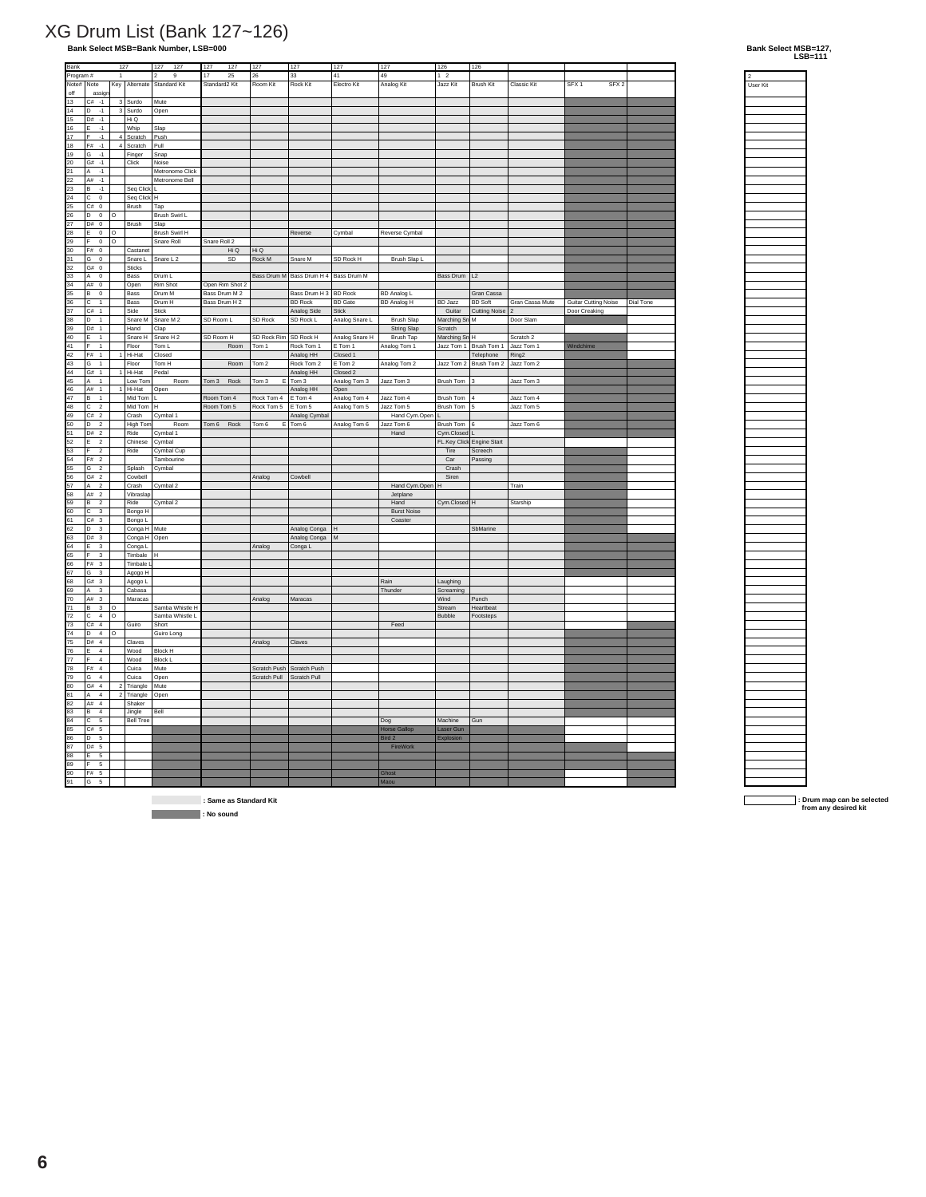# XG Drum List (Bank 127~126)

**Bank Select MSB=Bank Number, LSB=000**

| Bank | | 127 | | 127 127 | 127 127 | 127 | 127 | 127 | 127 | 126 | 126 | | | |
|---|---|---|---|---|---|---|---|---|---|---|---|---|---|---|
| Program # | | 1 | | 2 9 | 17 25 | 26 | 33 | 41 | 49 | 1 2 | | | | |
| Note# | Note | Key off | Alternate assign | Standard Kit | Standard2 Kit | Room Kit | Rock Kit | Electro Kit | Analog Kit | Jazz Kit | Brush Kit | Classic Kit | SFX 1 | SFX 2 |
| 13 | C# -1 | 3 | Surdo | Mute | | | | | | | | | | |
| 14 | D -1 | 3 | Surdo | Open | | | | | | | | | | |
| 15 | D# -1 | | Hi Q | | | | | | | | | | | |
| 16 | E -1 | | Whip | Slap | | | | | | | | | | |
| 17 | F -1 | 4 | Scratch | Push | | | | | | | | | | |
| 18 | F# -1 | 4 | Scratch | Pull | | | | | | | | | | |
| 19 | G -1 | | Finger | Snap | | | | | | | | | | |
| 20 | G# -1 | | Click | Noise | | | | | | | | | | |
| 21 | A -1 | | | Metronome Click | | | | | | | | | | |
| 22 | A# -1 | | | Metronome Bell | | | | | | | | | | |
| 23 | B -1 | | Seq Click | L | | | | | | | | | | |
| 24 | C 0 | | Seq Click | H | | | | | | | | | | |
| 25 | C# 0 | | Brush | Tap | | | | | | | | | | |
| 26 | D 0 | O | | Brush Swirl L | | | | | | | | | | |
| 27 | D# 0 | | Brush | Slap | | | | | | | | | | |
| 28 | E 0 | O | | Brush Swirl H | | | Reverse | Cymbal | Reverse Cymbal | | | | | |
| 29 | F 0 | O | | Snare Roll | Snare Roll 2 | | | | | | | | | |
| 30 | F# 0 | | Castanet | | Hi Q | Hi Q | | | | | | | | |
| 31 | G 0 | | Snare L | Snare L 2 | SD | Rock M | Snare M | SD Rock H | Brush Slap L | | | | | |
| 32 | G# 0 | | Sticks | | | | | | | | | | | |
| 33 | A 0 | | Bass | Drum L | | Bass Drum M | Bass Drum H 4 | Bass Drum M | | Bass Drum | L2 | | | |
| 34 | A# 0 | | Open | Rim Shot | Open Rim Shot 2 | | | | | | | | | |
| 35 | B 0 | | Bass | Drum M | Bass Drum M 2 | | Bass Drum H 3 | BD Rock | BD Analog L | | Gran Cassa | | | |
| 36 | C 1 | | Bass | Drum H | Bass Drum H 2 | | BD Rock | BD Gate | BD Analog H | BD Jazz | BD Soft | Gran Cassa Mute | Guitar Cutting Noise | Dial Tone |
| 37 | C# 1 | | Side | Stick | | | Analog Side | Stick | | Guitar | Cutting Noise | 2 | Door Creaking | |
| 38 | D 1 | | Snare M | Snare M 2 | SD Room L | SD Rock | SD Rock L | Analog Snare L | Brush Slap | Marching Sn | M | Door Slam | | |
| 39 | D# 1 | | Hand | Clap | | | | | String Slap | Scratch | | | | |
| 40 | E 1 | | Snare H | Snare H 2 | SD Room H | SD Rock Rim | SD Rock H | Analog Snare H | Brush Tap | Marching Sn | H | Scratch 2 | | |
| 41 | F 1 | | Floor | Tom L | Room | Tom 1 | Rock Tom 1 | E Tom 1 | Analog Tom 1 | Jazz Tom 1 | Brush Tom 1 | Jazz Tom 1 | Windchime | |
| 42 | F# 1 | 1 | Hi-Hat | Closed | | | Analog HH | Closed 1 | | | Telephone | Ring2 | | |
| 43 | G 1 | | Floor | Tom H | Room | Tom 2 | Rock Tom 2 | E Tom 2 | Analog Tom 2 | Jazz Tom 2 | Brush Tom 2 | Jazz Tom 2 | | |
| 44 | G# 1 | 1 | Hi-Hat | Pedal | | | Analog HH | Closed 2 | | | | | | |
| 45 | A 1 | | Low Tom | Room | Tom 3 Rock | Tom 3 E | Tom 3 | Analog Tom 3 | Jazz Tom 3 | Brush Tom | 3 | Jazz Tom 3 | | |
| 46 | A# 1 | 1 | Hi-Hat | Open | | | Analog HH | Open | | | | | | |
| 47 | B 1 | | Mid Tom | L | Room Tom 4 | Rock Tom 4 | E Tom 4 | Analog Tom 4 | Jazz Tom 4 | Brush Tom | 4 | Jazz Tom 4 | | |
| 48 | C 2 | | Mid Tom | H | Room Tom 5 | Rock Tom 5 | E Tom 5 | Analog Tom 5 | Jazz Tom 5 | Brush Tom | 5 | Jazz Tom 5 | | |
| 49 | C# 2 | | Crash | Cymbal 1 | | | Analog Cymbal | | Hand Cym.Open | L | | | | |
| 50 | D 2 | | High Tom | Room | Tom 6 Rock | Tom 6 E | Tom 6 | Analog Tom 6 | Jazz Tom 6 | Brush Tom | 6 | Jazz Tom 6 | | |
| 51 | D# 2 | | Ride | Cymbal 1 | | | | | Hand | Cym.Closed | L | | | |
| 52 | E 2 | | Chinese | Cymbal | | | | | | FL.Key Click | Engine Start | | | |
| 53 | F 2 | | Ride | Cymbal Cup | | | | | | Tire | Screech | | | |
| 54 | F# 2 | | | Tambourine | | | | | | Car | Passing | | | |
| 55 | G 2 | | Splash | Cymbal | | | | | | Crash | | | | |
| 56 | G# 2 | | | Cowbell | | Analog | Cowbell | | | Siren | | | | |
| 57 | A 2 | | Crash | Cymbal 2 | | | | | Hand Cym.Open | H | | Train | | |
| 58 | A# 2 | | Vibraslap | | | | | | Jetplane | | | | | |
| 59 | B 2 | | Ride | Cymbal 2 | | | | | Hand | Cym.Closed | H | Starship | | |
| 60 | C 3 | | Bongo H | | | | | | Burst Noise | | | | | |
| 61 | C# 3 | | Bongo L | | | | | | Coaster | | | | | |
| 62 | D 3 | | Conga H | Mute | | | Analog Conga | H | | | SbMarine | | | |
| 63 | D# 3 | | Conga H | Open | | | Analog Conga | M | | | | | | |
| 64 | E 3 | | Conga L | | | Analog | Conga L | | | | | | | |
| 65 | F 3 | | Timbale | H | | | | | | | | | | |
| 66 | F# 3 | | Timbale L | | | | | | | | | | | |
| 67 | G 3 | | Agogo H | | | | | | | | | | | |
| 68 | G# 3 | | Agogo L | | | | | | Rain | Laughing | | | | |
| 69 | A 3 | | Cabasa | | | | | | Thunder | Screaming | | | | |
| 70 | A# 3 | | Maracas | | | Analog | Maracas | | | Wind | Punch | | | |
| 71 | B 3 | O | | Samba Whistle H | | | | | | Stream | Heartbeat | | | |
| 72 | C 4 | O | | Samba Whistle L | | | | | | Bubble | Footsteps | | | |
| 73 | C# 4 | | Guiro | Short | | | | | Feed | | | | | |
| 74 | D 4 | O | | Guiro Long | | | | | | | | | | |
| 75 | D# 4 | | Claves | | | Analog | Claves | | | | | | | |
| 76 | E 4 | | Wood | Block H | | | | | | | | | | |
| 77 | F 4 | | Wood | Block L | | | | | | | | | | |
| 78 | F# 4 | | Cuica | Mute | | Scratch Push | Scratch Push | | | | | | | |
| 79 | G 4 | | Cuica | Open | | Scratch Pull | Scratch Pull | | | | | | | |
| 80 | G# 4 | 2 | Triangle | Mute | | | | | | | | | | |
| 81 | A 4 | 2 | Triangle | Open | | | | | | | | | | |
| 82 | A# 4 | | Shaker | | | | | | | | | | | |
| 83 | B 4 | | Jingle | Bell | | | | | | | | | | |
| 84 | C 5 | | Bell Tree | | | | | | Dog | Machine | Gun | | | |
| 85 | C# 5 | | | | | | | | Horse Gallop | Laser Gun | | | | |
| 86 | D 5 | | | | | | | | Bird 2 | Explosion | | | | |
| 87 | D# 5 | | | | | | | | FireWork | | | | | |
| 88 | E 5 | | | | | | | | | | | | | |
| 89 | F 5 | | | | | | | | | | | | | |
| 90 | F# 5 | | | | | | | | Ghost | | | | | |
| 91 | G 5 | | | | | | | | Maou | | | | | |

(light shading) : Same as Standard Kit

(dark shading) : No sound

**Bank Select MSB=127, LSB=111**

| 2 |
|---|
| User Kit |

(blank box) : Drum map can be selected from any desired kit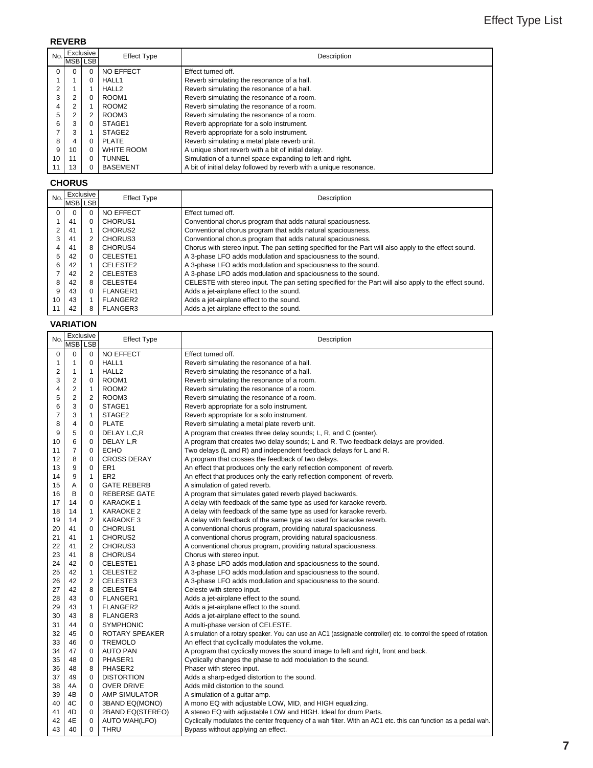### REVERB

| No. | Exclusive | | Effect Type | Description |
|---|---|---|---|---|
| | MSB | LSB | | |
| 0 | 0 | 0 | NO EFFECT | Effect turned off. |
| 1 | 1 | 0 | HALL1 | Reverb simulating the resonance of a hall. |
| 2 | 1 | 1 | HALL2 | Reverb simulating the resonance of a hall. |
| 3 | 2 | 0 | ROOM1 | Reverb simulating the resonance of a room. |
| 4 | 2 | 1 | ROOM2 | Reverb simulating the resonance of a room. |
| 5 | 2 | 2 | ROOM3 | Reverb simulating the resonance of a room. |
| 6 | 3 | 0 | STAGE1 | Reverb appropriate for a solo instrument. |
| 7 | 3 | 1 | STAGE2 | Reverb appropriate for a solo instrument. |
| 8 | 4 | 0 | PLATE | Reverb simulating a metal plate reverb unit. |
| 9 | 10 | 0 | WHITE ROOM | A unique short reverb with a bit of initial delay. |
| 10 | 11 | 0 | TUNNEL | Simulation of a tunnel space expanding to left and right. |
| 11 | 13 | 0 | BASEMENT | A bit of initial delay followed by reverb with a unique resonance. |

### CHORUS

| No. | Exclusive | | Effect Type | Description |
|---|---|---|---|---|
| | MSB | LSB | | |
| 0 | 0 | 0 | NO EFFECT | Effect turned off. |
| 1 | 41 | 0 | CHORUS1 | Conventional chorus program that adds natural spaciousness. |
| 2 | 41 | 1 | CHORUS2 | Conventional chorus program that adds natural spaciousness. |
| 3 | 41 | 2 | CHORUS3 | Conventional chorus program that adds natural spaciousness. |
| 4 | 41 | 8 | CHORUS4 | Chorus with stereo input. The pan setting specified for the Part will also apply to the effect sound. |
| 5 | 42 | 0 | CELESTE1 | A 3-phase LFO adds modulation and spaciousness to the sound. |
| 6 | 42 | 1 | CELESTE2 | A 3-phase LFO adds modulation and spaciousness to the sound. |
| 7 | 42 | 2 | CELESTE3 | A 3-phase LFO adds modulation and spaciousness to the sound. |
| 8 | 42 | 8 | CELESTE4 | CELESTE with stereo input. The pan setting specified for the Part will also apply to the effect sound. |
| 9 | 43 | 0 | FLANGER1 | Adds a jet-airplane effect to the sound. |
| 10 | 43 | 1 | FLANGER2 | Adds a jet-airplane effect to the sound. |
| 11 | 42 | 8 | FLANGER3 | Adds a jet-airplane effect to the sound. |

### VARIATION

| No. | Exclusive | | Effect Type | Description |
|---|---|---|---|---|
| | MSB | LSB | | |
| 0 | 0 | 0 | NO EFFECT | Effect turned off. |
| 1 | 1 | 0 | HALL1 | Reverb simulating the resonance of a hall. |
| 2 | 1 | 1 | HALL2 | Reverb simulating the resonance of a hall. |
| 3 | 2 | 0 | ROOM1 | Reverb simulating the resonance of a room. |
| 4 | 2 | 1 | ROOM2 | Reverb simulating the resonance of a room. |
| 5 | 2 | 2 | ROOM3 | Reverb simulating the resonance of a room. |
| 6 | 3 | 0 | STAGE1 | Reverb appropriate for a solo instrument. |
| 7 | 3 | 1 | STAGE2 | Reverb appropriate for a solo instrument. |
| 8 | 4 | 0 | PLATE | Reverb simulating a metal plate reverb unit. |
| 9 | 5 | 0 | DELAY L,C,R | A program that creates three delay sounds; L, R, and C (center). |
| 10 | 6 | 0 | DELAY L,R | A program that creates two delay sounds; L and R. Two feedback delays are provided. |
| 11 | 7 | 0 | ECHO | Two delays (L and R) and independent feedback delays for L and R. |
| 12 | 8 | 0 | CROSS DERAY | A program that crosses the feedback of two delays. |
| 13 | 9 | 0 | ER1 | An effect that produces only the early reflection component of reverb. |
| 14 | 9 | 1 | ER2 | An effect that produces only the early reflection component of reverb. |
| 15 | A | 0 | GATE REBERB | A simulation of gated reverb. |
| 16 | B | 0 | REBERSE GATE | A program that simulates gated reverb played backwards. |
| 17 | 14 | 0 | KARAOKE 1 | A delay with feedback of the same type as used for karaoke reverb. |
| 18 | 14 | 1 | KARAOKE 2 | A delay with feedback of the same type as used for karaoke reverb. |
| 19 | 14 | 2 | KARAOKE 3 | A delay with feedback of the same type as used for karaoke reverb. |
| 20 | 41 | 0 | CHORUS1 | A conventional chorus program, providing natural spaciousness. |
| 21 | 41 | 1 | CHORUS2 | A conventional chorus program, providing natural spaciousness. |
| 22 | 41 | 2 | CHORUS3 | A conventional chorus program, providing natural spaciousness. |
| 23 | 41 | 8 | CHORUS4 | Chorus with stereo input. |
| 24 | 42 | 0 | CELESTE1 | A 3-phase LFO adds modulation and spaciousness to the sound. |
| 25 | 42 | 1 | CELESTE2 | A 3-phase LFO adds modulation and spaciousness to the sound. |
| 26 | 42 | 2 | CELESTE3 | A 3-phase LFO adds modulation and spaciousness to the sound. |
| 27 | 42 | 8 | CELESTE4 | Celeste with stereo input. |
| 28 | 43 | 0 | FLANGER1 | Adds a jet-airplane effect to the sound. |
| 29 | 43 | 1 | FLANGER2 | Adds a jet-airplane effect to the sound. |
| 30 | 43 | 8 | FLANGER3 | Adds a jet-airplane effect to the sound. |
| 31 | 44 | 0 | SYMPHONIC | A multi-phase version of CELESTE. |
| 32 | 45 | 0 | ROTARY SPEAKER | A simulation of a rotary speaker. You can use an AC1 (assignable controller) etc. to control the speed of rotation. |
| 33 | 46 | 0 | TREMOLO | An effect that cyclically modulates the volume. |
| 34 | 47 | 0 | AUTO PAN | A program that cyclically moves the sound image to left and right, front and back. |
| 35 | 48 | 0 | PHASER1 | Cyclically changes the phase to add modulation to the sound. |
| 36 | 48 | 8 | PHASER2 | Phaser with stereo input. |
| 37 | 49 | 0 | DISTORTION | Adds a sharp-edged distortion to the sound. |
| 38 | 4A | 0 | OVER DRIVE | Adds mild distortion to the sound. |
| 39 | 4B | 0 | AMP SIMULATOR | A simulation of a guitar amp. |
| 40 | 4C | 0 | 3BAND EQ(MONO) | A mono EQ with adjustable LOW, MID, and HIGH equalizing. |
| 41 | 4D | 0 | 2BAND EQ(STEREO) | A stereo EQ with adjustable LOW and HIGH. Ideal for drum Parts. |
| 42 | 4E | 0 | AUTO WAH(LFO) | Cyclically modulates the center frequency of a wah filter. With an AC1 etc. this can function as a pedal wah. |
| 43 | 40 | 0 | THRU | Bypass without applying an effect. |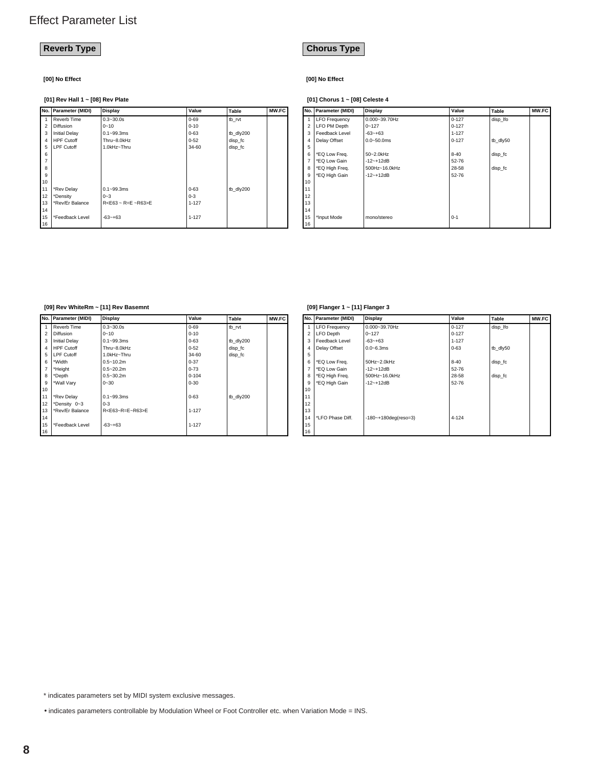# Effect Parameter List

## Reverb Type

**[00] No Effect**

**[01] Rev Hall 1 ~ [08] Rev Plate**

| No. | Parameter (MIDI) | Display | Value | Table | MW.FC |
|---|---|---|---|---|---|
| 1 | Reverb Time | 0.3~30.0s | 0-69 | tb_rvt | |
| 2 | Diffusion | 0~10 | 0-10 | | |
| 3 | Initial Delay | 0.1~99.3ms | 0-63 | tb_dly200 | |
| 4 | HPF Cutoff | Thru~8.0kHz | 0-52 | disp_fc | |
| 5 | LPF Cutoff | 1.0kHz~Thru | 34-60 | disp_fc | |
| 6 | | | | | |
| 7 | | | | | |
| 8 | | | | | |
| 9 | | | | | |
| 10 | | | | | |
| 11 | *Rev Delay | 0.1~99.3ms | 0-63 | tb_dly200 | |
| 12 | *Density | 0~3 | 0-3 | | |
| 13 | *Rev/Er Balance | R<E63 ~ R=E ~R63>E | 1-127 | | |
| 14 | | | | | |
| 15 | *Feedback Level | -63~+63 | 1-127 | | |
| 16 | | | | | |

**[09] Rev WhiteRm ~ [11] Rev Basemnt**

| No. | Parameter (MIDI) | Display | Value | Table | MW.FC |
|---|---|---|---|---|---|
| 1 | Reverb Time | 0.3~30.0s | 0-69 | tb_rvt | |
| 2 | Diffusion | 0~10 | 0-10 | | |
| 3 | Initial Delay | 0.1~99.3ms | 0-63 | tb_dly200 | |
| 4 | HPF Cutoff | Thru~8.0kHz | 0-52 | disp_fc | |
| 5 | LPF Cutoff | 1.0kHz~Thru | 34-60 | disp_fc | |
| 6 | *Width | 0.5~10.2m | 0-37 | | |
| 7 | *Height | 0.5~20.2m | 0-73 | | |
| 8 | *Depth | 0.5~30.2m | 0-104 | | |
| 9 | *Wall Vary | 0~30 | 0-30 | | |
| 10 | | | | | |
| 11 | *Rev Delay | 0.1~99.3ms | 0-63 | tb_dly200 | |
| 12 | *Density 0~3 | 0-3 | | | |
| 13 | *Rev/Er Balance | R<E63~R=E~R63>E | 1-127 | | |
| 14 | | | | | |
| 15 | *Feedback Level | -63~+63 | 1-127 | | |
| 16 | | | | | |

## Chorus Type

**[00] No Effect**

**[01] Chorus 1 ~ [08] Celeste 4**

| No. | Parameter (MIDI) | Display | Value | Table | MW.FC |
|---|---|---|---|---|---|
| 1 | LFO Frequency | 0.000~39.70Hz | 0-127 | disp_lfo | |
| 2 | LFO PM Depth | 0~127 | 0-127 | | |
| 3 | Feedback Level | -63~+63 | 1-127 | | |
| 4 | Delay Offset | 0.0~50.0ms | 0-127 | tb_dly50 | |
| 5 | | | | | |
| 6 | *EQ Low Freq. | 50~2.0kHz | 8-40 | disp_fc | |
| 7 | *EQ Low Gain | -12~+12dB | 52-76 | | |
| 8 | *EQ High Freq. | 500Hz~16.0kHz | 28-58 | disp_fc | |
| 9 | *EQ High Gain | -12~+12dB | 52-76 | | |
| 10 | | | | | |
| 11 | | | | | |
| 12 | | | | | |
| 13 | | | | | |
| 14 | | | | | |
| 15 | *Input Mode | mono/stereo | 0-1 | | |
| 16 | | | | | |

**[09] Flanger 1 ~ [11] Flanger 3**

| No. | Parameter (MIDI) | Display | Value | Table | MW.FC |
|---|---|---|---|---|---|
| 1 | LFO Frequency | 0.000~39.70Hz | 0-127 | disp_lfo | |
| 2 | LFO Depth | 0~127 | 0-127 | | |
| 3 | Feedback Level | -63~+63 | 1-127 | | |
| 4 | Delay Offset | 0.0~6.3ms | 0-63 | tb_dly50 | |
| 5 | | | | | |
| 6 | *EQ Low Freq. | 50Hz~2.0kHz | 8-40 | disp_fc | |
| 7 | *EQ Low Gain | -12~+12dB | 52-76 | | |
| 8 | *EQ High Freq. | 500Hz~16.0kHz | 28-58 | disp_fc | |
| 9 | *EQ High Gain | -12~+12dB | 52-76 | | |
| 10 | | | | | |
| 11 | | | | | |
| 12 | | | | | |
| 13 | | | | | |
| 14 | *LFO Phase Diff. | -180~+180deg(reso=3) | 4-124 | | |
| 15 | | | | | |
| 16 | | | | | |

\* indicates parameters set by MIDI system exclusive messages.

• indicates parameters controllable by Modulation Wheel or Foot Controller etc. when Variation Mode = INS.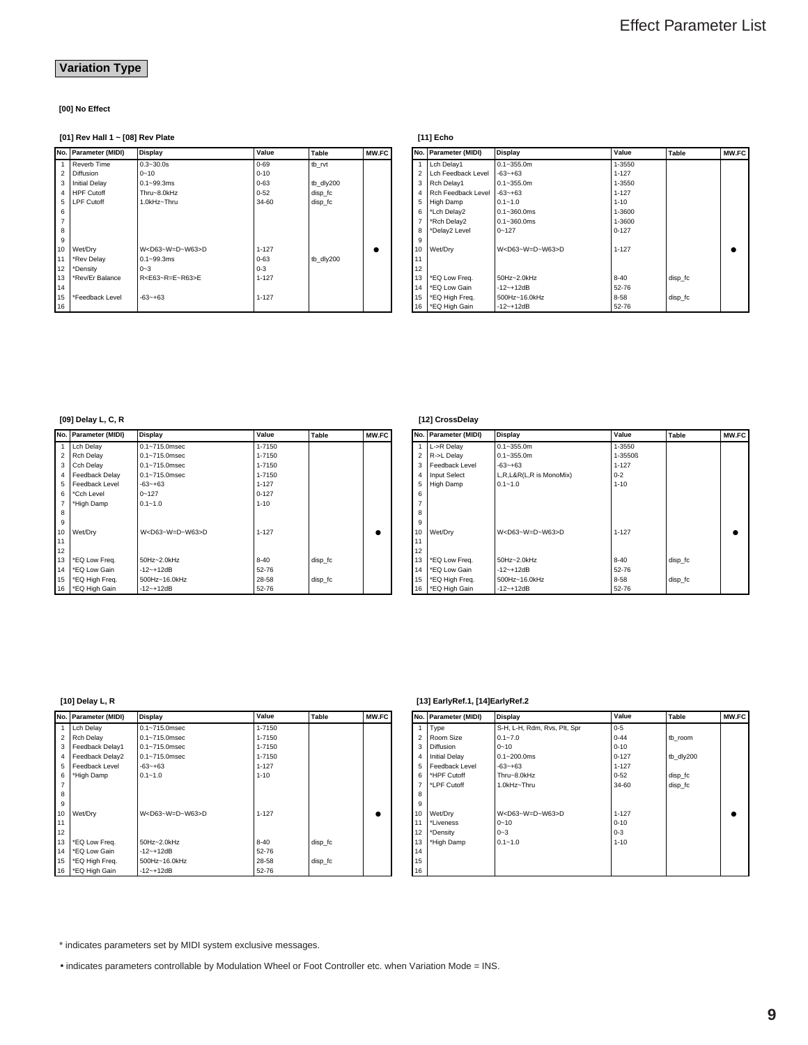## Variation Type

**[00] No Effect**

**[01] Rev Hall 1 ~ [08] Rev Plate**

| No. | Parameter (MIDI) | Display | Value | Table | MW.FC |
|---|---|---|---|---|---|
| 1 | Reverb Time | 0.3~30.0s | 0-69 | tb_rvt | |
| 2 | Diffusion | 0~10 | 0-10 | | |
| 3 | Initial Delay | 0.1~99.3ms | 0-63 | tb_dly200 | |
| 4 | HPF Cutoff | Thru~8.0kHz | 0-52 | disp_fc | |
| 5 | LPF Cutoff | 1.0kHz~Thru | 34-60 | disp_fc | |
| 6 | | | | | |
| 7 | | | | | |
| 8 | | | | | |
| 9 | | | | | |
| 10 | Wet/Dry | W<D63~W=D~W63>D | 1-127 | | ● |
| 11 | *Rev Delay | 0.1~99.3ms | 0-63 | tb_dly200 | |
| 12 | *Density | 0~3 | 0-3 | | |
| 13 | *Rev/Er Balance | R<E63~R=E~R63>E | 1-127 | | |
| 14 | | | | | |
| 15 | *Feedback Level | -63~+63 | 1-127 | | |
| 16 | | | | | |

**[11] Echo**

| No. | Parameter (MIDI) | Display | Value | Table | MW.FC |
|---|---|---|---|---|---|
| 1 | Lch Delay1 | 0.1~355.0m | 1-3550 | | |
| 2 | Lch Feedback Level | -63~+63 | 1-127 | | |
| 3 | Rch Delay1 | 0.1~355.0m | 1-3550 | | |
| 4 | Rch Feedback Level | -63~+63 | 1-127 | | |
| 5 | High Damp | 0.1~1.0 | 1-10 | | |
| 6 | *Lch Delay2 | 0.1~360.0ms | 1-3600 | | |
| 7 | *Rch Delay2 | 0.1~360.0ms | 1-3600 | | |
| 8 | *Delay2 Level | 0~127 | 0-127 | | |
| 9 | | | | | |
| 10 | Wet/Dry | W<D63~W=D~W63>D | 1-127 | | ● |
| 11 | | | | | |
| 12 | | | | | |
| 13 | *EQ Low Freq. | 50Hz~2.0kHz | 8-40 | disp_fc | |
| 14 | *EQ Low Gain | -12~+12dB | 52-76 | | |
| 15 | *EQ High Freq. | 500Hz~16.0kHz | 8-58 | disp_fc | |
| 16 | *EQ High Gain | -12~+12dB | 52-76 | | |

**[09] Delay L, C, R**

| No. | Parameter (MIDI) | Display | Value | Table | MW.FC |
|---|---|---|---|---|---|
| 1 | Lch Delay | 0.1~715.0msec | 1-7150 | | |
| 2 | Rch Delay | 0.1~715.0msec | 1-7150 | | |
| 3 | Cch Delay | 0.1~715.0msec | 1-7150 | | |
| 4 | Feedback Delay | 0.1~715.0msec | 1-7150 | | |
| 5 | Feedback Level | -63~+63 | 1-127 | | |
| 6 | *Cch Level | 0~127 | 0-127 | | |
| 7 | *High Damp | 0.1~1.0 | 1-10 | | |
| 8 | | | | | |
| 9 | | | | | |
| 10 | Wet/Dry | W<D63~W=D~W63>D | 1-127 | | ● |
| 11 | | | | | |
| 12 | | | | | |
| 13 | *EQ Low Freq. | 50Hz~2.0kHz | 8-40 | disp_fc | |
| 14 | *EQ Low Gain | -12~+12dB | 52-76 | | |
| 15 | *EQ High Freq. | 500Hz~16.0kHz | 28-58 | disp_fc | |
| 16 | *EQ High Gain | -12~+12dB | 52-76 | | |

**[12] CrossDelay**

| No. | Parameter (MIDI) | Display | Value | Table | MW.FC |
|---|---|---|---|---|---|
| 1 | L->R Delay | 0.1~355.0m | 1-3550 | | |
| 2 | R->L Delay | 0.1~355.0m | 1-3550ß | | |
| 3 | Feedback Level | -63~+63 | 1-127 | | |
| 4 | Input Select | L,R,L&R(L,R is MonoMix) | 0-2 | | |
| 5 | High Damp | 0.1~1.0 | 1-10 | | |
| 6 | | | | | |
| 7 | | | | | |
| 8 | | | | | |
| 9 | | | | | |
| 10 | Wet/Dry | W<D63~W=D~W63>D | 1-127 | | ● |
| 11 | | | | | |
| 12 | | | | | |
| 13 | *EQ Low Freq. | 50Hz~2.0kHz | 8-40 | disp_fc | |
| 14 | *EQ Low Gain | -12~+12dB | 52-76 | | |
| 15 | *EQ High Freq. | 500Hz~16.0kHz | 8-58 | disp_fc | |
| 16 | *EQ High Gain | -12~+12dB | 52-76 | | |

**[10] Delay L, R**

| No. | Parameter (MIDI) | Display | Value | Table | MW.FC |
|---|---|---|---|---|---|
| 1 | Lch Delay | 0.1~715.0msec | 1-7150 | | |
| 2 | Rch Delay | 0.1~715.0msec | 1-7150 | | |
| 3 | Feedback Delay1 | 0.1~715.0msec | 1-7150 | | |
| 4 | Feedback Delay2 | 0.1~715.0msec | 1-7150 | | |
| 5 | Feedback Level | -63~+63 | 1-127 | | |
| 6 | *High Damp | 0.1~1.0 | 1-10 | | |
| 7 | | | | | |
| 8 | | | | | |
| 9 | | | | | |
| 10 | Wet/Dry | W<D63~W=D~W63>D | 1-127 | | ● |
| 11 | | | | | |
| 12 | | | | | |
| 13 | *EQ Low Freq. | 50Hz~2.0kHz | 8-40 | disp_fc | |
| 14 | *EQ Low Gain | -12~+12dB | 52-76 | | |
| 15 | *EQ High Freq. | 500Hz~16.0kHz | 28-58 | disp_fc | |
| 16 | *EQ High Gain | -12~+12dB | 52-76 | | |

**[13] EarlyRef.1, [14]EarlyRef.2**

| No. | Parameter (MIDI) | Display | Value | Table | MW.FC |
|---|---|---|---|---|---|
| 1 | Type | S-H, L-H, Rdm, Rvs, Plt, Spr | 0-5 | | |
| 2 | Room Size | 0.1~7.0 | 0-44 | tb_room | |
| 3 | Diffusion | 0~10 | 0-10 | | |
| 4 | Initial Delay | 0.1~200.0ms | 0-127 | tb_dly200 | |
| 5 | Feedback Level | -63~+63 | 1-127 | | |
| 6 | *HPF Cutoff | Thru~8.0kHz | 0-52 | disp_fc | |
| 7 | *LPF Cutoff | 1.0kHz~Thru | 34-60 | disp_fc | |
| 8 | | | | | |
| 9 | | | | | |
| 10 | Wet/Dry | W<D63~W=D~W63>D | 1-127 | | ● |
| 11 | *Liveness | 0~10 | 0-10 | | |
| 12 | *Density | 0~3 | 0-3 | | |
| 13 | *High Damp | 0.1~1.0 | 1-10 | | |
| 14 | | | | | |
| 15 | | | | | |
| 16 | | | | | |

* indicates parameters set by MIDI system exclusive messages.

• indicates parameters controllable by Modulation Wheel or Foot Controller etc. when Variation Mode = INS.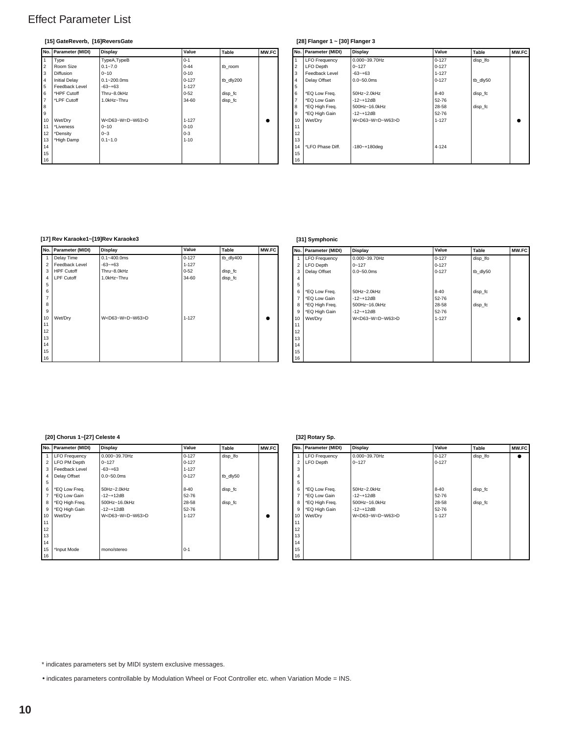# Effect Parameter List

### [15] GateReverb, [16]ReversGate

| No. | Parameter (MIDI) | Display | Value | Table | MW.FC |
|---|---|---|---|---|---|
| 1 | Type | TypeA,TypeB | 0-1 | | |
| 2 | Room Size | 0.1~7.0 | 0-44 | tb_room | |
| 3 | Diffusion | 0~10 | 0-10 | | |
| 4 | Initial Delay | 0.1~200.0ms | 0-127 | tb_dly200 | |
| 5 | Feedback Level | -63~+63 | 1-127 | | |
| 6 | *HPF Cutoff | Thru~8.0kHz | 0-52 | disp_fc | |
| 7 | *LPF Cutoff | 1.0kHz~Thru | 34-60 | disp_fc | |
| 8 | | | | | |
| 9 | | | | | |
| 10 | Wet/Dry | W<D63~W=D~W63>D | 1-127 | | ● |
| 11 | *Liveness | 0~10 | 0-10 | | |
| 12 | *Density | 0~3 | 0-3 | | |
| 13 | *High Damp | 0.1~1.0 | 1-10 | | |
| 14 | | | | | |
| 15 | | | | | |
| 16 | | | | | |

### [28] Flanger 1 ~ [30] Flanger 3

| No. | Parameter (MIDI) | Display | Value | Table | MW.FC |
|---|---|---|---|---|---|
| 1 | LFO Frequency | 0.000~39.70Hz | 0-127 | disp_lfo | |
| 2 | LFO Depth | 0~127 | 0-127 | | |
| 3 | Feedback Level | -63~+63 | 1-127 | | |
| 4 | Delay Offset | 0.0~50.0ms | 0-127 | tb_dly50 | |
| 5 | | | | | |
| 6 | *EQ Low Freq. | 50Hz~2.0kHz | 8-40 | disp_fc | |
| 7 | *EQ Low Gain | -12~+12dB | 52-76 | | |
| 8 | *EQ High Freq. | 500Hz~16.0kHz | 28-58 | disp_fc | |
| 9 | *EQ High Gain | -12~+12dB | 52-76 | | |
| 10 | Wet/Dry | W<D63~W=D~W63>D | 1-127 | | ● |
| 11 | | | | | |
| 12 | | | | | |
| 13 | | | | | |
| 14 | *LFO Phase Diff. | -180~+180deg | 4-124 | | |
| 15 | | | | | |
| 16 | | | | | |

### [17] Rev Karaoke1~[19]Rev Karaoke3

| No. | Parameter (MIDI) | Display | Value | Table | MW.FC |
|---|---|---|---|---|---|
| 1 | Delay Time | 0.1~400.0ms | 0-127 | tb_dly400 | |
| 2 | Feedback Level | -63~+63 | 1-127 | | |
| 3 | HPF Cutoff | Thru~8.0kHz | 0-52 | disp_fc | |
| 4 | LPF Cutoff | 1.0kHz~Thru | 34-60 | disp_fc | |
| 5 | | | | | |
| 6 | | | | | |
| 7 | | | | | |
| 8 | | | | | |
| 9 | | | | | |
| 10 | Wet/Dry | W<D63~W=D~W63>D | 1-127 | | ● |
| 11 | | | | | |
| 12 | | | | | |
| 13 | | | | | |
| 14 | | | | | |
| 15 | | | | | |
| 16 | | | | | |

### [31] Symphonic

| No. | Parameter (MIDI) | Display | Value | Table | MW.FC |
|---|---|---|---|---|---|
| 1 | LFO Frequency | 0.000~39.70Hz | 0-127 | disp_lfo | |
| 2 | LFO Depth | 0~127 | 0-127 | | |
| 3 | Delay Offset | 0.0~50.0ms | 0-127 | tb_dly50 | |
| 4 | | | | | |
| 5 | | | | | |
| 6 | *EQ Low Freq. | 50Hz~2.0kHz | 8-40 | disp_fc | |
| 7 | *EQ Low Gain | -12~+12dB | 52-76 | | |
| 8 | *EQ High Freq. | 500Hz~16.0kHz | 28-58 | disp_fc | |
| 9 | *EQ High Gain | -12~+12dB | 52-76 | | |
| 10 | Wet/Dry | W<D63~W=D~W63>D | 1-127 | | ● |
| 11 | | | | | |
| 12 | | | | | |
| 13 | | | | | |
| 14 | | | | | |
| 15 | | | | | |
| 16 | | | | | |

### [20] Chorus 1~[27] Celeste 4

| No. | Parameter (MIDI) | Display | Value | Table | MW.FC |
|---|---|---|---|---|---|
| 1 | LFO Frequency | 0.000~39.70Hz | 0-127 | disp_lfo | |
| 2 | LFO PM Depth | 0~127 | 0-127 | | |
| 3 | Feedback Level | -63~+63 | 1-127 | | |
| 4 | Delay Offset | 0.0~50.0ms | 0-127 | tb_dly50 | |
| 5 | | | | | |
| 6 | *EQ Low Freq. | 50Hz~2.0kHz | 8-40 | disp_fc | |
| 7 | *EQ Low Gain | -12~+12dB | 52-76 | | |
| 8 | *EQ High Freq. | 500Hz~16.0kHz | 28-58 | disp_fc | |
| 9 | *EQ High Gain | -12~+12dB | 52-76 | | |
| 10 | Wet/Dry | W<D63~W=D~W63>D | 1-127 | | ● |
| 11 | | | | | |
| 12 | | | | | |
| 13 | | | | | |
| 14 | | | | | |
| 15 | *Input Mode | mono/stereo | 0-1 | | |
| 16 | | | | | |

### [32] Rotary Sp.

| No. | Parameter (MIDI) | Display | Value | Table | MW.FC |
|---|---|---|---|---|---|
| 1 | LFO Frequency | 0.000~39.70Hz | 0-127 | disp_lfo | ● |
| 2 | LFO Depth | 0~127 | 0-127 | | |
| 3 | | | | | |
| 4 | | | | | |
| 5 | | | | | |
| 6 | *EQ Low Freq. | 50Hz~2.0kHz | 8-40 | disp_fc | |
| 7 | *EQ Low Gain | -12~+12dB | 52-76 | | |
| 8 | *EQ High Freq. | 500Hz~16.0kHz | 28-58 | disp_fc | |
| 9 | *EQ High Gain | -12~+12dB | 52-76 | | |
| 10 | Wet/Dry | W<D63~W=D~W63>D | 1-127 | | |
| 11 | | | | | |
| 12 | | | | | |
| 13 | | | | | |
| 14 | | | | | |
| 15 | | | | | |
| 16 | | | | | |

\* indicates parameters set by MIDI system exclusive messages.

• indicates parameters controllable by Modulation Wheel or Foot Controller etc. when Variation Mode = INS.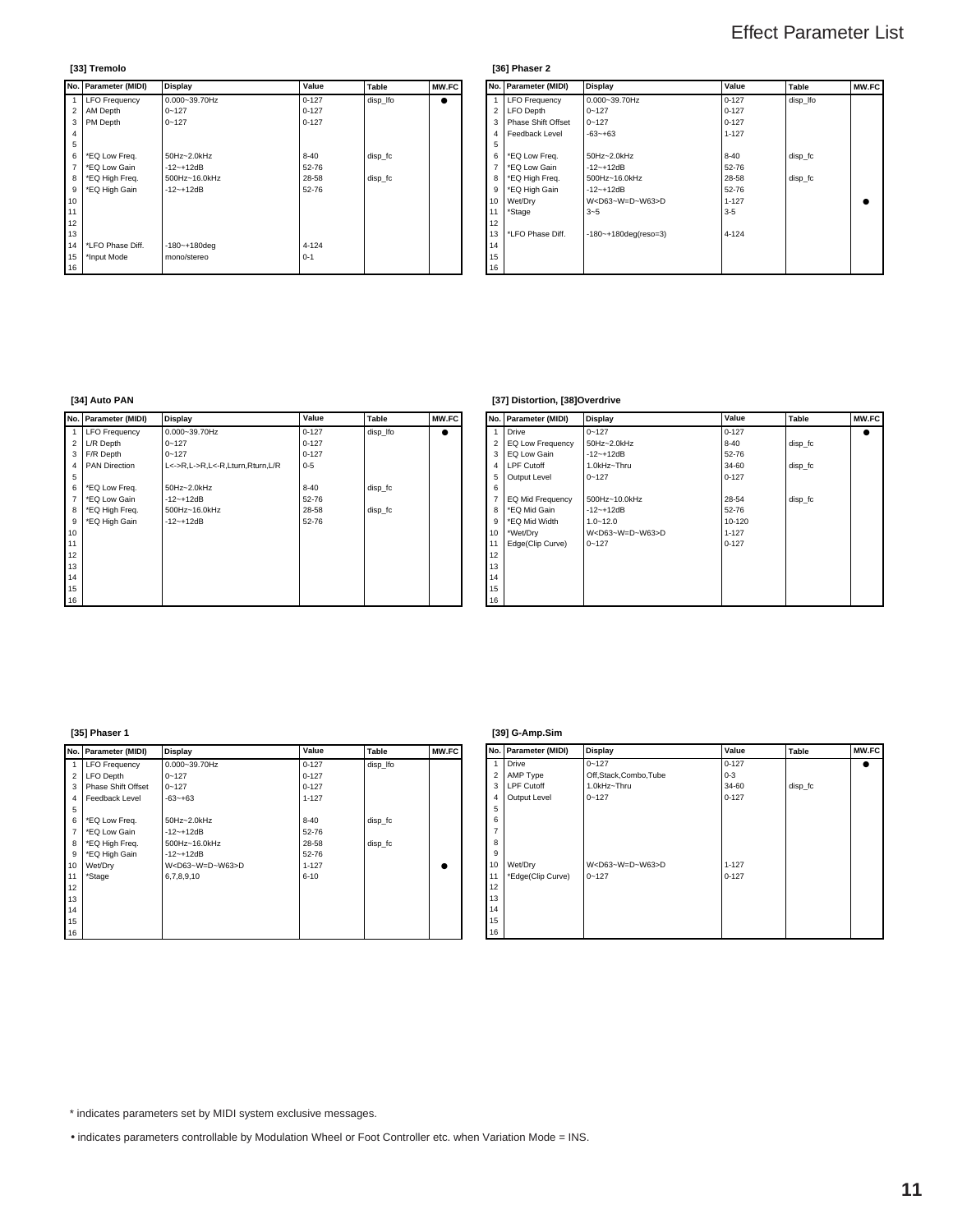# Effect Parameter List

### [33] Tremolo

| No. | Parameter (MIDI) | Display | Value | Table | MW.FC |
|---|---|---|---|---|---|
| 1 | LFO Frequency | 0.000~39.70Hz | 0-127 | disp_lfo | ● |
| 2 | AM Depth | 0~127 | 0-127 | | |
| 3 | PM Depth | 0~127 | 0-127 | | |
| 4 | | | | | |
| 5 | | | | | |
| 6 | *EQ Low Freq. | 50Hz~2.0kHz | 8-40 | disp_fc | |
| 7 | *EQ Low Gain | -12~+12dB | 52-76 | | |
| 8 | *EQ High Freq. | 500Hz~16.0kHz | 28-58 | disp_fc | |
| 9 | *EQ High Gain | -12~+12dB | 52-76 | | |
| 10 | | | | | |
| 11 | | | | | |
| 12 | | | | | |
| 13 | | | | | |
| 14 | *LFO Phase Diff. | -180~+180deg | 4-124 | | |
| 15 | *Input Mode | mono/stereo | 0-1 | | |
| 16 | | | | | |

### [36] Phaser 2

| No. | Parameter (MIDI) | Display | Value | Table | MW.FC |
|---|---|---|---|---|---|
| 1 | LFO Frequency | 0.000~39.70Hz | 0-127 | disp_lfo | |
| 2 | LFO Depth | 0~127 | 0-127 | | |
| 3 | Phase Shift Offset | 0~127 | 0-127 | | |
| 4 | Feedback Level | -63~+63 | 1-127 | | |
| 5 | | | | | |
| 6 | *EQ Low Freq. | 50Hz~2.0kHz | 8-40 | disp_fc | |
| 7 | *EQ Low Gain | -12~+12dB | 52-76 | | |
| 8 | *EQ High Freq. | 500Hz~16.0kHz | 28-58 | disp_fc | |
| 9 | *EQ High Gain | -12~+12dB | 52-76 | | |
| 10 | Wet/Dry | W<D63~W=D~W63>D | 1-127 | | ● |
| 11 | *Stage | 3~5 | 3-5 | | |
| 12 | | | | | |
| 13 | *LFO Phase Diff. | -180~+180deg(reso=3) | 4-124 | | |
| 14 | | | | | |
| 15 | | | | | |
| 16 | | | | | |

### [34] Auto PAN

| No. | Parameter (MIDI) | Display | Value | Table | MW.FC |
|---|---|---|---|---|---|
| 1 | LFO Frequency | 0.000~39.70Hz | 0-127 | disp_lfo | ● |
| 2 | L/R Depth | 0~127 | 0-127 | | |
| 3 | F/R Depth | 0~127 | 0-127 | | |
| 4 | PAN Direction | L<->R,L->R,L<-R,Lturn,Rturn,L/R | 0-5 | | |
| 5 | | | | | |
| 6 | *EQ Low Freq. | 50Hz~2.0kHz | 8-40 | disp_fc | |
| 7 | *EQ Low Gain | -12~+12dB | 52-76 | | |
| 8 | *EQ High Freq. | 500Hz~16.0kHz | 28-58 | disp_fc | |
| 9 | *EQ High Gain | -12~+12dB | 52-76 | | |
| 10 | | | | | |
| 11 | | | | | |
| 12 | | | | | |
| 13 | | | | | |
| 14 | | | | | |
| 15 | | | | | |
| 16 | | | | | |

### [37] Distortion, [38]Overdrive

| No. | Parameter (MIDI) | Display | Value | Table | MW.FC |
|---|---|---|---|---|---|
| 1 | Drive | 0~127 | 0-127 | | ● |
| 2 | EQ Low Frequency | 50Hz~2.0kHz | 8-40 | disp_fc | |
| 3 | EQ Low Gain | -12~+12dB | 52-76 | | |
| 4 | LPF Cutoff | 1.0kHz~Thru | 34-60 | disp_fc | |
| 5 | Output Level | 0~127 | 0-127 | | |
| 6 | | | | | |
| 7 | EQ Mid Frequency | 500Hz~10.0kHz | 28-54 | disp_fc | |
| 8 | *EQ Mid Gain | -12~+12dB | 52-76 | | |
| 9 | *EQ Mid Width | 1.0~12.0 | 10-120 | | |
| 10 | *Wet/Dry | W<D63~W=D~W63>D | 1-127 | | |
| 11 | Edge(Clip Curve) | 0~127 | 0-127 | | |
| 12 | | | | | |
| 13 | | | | | |
| 14 | | | | | |
| 15 | | | | | |
| 16 | | | | | |

### [35] Phaser 1

| No. | Parameter (MIDI) | Display | Value | Table | MW.FC |
|---|---|---|---|---|---|
| 1 | LFO Frequency | 0.000~39.70Hz | 0-127 | disp_lfo | |
| 2 | LFO Depth | 0~127 | 0-127 | | |
| 3 | Phase Shift Offset | 0~127 | 0-127 | | |
| 4 | Feedback Level | -63~+63 | 1-127 | | |
| 5 | | | | | |
| 6 | *EQ Low Freq. | 50Hz~2.0kHz | 8-40 | disp_fc | |
| 7 | *EQ Low Gain | -12~+12dB | 52-76 | | |
| 8 | *EQ High Freq. | 500Hz~16.0kHz | 28-58 | disp_fc | |
| 9 | *EQ High Gain | -12~+12dB | 52-76 | | |
| 10 | Wet/Dry | W<D63~W=D~W63>D | 1-127 | | ● |
| 11 | *Stage | 6,7,8,9,10 | 6-10 | | |
| 12 | | | | | |
| 13 | | | | | |
| 14 | | | | | |
| 15 | | | | | |
| 16 | | | | | |

### [39] G-Amp.Sim

| No. | Parameter (MIDI) | Display | Value | Table | MW.FC |
|---|---|---|---|---|---|
| 1 | Drive | 0~127 | 0-127 | | ● |
| 2 | AMP Type | Off,Stack,Combo,Tube | 0-3 | | |
| 3 | LPF Cutoff | 1.0kHz~Thru | 34-60 | disp_fc | |
| 4 | Output Level | 0~127 | 0-127 | | |
| 5 | | | | | |
| 6 | | | | | |
| 7 | | | | | |
| 8 | | | | | |
| 9 | | | | | |
| 10 | Wet/Dry | W<D63~W=D~W63>D | 1-127 | | |
| 11 | *Edge(Clip Curve) | 0~127 | 0-127 | | |
| 12 | | | | | |
| 13 | | | | | |
| 14 | | | | | |
| 15 | | | | | |
| 16 | | | | | |

* indicates parameters set by MIDI system exclusive messages.

• indicates parameters controllable by Modulation Wheel or Foot Controller etc. when Variation Mode = INS.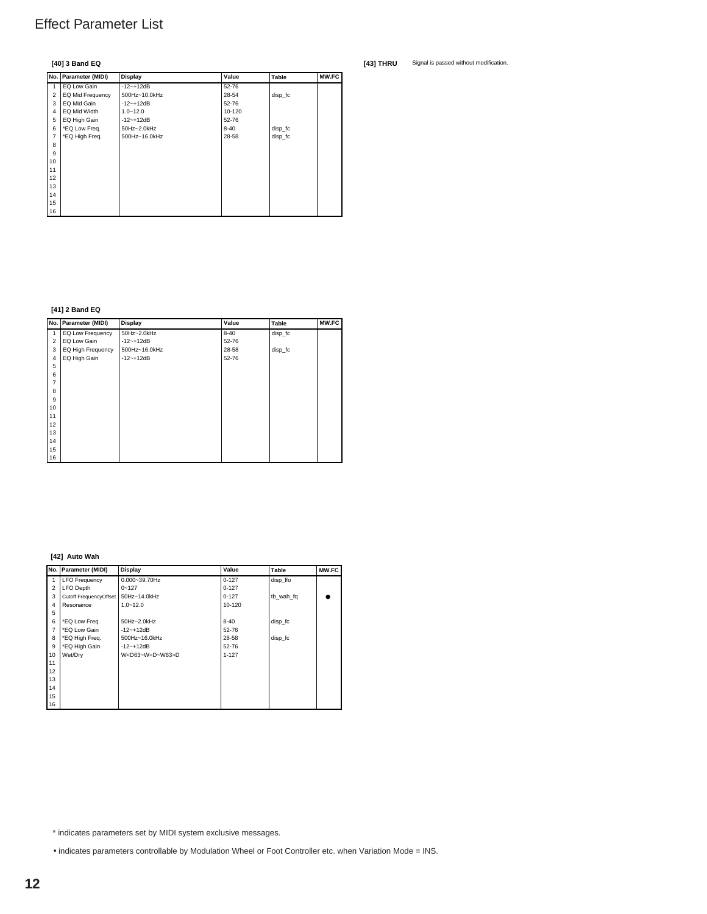# Effect Parameter List

### [40] 3 Band EQ

| No. | Parameter (MIDI) | Display | Value | Table | MW.FC |
|---|---|---|---|---|---|
| 1 | EQ Low Gain | -12~+12dB | 52-76 | | |
| 2 | EQ Mid Frequency | 500Hz~10.0kHz | 28-54 | disp_fc | |
| 3 | EQ Mid Gain | -12~+12dB | 52-76 | | |
| 4 | EQ Mid Width | 1.0~12.0 | 10-120 | | |
| 5 | EQ High Gain | -12~+12dB | 52-76 | | |
| 6 | *EQ Low Freq. | 50Hz~2.0kHz | 8-40 | disp_fc | |
| 7 | *EQ High Freq. | 500Hz~16.0kHz | 28-58 | disp_fc | |
| 8 | | | | | |
| 9 | | | | | |
| 10 | | | | | |
| 11 | | | | | |
| 12 | | | | | |
| 13 | | | | | |
| 14 | | | | | |
| 15 | | | | | |
| 16 | | | | | |

### [43] THRU

Signal is passed without modification.

### [41] 2 Band EQ

| No. | Parameter (MIDI) | Display | Value | Table | MW.FC |
|---|---|---|---|---|---|
| 1 | EQ Low Frequency | 50Hz~2.0kHz | 8-40 | disp_fc | |
| 2 | EQ Low Gain | -12~+12dB | 52-76 | | |
| 3 | EQ High Frequency | 500Hz~16.0kHz | 28-58 | disp_fc | |
| 4 | EQ High Gain | -12~+12dB | 52-76 | | |
| 5 | | | | | |
| 6 | | | | | |
| 7 | | | | | |
| 8 | | | | | |
| 9 | | | | | |
| 10 | | | | | |
| 11 | | | | | |
| 12 | | | | | |
| 13 | | | | | |
| 14 | | | | | |
| 15 | | | | | |
| 16 | | | | | |

### [42] Auto Wah

| No. | Parameter (MIDI) | Display | Value | Table | MW.FC |
|---|---|---|---|---|---|
| 1 | LFO Frequency | 0.000~39.70Hz | 0-127 | disp_lfo | |
| 2 | LFO Depth | 0~127 | 0-127 | | |
| 3 | Cutoff FrequencyOffset | 50Hz~14.0kHz | 0-127 | tb_wah_fq | ● |
| 4 | Resonance | 1.0~12.0 | 10-120 | | |
| 5 | | | | | |
| 6 | *EQ Low Freq. | 50Hz~2.0kHz | 8-40 | disp_fc | |
| 7 | *EQ Low Gain | -12~+12dB | 52-76 | | |
| 8 | *EQ High Freq. | 500Hz~16.0kHz | 28-58 | disp_fc | |
| 9 | *EQ High Gain | -12~+12dB | 52-76 | | |
| 10 | Wet/Dry | W<D63~W=D~W63>D | 1-127 | | |
| 11 | | | | | |
| 12 | | | | | |
| 13 | | | | | |
| 14 | | | | | |
| 15 | | | | | |
| 16 | | | | | |

\* indicates parameters set by MIDI system exclusive messages.

• indicates parameters controllable by Modulation Wheel or Foot Controller etc. when Variation Mode = INS.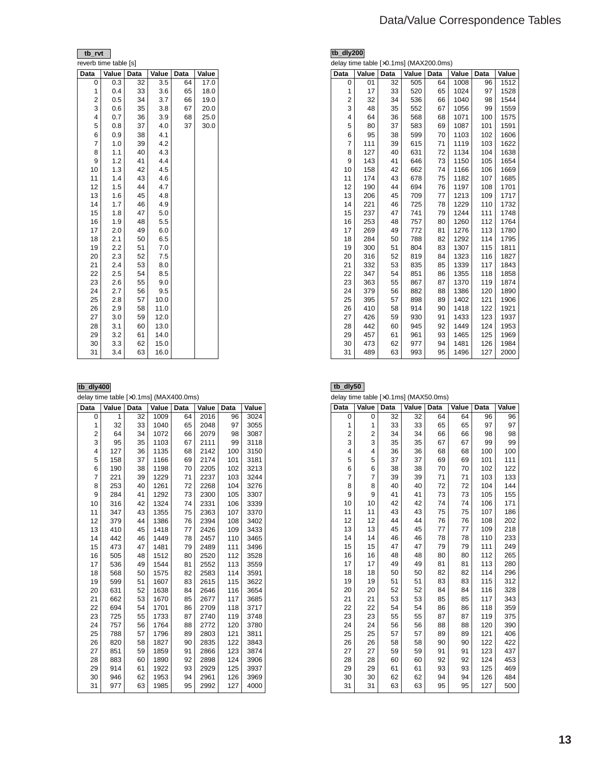# Data/Value Correspondence Tables

**tb_rvt**

reverb time table [s]

| Data | Value | Data | Value | Data | Value |
|---|---|---|---|---|---|
| 0 | 0.3 | 32 | 3.5 | 64 | 17.0 |
| 1 | 0.4 | 33 | 3.6 | 65 | 18.0 |
| 2 | 0.5 | 34 | 3.7 | 66 | 19.0 |
| 3 | 0.6 | 35 | 3.8 | 67 | 20.0 |
| 4 | 0.7 | 36 | 3.9 | 68 | 25.0 |
| 5 | 0.8 | 37 | 4.0 | 37 | 30.0 |
| 6 | 0.9 | 38 | 4.1 | | |
| 7 | 1.0 | 39 | 4.2 | | |
| 8 | 1.1 | 40 | 4.3 | | |
| 9 | 1.2 | 41 | 4.4 | | |
| 10 | 1.3 | 42 | 4.5 | | |
| 11 | 1.4 | 43 | 4.6 | | |
| 12 | 1.5 | 44 | 4.7 | | |
| 13 | 1.6 | 45 | 4.8 | | |
| 14 | 1.7 | 46 | 4.9 | | |
| 15 | 1.8 | 47 | 5.0 | | |
| 16 | 1.9 | 48 | 5.5 | | |
| 17 | 2.0 | 49 | 6.0 | | |
| 18 | 2.1 | 50 | 6.5 | | |
| 19 | 2.2 | 51 | 7.0 | | |
| 20 | 2.3 | 52 | 7.5 | | |
| 21 | 2.4 | 53 | 8.0 | | |
| 22 | 2.5 | 54 | 8.5 | | |
| 23 | 2.6 | 55 | 9.0 | | |
| 24 | 2.7 | 56 | 9.5 | | |
| 25 | 2.8 | 57 | 10.0 | | |
| 26 | 2.9 | 58 | 11.0 | | |
| 27 | 3.0 | 59 | 12.0 | | |
| 28 | 3.1 | 60 | 13.0 | | |
| 29 | 3.2 | 61 | 14.0 | | |
| 30 | 3.3 | 62 | 15.0 | | |
| 31 | 3.4 | 63 | 16.0 | | |

**tb_dly200**

delay time table [×0.1ms] (MAX200.0ms)

| Data | Value | Data | Value | Data | Value | Data | Value |
|---|---|---|---|---|---|---|---|
| 0 | 01 | 32 | 505 | 64 | 1008 | 96 | 1512 |
| 1 | 17 | 33 | 520 | 65 | 1024 | 97 | 1528 |
| 2 | 32 | 34 | 536 | 66 | 1040 | 98 | 1544 |
| 3 | 48 | 35 | 552 | 67 | 1056 | 99 | 1559 |
| 4 | 64 | 36 | 568 | 68 | 1071 | 100 | 1575 |
| 5 | 80 | 37 | 583 | 69 | 1087 | 101 | 1591 |
| 6 | 95 | 38 | 599 | 70 | 1103 | 102 | 1606 |
| 7 | 111 | 39 | 615 | 71 | 1119 | 103 | 1622 |
| 8 | 127 | 40 | 631 | 72 | 1134 | 104 | 1638 |
| 9 | 143 | 41 | 646 | 73 | 1150 | 105 | 1654 |
| 10 | 158 | 42 | 662 | 74 | 1166 | 106 | 1669 |
| 11 | 174 | 43 | 678 | 75 | 1182 | 107 | 1685 |
| 12 | 190 | 44 | 694 | 76 | 1197 | 108 | 1701 |
| 13 | 206 | 45 | 709 | 77 | 1213 | 109 | 1717 |
| 14 | 221 | 46 | 725 | 78 | 1229 | 110 | 1732 |
| 15 | 237 | 47 | 741 | 79 | 1244 | 111 | 1748 |
| 16 | 253 | 48 | 757 | 80 | 1260 | 112 | 1764 |
| 17 | 269 | 49 | 772 | 81 | 1276 | 113 | 1780 |
| 18 | 284 | 50 | 788 | 82 | 1292 | 114 | 1795 |
| 19 | 300 | 51 | 804 | 83 | 1307 | 115 | 1811 |
| 20 | 316 | 52 | 819 | 84 | 1323 | 116 | 1827 |
| 21 | 332 | 53 | 835 | 85 | 1339 | 117 | 1843 |
| 22 | 347 | 54 | 851 | 86 | 1355 | 118 | 1858 |
| 23 | 363 | 55 | 867 | 87 | 1370 | 119 | 1874 |
| 24 | 379 | 56 | 882 | 88 | 1386 | 120 | 1890 |
| 25 | 395 | 57 | 898 | 89 | 1402 | 121 | 1906 |
| 26 | 410 | 58 | 914 | 90 | 1418 | 122 | 1921 |
| 27 | 426 | 59 | 930 | 91 | 1433 | 123 | 1937 |
| 28 | 442 | 60 | 945 | 92 | 1449 | 124 | 1953 |
| 29 | 457 | 61 | 961 | 93 | 1465 | 125 | 1969 |
| 30 | 473 | 62 | 977 | 94 | 1481 | 126 | 1984 |
| 31 | 489 | 63 | 993 | 95 | 1496 | 127 | 2000 |

**tb_dly400**

delay time table [×0.1ms] (MAX400.0ms)

| Data | Value | Data | Value | Data | Value | Data | Value |
|---|---|---|---|---|---|---|---|
| 0 | 1 | 32 | 1009 | 64 | 2016 | 96 | 3024 |
| 1 | 32 | 33 | 1040 | 65 | 2048 | 97 | 3055 |
| 2 | 64 | 34 | 1072 | 66 | 2079 | 98 | 3087 |
| 3 | 95 | 35 | 1103 | 67 | 2111 | 99 | 3118 |
| 4 | 127 | 36 | 1135 | 68 | 2142 | 100 | 3150 |
| 5 | 158 | 37 | 1166 | 69 | 2174 | 101 | 3181 |
| 6 | 190 | 38 | 1198 | 70 | 2205 | 102 | 3213 |
| 7 | 221 | 39 | 1229 | 71 | 2237 | 103 | 3244 |
| 8 | 253 | 40 | 1261 | 72 | 2268 | 104 | 3276 |
| 9 | 284 | 41 | 1292 | 73 | 2300 | 105 | 3307 |
| 10 | 316 | 42 | 1324 | 74 | 2331 | 106 | 3339 |
| 11 | 347 | 43 | 1355 | 75 | 2363 | 107 | 3370 |
| 12 | 379 | 44 | 1386 | 76 | 2394 | 108 | 3402 |
| 13 | 410 | 45 | 1418 | 77 | 2426 | 109 | 3433 |
| 14 | 442 | 46 | 1449 | 78 | 2457 | 110 | 3465 |
| 15 | 473 | 47 | 1481 | 79 | 2489 | 111 | 3496 |
| 16 | 505 | 48 | 1512 | 80 | 2520 | 112 | 3528 |
| 17 | 536 | 49 | 1544 | 81 | 2552 | 113 | 3559 |
| 18 | 568 | 50 | 1575 | 82 | 2583 | 114 | 3591 |
| 19 | 599 | 51 | 1607 | 83 | 2615 | 115 | 3622 |
| 20 | 631 | 52 | 1638 | 84 | 2646 | 116 | 3654 |
| 21 | 662 | 53 | 1670 | 85 | 2677 | 117 | 3685 |
| 22 | 694 | 54 | 1701 | 86 | 2709 | 118 | 3717 |
| 23 | 725 | 55 | 1733 | 87 | 2740 | 119 | 3748 |
| 24 | 757 | 56 | 1764 | 88 | 2772 | 120 | 3780 |
| 25 | 788 | 57 | 1796 | 89 | 2803 | 121 | 3811 |
| 26 | 820 | 58 | 1827 | 90 | 2835 | 122 | 3843 |
| 27 | 851 | 59 | 1859 | 91 | 2866 | 123 | 3874 |
| 28 | 883 | 60 | 1890 | 92 | 2898 | 124 | 3906 |
| 29 | 914 | 61 | 1922 | 93 | 2929 | 125 | 3937 |
| 30 | 946 | 62 | 1953 | 94 | 2961 | 126 | 3969 |
| 31 | 977 | 63 | 1985 | 95 | 2992 | 127 | 4000 |

**tb_dly50**

delay time table [×0.1ms] (MAX50.0ms)

| Data | Value | Data | Value | Data | Value | Data | Value |
|---|---|---|---|---|---|---|---|
| 0 | 0 | 32 | 32 | 64 | 64 | 96 | 96 |
| 1 | 1 | 33 | 33 | 65 | 65 | 97 | 97 |
| 2 | 2 | 34 | 34 | 66 | 66 | 98 | 98 |
| 3 | 3 | 35 | 35 | 67 | 67 | 99 | 99 |
| 4 | 4 | 36 | 36 | 68 | 68 | 100 | 100 |
| 5 | 5 | 37 | 37 | 69 | 69 | 101 | 111 |
| 6 | 6 | 38 | 38 | 70 | 70 | 102 | 122 |
| 7 | 7 | 39 | 39 | 71 | 71 | 103 | 133 |
| 8 | 8 | 40 | 40 | 72 | 72 | 104 | 144 |
| 9 | 9 | 41 | 41 | 73 | 73 | 105 | 155 |
| 10 | 10 | 42 | 42 | 74 | 74 | 106 | 171 |
| 11 | 11 | 43 | 43 | 75 | 75 | 107 | 186 |
| 12 | 12 | 44 | 44 | 76 | 76 | 108 | 202 |
| 13 | 13 | 45 | 45 | 77 | 77 | 109 | 218 |
| 14 | 14 | 46 | 46 | 78 | 78 | 110 | 233 |
| 15 | 15 | 47 | 47 | 79 | 79 | 111 | 249 |
| 16 | 16 | 48 | 48 | 80 | 80 | 112 | 265 |
| 17 | 17 | 49 | 49 | 81 | 81 | 113 | 280 |
| 18 | 18 | 50 | 50 | 82 | 82 | 114 | 296 |
| 19 | 19 | 51 | 51 | 83 | 83 | 115 | 312 |
| 20 | 20 | 52 | 52 | 84 | 84 | 116 | 328 |
| 21 | 21 | 53 | 53 | 85 | 85 | 117 | 343 |
| 22 | 22 | 54 | 54 | 86 | 86 | 118 | 359 |
| 23 | 23 | 55 | 55 | 87 | 87 | 119 | 375 |
| 24 | 24 | 56 | 56 | 88 | 88 | 120 | 390 |
| 25 | 25 | 57 | 57 | 89 | 89 | 121 | 406 |
| 26 | 26 | 58 | 58 | 90 | 90 | 122 | 422 |
| 27 | 27 | 59 | 59 | 91 | 91 | 123 | 437 |
| 28 | 28 | 60 | 60 | 92 | 92 | 124 | 453 |
| 29 | 29 | 61 | 61 | 93 | 93 | 125 | 469 |
| 30 | 30 | 62 | 62 | 94 | 94 | 126 | 484 |
| 31 | 31 | 63 | 63 | 95 | 95 | 127 | 500 |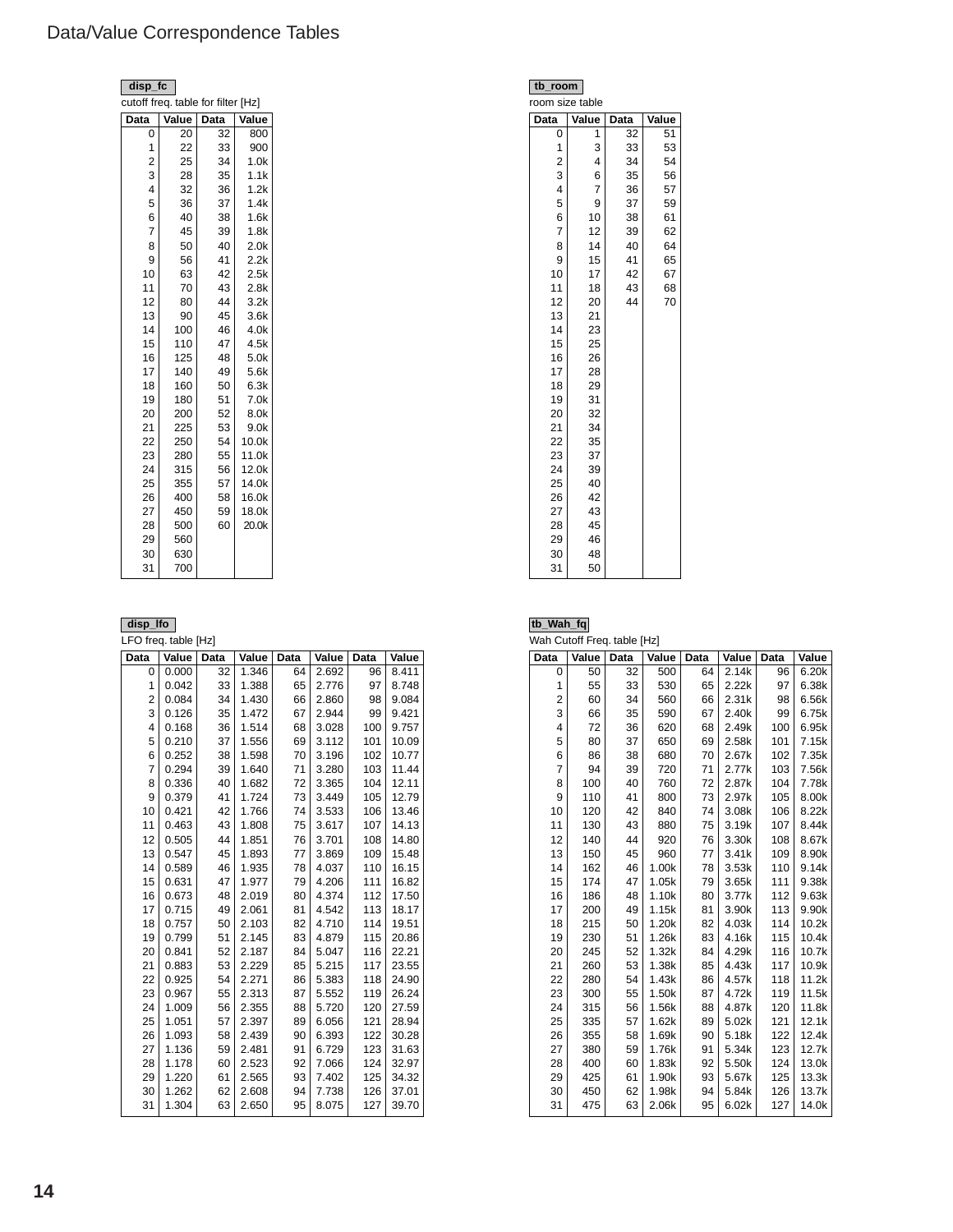# Data/Value Correspondence Tables

**disp_fc**

cutoff freq. table for filter [Hz]

| Data | Value | Data | Value |
|---|---|---|---|
| 0 | 20 | 32 | 800 |
| 1 | 22 | 33 | 900 |
| 2 | 25 | 34 | 1.0k |
| 3 | 28 | 35 | 1.1k |
| 4 | 32 | 36 | 1.2k |
| 5 | 36 | 37 | 1.4k |
| 6 | 40 | 38 | 1.6k |
| 7 | 45 | 39 | 1.8k |
| 8 | 50 | 40 | 2.0k |
| 9 | 56 | 41 | 2.2k |
| 10 | 63 | 42 | 2.5k |
| 11 | 70 | 43 | 2.8k |
| 12 | 80 | 44 | 3.2k |
| 13 | 90 | 45 | 3.6k |
| 14 | 100 | 46 | 4.0k |
| 15 | 110 | 47 | 4.5k |
| 16 | 125 | 48 | 5.0k |
| 17 | 140 | 49 | 5.6k |
| 18 | 160 | 50 | 6.3k |
| 19 | 180 | 51 | 7.0k |
| 20 | 200 | 52 | 8.0k |
| 21 | 225 | 53 | 9.0k |
| 22 | 250 | 54 | 10.0k |
| 23 | 280 | 55 | 11.0k |
| 24 | 315 | 56 | 12.0k |
| 25 | 355 | 57 | 14.0k |
| 26 | 400 | 58 | 16.0k |
| 27 | 450 | 59 | 18.0k |
| 28 | 500 | 60 | 20.0k |
| 29 | 560 | | |
| 30 | 630 | | |
| 31 | 700 | | |

**tb_room**

room size table

| Data | Value | Data | Value |
|---|---|---|---|
| 0 | 1 | 32 | 51 |
| 1 | 3 | 33 | 53 |
| 2 | 4 | 34 | 54 |
| 3 | 6 | 35 | 56 |
| 4 | 7 | 36 | 57 |
| 5 | 9 | 37 | 59 |
| 6 | 10 | 38 | 61 |
| 7 | 12 | 39 | 62 |
| 8 | 14 | 40 | 64 |
| 9 | 15 | 41 | 65 |
| 10 | 17 | 42 | 67 |
| 11 | 18 | 43 | 68 |
| 12 | 20 | 44 | 70 |
| 13 | 21 | | |
| 14 | 23 | | |
| 15 | 25 | | |
| 16 | 26 | | |
| 17 | 28 | | |
| 18 | 29 | | |
| 19 | 31 | | |
| 20 | 32 | | |
| 21 | 34 | | |
| 22 | 35 | | |
| 23 | 37 | | |
| 24 | 39 | | |
| 25 | 40 | | |
| 26 | 42 | | |
| 27 | 43 | | |
| 28 | 45 | | |
| 29 | 46 | | |
| 30 | 48 | | |
| 31 | 50 | | |

**disp_lfo**

LFO freq. table [Hz]

| Data | Value | Data | Value | Data | Value | Data | Value |
|---|---|---|---|---|---|---|---|
| 0 | 0.000 | 32 | 1.346 | 64 | 2.692 | 96 | 8.411 |
| 1 | 0.042 | 33 | 1.388 | 65 | 2.776 | 97 | 8.748 |
| 2 | 0.084 | 34 | 1.430 | 66 | 2.860 | 98 | 9.084 |
| 3 | 0.126 | 35 | 1.472 | 67 | 2.944 | 99 | 9.421 |
| 4 | 0.168 | 36 | 1.514 | 68 | 3.028 | 100 | 9.757 |
| 5 | 0.210 | 37 | 1.556 | 69 | 3.112 | 101 | 10.09 |
| 6 | 0.252 | 38 | 1.598 | 70 | 3.196 | 102 | 10.77 |
| 7 | 0.294 | 39 | 1.640 | 71 | 3.280 | 103 | 11.44 |
| 8 | 0.336 | 40 | 1.682 | 72 | 3.365 | 104 | 12.11 |
| 9 | 0.379 | 41 | 1.724 | 73 | 3.449 | 105 | 12.79 |
| 10 | 0.421 | 42 | 1.766 | 74 | 3.533 | 106 | 13.46 |
| 11 | 0.463 | 43 | 1.808 | 75 | 3.617 | 107 | 14.13 |
| 12 | 0.505 | 44 | 1.851 | 76 | 3.701 | 108 | 14.80 |
| 13 | 0.547 | 45 | 1.893 | 77 | 3.869 | 109 | 15.48 |
| 14 | 0.589 | 46 | 1.935 | 78 | 4.037 | 110 | 16.15 |
| 15 | 0.631 | 47 | 1.977 | 79 | 4.206 | 111 | 16.82 |
| 16 | 0.673 | 48 | 2.019 | 80 | 4.374 | 112 | 17.50 |
| 17 | 0.715 | 49 | 2.061 | 81 | 4.542 | 113 | 18.17 |
| 18 | 0.757 | 50 | 2.103 | 82 | 4.710 | 114 | 19.51 |
| 19 | 0.799 | 51 | 2.145 | 83 | 4.879 | 115 | 20.86 |
| 20 | 0.841 | 52 | 2.187 | 84 | 5.047 | 116 | 22.21 |
| 21 | 0.883 | 53 | 2.229 | 85 | 5.215 | 117 | 23.55 |
| 22 | 0.925 | 54 | 2.271 | 86 | 5.383 | 118 | 24.90 |
| 23 | 0.967 | 55 | 2.313 | 87 | 5.552 | 119 | 26.24 |
| 24 | 1.009 | 56 | 2.355 | 88 | 5.720 | 120 | 27.59 |
| 25 | 1.051 | 57 | 2.397 | 89 | 6.056 | 121 | 28.94 |
| 26 | 1.093 | 58 | 2.439 | 90 | 6.393 | 122 | 30.28 |
| 27 | 1.136 | 59 | 2.481 | 91 | 6.729 | 123 | 31.63 |
| 28 | 1.178 | 60 | 2.523 | 92 | 7.066 | 124 | 32.97 |
| 29 | 1.220 | 61 | 2.565 | 93 | 7.402 | 125 | 34.32 |
| 30 | 1.262 | 62 | 2.608 | 94 | 7.738 | 126 | 37.01 |
| 31 | 1.304 | 63 | 2.650 | 95 | 8.075 | 127 | 39.70 |

**tb_Wah_fq**

Wah Cutoff Freq. table [Hz]

| Data | Value | Data | Value | Data | Value | Data | Value |
|---|---|---|---|---|---|---|---|
| 0 | 50 | 32 | 500 | 64 | 2.14k | 96 | 6.20k |
| 1 | 55 | 33 | 530 | 65 | 2.22k | 97 | 6.38k |
| 2 | 60 | 34 | 560 | 66 | 2.31k | 98 | 6.56k |
| 3 | 66 | 35 | 590 | 67 | 2.40k | 99 | 6.75k |
| 4 | 72 | 36 | 620 | 68 | 2.49k | 100 | 6.95k |
| 5 | 80 | 37 | 650 | 69 | 2.58k | 101 | 7.15k |
| 6 | 86 | 38 | 680 | 70 | 2.67k | 102 | 7.35k |
| 7 | 94 | 39 | 720 | 71 | 2.77k | 103 | 7.56k |
| 8 | 100 | 40 | 760 | 72 | 2.87k | 104 | 7.78k |
| 9 | 110 | 41 | 800 | 73 | 2.97k | 105 | 8.00k |
| 10 | 120 | 42 | 840 | 74 | 3.08k | 106 | 8.22k |
| 11 | 130 | 43 | 880 | 75 | 3.19k | 107 | 8.44k |
| 12 | 140 | 44 | 920 | 76 | 3.30k | 108 | 8.67k |
| 13 | 150 | 45 | 960 | 77 | 3.41k | 109 | 8.90k |
| 14 | 162 | 46 | 1.00k | 78 | 3.53k | 110 | 9.14k |
| 15 | 174 | 47 | 1.05k | 79 | 3.65k | 111 | 9.38k |
| 16 | 186 | 48 | 1.10k | 80 | 3.77k | 112 | 9.63k |
| 17 | 200 | 49 | 1.15k | 81 | 3.90k | 113 | 9.90k |
| 18 | 215 | 50 | 1.20k | 82 | 4.03k | 114 | 10.2k |
| 19 | 230 | 51 | 1.26k | 83 | 4.16k | 115 | 10.4k |
| 20 | 245 | 52 | 1.32k | 84 | 4.29k | 116 | 10.7k |
| 21 | 260 | 53 | 1.38k | 85 | 4.43k | 117 | 10.9k |
| 22 | 280 | 54 | 1.43k | 86 | 4.57k | 118 | 11.2k |
| 23 | 300 | 55 | 1.50k | 87 | 4.72k | 119 | 11.5k |
| 24 | 315 | 56 | 1.56k | 88 | 4.87k | 120 | 11.8k |
| 25 | 335 | 57 | 1.62k | 89 | 5.02k | 121 | 12.1k |
| 26 | 355 | 58 | 1.69k | 90 | 5.18k | 122 | 12.4k |
| 27 | 380 | 59 | 1.76k | 91 | 5.34k | 123 | 12.7k |
| 28 | 400 | 60 | 1.83k | 92 | 5.50k | 124 | 13.0k |
| 29 | 425 | 61 | 1.90k | 93 | 5.67k | 125 | 13.3k |
| 30 | 450 | 62 | 1.98k | 94 | 5.84k | 126 | 13.7k |
| 31 | 475 | 63 | 2.06k | 95 | 6.02k | 127 | 14.0k |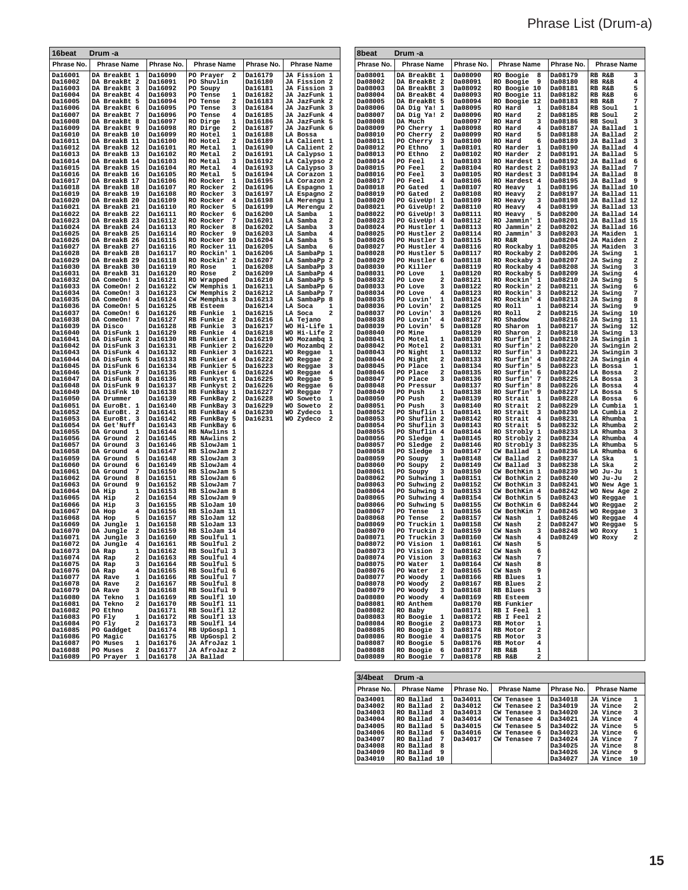# Phrase List (Drum-a)

## 16beat Drum-a

| Phrase No. | Phrase Name | Phrase No. | Phrase Name | Phrase No. | Phrase Name |
|---|---|---|---|---|---|
| Da16001 | DA BreakBt 1 | Da16090 | PO Prayer 2 | Da16179 | JA Fission 1 |
| Da16002 | DA BreakBt 2 | Da16091 | PO Shuvlin | Da16180 | JA Fission 2 |
| Da16003 | DA BreakBt 3 | Da16092 | PO Soupy | Da16181 | JA Fission 3 |
| Da16004 | DA BreakBt 4 | Da16093 | PO Tense 1 | Da16182 | JA JazFunk 1 |
| Da16005 | DA BreakBt 5 | Da16094 | PO Tense 2 | Da16183 | JA JazFunk 2 |
| Da16006 | DA BreakBt 6 | Da16095 | PO Tense 3 | Da16184 | JA JazFunk 3 |
| Da16007 | DA BreakBt 7 | Da16096 | PO Tense 4 | Da16185 | JA JazFunk 4 |
| Da16008 | DA BreakBt 8 | Da16097 | RO Dirge 1 | Da16186 | JA JazFunk 5 |
| Da16009 | DA BreakBt 9 | Da16098 | RO Dirge 2 | Da16187 | JA JazFunk 6 |
| Da16010 | DA BreakB 10 | Da16099 | RO Hotel 1 | Da16188 | LA Bossa |
| Da16011 | DA BreakB 11 | Da16100 | RO Hotel 2 | Da16189 | LA Calient 1 |
| Da16012 | DA BreakB 12 | Da16101 | RO Metal 1 | Da16190 | LA Calient 2 |
| Da16013 | DA BreakB 13 | Da16102 | RO Metal 2 | Da16191 | LA Calypso 1 |
| Da16014 | DA BreakB 14 | Da16103 | RO Metal 3 | Da16192 | LA Calypso 2 |
| Da16015 | DA BreakB 15 | Da16104 | RO Metal 4 | Da16193 | LA Calypso 3 |
| Da16016 | DA BreakB 16 | Da16105 | RO Metal 5 | Da16194 | LA Corazon 1 |
| Da16017 | DA BreakB 17 | Da16106 | RO Rocker 1 | Da16195 | LA Corazon 2 |
| Da16018 | DA BreakB 18 | Da16107 | RO Rocker 2 | Da16196 | LA Espagno 1 |
| Da16019 | DA BreakB 19 | Da16108 | RO Rocker 3 | Da16197 | LA Espagno 2 |
| Da16020 | DA BreakB 20 | Da16109 | RO Rocker 4 | Da16198 | LA Merengu 1 |
| Da16021 | DA BreakB 21 | Da16110 | RO Rocker 5 | Da16199 | LA Merengu 2 |
| Da16022 | DA BreakB 22 | Da16111 | RO Rocker 6 | Da16200 | LA Samba 1 |
| Da16023 | DA BreakB 23 | Da16112 | RO Rocker 7 | Da16201 | LA Samba 2 |
| Da16024 | DA BreakB 24 | Da16113 | RO Rocker 8 | Da16202 | LA Samba 3 |
| Da16025 | DA BreakB 25 | Da16114 | RO Rocker 9 | Da16203 | LA Samba 4 |
| Da16026 | DA BreakB 26 | Da16115 | RO Rocker 10 | Da16204 | LA Samba 5 |
| Da16027 | DA BreakB 27 | Da16116 | RO Rocker 11 | Da16205 | LA Samba 6 |
| Da16028 | DA BreakB 28 | Da16117 | RO Rockin' 1 | Da16206 | LA SambaPp 1 |
| Da16029 | DA BreakB 29 | Da16118 | RO Rockin' 2 | Da16207 | LA SambaPp 2 |
| Da16030 | DA BreakB 30 | Da16119 | RO Rose 1 | Da16208 | LA SambaPp 3 |
| Da16031 | DA BreakB 31 | Da16120 | RO Rose 2 | Da16209 | LA SambaPp 4 |
| Da16032 | DA ComeOn! 1 | Da16121 | RO Wrapped | Da16210 | LA SambaPp 5 |
| Da16033 | DA ComeOn! 2 | Da16122 | CW Memphis 1 | Da16211 | LA SambaPp 6 |
| Da16034 | DA ComeOn! 3 | Da16123 | CW Memphis 2 | Da16212 | LA SambaPp 7 |
| Da16035 | DA ComeOn! 4 | Da16124 | CW Memphis 3 | Da16213 | LA SambaPp 8 |
| Da16036 | DA ComeOn! 5 | Da16125 | RB Esteem | Da16214 | LA Soca 1 |
| Da16037 | DA ComeOn! 6 | Da16126 | RB Funkie 1 | Da16215 | LA Soca 2 |
| Da16038 | DA ComeOn! 7 | Da16127 | RB Funkie 2 | Da16216 | LA Tejano |
| Da16039 | DA Disco | Da16128 | RB Funkie 3 | Da16217 | WO Hi-Life 1 |
| Da16040 | DA DisFunk 1 | Da16129 | RB Funkie 4 | Da16218 | WO Hi-Life 2 |
| Da16041 | DA DisFunk 2 | Da16130 | RB Funkier 1 | Da16219 | WO Mozambq 1 |
| Da16042 | DA DisFunk 3 | Da16131 | RB Funkier 2 | Da16220 | WO Mozambq 2 |
| Da16043 | DA DisFunk 4 | Da16132 | RB Funkier 3 | Da16221 | WO Reggae 1 |
| Da16044 | DA DisFunk 5 | Da16133 | RB Funkier 4 | Da16222 | WO Reggae 2 |
| Da16045 | DA DisFunk 6 | Da16134 | RB Funkier 5 | Da16223 | WO Reggae 3 |
| Da16046 | DA DisFunk 7 | Da16135 | RB Funkier 6 | Da16224 | WO Reggae 4 |
| Da16047 | DA DisFunk 8 | Da16136 | RB Funkyst 1 | Da16225 | WO Reggae 5 |
| Da16048 | DA DisFunk 9 | Da16137 | RB Funkyst 2 | Da16226 | WO Reggae 6 |
| Da16049 | DA DisFnk 10 | Da16138 | RB FunkBay 1 | Da16227 | WO Reggae 7 |
| Da16050 | DA Drummer | Da16139 | RB FunkBay 2 | Da16228 | WO Soweto 1 |
| Da16051 | DA EuroBt. 1 | Da16140 | RB FunkBay 3 | Da16229 | WO Soweto 2 |
| Da16052 | DA EuroBt. 2 | Da16141 | RB FunkBay 4 | Da16230 | WO Zydeco 1 |
| Da16053 | DA EuroBt. 3 | Da16142 | RB FunkBay 5 | Da16231 | WO Zydeco 2 |
| Da16054 | DA Get'Nuff | Da16143 | RB FunkBay 6 | | |
| Da16055 | DA Ground 1 | Da16144 | RB NAwlins 1 | | |
| Da16056 | DA Ground 2 | Da16145 | RB NAwlins 2 | | |
| Da16057 | DA Ground 3 | Da16146 | RB SlowJam 1 | | |
| Da16058 | DA Ground 4 | Da16147 | RB SlowJam 2 | | |
| Da16059 | DA Ground 5 | Da16148 | RB SlowJam 3 | | |
| Da16060 | DA Ground 6 | Da16149 | RB SlowJam 4 | | |
| Da16061 | DA Ground 7 | Da16150 | RB SlowJam 5 | | |
| Da16062 | DA Ground 8 | Da16151 | RB SlowJam 6 | | |
| Da16063 | DA Ground 9 | Da16152 | RB SlowJam 7 | | |
| Da16064 | DA Hip 1 | Da16153 | RB SlowJam 8 | | |
| Da16065 | DA Hip 2 | Da16154 | RB SlowJam 9 | | |
| Da16066 | DA Hip 3 | Da16155 | RB SloJam 10 | | |
| Da16067 | DA Hop 4 | Da16156 | RB SloJam 11 | | |
| Da16068 | DA Hop 5 | Da16157 | RB SloJam 12 | | |
| Da16069 | DA Jungle 1 | Da16158 | RB SloJam 13 | | |
| Da16070 | DA Jungle 2 | Da16159 | RB SloJam 14 | | |
| Da16071 | DA Jungle 3 | Da16160 | RB Soulful 1 | | |
| Da16072 | DA Jungle 4 | Da16161 | RB Soulful 2 | | |
| Da16073 | DA Rap 1 | Da16162 | RB Soulful 3 | | |
| Da16074 | DA Rap 2 | Da16163 | RB Soulful 4 | | |
| Da16075 | DA Rap 3 | Da16164 | RB Soulful 5 | | |
| Da16076 | DA Rap 4 | Da16165 | RB Soulful 6 | | |
| Da16077 | DA Rave 1 | Da16166 | RB Soulful 7 | | |
| Da16078 | DA Rave 2 | Da16167 | RB Soulful 8 | | |
| Da16079 | DA Rave 3 | Da16168 | RB Soulful 9 | | |
| Da16080 | DA Tekno 1 | Da16169 | RB Soulfl 10 | | |
| Da16081 | DA Tekno 2 | Da16170 | RB Soulfl 11 | | |
| Da16082 | PO Ethno | Da16171 | RB Soulfl 12 | | |
| Da16083 | PO Fly 1 | Da16172 | RB Soulfl 13 | | |
| Da16084 | PO Fly 2 | Da16173 | RB Soulfl 14 | | |
| Da16085 | PO Gaddget | Da16174 | RB UpGospl 1 | | |
| Da16086 | PO Magic | Da16175 | RB UpGospl 2 | | |
| Da16087 | PO Muses 1 | Da16176 | JA AfroJaz 1 | | |
| Da16088 | PO Muses 2 | Da16177 | JA AfroJaz 2 | | |
| Da16089 | PO Prayer 1 | Da16178 | JA Ballad | | |

## 8beat Drum-a

| Phrase No. | Phrase Name | Phrase No. | Phrase Name | Phrase No. | Phrase Name |
|---|---|---|---|---|---|
| Da08001 | DA BreakBt 1 | Da08090 | RO Boogie 8 | Da08179 | RB R&B 3 |
| Da08002 | DA BreakBt 2 | Da08091 | RO Boogie 9 | Da08180 | RB R&B 4 |
| Da08003 | DA BreakBt 3 | Da08092 | RO Boogie 10 | Da08181 | RB R&B 5 |
| Da08004 | DA BreakBt 4 | Da08093 | RO Boogie 11 | Da08182 | RB R&B 6 |
| Da08005 | DA BreakBt 5 | Da08094 | RO Boogie 12 | Da08183 | RB R&B 7 |
| Da08006 | DA Dig Ya! 1 | Da08095 | RO Hard 1 | Da08184 | RB Soul 1 |
| Da08007 | DA Dig Ya! 2 | Da08096 | RO Hard 2 | Da08185 | RB Soul 2 |
| Da08008 | DA Much | Da08097 | RO Hard 3 | Da08186 | RB Soul 3 |
| Da08009 | PO Cherry 1 | Da08098 | RO Hard 4 | Da08187 | JA Ballad 1 |
| Da08010 | PO Cherry 2 | Da08099 | RO Hard 5 | Da08188 | JA Ballad 2 |
| Da08011 | PO Cherry 3 | Da08100 | RO Hard 6 | Da08189 | JA Ballad 3 |
| Da08012 | PO Ethno 1 | Da08101 | RO Harder 1 | Da08190 | JA Ballad 4 |
| Da08013 | PO Ethno 2 | Da08102 | RO Harder 2 | Da08191 | JA Ballad 5 |
| Da08014 | PO Feel 1 | Da08103 | RO Hardest 1 | Da08192 | JA Ballad 6 |
| Da08015 | PO Feel 2 | Da08104 | RO Hardest 2 | Da08193 | JA Ballad 7 |
| Da08016 | PO Feel 3 | Da08105 | RO Hardest 3 | Da08194 | JA Ballad 8 |
| Da08017 | PO Feel 4 | Da08106 | RO Hardest 4 | Da08195 | JA Ballad 9 |
| Da08018 | PO Gated 1 | Da08107 | RO Heavy 1 | Da08196 | JA Ballad 10 |
| Da08019 | PO Gated 2 | Da08108 | RO Heavy 2 | Da08197 | JA Ballad 11 |
| Da08020 | PO GiveUp! 1 | Da08109 | RO Heavy 3 | Da08198 | JA Ballad 12 |
| Da08021 | PO GiveUp! 2 | Da08110 | RO Heavy 4 | Da08199 | JA Ballad 13 |
| Da08022 | PO GiveUp! 3 | Da08111 | RO Heavy 5 | Da08200 | JA Ballad 14 |
| Da08023 | PO GiveUp! 4 | Da08112 | RO Jammin' 1 | Da08201 | JA Ballad 15 |
| Da08024 | PO Hustler 1 | Da08113 | RO Jammin' 2 | Da08202 | JA Ballad 16 |
| Da08025 | PO Hustler 2 | Da08114 | RO Jammin' 3 | Da08203 | JA Maiden 1 |
| Da08026 | PO Hustler 3 | Da08115 | RO R&R | Da08204 | JA Maiden 2 |
| Da08027 | PO Hustler 4 | Da08116 | RO Rockaby 1 | Da08205 | JA Maiden 3 |
| Da08028 | PO Hustler 5 | Da08117 | RO Rockaby 2 | Da08206 | JA Swing 1 |
| Da08029 | PO Hustler 6 | Da08118 | RO Rockaby 3 | Da08207 | JA Swing 2 |
| Da08030 | PO Killer | Da08119 | RO Rockaby 4 | Da08208 | JA Swing 3 |
| Da08031 | PO Love 1 | Da08120 | RO Rockaby 5 | Da08209 | JA Swing 4 |
| Da08032 | PO Love 2 | Da08121 | RO Rockin' 1 | Da08210 | JA Swing 5 |
| Da08033 | PO Love 3 | Da08122 | RO Rockin' 2 | Da08211 | JA Swing 6 |
| Da08034 | PO Love 4 | Da08123 | RO Rockin' 3 | Da08212 | JA Swing 7 |
| Da08035 | PO Lovin' 1 | Da08124 | RO Rockin' 4 | Da08213 | JA Swing 8 |
| Da08036 | PO Lovin' 2 | Da08125 | RO Roll 1 | Da08214 | JA Swing 9 |
| Da08037 | PO Lovin' 3 | Da08126 | RO Roll 2 | Da08215 | JA Swing 10 |
| Da08038 | PO Lovin' 4 | Da08127 | RO Shadow | Da08216 | JA Swing 11 |
| Da08039 | PO Lovin' 5 | Da08128 | RO Sharon 1 | Da08217 | JA Swing 12 |
| Da08040 | PO Mine | Da08129 | RO Sharon 2 | Da08218 | JA Swing 13 |
| Da08041 | PO Motel 1 | Da08130 | RO Surfin' 1 | Da08219 | JA Swingin 1 |
| Da08042 | PO Motel 2 | Da08131 | RO Surfin' 2 | Da08220 | JA Swingin 2 |
| Da08043 | PO Night 1 | Da08132 | RO Surfin' 3 | Da08221 | JA Swingin 3 |
| Da08044 | PO Night 2 | Da08133 | RO Surfin' 4 | Da08222 | JA Swingin 4 |
| Da08045 | PO Place 1 | Da08134 | RO Surfin' 5 | Da08223 | LA Bossa 1 |
| Da08046 | PO Place 2 | Da08135 | RO Surfin' 6 | Da08224 | LA Bossa 2 |
| Da08047 | PO Place 3 | Da08136 | RO Surfin' 7 | Da08225 | LA Bossa 3 |
| Da08048 | PO Pressur | Da08137 | RO Surfin' 8 | Da08226 | LA Bossa 4 |
| Da08049 | PO Push 1 | Da08138 | RO Surfin' 9 | Da08227 | LA Bossa 5 |
| Da08050 | PO Push 2 | Da08139 | RO Strait 1 | Da08228 | LA Bossa 6 |
| Da08051 | PO Push 3 | Da08140 | RO Strait 2 | Da08229 | LA Cumbia 1 |
| Da08052 | PO Shuflin 1 | Da08141 | RO Strait 3 | Da08230 | LA Cumbia 2 |
| Da08053 | PO Shuflin 2 | Da08142 | RO Strait 4 | Da08231 | LA Rhumba 1 |
| Da08054 | PO Shuflin 3 | Da08143 | RO Strait 5 | Da08232 | LA Rhumba 2 |
| Da08055 | PO Shuflin 4 | Da08144 | RO Strobly 1 | Da08233 | LA Rhumba 3 |
| Da08056 | PO Sledge 1 | Da08145 | RO Strobly 2 | Da08234 | LA Rhumba 4 |
| Da08057 | PO Sledge 2 | Da08146 | RO Strobly 3 | Da08235 | LA Rhumba 5 |
| Da08058 | PO Sledge 3 | Da08147 | CW Ballad 1 | Da08236 | LA Rhumba 6 |
| Da08059 | PO Soupy 1 | Da08148 | CW Ballad 2 | Da08237 | LA Ska 1 |
| Da08060 | PO Soupy 2 | Da08149 | CW Ballad 3 | Da08238 | LA Ska 2 |
| Da08061 | PO Soupy 3 | Da08150 | CW BothKin 1 | Da08239 | WO Ju-Ju 1 |
| Da08062 | PO Suhwing 1 | Da08151 | CW BothKin 2 | Da08240 | WO Ju-Ju 2 |
| Da08063 | PO Suhwing 2 | Da08152 | CW BothKin 3 | Da08241 | WO New Age 1 |
| Da08064 | PO Suhwing 3 | Da08153 | CW BothKin 4 | Da08242 | WO New Age 2 |
| Da08065 | PO Suhwing 4 | Da08154 | CW BothKin 5 | Da08243 | WO Reggae 1 |
| Da08066 | PO Suhwing 5 | Da08155 | CW BothKin 6 | Da08244 | WO Reggae 2 |
| Da08067 | PO Tense 1 | Da08156 | CW BothKin 7 | Da08245 | WO Reggae 3 |
| Da08068 | PO Tense 2 | Da08157 | CW Nash 1 | Da08246 | WO Reggae 4 |
| Da08069 | PO Truckin 1 | Da08158 | CW Nash 2 | Da08247 | WO Reggae 5 |
| Da08070 | PO Truckin 2 | Da08159 | CW Nash 3 | Da08248 | WO Roxy 1 |
| Da08071 | PO Truckin 3 | Da08160 | CW Nash 4 | Da08249 | WO Roxy 2 |
| Da08072 | PO Vision 1 | Da08161 | CW Nash 5 | | |
| Da08073 | PO Vision 2 | Da08162 | CW Nash 6 | | |
| Da08074 | PO Vision 3 | Da08163 | CW Nash 7 | | |
| Da08075 | PO Water 1 | Da08164 | CW Nash 8 | | |
| Da08076 | PO Water 2 | Da08165 | CW Nash 9 | | |
| Da08077 | PO Woody 1 | Da08166 | RB Blues 1 | | |
| Da08078 | PO Woody 2 | Da08167 | RB Blues 2 | | |
| Da08079 | PO Woody 3 | Da08168 | RB Blues 3 | | |
| Da08080 | PO Woody 4 | Da08169 | RB Esteem | | |
| Da08081 | RO Anthem | Da08170 | RB Funkier | | |
| Da08082 | RO Baby | Da08171 | RB I Feel 1 | | |
| Da08083 | RO Boogie 1 | Da08172 | RB I Feel 2 | | |
| Da08084 | RO Boogie 2 | Da08173 | RB Motor 1 | | |
| Da08085 | RO Boogie 3 | Da08174 | RB Motor 2 | | |
| Da08086 | RO Boogie 4 | Da08175 | RB Motor 3 | | |
| Da08087 | RO Boogie 5 | Da08176 | RB Motor 4 | | |
| Da08088 | RO Boogie 6 | Da08177 | RB R&B 1 | | |
| Da08089 | RO Boogie 7 | Da08178 | RB R&B 2 | | |

## 3/4beat Drum-a

| Phrase No. | Phrase Name | Phrase No. | Phrase Name | Phrase No. | Phrase Name |
|---|---|---|---|---|---|
| Da34001 | RO Ballad 1 | Da34011 | CW Tenasee 1 | Da34018 | JA Vince 1 |
| Da34002 | RO Ballad 2 | Da34012 | CW Tenasee 2 | Da34019 | JA Vince 2 |
| Da34003 | RO Ballad 3 | Da34013 | CW Tenasee 3 | Da34020 | JA Vince 3 |
| Da34004 | RO Ballad 4 | Da34014 | CW Tenasee 4 | Da34021 | JA Vince 4 |
| Da34005 | RO Ballad 5 | Da34015 | CW Tenasee 5 | Da34022 | JA Vince 5 |
| Da34006 | RO Ballad 6 | Da34016 | CW Tenasee 6 | Da34023 | JA Vince 6 |
| Da34007 | RO Ballad 7 | Da34017 | CW Tenasee 7 | Da34024 | JA Vince 7 |
| Da34008 | RO Ballad 8 | | | Da34025 | JA Vince 8 |
| Da34009 | RO Ballad 9 | | | Da34026 | JA Vince 9 |
| Da34010 | RO Ballad 10 | | | Da34027 | JA Vince 10 |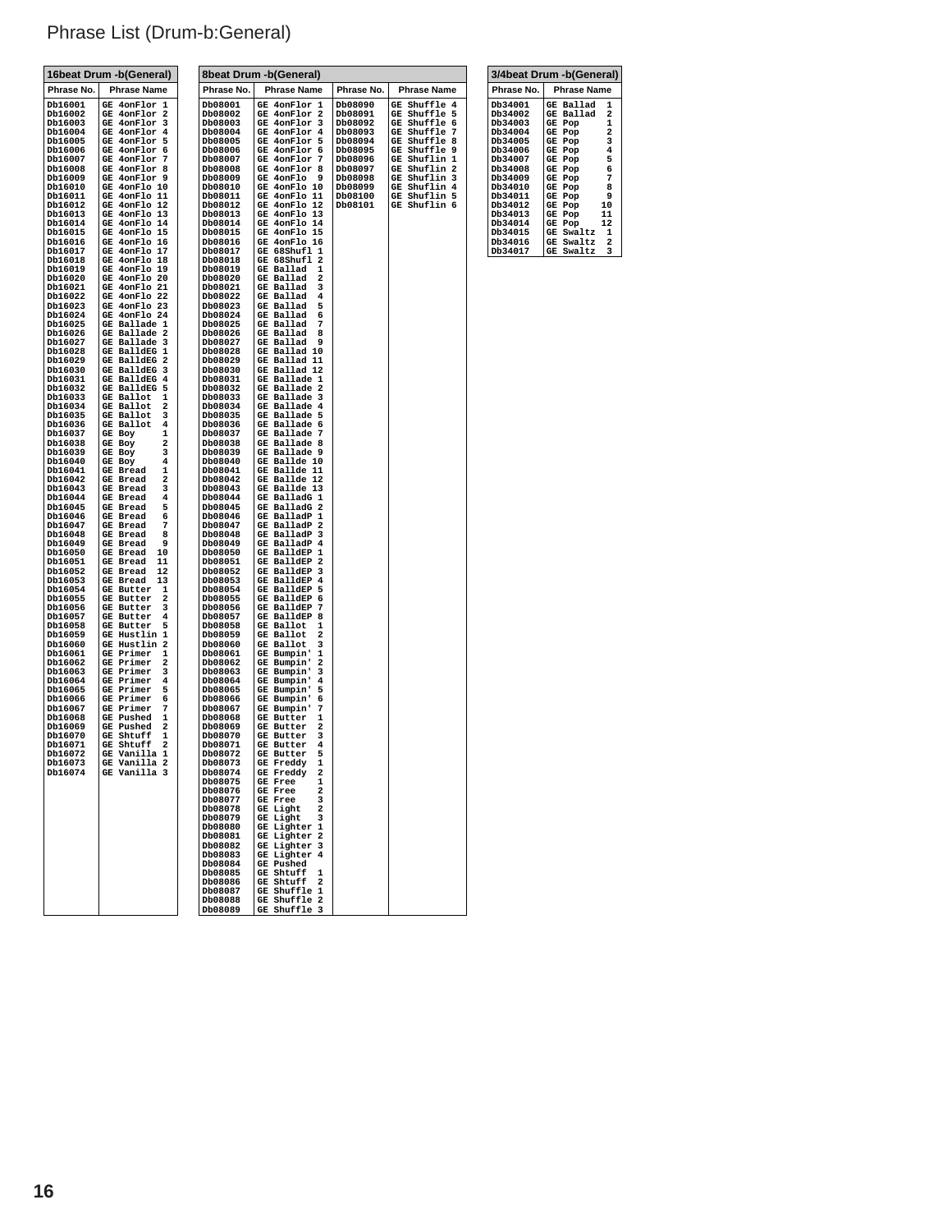# Phrase List (Drum-b:General)

| 16beat Drum -b(General) | |
|---|---|
| Phrase No. | Phrase Name |
| Db16001 | GE 4onFlor 1 |
| Db16002 | GE 4onFlor 2 |
| Db16003 | GE 4onFlor 3 |
| Db16004 | GE 4onFlor 4 |
| Db16005 | GE 4onFlor 5 |
| Db16006 | GE 4onFlor 6 |
| Db16007 | GE 4onFlor 7 |
| Db16008 | GE 4onFlor 8 |
| Db16009 | GE 4onFlor 9 |
| Db16010 | GE 4onFlo 10 |
| Db16011 | GE 4onFlo 11 |
| Db16012 | GE 4onFlo 12 |
| Db16013 | GE 4onFlo 13 |
| Db16014 | GE 4onFlo 14 |
| Db16015 | GE 4onFlo 15 |
| Db16016 | GE 4onFlo 16 |
| Db16017 | GE 4onFlo 17 |
| Db16018 | GE 4onFlo 18 |
| Db16019 | GE 4onFlo 19 |
| Db16020 | GE 4onFlo 20 |
| Db16021 | GE 4onFlo 21 |
| Db16022 | GE 4onFlo 22 |
| Db16023 | GE 4onFlo 23 |
| Db16024 | GE 4onFlo 24 |
| Db16025 | GE Ballade 1 |
| Db16026 | GE Ballade 2 |
| Db16027 | GE Ballade 3 |
| Db16028 | GE BalldEG 1 |
| Db16029 | GE BalldEG 2 |
| Db16030 | GE BalldEG 3 |
| Db16031 | GE BalldEG 4 |
| Db16032 | GE BalldEG 5 |
| Db16033 | GE Ballot 1 |
| Db16034 | GE Ballot 2 |
| Db16035 | GE Ballot 3 |
| Db16036 | GE Ballot 4 |
| Db16037 | GE Boy 1 |
| Db16038 | GE Boy 2 |
| Db16039 | GE Boy 3 |
| Db16040 | GE Boy 4 |
| Db16041 | GE Bread 1 |
| Db16042 | GE Bread 2 |
| Db16043 | GE Bread 3 |
| Db16044 | GE Bread 4 |
| Db16045 | GE Bread 5 |
| Db16046 | GE Bread 6 |
| Db16047 | GE Bread 7 |
| Db16048 | GE Bread 8 |
| Db16049 | GE Bread 9 |
| Db16050 | GE Bread 10 |
| Db16051 | GE Bread 11 |
| Db16052 | GE Bread 12 |
| Db16053 | GE Bread 13 |
| Db16054 | GE Butter 1 |
| Db16055 | GE Butter 2 |
| Db16056 | GE Butter 3 |
| Db16057 | GE Butter 4 |
| Db16058 | GE Butter 5 |
| Db16059 | GE Hustlin 1 |
| Db16060 | GE Hustlin 2 |
| Db16061 | GE Primer 1 |
| Db16062 | GE Primer 2 |
| Db16063 | GE Primer 3 |
| Db16064 | GE Primer 4 |
| Db16065 | GE Primer 5 |
| Db16066 | GE Primer 6 |
| Db16067 | GE Primer 7 |
| Db16068 | GE Pushed 1 |
| Db16069 | GE Pushed 2 |
| Db16070 | GE Shtuff 1 |
| Db16071 | GE Shtuff 2 |
| Db16072 | GE Vanilla 1 |
| Db16073 | GE Vanilla 2 |
| Db16074 | GE Vanilla 3 |

| 8beat Drum -b(General) | | | |
|---|---|---|---|
| Phrase No. | Phrase Name | Phrase No. | Phrase Name |
| Db08001 | GE 4onFlor 1 | Db08090 | GE Shuffle 4 |
| Db08002 | GE 4onFlor 2 | Db08091 | GE Shuffle 5 |
| Db08003 | GE 4onFlor 3 | Db08092 | GE Shuffle 6 |
| Db08004 | GE 4onFlor 4 | Db08093 | GE Shuffle 7 |
| Db08005 | GE 4onFlor 5 | Db08094 | GE Shuffle 8 |
| Db08006 | GE 4onFlor 6 | Db08095 | GE Shuffle 9 |
| Db08007 | GE 4onFlor 7 | Db08096 | GE Shuflin 1 |
| Db08008 | GE 4onFlor 8 | Db08097 | GE Shuflin 2 |
| Db08009 | GE 4onFlo 9 | Db08098 | GE Shuflin 3 |
| Db08010 | GE 4onFlo 10 | Db08099 | GE Shuflin 4 |
| Db08011 | GE 4onFlo 11 | Db08100 | GE Shuflin 5 |
| Db08012 | GE 4onFlo 12 | Db08101 | GE Shuflin 6 |
| Db08013 | GE 4onFlo 13 | | |
| Db08014 | GE 4onFlo 14 | | |
| Db08015 | GE 4onFlo 15 | | |
| Db08016 | GE 4onFlo 16 | | |
| Db08017 | GE 68Shufl 1 | | |
| Db08018 | GE 68Shufl 2 | | |
| Db08019 | GE Ballad 1 | | |
| Db08020 | GE Ballad 2 | | |
| Db08021 | GE Ballad 3 | | |
| Db08022 | GE Ballad 4 | | |
| Db08023 | GE Ballad 5 | | |
| Db08024 | GE Ballad 6 | | |
| Db08025 | GE Ballad 7 | | |
| Db08026 | GE Ballad 8 | | |
| Db08027 | GE Ballad 9 | | |
| Db08028 | GE Ballad 10 | | |
| Db08029 | GE Ballad 11 | | |
| Db08030 | GE Ballad 12 | | |
| Db08031 | GE Ballade 1 | | |
| Db08032 | GE Ballade 2 | | |
| Db08033 | GE Ballade 3 | | |
| Db08034 | GE Ballade 4 | | |
| Db08035 | GE Ballade 5 | | |
| Db08036 | GE Ballade 6 | | |
| Db08037 | GE Ballade 7 | | |
| Db08038 | GE Ballade 8 | | |
| Db08039 | GE Ballade 9 | | |
| Db08040 | GE Ballde 10 | | |
| Db08041 | GE Ballde 11 | | |
| Db08042 | GE Ballde 12 | | |
| Db08043 | GE Ballde 13 | | |
| Db08044 | GE BalladG 1 | | |
| Db08045 | GE BalladG 2 | | |
| Db08046 | GE BalladP 1 | | |
| Db08047 | GE BalladP 2 | | |
| Db08048 | GE BalladP 3 | | |
| Db08049 | GE BalladP 4 | | |
| Db08050 | GE BalldEP 1 | | |
| Db08051 | GE BalldEP 2 | | |
| Db08052 | GE BalldEP 3 | | |
| Db08053 | GE BalldEP 4 | | |
| Db08054 | GE BalldEP 5 | | |
| Db08055 | GE BalldEP 6 | | |
| Db08056 | GE BalldEP 7 | | |
| Db08057 | GE BalldEP 8 | | |
| Db08058 | GE Ballot 1 | | |
| Db08059 | GE Ballot 2 | | |
| Db08060 | GE Ballot 3 | | |
| Db08061 | GE Bumpin' 1 | | |
| Db08062 | GE Bumpin' 2 | | |
| Db08063 | GE Bumpin' 3 | | |
| Db08064 | GE Bumpin' 4 | | |
| Db08065 | GE Bumpin' 5 | | |
| Db08066 | GE Bumpin' 6 | | |
| Db08067 | GE Bumpin' 7 | | |
| Db08068 | GE Butter 1 | | |
| Db08069 | GE Butter 2 | | |
| Db08070 | GE Butter 3 | | |
| Db08071 | GE Butter 4 | | |
| Db08072 | GE Butter 5 | | |
| Db08073 | GE Freddy 1 | | |
| Db08074 | GE Freddy 2 | | |
| Db08075 | GE Free 1 | | |
| Db08076 | GE Free 2 | | |
| Db08077 | GE Free 3 | | |
| Db08078 | GE Light 2 | | |
| Db08079 | GE Light 3 | | |
| Db08080 | GE Lighter 1 | | |
| Db08081 | GE Lighter 2 | | |
| Db08082 | GE Lighter 3 | | |
| Db08083 | GE Lighter 4 | | |
| Db08084 | GE Pushed | | |
| Db08085 | GE Shtuff 1 | | |
| Db08086 | GE Shtuff 2 | | |
| Db08087 | GE Shuffle 1 | | |
| Db08088 | GE Shuffle 2 | | |
| Db08089 | GE Shuffle 3 | | |

| 3/4beat Drum -b(General) | |
|---|---|
| Phrase No. | Phrase Name |
| Db34001 | GE Ballad 1 |
| Db34002 | GE Ballad 2 |
| Db34003 | GE Pop 1 |
| Db34004 | GE Pop 2 |
| Db34005 | GE Pop 3 |
| Db34006 | GE Pop 4 |
| Db34007 | GE Pop 5 |
| Db34008 | GE Pop 6 |
| Db34009 | GE Pop 7 |
| Db34010 | GE Pop 8 |
| Db34011 | GE Pop 9 |
| Db34012 | GE Pop 10 |
| Db34013 | GE Pop 11 |
| Db34014 | GE Pop 12 |
| Db34015 | GE Swaltz 1 |
| Db34016 | GE Swaltz 2 |
| Db34017 | GE Swaltz 3 |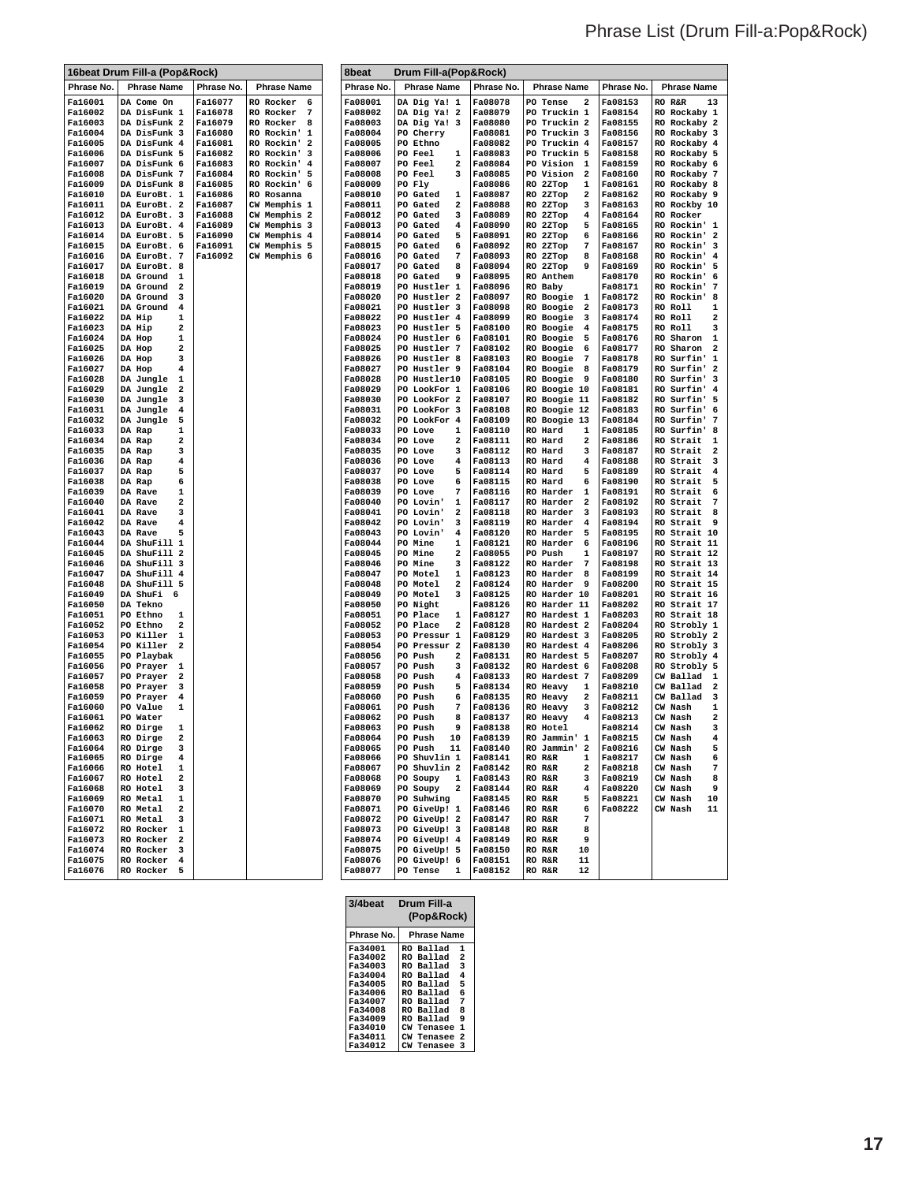# Phrase List (Drum Fill-a:Pop&Rock)

## 16beat Drum Fill-a (Pop&Rock)

| Phrase No. | Phrase Name | Phrase No. | Phrase Name |
|---|---|---|---|
| Fa16001 | DA Come On | Fa16077 | RO Rocker 6 |
| Fa16002 | DA DisFunk 1 | Fa16078 | RO Rocker 7 |
| Fa16003 | DA DisFunk 2 | Fa16079 | RO Rocker 8 |
| Fa16004 | DA DisFunk 3 | Fa16080 | RO Rockin' 1 |
| Fa16005 | DA DisFunk 4 | Fa16081 | RO Rockin' 2 |
| Fa16006 | DA DisFunk 5 | Fa16082 | RO Rockin' 3 |
| Fa16007 | DA DisFunk 6 | Fa16083 | RO Rockin' 4 |
| Fa16008 | DA DisFunk 7 | Fa16084 | RO Rockin' 5 |
| Fa16009 | DA DisFunk 8 | Fa16085 | RO Rockin' 6 |
| Fa16010 | DA EuroBt. 1 | Fa16086 | RO Rosanna |
| Fa16011 | DA EuroBt. 2 | Fa16087 | CW Memphis 1 |
| Fa16012 | DA EuroBt. 3 | Fa16088 | CW Memphis 2 |
| Fa16013 | DA EuroBt. 4 | Fa16089 | CW Memphis 3 |
| Fa16014 | DA EuroBt. 5 | Fa16090 | CW Memphis 4 |
| Fa16015 | DA EuroBt. 6 | Fa16091 | CW Memphis 5 |
| Fa16016 | DA EuroBt. 7 | Fa16092 | CW Memphis 6 |
| Fa16017 | DA EuroBt. 8 | | |
| Fa16018 | DA Ground 1 | | |
| Fa16019 | DA Ground 2 | | |
| Fa16020 | DA Ground 3 | | |
| Fa16021 | DA Ground 4 | | |
| Fa16022 | DA Hip 1 | | |
| Fa16023 | DA Hip 2 | | |
| Fa16024 | DA Hop 1 | | |
| Fa16025 | DA Hop 2 | | |
| Fa16026 | DA Hop 3 | | |
| Fa16027 | DA Hop 4 | | |
| Fa16028 | DA Jungle 1 | | |
| Fa16029 | DA Jungle 2 | | |
| Fa16030 | DA Jungle 3 | | |
| Fa16031 | DA Jungle 4 | | |
| Fa16032 | DA Jungle 5 | | |
| Fa16033 | DA Rap 1 | | |
| Fa16034 | DA Rap 2 | | |
| Fa16035 | DA Rap 3 | | |
| Fa16036 | DA Rap 4 | | |
| Fa16037 | DA Rap 5 | | |
| Fa16038 | DA Rap 6 | | |
| Fa16039 | DA Rave 1 | | |
| Fa16040 | DA Rave 2 | | |
| Fa16041 | DA Rave 3 | | |
| Fa16042 | DA Rave 4 | | |
| Fa16043 | DA Rave 5 | | |
| Fa16044 | DA ShuFill 1 | | |
| Fa16045 | DA ShuFill 2 | | |
| Fa16046 | DA ShuFill 3 | | |
| Fa16047 | DA ShuFill 4 | | |
| Fa16048 | DA ShuFill 5 | | |
| Fa16049 | DA ShuFi 6 | | |
| Fa16050 | DA Tekno | | |
| Fa16051 | PO Ethno 1 | | |
| Fa16052 | PO Ethno 2 | | |
| Fa16053 | PO Killer 1 | | |
| Fa16054 | PO Killer 2 | | |
| Fa16055 | PO Playbak | | |
| Fa16056 | PO Prayer 1 | | |
| Fa16057 | PO Prayer 2 | | |
| Fa16058 | PO Prayer 3 | | |
| Fa16059 | PO Prayer 4 | | |
| Fa16060 | PO Value 1 | | |
| Fa16061 | PO Water | | |
| Fa16062 | RO Dirge 1 | | |
| Fa16063 | RO Dirge 2 | | |
| Fa16064 | RO Dirge 3 | | |
| Fa16065 | RO Dirge 4 | | |
| Fa16066 | RO Hotel 1 | | |
| Fa16067 | RO Hotel 2 | | |
| Fa16068 | RO Hotel 3 | | |
| Fa16069 | RO Metal 1 | | |
| Fa16070 | RO Metal 2 | | |
| Fa16071 | RO Metal 3 | | |
| Fa16072 | RO Rocker 1 | | |
| Fa16073 | RO Rocker 2 | | |
| Fa16074 | RO Rocker 3 | | |
| Fa16075 | RO Rocker 4 | | |
| Fa16076 | RO Rocker 5 | | |

## 8beat Drum Fill-a(Pop&Rock)

| Phrase No. | Phrase Name | Phrase No. | Phrase Name | Phrase No. | Phrase Name |
|---|---|---|---|---|---|
| Fa08001 | DA Dig Ya! 1 | Fa08078 | PO Tense 2 | Fa08153 | RO R&R 13 |
| Fa08002 | DA Dig Ya! 2 | Fa08079 | PO Truckin 1 | Fa08154 | RO Rockaby 1 |
| Fa08003 | DA Dig Ya! 3 | Fa08080 | PO Truckin 2 | Fa08155 | RO Rockaby 2 |
| Fa08004 | PO Cherry | Fa08081 | PO Truckin 3 | Fa08156 | RO Rockaby 3 |
| Fa08005 | PO Ethno | Fa08082 | PO Truckin 4 | Fa08157 | RO Rockaby 4 |
| Fa08006 | PO Feel 1 | Fa08083 | PO Truckin 5 | Fa08158 | RO Rockaby 5 |
| Fa08007 | PO Feel 2 | Fa08084 | PO Vision 1 | Fa08159 | RO Rockaby 6 |
| Fa08008 | PO Feel 3 | Fa08085 | PO Vision 2 | Fa08160 | RO Rockaby 7 |
| Fa08009 | PO Fly | Fa08086 | RO 2ZTop 1 | Fa08161 | RO Rockaby 8 |
| Fa08010 | PO Gated 1 | Fa08087 | RO 2ZTop 2 | Fa08162 | RO Rockaby 9 |
| Fa08011 | PO Gated 2 | Fa08088 | RO 2ZTop 3 | Fa08163 | RO Rockby 10 |
| Fa08012 | PO Gated 3 | Fa08089 | RO 2ZTop 4 | Fa08164 | RO Rocker |
| Fa08013 | PO Gated 4 | Fa08090 | RO 2ZTop 5 | Fa08165 | RO Rockin' 1 |
| Fa08014 | PO Gated 5 | Fa08091 | RO 2ZTop 6 | Fa08166 | RO Rockin' 2 |
| Fa08015 | PO Gated 6 | Fa08092 | RO 2ZTop 7 | Fa08167 | RO Rockin' 3 |
| Fa08016 | PO Gated 7 | Fa08093 | RO 2ZTop 8 | Fa08168 | RO Rockin' 4 |
| Fa08017 | PO Gated 8 | Fa08094 | RO 2ZTop 9 | Fa08169 | RO Rockin' 5 |
| Fa08018 | PO Gated 9 | Fa08095 | RO Anthem | Fa08170 | RO Rockin' 6 |
| Fa08019 | PO Hustler 1 | Fa08096 | RO Baby | Fa08171 | RO Rockin' 7 |
| Fa08020 | PO Hustler 2 | Fa08097 | RO Boogie 1 | Fa08172 | RO Rockin' 8 |
| Fa08021 | PO Hustler 3 | Fa08098 | RO Boogie 2 | Fa08173 | RO Roll 1 |
| Fa08022 | PO Hustler 4 | Fa08099 | RO Boogie 3 | Fa08174 | RO Roll 2 |
| Fa08023 | PO Hustler 5 | Fa08100 | RO Boogie 4 | Fa08175 | RO Roll 3 |
| Fa08024 | PO Hustler 6 | Fa08101 | RO Boogie 5 | Fa08176 | RO Sharon 1 |
| Fa08025 | PO Hustler 7 | Fa08102 | RO Boogie 6 | Fa08177 | RO Sharon 2 |
| Fa08026 | PO Hustler 8 | Fa08103 | RO Boogie 7 | Fa08178 | RO Surfin' 1 |
| Fa08027 | PO Hustler 9 | Fa08104 | RO Boogie 8 | Fa08179 | RO Surfin' 2 |
| Fa08028 | PO Hustler10 | Fa08105 | RO Boogie 9 | Fa08180 | RO Surfin' 3 |
| Fa08029 | PO LookFor 1 | Fa08106 | RO Boogie 10 | Fa08181 | RO Surfin' 4 |
| Fa08030 | PO LookFor 2 | Fa08107 | RO Boogie 11 | Fa08182 | RO Surfin' 5 |
| Fa08031 | PO LookFor 3 | Fa08108 | RO Boogie 12 | Fa08183 | RO Surfin' 6 |
| Fa08032 | PO LookFor 4 | Fa08109 | RO Boogie 13 | Fa08184 | RO Surfin' 7 |
| Fa08033 | PO Love 1 | Fa08110 | RO Hard 1 | Fa08185 | RO Surfin' 8 |
| Fa08034 | PO Love 2 | Fa08111 | RO Hard 2 | Fa08186 | RO Strait 1 |
| Fa08035 | PO Love 3 | Fa08112 | RO Hard 3 | Fa08187 | RO Strait 2 |
| Fa08036 | PO Love 4 | Fa08113 | RO Hard 4 | Fa08188 | RO Strait 3 |
| Fa08037 | PO Love 5 | Fa08114 | RO Hard 5 | Fa08189 | RO Strait 4 |
| Fa08038 | PO Love 6 | Fa08115 | RO Hard 6 | Fa08190 | RO Strait 5 |
| Fa08039 | PO Love 7 | Fa08116 | RO Harder 1 | Fa08191 | RO Strait 6 |
| Fa08040 | PO Lovin' 1 | Fa08117 | RO Harder 2 | Fa08192 | RO Strait 7 |
| Fa08041 | PO Lovin' 2 | Fa08118 | RO Harder 3 | Fa08193 | RO Strait 8 |
| Fa08042 | PO Lovin' 3 | Fa08119 | RO Harder 4 | Fa08194 | RO Strait 9 |
| Fa08043 | PO Lovin' 4 | Fa08120 | RO Harder 5 | Fa08195 | RO Strait 10 |
| Fa08044 | PO Mine 1 | Fa08121 | RO Harder 6 | Fa08196 | RO Strait 11 |
| Fa08045 | PO Mine 2 | Fa08055 | PO Push 1 | Fa08197 | RO Strait 12 |
| Fa08046 | PO Mine 3 | Fa08122 | RO Harder 7 | Fa08198 | RO Strait 13 |
| Fa08047 | PO Motel 1 | Fa08123 | RO Harder 8 | Fa08199 | RO Strait 14 |
| Fa08048 | PO Motel 2 | Fa08124 | RO Harder 9 | Fa08200 | RO Strait 15 |
| Fa08049 | PO Motel 3 | Fa08125 | RO Harder 10 | Fa08201 | RO Strait 16 |
| Fa08050 | PO Night | Fa08126 | RO Harder 11 | Fa08202 | RO Strait 17 |
| Fa08051 | PO Place 1 | Fa08127 | RO Hardest 1 | Fa08203 | RO Strait 18 |
| Fa08052 | PO Place 2 | Fa08128 | RO Hardest 2 | Fa08204 | RO Strobly 1 |
| Fa08053 | PO Pressur 1 | Fa08129 | RO Hardest 3 | Fa08205 | RO Strobly 2 |
| Fa08054 | PO Pressur 2 | Fa08130 | RO Hardest 4 | Fa08206 | RO Strobly 3 |
| Fa08056 | PO Push 2 | Fa08131 | RO Hardest 5 | Fa08207 | RO Strobly 4 |
| Fa08057 | PO Push 3 | Fa08132 | RO Hardest 6 | Fa08208 | RO Strobly 5 |
| Fa08058 | PO Push 4 | Fa08133 | RO Hardest 7 | Fa08209 | CW Ballad 1 |
| Fa08059 | PO Push 5 | Fa08134 | RO Heavy 1 | Fa08210 | CW Ballad 2 |
| Fa08060 | PO Push 6 | Fa08135 | RO Heavy 2 | Fa08211 | CW Ballad 3 |
| Fa08061 | PO Push 7 | Fa08136 | RO Heavy 3 | Fa08212 | CW Nash 1 |
| Fa08062 | PO Push 8 | Fa08137 | RO Heavy 4 | Fa08213 | CW Nash 2 |
| Fa08063 | PO Push 9 | Fa08138 | RO Hotel | Fa08214 | CW Nash 3 |
| Fa08064 | PO Push 10 | Fa08139 | RO Jammin' 1 | Fa08215 | CW Nash 4 |
| Fa08065 | PO Push 11 | Fa08140 | RO Jammin' 2 | Fa08216 | CW Nash 5 |
| Fa08066 | PO Shuvlin 1 | Fa08141 | RO R&R 1 | Fa08217 | CW Nash 6 |
| Fa08067 | PO Shuvlin 2 | Fa08142 | RO R&R 2 | Fa08218 | CW Nash 7 |
| Fa08068 | PO Soupy 1 | Fa08143 | RO R&R 3 | Fa08219 | CW Nash 8 |
| Fa08069 | PO Soupy 2 | Fa08144 | RO R&R 4 | Fa08220 | CW Nash 9 |
| Fa08070 | PO Suhwing | Fa08145 | RO R&R 5 | Fa08221 | CW Nash 10 |
| Fa08071 | PO GiveUp! 1 | Fa08146 | RO R&R 6 | Fa08222 | CW Nash 11 |
| Fa08072 | PO GiveUp! 2 | Fa08147 | RO R&R 7 | | |
| Fa08073 | PO GiveUp! 3 | Fa08148 | RO R&R 8 | | |
| Fa08074 | PO GiveUp! 4 | Fa08149 | RO R&R 9 | | |
| Fa08075 | PO GiveUp! 5 | Fa08150 | RO R&R 10 | | |
| Fa08076 | PO GiveUp! 6 | Fa08151 | RO R&R 11 | | |
| Fa08077 | PO Tense 1 | Fa08152 | RO R&R 12 | | |

## 3/4beat Drum Fill-a (Pop&Rock)

| Phrase No. | Phrase Name |
|---|---|
| Fa34001 | RO Ballad 1 |
| Fa34002 | RO Ballad 2 |
| Fa34003 | RO Ballad 3 |
| Fa34004 | RO Ballad 4 |
| Fa34005 | RO Ballad 5 |
| Fa34006 | RO Ballad 6 |
| Fa34007 | RO Ballad 7 |
| Fa34008 | RO Ballad 8 |
| Fa34009 | RO Ballad 9 |
| Fa34010 | CW Tenasee 1 |
| Fa34011 | CW Tenasee 2 |
| Fa34012 | CW Tenasee 3 |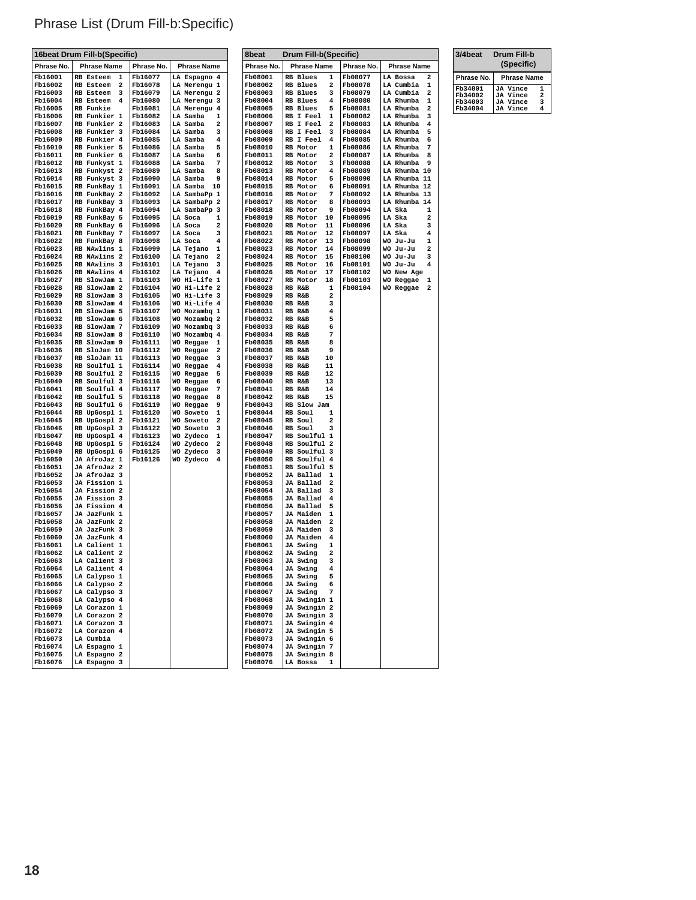# Phrase List (Drum Fill-b:Specific)

| 16beat Drum Fill-b(Specific) | | | |
|---|---|---|---|
| **Phrase No.** | **Phrase Name** | **Phrase No.** | **Phrase Name** |
| Fb16001 | RB Esteem 1 | Fb16077 | LA Espagno 4 |
| Fb16002 | RB Esteem 2 | Fb16078 | LA Merengu 1 |
| Fb16003 | RB Esteem 3 | Fb16079 | LA Merengu 2 |
| Fb16004 | RB Esteem 4 | Fb16080 | LA Merengu 3 |
| Fb16005 | RB Funkie | Fb16081 | LA Merengu 4 |
| Fb16006 | RB Funkier 1 | Fb16082 | LA Samba 1 |
| Fb16007 | RB Funkier 2 | Fb16083 | LA Samba 2 |
| Fb16008 | RB Funkier 3 | Fb16084 | LA Samba 3 |
| Fb16009 | RB Funkier 4 | Fb16085 | LA Samba 4 |
| Fb16010 | RB Funkier 5 | Fb16086 | LA Samba 5 |
| Fb16011 | RB Funkier 6 | Fb16087 | LA Samba 6 |
| Fb16012 | RB Funkyst 1 | Fb16088 | LA Samba 7 |
| Fb16013 | RB Funkyst 2 | Fb16089 | LA Samba 8 |
| Fb16014 | RB Funkyst 3 | Fb16090 | LA Samba 9 |
| Fb16015 | RB FunkBay 1 | Fb16091 | LA Samba 10 |
| Fb16016 | RB FunkBay 2 | Fb16092 | LA SambaPp 1 |
| Fb16017 | RB FunkBay 3 | Fb16093 | LA SambaPp 2 |
| Fb16018 | RB FunkBay 4 | Fb16094 | LA SambaPp 3 |
| Fb16019 | RB FunkBay 5 | Fb16095 | LA Soca 1 |
| Fb16020 | RB FunkBay 6 | Fb16096 | LA Soca 2 |
| Fb16021 | RB FunkBay 7 | Fb16097 | LA Soca 3 |
| Fb16022 | RB FunkBay 8 | Fb16098 | LA Soca 4 |
| Fb16023 | RB NAwlins 1 | Fb16099 | LA Tejano 1 |
| Fb16024 | RB NAwlins 2 | Fb16100 | LA Tejano 2 |
| Fb16025 | RB NAwlins 3 | Fb16101 | LA Tejano 3 |
| Fb16026 | RB NAwlins 4 | Fb16102 | LA Tejano 4 |
| Fb16027 | RB SlowJam 1 | Fb16103 | WO Hi-Life 1 |
| Fb16028 | RB SlowJam 2 | Fb16104 | WO Hi-Life 2 |
| Fb16029 | RB SlowJam 3 | Fb16105 | WO Hi-Life 3 |
| Fb16030 | RB SlowJam 4 | Fb16106 | WO Hi-Life 4 |
| Fb16031 | RB SlowJam 5 | Fb16107 | WO Mozambq 1 |
| Fb16032 | RB SlowJam 6 | Fb16108 | WO Mozambq 2 |
| Fb16033 | RB SlowJam 7 | Fb16109 | WO Mozambq 3 |
| Fb16034 | RB SlowJam 8 | Fb16110 | WO Mozambq 4 |
| Fb16035 | RB SlowJam 9 | Fb16111 | WO Reggae 1 |
| Fb16036 | RB SloJam 10 | Fb16112 | WO Reggae 2 |
| Fb16037 | RB SloJam 11 | Fb16113 | WO Reggae 3 |
| Fb16038 | RB Soulful 1 | Fb16114 | WO Reggae 4 |
| Fb16039 | RB Soulful 2 | Fb16115 | WO Reggae 5 |
| Fb16040 | RB Soulful 3 | Fb16116 | WO Reggae 6 |
| Fb16041 | RB Soulful 4 | Fb16117 | WO Reggae 7 |
| Fb16042 | RB Soulful 5 | Fb16118 | WO Reggae 8 |
| Fb16043 | RB Soulful 6 | Fb16119 | WO Reggae 9 |
| Fb16044 | RB UpGospl 1 | Fb16120 | WO Soweto 1 |
| Fb16045 | RB UpGospl 2 | Fb16121 | WO Soweto 2 |
| Fb16046 | RB UpGospl 3 | Fb16122 | WO Soweto 3 |
| Fb16047 | RB UpGospl 4 | Fb16123 | WO Zydeco 1 |
| Fb16048 | RB UpGospl 5 | Fb16124 | WO Zydeco 2 |
| Fb16049 | RB UpGospl 6 | Fb16125 | WO Zydeco 3 |
| Fb16050 | JA AfroJaz 1 | Fb16126 | WO Zydeco 4 |
| Fb16051 | JA AfroJaz 2 | | |
| Fb16052 | JA AfroJaz 3 | | |
| Fb16053 | JA Fission 1 | | |
| Fb16054 | JA Fission 2 | | |
| Fb16055 | JA Fission 3 | | |
| Fb16056 | JA Fission 4 | | |
| Fb16057 | JA JazFunk 1 | | |
| Fb16058 | JA JazFunk 2 | | |
| Fb16059 | JA JazFunk 3 | | |
| Fb16060 | JA JazFunk 4 | | |
| Fb16061 | LA Calient 1 | | |
| Fb16062 | LA Calient 2 | | |
| Fb16063 | LA Calient 3 | | |
| Fb16064 | LA Calient 4 | | |
| Fb16065 | LA Calypso 1 | | |
| Fb16066 | LA Calypso 2 | | |
| Fb16067 | LA Calypso 3 | | |
| Fb16068 | LA Calypso 4 | | |
| Fb16069 | LA Corazon 1 | | |
| Fb16070 | LA Corazon 2 | | |
| Fb16071 | LA Corazon 3 | | |
| Fb16072 | LA Corazon 4 | | |
| Fb16073 | LA Cumbia | | |
| Fb16074 | LA Espagno 1 | | |
| Fb16075 | LA Espagno 2 | | |
| Fb16076 | LA Espagno 3 | | |

| 8beat Drum Fill-b(Specific) | | | |
|---|---|---|---|
| **Phrase No.** | **Phrase Name** | **Phrase No.** | **Phrase Name** |
| Fb08001 | RB Blues 1 | Fb08077 | LA Bossa 2 |
| Fb08002 | RB Blues 2 | Fb08078 | LA Cumbia 1 |
| Fb08003 | RB Blues 3 | Fb08079 | LA Cumbia 2 |
| Fb08004 | RB Blues 4 | Fb08080 | LA Rhumba 1 |
| Fb08005 | RB Blues 5 | Fb08081 | LA Rhumba 2 |
| Fb08006 | RB I Feel 1 | Fb08082 | LA Rhumba 3 |
| Fb08007 | RB I Feel 2 | Fb08083 | LA Rhumba 4 |
| Fb08008 | RB I Feel 3 | Fb08084 | LA Rhumba 5 |
| Fb08009 | RB I Feel 4 | Fb08085 | LA Rhumba 6 |
| Fb08010 | RB Motor 1 | Fb08086 | LA Rhumba 7 |
| Fb08011 | RB Motor 2 | Fb08087 | LA Rhumba 8 |
| Fb08012 | RB Motor 3 | Fb08088 | LA Rhumba 9 |
| Fb08013 | RB Motor 4 | Fb08089 | LA Rhumba 10 |
| Fb08014 | RB Motor 5 | Fb08090 | LA Rhumba 11 |
| Fb08015 | RB Motor 6 | Fb08091 | LA Rhumba 12 |
| Fb08016 | RB Motor 7 | Fb08092 | LA Rhumba 13 |
| Fb08017 | RB Motor 8 | Fb08093 | LA Rhumba 14 |
| Fb08018 | RB Motor 9 | Fb08094 | LA Ska 1 |
| Fb08019 | RB Motor 10 | Fb08095 | LA Ska 2 |
| Fb08020 | RB Motor 11 | Fb08096 | LA Ska 3 |
| Fb08021 | RB Motor 12 | Fb08097 | LA Ska 4 |
| Fb08022 | RB Motor 13 | Fb08098 | WO Ju-Ju 1 |
| Fb08023 | RB Motor 14 | Fb08099 | WO Ju-Ju 2 |
| Fb08024 | RB Motor 15 | Fb08100 | WO Ju-Ju 3 |
| Fb08025 | RB Motor 16 | Fb08101 | WO Ju-Ju 4 |
| Fb08026 | RB Motor 17 | Fb08102 | WO New Age |
| Fb08027 | RB Motor 18 | Fb08103 | WO Reggae 1 |
| Fb08028 | RB R&B 1 | Fb08104 | WO Reggae 2 |
| Fb08029 | RB R&B 2 | | |
| Fb08030 | RB R&B 3 | | |
| Fb08031 | RB R&B 4 | | |
| Fb08032 | RB R&B 5 | | |
| Fb08033 | RB R&B 6 | | |
| Fb08034 | RB R&B 7 | | |
| Fb08035 | RB R&B 8 | | |
| Fb08036 | RB R&B 9 | | |
| Fb08037 | RB R&B 10 | | |
| Fb08038 | RB R&B 11 | | |
| Fb08039 | RB R&B 12 | | |
| Fb08040 | RB R&B 13 | | |
| Fb08041 | RB R&B 14 | | |
| Fb08042 | RB R&B 15 | | |
| Fb08043 | RB Slow Jam | | |
| Fb08044 | RB Soul 1 | | |
| Fb08045 | RB Soul 2 | | |
| Fb08046 | RB Soul 3 | | |
| Fb08047 | RB Soulful 1 | | |
| Fb08048 | RB Soulful 2 | | |
| Fb08049 | RB Soulful 3 | | |
| Fb08050 | RB Soulful 4 | | |
| Fb08051 | RB Soulful 5 | | |
| Fb08052 | JA Ballad 1 | | |
| Fb08053 | JA Ballad 2 | | |
| Fb08054 | JA Ballad 3 | | |
| Fb08055 | JA Ballad 4 | | |
| Fb08056 | JA Ballad 5 | | |
| Fb08057 | JA Maiden 1 | | |
| Fb08058 | JA Maiden 2 | | |
| Fb08059 | JA Maiden 3 | | |
| Fb08060 | JA Maiden 4 | | |
| Fb08061 | JA Swing 1 | | |
| Fb08062 | JA Swing 2 | | |
| Fb08063 | JA Swing 3 | | |
| Fb08064 | JA Swing 4 | | |
| Fb08065 | JA Swing 5 | | |
| Fb08066 | JA Swing 6 | | |
| Fb08067 | JA Swing 7 | | |
| Fb08068 | JA Swingin 1 | | |
| Fb08069 | JA Swingin 2 | | |
| Fb08070 | JA Swingin 3 | | |
| Fb08071 | JA Swingin 4 | | |
| Fb08072 | JA Swingin 5 | | |
| Fb08073 | JA Swingin 6 | | |
| Fb08074 | JA Swingin 7 | | |
| Fb08075 | JA Swingin 8 | | |
| Fb08076 | LA Bossa 1 | | |

| 3/4beat Drum Fill-b (Specific) | |
|---|---|
| **Phrase No.** | **Phrase Name** |
| Fb34001 | JA Vince 1 |
| Fb34002 | JA Vince 2 |
| Fb34003 | JA Vince 3 |
| Fb34004 | JA Vince 4 |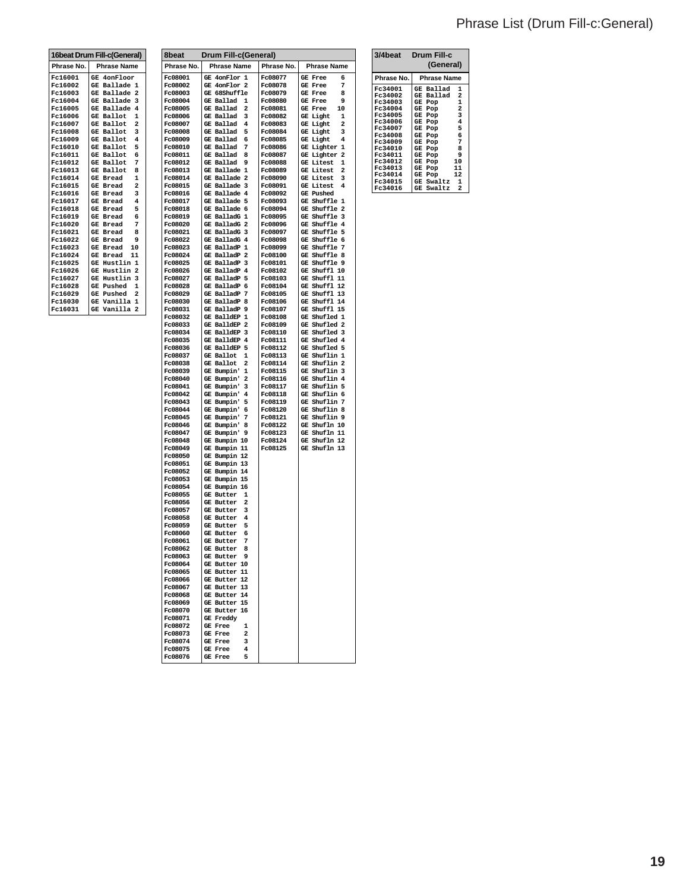# Phrase List (Drum Fill-c:General)

| 16beat Drum Fill-c(General) | |
|---|---|
| Phrase No. | Phrase Name |
| Fc16001 | GE 4onFloor |
| Fc16002 | GE Ballade 1 |
| Fc16003 | GE Ballade 2 |
| Fc16004 | GE Ballade 3 |
| Fc16005 | GE Ballade 4 |
| Fc16006 | GE Ballot 1 |
| Fc16007 | GE Ballot 2 |
| Fc16008 | GE Ballot 3 |
| Fc16009 | GE Ballot 4 |
| Fc16010 | GE Ballot 5 |
| Fc16011 | GE Ballot 6 |
| Fc16012 | GE Ballot 7 |
| Fc16013 | GE Ballot 8 |
| Fc16014 | GE Bread 1 |
| Fc16015 | GE Bread 2 |
| Fc16016 | GE Bread 3 |
| Fc16017 | GE Bread 4 |
| Fc16018 | GE Bread 5 |
| Fc16019 | GE Bread 6 |
| Fc16020 | GE Bread 7 |
| Fc16021 | GE Bread 8 |
| Fc16022 | GE Bread 9 |
| Fc16023 | GE Bread 10 |
| Fc16024 | GE Bread 11 |
| Fc16025 | GE Hustlin 1 |
| Fc16026 | GE Hustlin 2 |
| Fc16027 | GE Hustlin 3 |
| Fc16028 | GE Pushed 1 |
| Fc16029 | GE Pushed 2 |
| Fc16030 | GE Vanilla 1 |
| Fc16031 | GE Vanilla 2 |

| 8beat Drum Fill-c(General) | | | |
|---|---|---|---|
| Phrase No. | Phrase Name | Phrase No. | Phrase Name |
| Fc08001 | GE 4onFlor 1 | Fc08077 | GE Free 6 |
| Fc08002 | GE 4onFlor 2 | Fc08078 | GE Free 7 |
| Fc08003 | GE 68Shuffle | Fc08079 | GE Free 8 |
| Fc08004 | GE Ballad 1 | Fc08080 | GE Free 9 |
| Fc08005 | GE Ballad 2 | Fc08081 | GE Free 10 |
| Fc08006 | GE Ballad 3 | Fc08082 | GE Light 1 |
| Fc08007 | GE Ballad 4 | Fc08083 | GE Light 2 |
| Fc08008 | GE Ballad 5 | Fc08084 | GE Light 3 |
| Fc08009 | GE Ballad 6 | Fc08085 | GE Light 4 |
| Fc08010 | GE Ballad 7 | Fc08086 | GE Lighter 1 |
| Fc08011 | GE Ballad 8 | Fc08087 | GE Lighter 2 |
| Fc08012 | GE Ballad 9 | Fc08088 | GE Litest 1 |
| Fc08013 | GE Ballade 1 | Fc08089 | GE Litest 2 |
| Fc08014 | GE Ballade 2 | Fc08090 | GE Litest 3 |
| Fc08015 | GE Ballade 3 | Fc08091 | GE Litest 4 |
| Fc08016 | GE Ballade 4 | Fc08092 | GE Pushed |
| Fc08017 | GE Ballade 5 | Fc08093 | GE Shuffle 1 |
| Fc08018 | GE Ballade 6 | Fc08094 | GE Shuffle 2 |
| Fc08019 | GE BalladG 1 | Fc08095 | GE Shuffle 3 |
| Fc08020 | GE BalladG 2 | Fc08096 | GE Shuffle 4 |
| Fc08021 | GE BalladG 3 | Fc08097 | GE Shuffle 5 |
| Fc08022 | GE BalladG 4 | Fc08098 | GE Shuffle 6 |
| Fc08023 | GE BalladP 1 | Fc08099 | GE Shuffle 7 |
| Fc08024 | GE BalladP 2 | Fc08100 | GE Shuffle 8 |
| Fc08025 | GE BalladP 3 | Fc08101 | GE Shuffle 9 |
| Fc08026 | GE BalladP 4 | Fc08102 | GE Shuffl 10 |
| Fc08027 | GE BalladP 5 | Fc08103 | GE Shuffl 11 |
| Fc08028 | GE BalladP 6 | Fc08104 | GE Shuffl 12 |
| Fc08029 | GE BalladP 7 | Fc08105 | GE Shuffl 13 |
| Fc08030 | GE BalladP 8 | Fc08106 | GE Shuffl 14 |
| Fc08031 | GE BalladP 9 | Fc08107 | GE Shuffl 15 |
| Fc08032 | GE BalldEP 1 | Fc08108 | GE Shufled 1 |
| Fc08033 | GE BalldEP 2 | Fc08109 | GE Shufled 2 |
| Fc08034 | GE BalldEP 3 | Fc08110 | GE Shufled 3 |
| Fc08035 | GE BalldEP 4 | Fc08111 | GE Shufled 4 |
| Fc08036 | GE BalldEP 5 | Fc08112 | GE Shufled 5 |
| Fc08037 | GE Ballot 1 | Fc08113 | GE Shuflin 1 |
| Fc08038 | GE Ballot 2 | Fc08114 | GE Shuflin 2 |
| Fc08039 | GE Bumpin' 1 | Fc08115 | GE Shuflin 3 |
| Fc08040 | GE Bumpin' 2 | Fc08116 | GE Shuflin 4 |
| Fc08041 | GE Bumpin' 3 | Fc08117 | GE Shuflin 5 |
| Fc08042 | GE Bumpin' 4 | Fc08118 | GE Shuflin 6 |
| Fc08043 | GE Bumpin' 5 | Fc08119 | GE Shuflin 7 |
| Fc08044 | GE Bumpin' 6 | Fc08120 | GE Shuflin 8 |
| Fc08045 | GE Bumpin' 7 | Fc08121 | GE Shuflin 9 |
| Fc08046 | GE Bumpin' 8 | Fc08122 | GE Shufln 10 |
| Fc08047 | GE Bumpin' 9 | Fc08123 | GE Shufln 11 |
| Fc08048 | GE Bumpin 10 | Fc08124 | GE Shufln 12 |
| Fc08049 | GE Bumpin 11 | Fc08125 | GE Shufln 13 |
| Fc08050 | GE Bumpin 12 | | |
| Fc08051 | GE Bumpin 13 | | |
| Fc08052 | GE Bumpin 14 | | |
| Fc08053 | GE Bumpin 15 | | |
| Fc08054 | GE Bumpin 16 | | |
| Fc08055 | GE Butter 1 | | |
| Fc08056 | GE Butter 2 | | |
| Fc08057 | GE Butter 3 | | |
| Fc08058 | GE Butter 4 | | |
| Fc08059 | GE Butter 5 | | |
| Fc08060 | GE Butter 6 | | |
| Fc08061 | GE Butter 7 | | |
| Fc08062 | GE Butter 8 | | |
| Fc08063 | GE Butter 9 | | |
| Fc08064 | GE Butter 10 | | |
| Fc08065 | GE Butter 11 | | |
| Fc08066 | GE Butter 12 | | |
| Fc08067 | GE Butter 13 | | |
| Fc08068 | GE Butter 14 | | |
| Fc08069 | GE Butter 15 | | |
| Fc08070 | GE Butter 16 | | |
| Fc08071 | GE Freddy | | |
| Fc08072 | GE Free 1 | | |
| Fc08073 | GE Free 2 | | |
| Fc08074 | GE Free 3 | | |
| Fc08075 | GE Free 4 | | |
| Fc08076 | GE Free 5 | | |

| 3/4beat Drum Fill-c (General) | |
|---|---|
| Phrase No. | Phrase Name |
| Fc34001 | GE Ballad 1 |
| Fc34002 | GE Ballad 2 |
| Fc34003 | GE Pop 1 |
| Fc34004 | GE Pop 2 |
| Fc34005 | GE Pop 3 |
| Fc34006 | GE Pop 4 |
| Fc34007 | GE Pop 5 |
| Fc34008 | GE Pop 6 |
| Fc34009 | GE Pop 7 |
| Fc34010 | GE Pop 8 |
| Fc34011 | GE Pop 9 |
| Fc34012 | GE Pop 10 |
| Fc34013 | GE Pop 11 |
| Fc34014 | GE Pop 12 |
| Fc34015 | GE Swaltz 1 |
| Fc34016 | GE Swaltz 2 |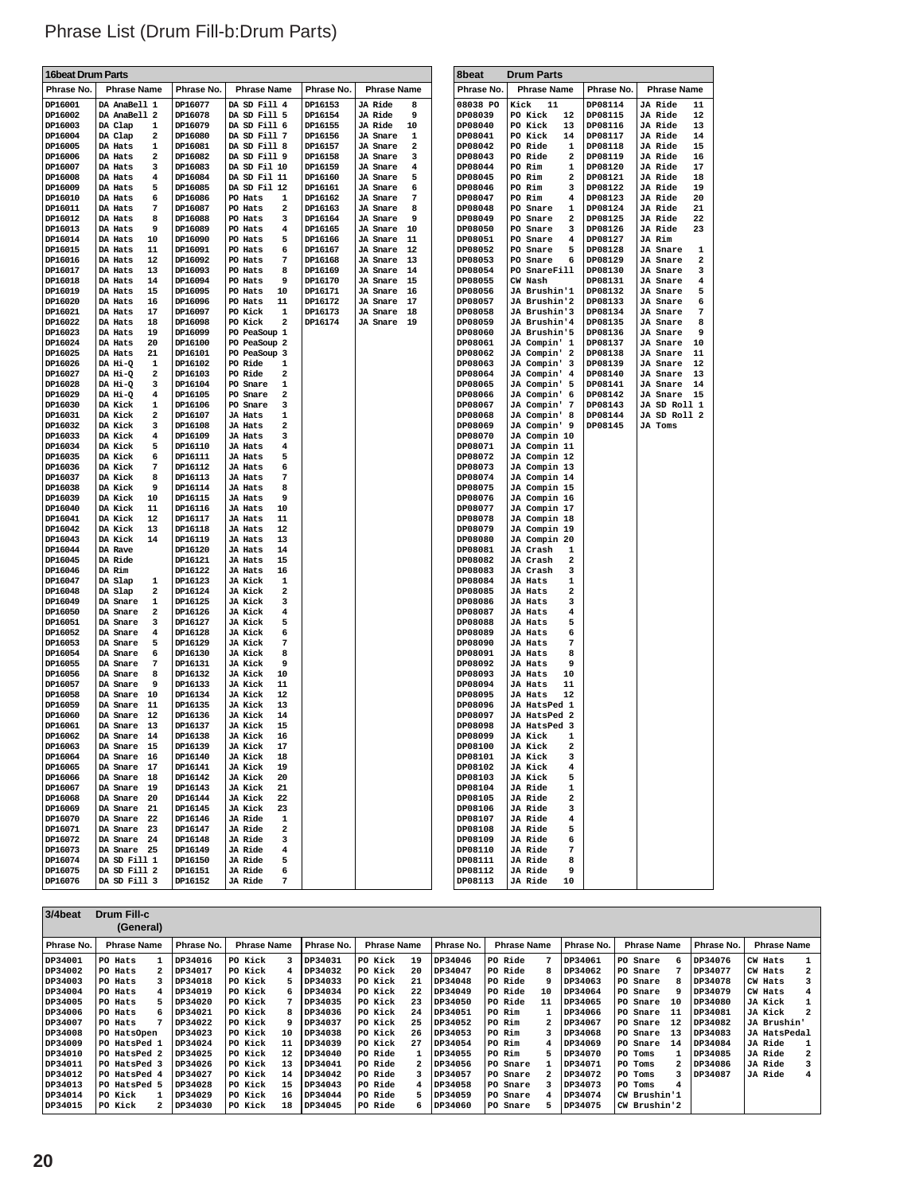# Phrase List (Drum Fill-b:Drum Parts)

**16beat Drum Parts**

| Phrase No. | Phrase Name | Phrase No. | Phrase Name | Phrase No. | Phrase Name |
|---|---|---|---|---|---|
| DP16001 | DA AnaBell 1 | DP16077 | DA SD Fill 4 | DP16153 | JA Ride 8 |
| DP16002 | DA AnaBell 2 | DP16078 | DA SD Fill 5 | DP16154 | JA Ride 9 |
| DP16003 | DA Clap 1 | DP16079 | DA SD Fill 6 | DP16155 | JA Ride 10 |
| DP16004 | DA Clap 2 | DP16080 | DA SD Fill 7 | DP16156 | JA Snare 1 |
| DP16005 | DA Hats 1 | DP16081 | DA SD Fill 8 | DP16157 | JA Snare 2 |
| DP16006 | DA Hats 2 | DP16082 | DA SD Fill 9 | DP16158 | JA Snare 3 |
| DP16007 | DA Hats 3 | DP16083 | DA SD Fil 10 | DP16159 | JA Snare 4 |
| DP16008 | DA Hats 4 | DP16084 | DA SD Fil 11 | DP16160 | JA Snare 5 |
| DP16009 | DA Hats 5 | DP16085 | DA SD Fil 12 | DP16161 | JA Snare 6 |
| DP16010 | DA Hats 6 | DP16086 | PO Hats 1 | DP16162 | JA Snare 7 |
| DP16011 | DA Hats 7 | DP16087 | PO Hats 2 | DP16163 | JA Snare 8 |
| DP16012 | DA Hats 8 | DP16088 | PO Hats 3 | DP16164 | JA Snare 9 |
| DP16013 | DA Hats 9 | DP16089 | PO Hats 4 | DP16165 | JA Snare 10 |
| DP16014 | DA Hats 10 | DP16090 | PO Hats 5 | DP16166 | JA Snare 11 |
| DP16015 | DA Hats 11 | DP16091 | PO Hats 6 | DP16167 | JA Snare 12 |
| DP16016 | DA Hats 12 | DP16092 | PO Hats 7 | DP16168 | JA Snare 13 |
| DP16017 | DA Hats 13 | DP16093 | PO Hats 8 | DP16169 | JA Snare 14 |
| DP16018 | DA Hats 14 | DP16094 | PO Hats 9 | DP16170 | JA Snare 15 |
| DP16019 | DA Hats 15 | DP16095 | PO Hats 10 | DP16171 | JA Snare 16 |
| DP16020 | DA Hats 16 | DP16096 | PO Hats 11 | DP16172 | JA Snare 17 |
| DP16021 | DA Hats 17 | DP16097 | PO Kick 1 | DP16173 | JA Snare 18 |
| DP16022 | DA Hats 18 | DP16098 | PO Kick 2 | DP16174 | JA Snare 19 |
| DP16023 | DA Hats 19 | DP16099 | PO PeaSoup 1 | | |
| DP16024 | DA Hats 20 | DP16100 | PO PeaSoup 2 | | |
| DP16025 | DA Hats 21 | DP16101 | PO PeaSoup 3 | | |
| DP16026 | DA Hi-Q 1 | DP16102 | PO Ride 1 | | |
| DP16027 | DA Hi-Q 2 | DP16103 | PO Ride 2 | | |
| DP16028 | DA Hi-Q 3 | DP16104 | PO Snare 1 | | |
| DP16029 | DA Hi-Q 4 | DP16105 | PO Snare 2 | | |
| DP16030 | DA Kick 1 | DP16106 | PO Snare 3 | | |
| DP16031 | DA Kick 2 | DP16107 | JA Hats 1 | | |
| DP16032 | DA Kick 3 | DP16108 | JA Hats 2 | | |
| DP16033 | DA Kick 4 | DP16109 | JA Hats 3 | | |
| DP16034 | DA Kick 5 | DP16110 | JA Hats 4 | | |
| DP16035 | DA Kick 6 | DP16111 | JA Hats 5 | | |
| DP16036 | DA Kick 7 | DP16112 | JA Hats 6 | | |
| DP16037 | DA Kick 8 | DP16113 | JA Hats 7 | | |
| DP16038 | DA Kick 9 | DP16114 | JA Hats 8 | | |
| DP16039 | DA Kick 10 | DP16115 | JA Hats 9 | | |
| DP16040 | DA Kick 11 | DP16116 | JA Hats 10 | | |
| DP16041 | DA Kick 12 | DP16117 | JA Hats 11 | | |
| DP16042 | DA Kick 13 | DP16118 | JA Hats 12 | | |
| DP16043 | DA Kick 14 | DP16119 | JA Hats 13 | | |
| DP16044 | DA Rave | DP16120 | JA Hats 14 | | |
| DP16045 | DA Ride | DP16121 | JA Hats 15 | | |
| DP16046 | DA Rim | DP16122 | JA Hats 16 | | |
| DP16047 | DA Slap 1 | DP16123 | JA Kick 1 | | |
| DP16048 | DA Slap 2 | DP16124 | JA Kick 2 | | |
| DP16049 | DA Snare 1 | DP16125 | JA Kick 3 | | |
| DP16050 | DA Snare 2 | DP16126 | JA Kick 4 | | |
| DP16051 | DA Snare 3 | DP16127 | JA Kick 5 | | |
| DP16052 | DA Snare 4 | DP16128 | JA Kick 6 | | |
| DP16053 | DA Snare 5 | DP16129 | JA Kick 7 | | |
| DP16054 | DA Snare 6 | DP16130 | JA Kick 8 | | |
| DP16055 | DA Snare 7 | DP16131 | JA Kick 9 | | |
| DP16056 | DA Snare 8 | DP16132 | JA Kick 10 | | |
| DP16057 | DA Snare 9 | DP16133 | JA Kick 11 | | |
| DP16058 | DA Snare 10 | DP16134 | JA Kick 12 | | |
| DP16059 | DA Snare 11 | DP16135 | JA Kick 13 | | |
| DP16060 | DA Snare 12 | DP16136 | JA Kick 14 | | |
| DP16061 | DA Snare 13 | DP16137 | JA Kick 15 | | |
| DP16062 | DA Snare 14 | DP16138 | JA Kick 16 | | |
| DP16063 | DA Snare 15 | DP16139 | JA Kick 17 | | |
| DP16064 | DA Snare 16 | DP16140 | JA Kick 18 | | |
| DP16065 | DA Snare 17 | DP16141 | JA Kick 19 | | |
| DP16066 | DA Snare 18 | DP16142 | JA Kick 20 | | |
| DP16067 | DA Snare 19 | DP16143 | JA Kick 21 | | |
| DP16068 | DA Snare 20 | DP16144 | JA Kick 22 | | |
| DP16069 | DA Snare 21 | DP16145 | JA Kick 23 | | |
| DP16070 | DA Snare 22 | DP16146 | JA Ride 1 | | |
| DP16071 | DA Snare 23 | DP16147 | JA Ride 2 | | |
| DP16072 | DA Snare 24 | DP16148 | JA Ride 3 | | |
| DP16073 | DA Snare 25 | DP16149 | JA Ride 4 | | |
| DP16074 | DA SD Fill 1 | DP16150 | JA Ride 5 | | |
| DP16075 | DA SD Fill 2 | DP16151 | JA Ride 6 | | |
| DP16076 | DA SD Fill 3 | DP16152 | JA Ride 7 | | |

**8beat Drum Parts**

| Phrase No. | Phrase Name | Phrase No. | Phrase Name |
|---|---|---|---|
| 08038 PO | Kick 11 | DP08114 | JA Ride 11 |
| DP08039 | PO Kick 12 | DP08115 | JA Ride 12 |
| DP08040 | PO Kick 13 | DP08116 | JA Ride 13 |
| DP08041 | PO Kick 14 | DP08117 | JA Ride 14 |
| DP08042 | PO Ride 1 | DP08118 | JA Ride 15 |
| DP08043 | PO Ride 2 | DP08119 | JA Ride 16 |
| DP08044 | PO Rim 1 | DP08120 | JA Ride 17 |
| DP08045 | PO Rim 2 | DP08121 | JA Ride 18 |
| DP08046 | PO Rim 3 | DP08122 | JA Ride 19 |
| DP08047 | PO Rim 4 | DP08123 | JA Ride 20 |
| DP08048 | PO Snare 1 | DP08124 | JA Ride 21 |
| DP08049 | PO Snare 2 | DP08125 | JA Ride 22 |
| DP08050 | PO Snare 3 | DP08126 | JA Ride 23 |
| DP08051 | PO Snare 4 | DP08127 | JA Rim |
| DP08052 | PO Snare 5 | DP08128 | JA Snare 1 |
| DP08053 | PO Snare 6 | DP08129 | JA Snare 2 |
| DP08054 | PO SnareFill | DP08130 | JA Snare 3 |
| DP08055 | CW Nash | DP08131 | JA Snare 4 |
| DP08056 | JA Brushin'1 | DP08132 | JA Snare 5 |
| DP08057 | JA Brushin'2 | DP08133 | JA Snare 6 |
| DP08058 | JA Brushin'3 | DP08134 | JA Snare 7 |
| DP08059 | JA Brushin'4 | DP08135 | JA Snare 8 |
| DP08060 | JA Brushin'5 | DP08136 | JA Snare 9 |
| DP08061 | JA Compin' 1 | DP08137 | JA Snare 10 |
| DP08062 | JA Compin' 2 | DP08138 | JA Snare 11 |
| DP08063 | JA Compin' 3 | DP08139 | JA Snare 12 |
| DP08064 | JA Compin' 4 | DP08140 | JA Snare 13 |
| DP08065 | JA Compin' 5 | DP08141 | JA Snare 14 |
| DP08066 | JA Compin' 6 | DP08142 | JA Snare 15 |
| DP08067 | JA Compin' 7 | DP08143 | JA SD Roll 1 |
| DP08068 | JA Compin' 8 | DP08144 | JA SD Roll 2 |
| DP08069 | JA Compin' 9 | DP08145 | JA Toms |
| DP08070 | JA Compin 10 | | |
| DP08071 | JA Compin 11 | | |
| DP08072 | JA Compin 12 | | |
| DP08073 | JA Compin 13 | | |
| DP08074 | JA Compin 14 | | |
| DP08075 | JA Compin 15 | | |
| DP08076 | JA Compin 16 | | |
| DP08077 | JA Compin 17 | | |
| DP08078 | JA Compin 18 | | |
| DP08079 | JA Compin 19 | | |
| DP08080 | JA Compin 20 | | |
| DP08081 | JA Crash 1 | | |
| DP08082 | JA Crash 2 | | |
| DP08083 | JA Crash 3 | | |
| DP08084 | JA Hats 1 | | |
| DP08085 | JA Hats 2 | | |
| DP08086 | JA Hats 3 | | |
| DP08087 | JA Hats 4 | | |
| DP08088 | JA Hats 5 | | |
| DP08089 | JA Hats 6 | | |
| DP08090 | JA Hats 7 | | |
| DP08091 | JA Hats 8 | | |
| DP08092 | JA Hats 9 | | |
| DP08093 | JA Hats 10 | | |
| DP08094 | JA Hats 11 | | |
| DP08095 | JA Hats 12 | | |
| DP08096 | JA HatsPed 1 | | |
| DP08097 | JA HatsPed 2 | | |
| DP08098 | JA HatsPed 3 | | |
| DP08099 | JA Kick 1 | | |
| DP08100 | JA Kick 2 | | |
| DP08101 | JA Kick 3 | | |
| DP08102 | JA Kick 4 | | |
| DP08103 | JA Kick 5 | | |
| DP08104 | JA Ride 1 | | |
| DP08105 | JA Ride 2 | | |
| DP08106 | JA Ride 3 | | |
| DP08107 | JA Ride 4 | | |
| DP08108 | JA Ride 5 | | |
| DP08109 | JA Ride 6 | | |
| DP08110 | JA Ride 7 | | |
| DP08111 | JA Ride 8 | | |
| DP08112 | JA Ride 9 | | |
| DP08113 | JA Ride 10 | | |

**3/4beat Drum Fill-c (General)**

| Phrase No. | Phrase Name | Phrase No. | Phrase Name | Phrase No. | Phrase Name | Phrase No. | Phrase Name | Phrase No. | Phrase Name | Phrase No. | Phrase Name |
|---|---|---|---|---|---|---|---|---|---|---|---|
| DP34001 | PO Hats 1 | DP34016 | PO Kick 3 | DP34031 | PO Kick 19 | DP34046 | PO Ride 7 | DP34061 | PO Snare 6 | DP34076 | CW Hats 1 |
| DP34002 | PO Hats 2 | DP34017 | PO Kick 4 | DP34032 | PO Kick 20 | DP34047 | PO Ride 8 | DP34062 | PO Snare 7 | DP34077 | CW Hats 2 |
| DP34003 | PO Hats 3 | DP34018 | PO Kick 5 | DP34033 | PO Kick 21 | DP34048 | PO Ride 9 | DP34063 | PO Snare 8 | DP34078 | CW Hats 3 |
| DP34004 | PO Hats 4 | DP34019 | PO Kick 6 | DP34034 | PO Kick 22 | DP34049 | PO Ride 10 | DP34064 | PO Snare 9 | DP34079 | CW Hats 4 |
| DP34005 | PO Hats 5 | DP34020 | PO Kick 7 | DP34035 | PO Kick 23 | DP34050 | PO Ride 11 | DP34065 | PO Snare 10 | DP34080 | JA Kick 1 |
| DP34006 | PO Hats 6 | DP34021 | PO Kick 8 | DP34036 | PO Kick 24 | DP34051 | PO Rim 1 | DP34066 | PO Snare 11 | DP34081 | JA Kick 2 |
| DP34007 | PO Hats 7 | DP34022 | PO Kick 9 | DP34037 | PO Kick 25 | DP34052 | PO Rim 2 | DP34067 | PO Snare 12 | DP34082 | JA Brushin' |
| DP34008 | PO HatsOpen | DP34023 | PO Kick 10 | DP34038 | PO Kick 26 | DP34053 | PO Rim 3 | DP34068 | PO Snare 13 | DP34083 | JA HatsPedal |
| DP34009 | PO HatsPed 1 | DP34024 | PO Kick 11 | DP34039 | PO Kick 27 | DP34054 | PO Rim 4 | DP34069 | PO Snare 14 | DP34084 | JA Ride 1 |
| DP34010 | PO HatsPed 2 | DP34025 | PO Kick 12 | DP34040 | PO Ride 1 | DP34055 | PO Rim 5 | DP34070 | PO Toms 1 | DP34085 | JA Ride 2 |
| DP34011 | PO HatsPed 3 | DP34026 | PO Kick 13 | DP34041 | PO Ride 2 | DP34056 | PO Snare 1 | DP34071 | PO Toms 2 | DP34086 | JA Ride 3 |
| DP34012 | PO HatsPed 4 | DP34027 | PO Kick 14 | DP34042 | PO Ride 3 | DP34057 | PO Snare 2 | DP34072 | PO Toms 3 | DP34087 | JA Ride 4 |
| DP34013 | PO HatsPed 5 | DP34028 | PO Kick 15 | DP34043 | PO Ride 4 | DP34058 | PO Snare 3 | DP34073 | PO Toms 4 | | |
| DP34014 | PO Kick 1 | DP34029 | PO Kick 16 | DP34044 | PO Ride 5 | DP34059 | PO Snare 4 | DP34074 | CW Brushin'1 | | |
| DP34015 | PO Kick 2 | DP34030 | PO Kick 18 | DP34045 | PO Ride 6 | DP34060 | PO Snare 5 | DP34075 | CW Brushin'2 | | |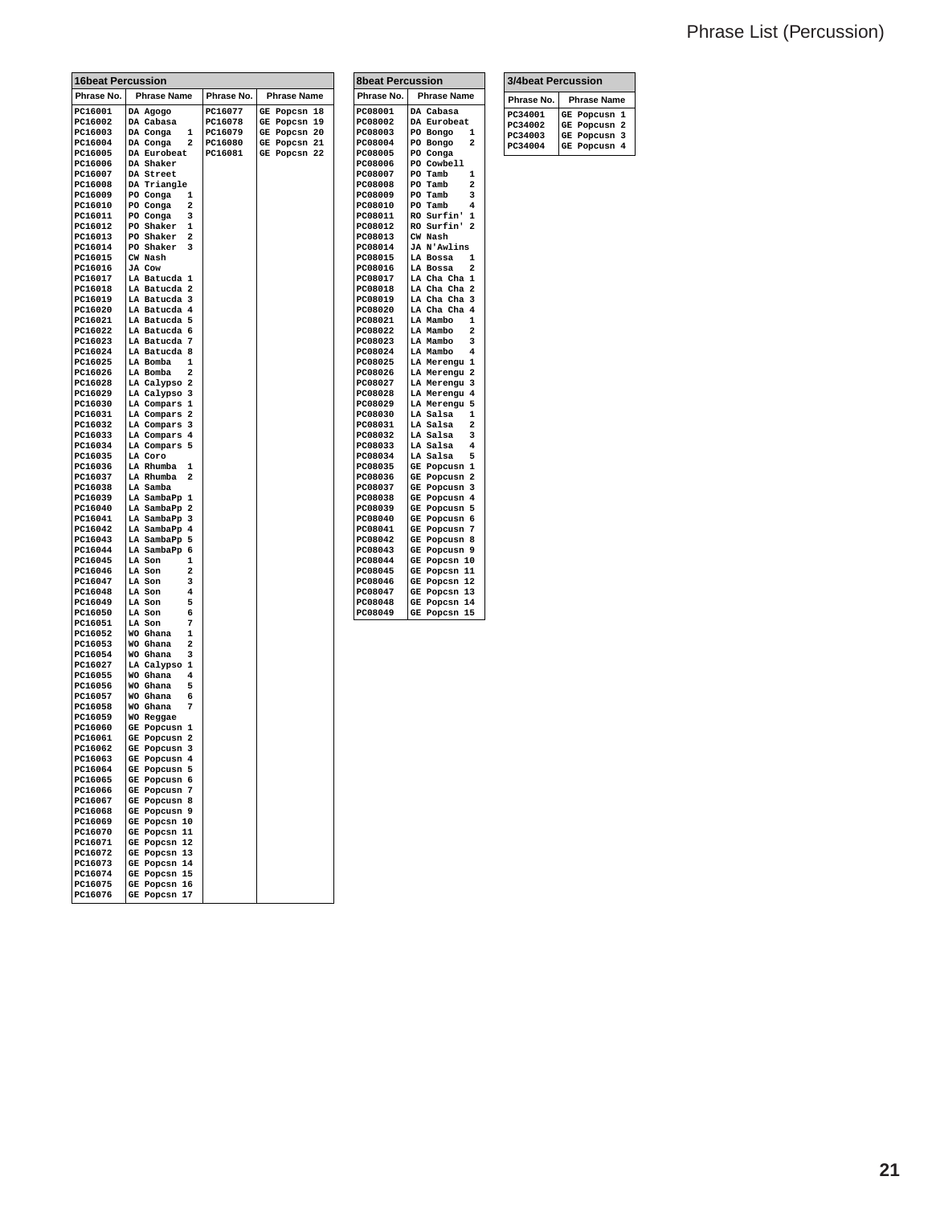# Phrase List (Percussion)

**16beat Percussion**

| Phrase No. | Phrase Name | Phrase No. | Phrase Name |
|---|---|---|---|
| PC16001 | DA Agogo | PC16077 | GE Popcsn 18 |
| PC16002 | DA Cabasa | PC16078 | GE Popcsn 19 |
| PC16003 | DA Conga 1 | PC16079 | GE Popcsn 20 |
| PC16004 | DA Conga 2 | PC16080 | GE Popcsn 21 |
| PC16005 | DA Eurobeat | PC16081 | GE Popcsn 22 |
| PC16006 | DA Shaker | | |
| PC16007 | DA Street | | |
| PC16008 | DA Triangle | | |
| PC16009 | PO Conga 1 | | |
| PC16010 | PO Conga 2 | | |
| PC16011 | PO Conga 3 | | |
| PC16012 | PO Shaker 1 | | |
| PC16013 | PO Shaker 2 | | |
| PC16014 | PO Shaker 3 | | |
| PC16015 | CW Nash | | |
| PC16016 | JA Cow | | |
| PC16017 | LA Batucda 1 | | |
| PC16018 | LA Batucda 2 | | |
| PC16019 | LA Batucda 3 | | |
| PC16020 | LA Batucda 4 | | |
| PC16021 | LA Batucda 5 | | |
| PC16022 | LA Batucda 6 | | |
| PC16023 | LA Batucda 7 | | |
| PC16024 | LA Batucda 8 | | |
| PC16025 | LA Bomba 1 | | |
| PC16026 | LA Bomba 2 | | |
| PC16028 | LA Calypso 2 | | |
| PC16029 | LA Calypso 3 | | |
| PC16030 | LA Compars 1 | | |
| PC16031 | LA Compars 2 | | |
| PC16032 | LA Compars 3 | | |
| PC16033 | LA Compars 4 | | |
| PC16034 | LA Compars 5 | | |
| PC16035 | LA Coro | | |
| PC16036 | LA Rhumba 1 | | |
| PC16037 | LA Rhumba 2 | | |
| PC16038 | LA Samba | | |
| PC16039 | LA SambaPp 1 | | |
| PC16040 | LA SambaPp 2 | | |
| PC16041 | LA SambaPp 3 | | |
| PC16042 | LA SambaPp 4 | | |
| PC16043 | LA SambaPp 5 | | |
| PC16044 | LA SambaPp 6 | | |
| PC16045 | LA Son 1 | | |
| PC16046 | LA Son 2 | | |
| PC16047 | LA Son 3 | | |
| PC16048 | LA Son 4 | | |
| PC16049 | LA Son 5 | | |
| PC16050 | LA Son 6 | | |
| PC16051 | LA Son 7 | | |
| PC16052 | WO Ghana 1 | | |
| PC16053 | WO Ghana 2 | | |
| PC16054 | WO Ghana 3 | | |
| PC16027 | LA Calypso 1 | | |
| PC16055 | WO Ghana 4 | | |
| PC16056 | WO Ghana 5 | | |
| PC16057 | WO Ghana 6 | | |
| PC16058 | WO Ghana 7 | | |
| PC16059 | WO Reggae | | |
| PC16060 | GE Popcusn 1 | | |
| PC16061 | GE Popcusn 2 | | |
| PC16062 | GE Popcusn 3 | | |
| PC16063 | GE Popcusn 4 | | |
| PC16064 | GE Popcusn 5 | | |
| PC16065 | GE Popcusn 6 | | |
| PC16066 | GE Popcusn 7 | | |
| PC16067 | GE Popcusn 8 | | |
| PC16068 | GE Popcusn 9 | | |
| PC16069 | GE Popcsn 10 | | |
| PC16070 | GE Popcsn 11 | | |
| PC16071 | GE Popcsn 12 | | |
| PC16072 | GE Popcsn 13 | | |
| PC16073 | GE Popcsn 14 | | |
| PC16074 | GE Popcsn 15 | | |
| PC16075 | GE Popcsn 16 | | |
| PC16076 | GE Popcsn 17 | | |

**8beat Percussion**

| Phrase No. | Phrase Name |
|---|---|
| PC08001 | DA Cabasa |
| PC08002 | DA Eurobeat |
| PC08003 | PO Bongo 1 |
| PC08004 | PO Bongo 2 |
| PC08005 | PO Conga |
| PC08006 | PO Cowbell |
| PC08007 | PO Tamb 1 |
| PC08008 | PO Tamb 2 |
| PC08009 | PO Tamb 3 |
| PC08010 | PO Tamb 4 |
| PC08011 | RO Surfin' 1 |
| PC08012 | RO Surfin' 2 |
| PC08013 | CW Nash |
| PC08014 | JA N'Awlins |
| PC08015 | LA Bossa 1 |
| PC08016 | LA Bossa 2 |
| PC08017 | LA Cha Cha 1 |
| PC08018 | LA Cha Cha 2 |
| PC08019 | LA Cha Cha 3 |
| PC08020 | LA Cha Cha 4 |
| PC08021 | LA Mambo 1 |
| PC08022 | LA Mambo 2 |
| PC08023 | LA Mambo 3 |
| PC08024 | LA Mambo 4 |
| PC08025 | LA Merengu 1 |
| PC08026 | LA Merengu 2 |
| PC08027 | LA Merengu 3 |
| PC08028 | LA Merengu 4 |
| PC08029 | LA Merengu 5 |
| PC08030 | LA Salsa 1 |
| PC08031 | LA Salsa 2 |
| PC08032 | LA Salsa 3 |
| PC08033 | LA Salsa 4 |
| PC08034 | LA Salsa 5 |
| PC08035 | GE Popcusn 1 |
| PC08036 | GE Popcusn 2 |
| PC08037 | GE Popcusn 3 |
| PC08038 | GE Popcusn 4 |
| PC08039 | GE Popcusn 5 |
| PC08040 | GE Popcusn 6 |
| PC08041 | GE Popcusn 7 |
| PC08042 | GE Popcusn 8 |
| PC08043 | GE Popcusn 9 |
| PC08044 | GE Popcsn 10 |
| PC08045 | GE Popcsn 11 |
| PC08046 | GE Popcsn 12 |
| PC08047 | GE Popcsn 13 |
| PC08048 | GE Popcsn 14 |
| PC08049 | GE Popcsn 15 |

**3/4beat Percussion**

| Phrase No. | Phrase Name |
|---|---|
| PC34001 | GE Popcusn 1 |
| PC34002 | GE Popcusn 2 |
| PC34003 | GE Popcusn 3 |
| PC34004 | GE Popcusn 4 |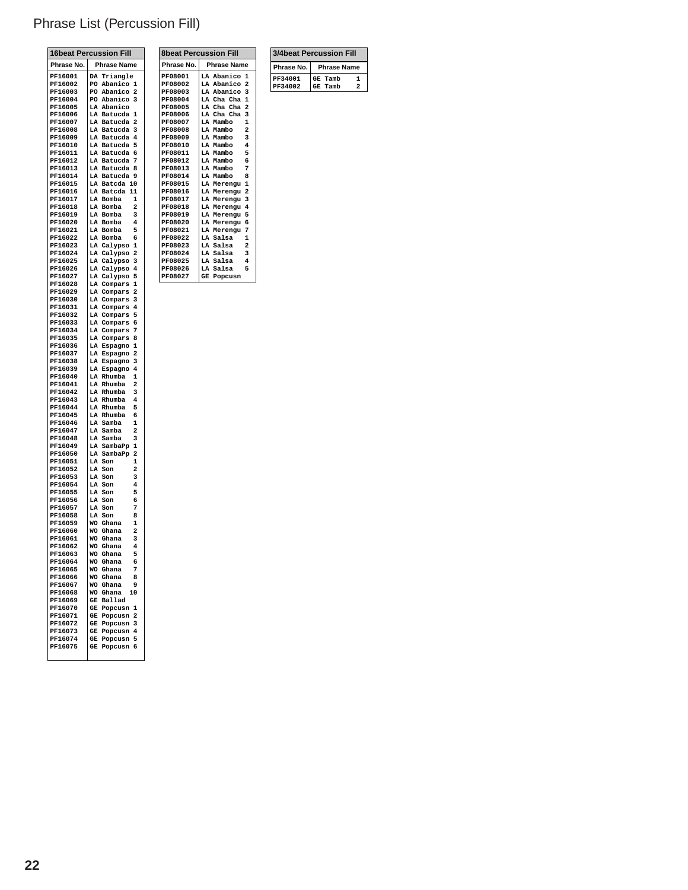# Phrase List (Percussion Fill)

**16beat Percussion Fill**

| Phrase No. | Phrase Name |
|---|---|
| PF16001 | DA Triangle |
| PF16002 | PO Abanico 1 |
| PF16003 | PO Abanico 2 |
| PF16004 | PO Abanico 3 |
| PF16005 | LA Abanico |
| PF16006 | LA Batucda 1 |
| PF16007 | LA Batucda 2 |
| PF16008 | LA Batucda 3 |
| PF16009 | LA Batucda 4 |
| PF16010 | LA Batucda 5 |
| PF16011 | LA Batucda 6 |
| PF16012 | LA Batucda 7 |
| PF16013 | LA Batucda 8 |
| PF16014 | LA Batucda 9 |
| PF16015 | LA Batcda 10 |
| PF16016 | LA Batcda 11 |
| PF16017 | LA Bomba 1 |
| PF16018 | LA Bomba 2 |
| PF16019 | LA Bomba 3 |
| PF16020 | LA Bomba 4 |
| PF16021 | LA Bomba 5 |
| PF16022 | LA Bomba 6 |
| PF16023 | LA Calypso 1 |
| PF16024 | LA Calypso 2 |
| PF16025 | LA Calypso 3 |
| PF16026 | LA Calypso 4 |
| PF16027 | LA Calypso 5 |
| PF16028 | LA Compars 1 |
| PF16029 | LA Compars 2 |
| PF16030 | LA Compars 3 |
| PF16031 | LA Compars 4 |
| PF16032 | LA Compars 5 |
| PF16033 | LA Compars 6 |
| PF16034 | LA Compars 7 |
| PF16035 | LA Compars 8 |
| PF16036 | LA Espagno 1 |
| PF16037 | LA Espagno 2 |
| PF16038 | LA Espagno 3 |
| PF16039 | LA Espagno 4 |
| PF16040 | LA Rhumba 1 |
| PF16041 | LA Rhumba 2 |
| PF16042 | LA Rhumba 3 |
| PF16043 | LA Rhumba 4 |
| PF16044 | LA Rhumba 5 |
| PF16045 | LA Rhumba 6 |
| PF16046 | LA Samba 1 |
| PF16047 | LA Samba 2 |
| PF16048 | LA Samba 3 |
| PF16049 | LA SambaPp 1 |
| PF16050 | LA SambaPp 2 |
| PF16051 | LA Son 1 |
| PF16052 | LA Son 2 |
| PF16053 | LA Son 3 |
| PF16054 | LA Son 4 |
| PF16055 | LA Son 5 |
| PF16056 | LA Son 6 |
| PF16057 | LA Son 7 |
| PF16058 | LA Son 8 |
| PF16059 | WO Ghana 1 |
| PF16060 | WO Ghana 2 |
| PF16061 | WO Ghana 3 |
| PF16062 | WO Ghana 4 |
| PF16063 | WO Ghana 5 |
| PF16064 | WO Ghana 6 |
| PF16065 | WO Ghana 7 |
| PF16066 | WO Ghana 8 |
| PF16067 | WO Ghana 9 |
| PF16068 | WO Ghana 10 |
| PF16069 | GE Ballad |
| PF16070 | GE Popcusn 1 |
| PF16071 | GE Popcusn 2 |
| PF16072 | GE Popcusn 3 |
| PF16073 | GE Popcusn 4 |
| PF16074 | GE Popcusn 5 |
| PF16075 | GE Popcusn 6 |

**8beat Percussion Fill**

| Phrase No. | Phrase Name |
|---|---|
| PF08001 | LA Abanico 1 |
| PF08002 | LA Abanico 2 |
| PF08003 | LA Abanico 3 |
| PF08004 | LA Cha Cha 1 |
| PF08005 | LA Cha Cha 2 |
| PF08006 | LA Cha Cha 3 |
| PF08007 | LA Mambo 1 |
| PF08008 | LA Mambo 2 |
| PF08009 | LA Mambo 3 |
| PF08010 | LA Mambo 4 |
| PF08011 | LA Mambo 5 |
| PF08012 | LA Mambo 6 |
| PF08013 | LA Mambo 7 |
| PF08014 | LA Mambo 8 |
| PF08015 | LA Merengu 1 |
| PF08016 | LA Merengu 2 |
| PF08017 | LA Merengu 3 |
| PF08018 | LA Merengu 4 |
| PF08019 | LA Merengu 5 |
| PF08020 | LA Merengu 6 |
| PF08021 | LA Merengu 7 |
| PF08022 | LA Salsa 1 |
| PF08023 | LA Salsa 2 |
| PF08024 | LA Salsa 3 |
| PF08025 | LA Salsa 4 |
| PF08026 | LA Salsa 5 |
| PF08027 | GE Popcusn |

**3/4beat Percussion Fill**

| Phrase No. | Phrase Name |
|---|---|
| PF34001 | GE Tamb 1 |
| PF34002 | GE Tamb 2 |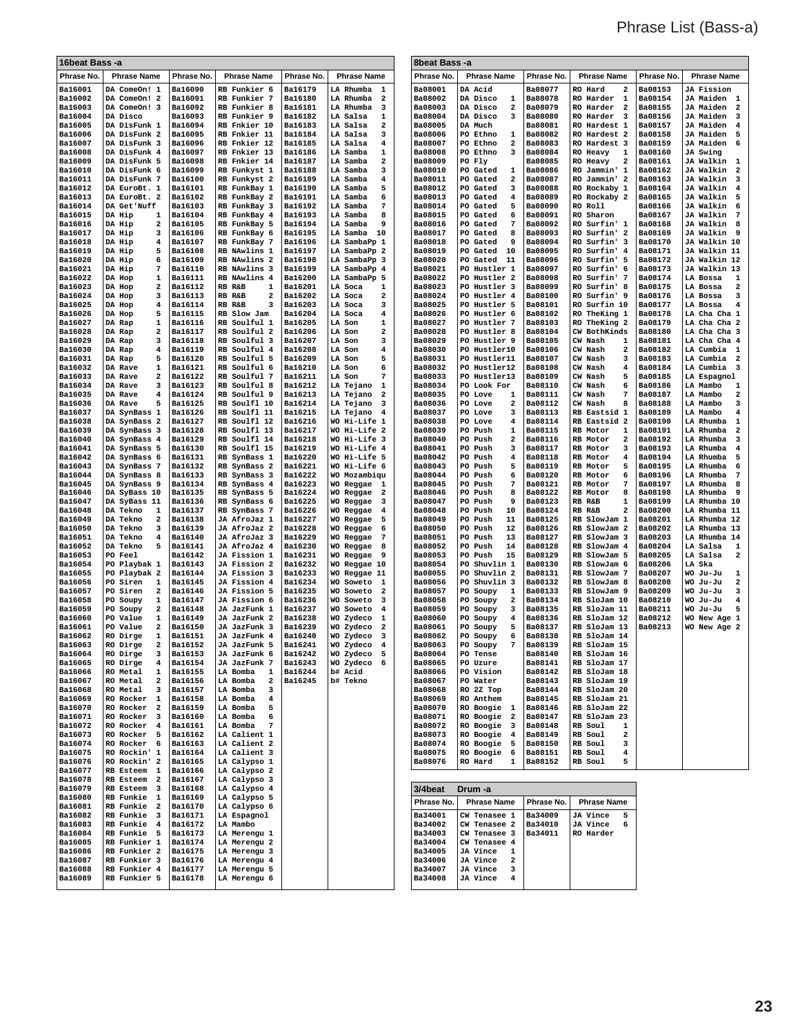# Phrase List (Bass-a)

## 16beat Bass -a

| Phrase No. | Phrase Name | Phrase No. | Phrase Name | Phrase No. | Phrase Name |
|---|---|---|---|---|---|
| Ba16001 | DA ComeOn! 1 | Ba16090 | RB Funkier 6 | Ba16179 | LA Rhumba 1 |
| Ba16002 | DA ComeOn! 2 | Ba16091 | RB Funkier 7 | Ba16180 | LA Rhumba 2 |
| Ba16003 | DA ComeOn! 3 | Ba16092 | RB Funkier 8 | Ba16181 | LA Rhumba 3 |
| Ba16004 | DA Disco | Ba16093 | RB Funkier 9 | Ba16182 | LA Salsa 1 |
| Ba16005 | DA DisFunk 1 | Ba16094 | RB Fnkier 10 | Ba16183 | LA Salsa 2 |
| Ba16006 | DA DisFunk 2 | Ba16095 | RB Fnkier 11 | Ba16184 | LA Salsa 3 |
| Ba16007 | DA DisFunk 3 | Ba16096 | RB Fnkier 12 | Ba16185 | LA Salsa 4 |
| Ba16008 | DA DisFunk 4 | Ba16097 | RB Fnkier 13 | Ba16186 | LA Samba 1 |
| Ba16009 | DA DisFunk 5 | Ba16098 | RB Fnkier 14 | Ba16187 | LA Samba 2 |
| Ba16010 | DA DisFunk 6 | Ba16099 | RB Funkyst 1 | Ba16188 | LA Samba 3 |
| Ba16011 | DA DisFunk 7 | Ba16100 | RB Funkyst 2 | Ba16189 | LA Samba 4 |
| Ba16012 | DA EuroBt. 1 | Ba16101 | RB FunkBay 1 | Ba16190 | LA Samba 5 |
| Ba16013 | DA EuroBt. 2 | Ba16102 | RB FunkBay 2 | Ba16191 | LA Samba 6 |
| Ba16014 | DA Get'Nuff | Ba16103 | RB FunkBay 3 | Ba16192 | LA Samba 7 |
| Ba16015 | DA Hip 1 | Ba16104 | RB FunkBay 4 | Ba16193 | LA Samba 8 |
| Ba16016 | DA Hip 2 | Ba16105 | RB FunkBay 5 | Ba16194 | LA Samba 9 |
| Ba16017 | DA Hip 3 | Ba16106 | RB FunkBay 6 | Ba16195 | LA Samba 10 |
| Ba16018 | DA Hip 4 | Ba16107 | RB FunkBay 7 | Ba16196 | LA SambaPp 1 |
| Ba16019 | DA Hip 5 | Ba16108 | RB NAwlins 1 | Ba16197 | LA SambaPp 2 |
| Ba16020 | DA Hip 6 | Ba16109 | RB NAwlins 2 | Ba16198 | LA SambaPp 3 |
| Ba16021 | DA Hip 7 | Ba16110 | RB NAwlins 3 | Ba16199 | LA SambaPp 4 |
| Ba16022 | DA Hop 1 | Ba16111 | RB NAwlins 4 | Ba16200 | LA SambaPp 5 |
| Ba16023 | DA Hop 2 | Ba16112 | RB R&B 1 | Ba16201 | LA Soca 1 |
| Ba16024 | DA Hop 3 | Ba16113 | RB R&B 2 | Ba16202 | LA Soca 2 |
| Ba16025 | DA Hop 4 | Ba16114 | RB R&B 3 | Ba16203 | LA Soca 3 |
| Ba16026 | DA Hop 5 | Ba16115 | RB Slow Jam | Ba16204 | LA Soca 4 |
| Ba16027 | DA Rap 1 | Ba16116 | RB Soulful 1 | Ba16205 | LA Son 1 |
| Ba16028 | DA Rap 2 | Ba16117 | RB Soulful 2 | Ba16206 | LA Son 2 |
| Ba16029 | DA Rap 3 | Ba16118 | RB Soulful 3 | Ba16207 | LA Son 3 |
| Ba16030 | DA Rap 4 | Ba16119 | RB Soulful 4 | Ba16208 | LA Son 4 |
| Ba16031 | DA Rap 5 | Ba16120 | RB Soulful 5 | Ba16209 | LA Son 5 |
| Ba16032 | DA Rave 1 | Ba16121 | RB Soulful 6 | Ba16210 | LA Son 6 |
| Ba16033 | DA Rave 2 | Ba16122 | RB Soulful 7 | Ba16211 | LA Son 7 |
| Ba16034 | DA Rave 3 | Ba16123 | RB Soulful 8 | Ba16212 | LA Tejano 1 |
| Ba16035 | DA Rave 4 | Ba16124 | RB Soulful 9 | Ba16213 | LA Tejano 2 |
| Ba16036 | DA Rave 5 | Ba16125 | RB Soulfl 10 | Ba16214 | LA Tejano 3 |
| Ba16037 | DA SynBass 1 | Ba16126 | RB Soulfl 11 | Ba16215 | LA Tejano 4 |
| Ba16038 | DA SynBass 2 | Ba16127 | RB Soulfl 12 | Ba16216 | WO Hi-Life 1 |
| Ba16039 | DA SynBass 3 | Ba16128 | RB Soulfl 13 | Ba16217 | WO Hi-Life 2 |
| Ba16040 | DA SynBass 4 | Ba16129 | RB Soulfl 14 | Ba16218 | WO Hi-Life 3 |
| Ba16041 | DA SynBass 5 | Ba16130 | RB Soulfl 15 | Ba16219 | WO Hi-Life 4 |
| Ba16042 | DA SynBass 6 | Ba16131 | RB SynBass 1 | Ba16220 | WO Hi-Life 5 |
| Ba16043 | DA SynBass 7 | Ba16132 | RB SynBass 2 | Ba16221 | WO Hi-Life 6 |
| Ba16044 | DA SynBass 8 | Ba16133 | RB SynBass 3 | Ba16222 | WO Mozambiqu |
| Ba16045 | DA SynBass 9 | Ba16134 | RB SynBass 4 | Ba16223 | WO Reggae 1 |
| Ba16046 | DA SyBass 10 | Ba16135 | RB SynBass 5 | Ba16224 | WO Reggae 2 |
| Ba16047 | DA SyBass 11 | Ba16136 | RB SynBass 6 | Ba16225 | WO Reggae 3 |
| Ba16048 | DA Tekno 1 | Ba16137 | RB SynBass 7 | Ba16226 | WO Reggae 4 |
| Ba16049 | DA Tekno 2 | Ba16138 | JA AfroJaz 1 | Ba16227 | WO Reggae 5 |
| Ba16050 | DA Tekno 3 | Ba16139 | JA AfroJaz 2 | Ba16228 | WO Reggae 6 |
| Ba16051 | DA Tekno 4 | Ba16140 | JA AfroJaz 3 | Ba16229 | WO Reggae 7 |
| Ba16052 | DA Tekno 5 | Ba16141 | JA AfroJaz 4 | Ba16230 | WO Reggae 8 |
| Ba16053 | PO Feel | Ba16142 | JA Fission 1 | Ba16231 | WO Reggae 9 |
| Ba16054 | PO Playbak 1 | Ba16143 | JA Fission 2 | Ba16232 | WO Reggae 10 |
| Ba16055 | PO Playbak 2 | Ba16144 | JA Fission 3 | Ba16233 | WO Reggae 11 |
| Ba16056 | PO Siren 1 | Ba16145 | JA Fission 4 | Ba16234 | WO Soweto 1 |
| Ba16057 | PO Siren 2 | Ba16146 | JA Fission 5 | Ba16235 | WO Soweto 2 |
| Ba16058 | PO Soupy 1 | Ba16147 | JA Fission 6 | Ba16236 | WO Soweto 3 |
| Ba16059 | PO Soupy 2 | Ba16148 | JA JazFunk 1 | Ba16237 | WO Soweto 4 |
| Ba16060 | PO Value 1 | Ba16149 | JA JazFunk 2 | Ba16238 | WO Zydeco 1 |
| Ba16061 | PO Value 2 | Ba16150 | JA JazFunk 3 | Ba16239 | WO Zydeco 2 |
| Ba16062 | RO Dirge 1 | Ba16151 | JA JazFunk 4 | Ba16240 | WO Zydeco 3 |
| Ba16063 | RO Dirge 2 | Ba16152 | JA JazFunk 5 | Ba16241 | WO Zydeco 4 |
| Ba16064 | RO Dirge 3 | Ba16153 | JA JazFunk 6 | Ba16242 | WO Zydeco 5 |
| Ba16065 | RO Dirge 4 | Ba16154 | JA JazFunk 7 | Ba16243 | WO Zydeco 6 |
| Ba16066 | RO Metal 1 | Ba16155 | LA Bomba 1 | Ba16244 | b# Acid |
| Ba16067 | RO Metal 2 | Ba16156 | LA Bomba 2 | Ba16245 | b# Tekno |
| Ba16068 | RO Metal 3 | Ba16157 | LA Bomba 3 | | |
| Ba16069 | RO Rocker 1 | Ba16158 | LA Bomba 4 | | |
| Ba16070 | RO Rocker 2 | Ba16159 | LA Bomba 5 | | |
| Ba16071 | RO Rocker 3 | Ba16160 | LA Bomba 6 | | |
| Ba16072 | RO Rocker 4 | Ba16161 | LA Bomba 7 | | |
| Ba16073 | RO Rocker 5 | Ba16162 | LA Calient 1 | | |
| Ba16074 | RO Rocker 6 | Ba16163 | LA Calient 2 | | |
| Ba16075 | RO Rockin' 1 | Ba16164 | LA Calient 3 | | |
| Ba16076 | RO Rockin' 2 | Ba16165 | LA Calypso 1 | | |
| Ba16077 | RB Esteem 1 | Ba16166 | LA Calypso 2 | | |
| Ba16078 | RB Esteem 2 | Ba16167 | LA Calypso 3 | | |
| Ba16079 | RB Esteem 3 | Ba16168 | LA Calypso 4 | | |
| Ba16080 | RB Funkie 1 | Ba16169 | LA Calypso 5 | | |
| Ba16081 | RB Funkie 2 | Ba16170 | LA Calypso 6 | | |
| Ba16082 | RB Funkie 3 | Ba16171 | LA Espagnol | | |
| Ba16083 | RB Funkie 4 | Ba16172 | LA Mambo | | |
| Ba16084 | RB Funkie 5 | Ba16173 | LA Merengu 1 | | |
| Ba16085 | RB Funkier 1 | Ba16174 | LA Merengu 2 | | |
| Ba16086 | RB Funkier 2 | Ba16175 | LA Merengu 3 | | |
| Ba16087 | RB Funkier 3 | Ba16176 | LA Merengu 4 | | |
| Ba16088 | RB Funkier 4 | Ba16177 | LA Merengu 5 | | |
| Ba16089 | RB Funkier 5 | Ba16178 | LA Merengu 6 | | |

## 8beat Bass -a

| Phrase No. | Phrase Name | Phrase No. | Phrase Name | Phrase No. | Phrase Name |
|---|---|---|---|---|---|
| Ba08001 | DA Acid | Ba08077 | RO Hard 2 | Ba08153 | JA Fission |
| Ba08002 | DA Disco 1 | Ba08078 | RO Harder 1 | Ba08154 | JA Maiden 1 |
| Ba08003 | DA Disco 2 | Ba08079 | RO Harder 2 | Ba08155 | JA Maiden 2 |
| Ba08004 | DA Disco 3 | Ba08080 | RO Harder 3 | Ba08156 | JA Maiden 3 |
| Ba08005 | DA Much | Ba08081 | RO Hardest 1 | Ba08157 | JA Maiden 4 |
| Ba08006 | PO Ethno 1 | Ba08082 | RO Hardest 2 | Ba08158 | JA Maiden 5 |
| Ba08007 | PO Ethno 2 | Ba08083 | RO Hardest 3 | Ba08159 | JA Maiden 6 |
| Ba08008 | PO Ethno 3 | Ba08084 | RO Heavy 1 | Ba08160 | JA Swing |
| Ba08009 | PO Fly | Ba08085 | RO Heavy 2 | Ba08161 | JA Walkin 1 |
| Ba08010 | PO Gated 1 | Ba08086 | RO Jammin' 1 | Ba08162 | JA Walkin 2 |
| Ba08011 | PO Gated 2 | Ba08087 | RO Jammin' 2 | Ba08163 | JA Walkin 3 |
| Ba08012 | PO Gated 3 | Ba08088 | RO Rockaby 1 | Ba08164 | JA Walkin 4 |
| Ba08013 | PO Gated 4 | Ba08089 | RO Rockaby 2 | Ba08165 | JA Walkin 5 |
| Ba08014 | PO Gated 5 | Ba08090 | RO Roll | Ba08166 | JA Walkin 6 |
| Ba08015 | PO Gated 6 | Ba08091 | RO Sharon | Ba08167 | JA Walkin 7 |
| Ba08016 | PO Gated 7 | Ba08092 | RO Surfin' 1 | Ba08168 | JA Walkin 8 |
| Ba08017 | PO Gated 8 | Ba08093 | RO Surfin' 2 | Ba08169 | JA Walkin 9 |
| Ba08018 | PO Gated 9 | Ba08094 | RO Surfin' 3 | Ba08170 | JA Walkin 10 |
| Ba08019 | PO Gated 10 | Ba08095 | RO Surfin' 4 | Ba08171 | JA Walkin 11 |
| Ba08020 | PO Gated 11 | Ba08096 | RO Surfin' 5 | Ba08172 | JA Walkin 12 |
| Ba08021 | PO Hustler 1 | Ba08097 | RO Surfin' 6 | Ba08173 | JA Walkin 13 |
| Ba08022 | PO Hustler 2 | Ba08098 | RO Surfin' 7 | Ba08174 | LA Bossa 1 |
| Ba08023 | PO Hustler 3 | Ba08099 | RO Surfin' 8 | Ba08175 | LA Bossa 2 |
| Ba08024 | PO Hustler 4 | Ba08100 | RO Surfin' 9 | Ba08176 | LA Bossa 3 |
| Ba08025 | PO Hustler 5 | Ba08101 | RO Surfin 10 | Ba08177 | LA Bossa 4 |
| Ba08026 | PO Hustler 6 | Ba08102 | RO TheKing 1 | Ba08178 | LA Cha Cha 1 |
| Ba08027 | PO Hustler 7 | Ba08103 | RO TheKing 2 | Ba08179 | LA Cha Cha 2 |
| Ba08028 | PO Hustler 8 | Ba08104 | CW BothKinds | Ba08180 | LA Cha Cha 3 |
| Ba08029 | PO Hustler 9 | Ba08105 | CW Nash 1 | Ba08181 | LA Cha Cha 4 |
| Ba08030 | PO Hustler10 | Ba08106 | CW Nash 2 | Ba08182 | LA Cumbia 1 |
| Ba08031 | PO Hustler11 | Ba08107 | CW Nash 3 | Ba08183 | LA Cumbia 2 |
| Ba08032 | PO Hustler12 | Ba08108 | CW Nash 4 | Ba08184 | LA Cumbia 3 |
| Ba08033 | PO Hustler13 | Ba08109 | CW Nash 5 | Ba08185 | LA Espagnol |
| Ba08034 | PO Look For | Ba08110 | CW Nash 6 | Ba08186 | LA Mambo 1 |
| Ba08035 | PO Love 1 | Ba08111 | CW Nash 7 | Ba08187 | LA Mambo 2 |
| Ba08036 | PO Love 2 | Ba08112 | CW Nash 8 | Ba08188 | LA Mambo 3 |
| Ba08037 | PO Love 3 | Ba08113 | RB Eastsid 1 | Ba08189 | LA Mambo 4 |
| Ba08038 | PO Love 4 | Ba08114 | RB Eastsid 2 | Ba08190 | LA Rhumba 1 |
| Ba08039 | PO Push 1 | Ba08115 | RB Motor 1 | Ba08191 | LA Rhumba 2 |
| Ba08040 | PO Push 2 | Ba08116 | RB Motor 2 | Ba08192 | LA Rhumba 3 |
| Ba08041 | PO Push 3 | Ba08117 | RB Motor 3 | Ba08193 | LA Rhumba 4 |
| Ba08042 | PO Push 4 | Ba08118 | RB Motor 4 | Ba08194 | LA Rhumba 5 |
| Ba08043 | PO Push 5 | Ba08119 | RB Motor 5 | Ba08195 | LA Rhumba 6 |
| Ba08044 | PO Push 6 | Ba08120 | RB Motor 6 | Ba08196 | LA Rhumba 7 |
| Ba08045 | PO Push 7 | Ba08121 | RB Motor 7 | Ba08197 | LA Rhumba 8 |
| Ba08046 | PO Push 8 | Ba08122 | RB Motor 8 | Ba08198 | LA Rhumba 9 |
| Ba08047 | PO Push 9 | Ba08123 | RB R&B 1 | Ba08199 | LA Rhumba 10 |
| Ba08048 | PO Push 10 | Ba08124 | RB R&B 2 | Ba08200 | LA Rhumba 11 |
| Ba08049 | PO Push 11 | Ba08125 | RB SlowJam 1 | Ba08201 | LA Rhumba 12 |
| Ba08050 | PO Push 12 | Ba08126 | RB SlowJam 2 | Ba08202 | LA Rhumba 13 |
| Ba08051 | PO Push 13 | Ba08127 | RB SlowJam 3 | Ba08203 | LA Rhumba 14 |
| Ba08052 | PO Push 14 | Ba08128 | RB SlowJam 4 | Ba08204 | LA Salsa 1 |
| Ba08053 | PO Push 15 | Ba08129 | RB SlowJam 5 | Ba08205 | LA Salsa 2 |
| Ba08054 | PO Shuvlin 1 | Ba08130 | RB SlowJam 6 | Ba08206 | LA Ska |
| Ba08055 | PO Shuvlin 2 | Ba08131 | RB SlowJam 7 | Ba08207 | WO Ju-Ju 1 |
| Ba08056 | PO Shuvlin 3 | Ba08132 | RB SlowJam 8 | Ba08208 | WO Ju-Ju 2 |
| Ba08057 | PO Soupy 1 | Ba08133 | RB SlowJam 9 | Ba08209 | WO Ju-Ju 3 |
| Ba08058 | PO Soupy 2 | Ba08134 | RB SloJam 10 | Ba08210 | WO Ju-Ju 4 |
| Ba08059 | PO Soupy 3 | Ba08135 | RB SloJam 11 | Ba08211 | WO Ju-Ju 5 |
| Ba08060 | PO Soupy 4 | Ba08136 | RB SloJam 12 | Ba08212 | WO New Age 1 |
| Ba08061 | PO Soupy 5 | Ba08137 | RB SloJam 13 | Ba08213 | WO New Age 2 |
| Ba08062 | PO Soupy 6 | Ba08138 | RB SloJam 14 | | |
| Ba08063 | PO Soupy 7 | Ba08139 | RB SloJam 15 | | |
| Ba08064 | PO Tense | Ba08140 | RB SloJam 16 | | |
| Ba08065 | PO Uzure | Ba08141 | RB SloJam 17 | | |
| Ba08066 | PO Vision | Ba08142 | RB SloJam 18 | | |
| Ba08067 | PO Water | Ba08143 | RB SloJam 19 | | |
| Ba08068 | RO 2Z Top | Ba08144 | RB SloJam 20 | | |
| Ba08069 | RO Anthem | Ba08145 | RB SloJam 21 | | |
| Ba08070 | RO Boogie 1 | Ba08146 | RB SloJam 22 | | |
| Ba08071 | RO Boogie 2 | Ba08147 | RB SloJam 23 | | |
| Ba08072 | RO Boogie 3 | Ba08148 | RB Soul 1 | | |
| Ba08073 | RO Boogie 4 | Ba08149 | RB Soul 2 | | |
| Ba08074 | RO Boogie 5 | Ba08150 | RB Soul 3 | | |
| Ba08075 | RO Boogie 6 | Ba08151 | RB Soul 4 | | |
| Ba08076 | RO Hard 1 | Ba08152 | RB Soul 5 | | |

## 3/4beat Drum -a

| Phrase No. | Phrase Name | Phrase No. | Phrase Name |
|---|---|---|---|
| Ba34001 | CW Tenasee 1 | Ba34009 | JA Vince 5 |
| Ba34002 | CW Tenasee 2 | Ba34010 | JA Vince 6 |
| Ba34003 | CW Tenasee 3 | Ba34011 | RO Harder |
| Ba34004 | CW Tenasee 4 | | |
| Ba34005 | JA Vince 1 | | |
| Ba34006 | JA Vince 2 | | |
| Ba34007 | JA Vince 3 | | |
| Ba34008 | JA Vince 4 | | |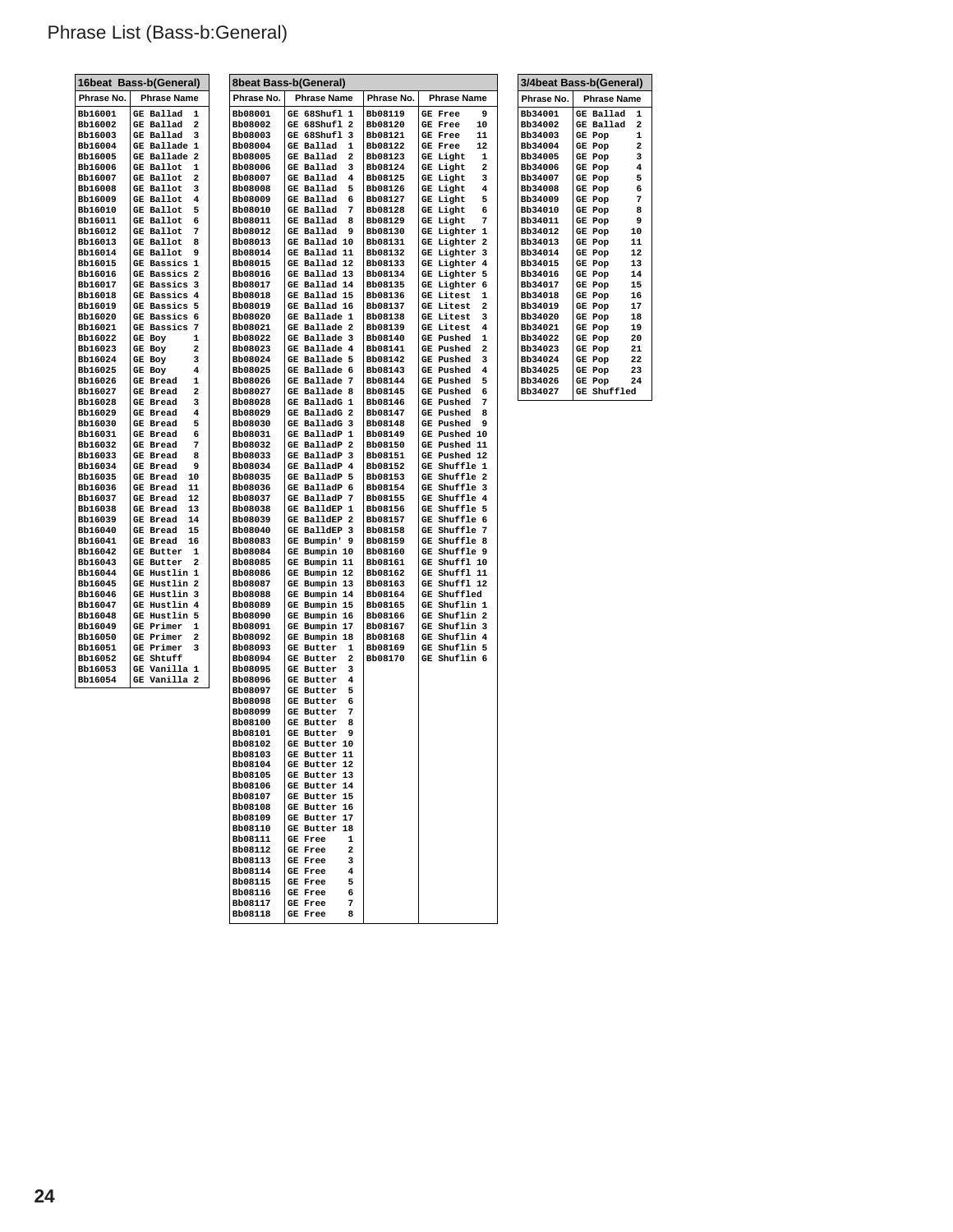# Phrase List (Bass-b:General)

| 16beat Bass-b(General) | |
|---|---|
| Phrase No. | Phrase Name |
| Bb16001 | GE Ballad 1 |
| Bb16002 | GE Ballad 2 |
| Bb16003 | GE Ballad 3 |
| Bb16004 | GE Ballade 1 |
| Bb16005 | GE Ballade 2 |
| Bb16006 | GE Ballot 1 |
| Bb16007 | GE Ballot 2 |
| Bb16008 | GE Ballot 3 |
| Bb16009 | GE Ballot 4 |
| Bb16010 | GE Ballot 5 |
| Bb16011 | GE Ballot 6 |
| Bb16012 | GE Ballot 7 |
| Bb16013 | GE Ballot 8 |
| Bb16014 | GE Ballot 9 |
| Bb16015 | GE Bassics 1 |
| Bb16016 | GE Bassics 2 |
| Bb16017 | GE Bassics 3 |
| Bb16018 | GE Bassics 4 |
| Bb16019 | GE Bassics 5 |
| Bb16020 | GE Bassics 6 |
| Bb16021 | GE Bassics 7 |
| Bb16022 | GE Boy 1 |
| Bb16023 | GE Boy 2 |
| Bb16024 | GE Boy 3 |
| Bb16025 | GE Boy 4 |
| Bb16026 | GE Bread 1 |
| Bb16027 | GE Bread 2 |
| Bb16028 | GE Bread 3 |
| Bb16029 | GE Bread 4 |
| Bb16030 | GE Bread 5 |
| Bb16031 | GE Bread 6 |
| Bb16032 | GE Bread 7 |
| Bb16033 | GE Bread 8 |
| Bb16034 | GE Bread 9 |
| Bb16035 | GE Bread 10 |
| Bb16036 | GE Bread 11 |
| Bb16037 | GE Bread 12 |
| Bb16038 | GE Bread 13 |
| Bb16039 | GE Bread 14 |
| Bb16040 | GE Bread 15 |
| Bb16041 | GE Bread 16 |
| Bb16042 | GE Butter 1 |
| Bb16043 | GE Butter 2 |
| Bb16044 | GE Hustlin 1 |
| Bb16045 | GE Hustlin 2 |
| Bb16046 | GE Hustlin 3 |
| Bb16047 | GE Hustlin 4 |
| Bb16048 | GE Hustlin 5 |
| Bb16049 | GE Primer 1 |
| Bb16050 | GE Primer 2 |
| Bb16051 | GE Primer 3 |
| Bb16052 | GE Shtuff |
| Bb16053 | GE Vanilla 1 |
| Bb16054 | GE Vanilla 2 |

| 8beat Bass-b(General) | | | |
|---|---|---|---|
| Phrase No. | Phrase Name | Phrase No. | Phrase Name |
| Bb08001 | GE 68Shufl 1 | Bb08119 | GE Free 9 |
| Bb08002 | GE 68Shufl 2 | Bb08120 | GE Free 10 |
| Bb08003 | GE 68Shufl 3 | Bb08121 | GE Free 11 |
| Bb08004 | GE Ballad 1 | Bb08122 | GE Free 12 |
| Bb08005 | GE Ballad 2 | Bb08123 | GE Light 1 |
| Bb08006 | GE Ballad 3 | Bb08124 | GE Light 2 |
| Bb08007 | GE Ballad 4 | Bb08125 | GE Light 3 |
| Bb08008 | GE Ballad 5 | Bb08126 | GE Light 4 |
| Bb08009 | GE Ballad 6 | Bb08127 | GE Light 5 |
| Bb08010 | GE Ballad 7 | Bb08128 | GE Light 6 |
| Bb08011 | GE Ballad 8 | Bb08129 | GE Light 7 |
| Bb08012 | GE Ballad 9 | Bb08130 | GE Lighter 1 |
| Bb08013 | GE Ballad 10 | Bb08131 | GE Lighter 2 |
| Bb08014 | GE Ballad 11 | Bb08132 | GE Lighter 3 |
| Bb08015 | GE Ballad 12 | Bb08133 | GE Lighter 4 |
| Bb08016 | GE Ballad 13 | Bb08134 | GE Lighter 5 |
| Bb08017 | GE Ballad 14 | Bb08135 | GE Lighter 6 |
| Bb08018 | GE Ballad 15 | Bb08136 | GE Litest 1 |
| Bb08019 | GE Ballad 16 | Bb08137 | GE Litest 2 |
| Bb08020 | GE Ballade 1 | Bb08138 | GE Litest 3 |
| Bb08021 | GE Ballade 2 | Bb08139 | GE Litest 4 |
| Bb08022 | GE Ballade 3 | Bb08140 | GE Pushed 1 |
| Bb08023 | GE Ballade 4 | Bb08141 | GE Pushed 2 |
| Bb08024 | GE Ballade 5 | Bb08142 | GE Pushed 3 |
| Bb08025 | GE Ballade 6 | Bb08143 | GE Pushed 4 |
| Bb08026 | GE Ballade 7 | Bb08144 | GE Pushed 5 |
| Bb08027 | GE Ballade 8 | Bb08145 | GE Pushed 6 |
| Bb08028 | GE BalladG 1 | Bb08146 | GE Pushed 7 |
| Bb08029 | GE BalladG 2 | Bb08147 | GE Pushed 8 |
| Bb08030 | GE BalladG 3 | Bb08148 | GE Pushed 9 |
| Bb08031 | GE BalladP 1 | Bb08149 | GE Pushed 10 |
| Bb08032 | GE BalladP 2 | Bb08150 | GE Pushed 11 |
| Bb08033 | GE BalladP 3 | Bb08151 | GE Pushed 12 |
| Bb08034 | GE BalladP 4 | Bb08152 | GE Shuffle 1 |
| Bb08035 | GE BalladP 5 | Bb08153 | GE Shuffle 2 |
| Bb08036 | GE BalladP 6 | Bb08154 | GE Shuffle 3 |
| Bb08037 | GE BalladP 7 | Bb08155 | GE Shuffle 4 |
| Bb08038 | GE BalldEP 1 | Bb08156 | GE Shuffle 5 |
| Bb08039 | GE BalldEP 2 | Bb08157 | GE Shuffle 6 |
| Bb08040 | GE BalldEP 3 | Bb08158 | GE Shuffle 7 |
| Bb08083 | GE Bumpin' 9 | Bb08159 | GE Shuffle 8 |
| Bb08084 | GE Bumpin 10 | Bb08160 | GE Shuffle 9 |
| Bb08085 | GE Bumpin 11 | Bb08161 | GE Shuffl 10 |
| Bb08086 | GE Bumpin 12 | Bb08162 | GE Shuffl 11 |
| Bb08087 | GE Bumpin 13 | Bb08163 | GE Shuffl 12 |
| Bb08088 | GE Bumpin 14 | Bb08164 | GE Shuffled |
| Bb08089 | GE Bumpin 15 | Bb08165 | GE Shuflin 1 |
| Bb08090 | GE Bumpin 16 | Bb08166 | GE Shuflin 2 |
| Bb08091 | GE Bumpin 17 | Bb08167 | GE Shuflin 3 |
| Bb08092 | GE Bumpin 18 | Bb08168 | GE Shuflin 4 |
| Bb08093 | GE Butter 1 | Bb08169 | GE Shuflin 5 |
| Bb08094 | GE Butter 2 | Bb08170 | GE Shuflin 6 |
| Bb08095 | GE Butter 3 | | |
| Bb08096 | GE Butter 4 | | |
| Bb08097 | GE Butter 5 | | |
| Bb08098 | GE Butter 6 | | |
| Bb08099 | GE Butter 7 | | |
| Bb08100 | GE Butter 8 | | |
| Bb08101 | GE Butter 9 | | |
| Bb08102 | GE Butter 10 | | |
| Bb08103 | GE Butter 11 | | |
| Bb08104 | GE Butter 12 | | |
| Bb08105 | GE Butter 13 | | |
| Bb08106 | GE Butter 14 | | |
| Bb08107 | GE Butter 15 | | |
| Bb08108 | GE Butter 16 | | |
| Bb08109 | GE Butter 17 | | |
| Bb08110 | GE Butter 18 | | |
| Bb08111 | GE Free 1 | | |
| Bb08112 | GE Free 2 | | |
| Bb08113 | GE Free 3 | | |
| Bb08114 | GE Free 4 | | |
| Bb08115 | GE Free 5 | | |
| Bb08116 | GE Free 6 | | |
| Bb08117 | GE Free 7 | | |
| Bb08118 | GE Free 8 | | |

| 3/4beat Bass-b(General) | |
|---|---|
| Phrase No. | Phrase Name |
| Bb34001 | GE Ballad 1 |
| Bb34002 | GE Ballad 2 |
| Bb34003 | GE Pop 1 |
| Bb34004 | GE Pop 2 |
| Bb34005 | GE Pop 3 |
| Bb34006 | GE Pop 4 |
| Bb34007 | GE Pop 5 |
| Bb34008 | GE Pop 6 |
| Bb34009 | GE Pop 7 |
| Bb34010 | GE Pop 8 |
| Bb34011 | GE Pop 9 |
| Bb34012 | GE Pop 10 |
| Bb34013 | GE Pop 11 |
| Bb34014 | GE Pop 12 |
| Bb34015 | GE Pop 13 |
| Bb34016 | GE Pop 14 |
| Bb34017 | GE Pop 15 |
| Bb34018 | GE Pop 16 |
| Bb34019 | GE Pop 17 |
| Bb34020 | GE Pop 18 |
| Bb34021 | GE Pop 19 |
| Bb34022 | GE Pop 20 |
| Bb34023 | GE Pop 21 |
| Bb34024 | GE Pop 22 |
| Bb34025 | GE Pop 23 |
| Bb34026 | GE Pop 24 |
| Bb34027 | GE Shuffled |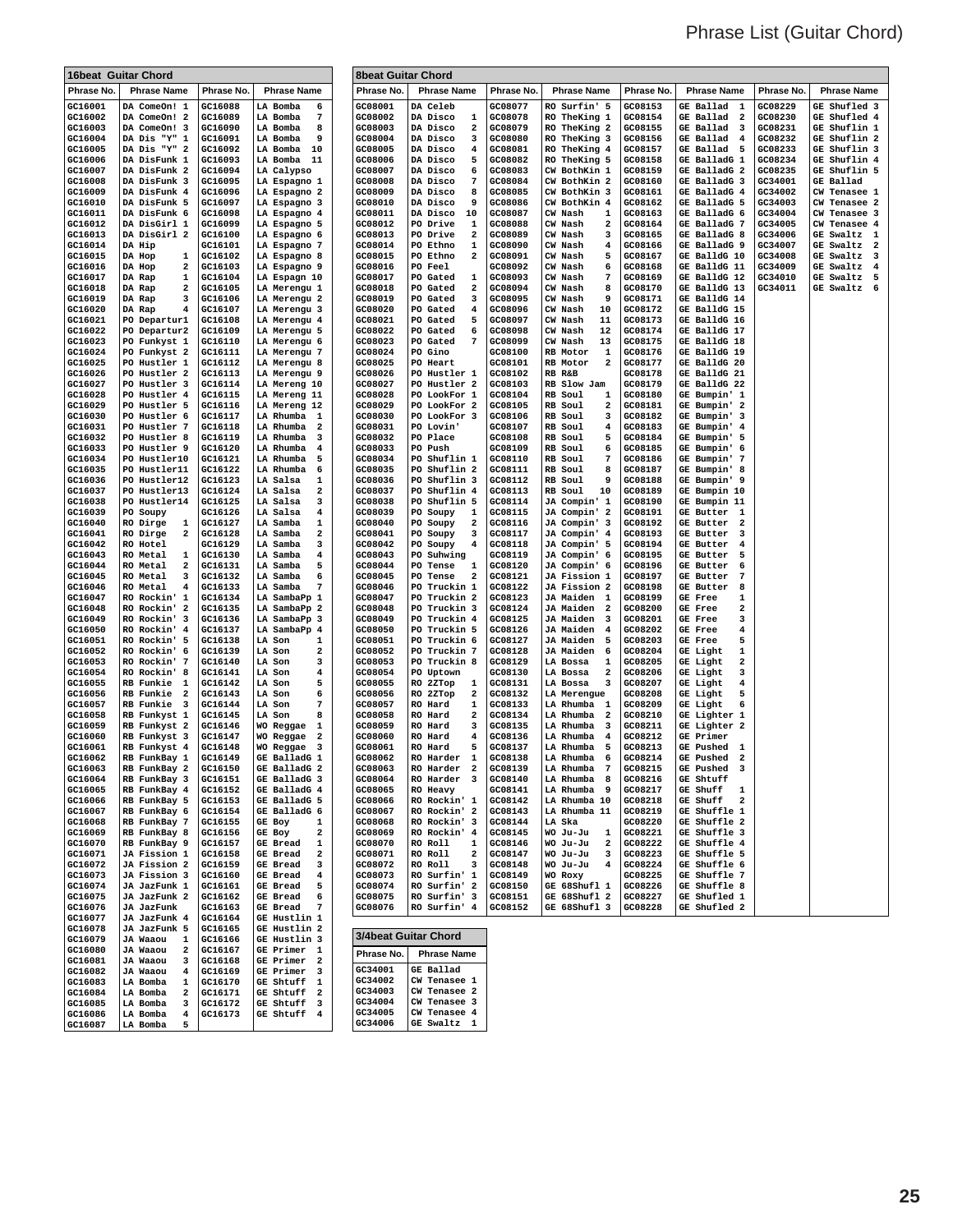# Phrase List (Guitar Chord)

## 16beat Guitar Chord

| Phrase No. | Phrase Name | Phrase No. | Phrase Name |
|---|---|---|---|
| GC16001 | DA ComeOn! 1 | GC16088 | LA Bomba 6 |
| GC16002 | DA ComeOn! 2 | GC16089 | LA Bomba 7 |
| GC16003 | DA ComeOn! 3 | GC16090 | LA Bomba 8 |
| GC16004 | DA Dis "Y" 1 | GC16091 | LA Bomba 9 |
| GC16005 | DA Dis "Y" 2 | GC16092 | LA Bomba 10 |
| GC16006 | DA DisFunk 1 | GC16093 | LA Bomba 11 |
| GC16007 | DA DisFunk 2 | GC16094 | LA Calypso |
| GC16008 | DA DisFunk 3 | GC16095 | LA Espagno 1 |
| GC16009 | DA DisFunk 4 | GC16096 | LA Espagno 2 |
| GC16010 | DA DisFunk 5 | GC16097 | LA Espagno 3 |
| GC16011 | DA DisFunk 6 | GC16098 | LA Espagno 4 |
| GC16012 | DA DisGirl 1 | GC16099 | LA Espagno 5 |
| GC16013 | DA DisGirl 2 | GC16100 | LA Espagno 6 |
| GC16014 | DA Hip | GC16101 | LA Espagno 7 |
| GC16015 | DA Hop 1 | GC16102 | LA Espagno 8 |
| GC16016 | DA Hop 2 | GC16103 | LA Espagno 9 |
| GC16017 | DA Rap 1 | GC16104 | LA Espagn 10 |
| GC16018 | DA Rap 2 | GC16105 | LA Merengu 1 |
| GC16019 | DA Rap 3 | GC16106 | LA Merengu 2 |
| GC16020 | DA Rap 4 | GC16107 | LA Merengu 3 |
| GC16021 | PO Departur1 | GC16108 | LA Merengu 4 |
| GC16022 | PO Departur2 | GC16109 | LA Merengu 5 |
| GC16023 | PO Funkyst 1 | GC16110 | LA Merengu 6 |
| GC16024 | PO Funkyst 2 | GC16111 | LA Merengu 7 |
| GC16025 | PO Hustler 1 | GC16112 | LA Merengu 8 |
| GC16026 | PO Hustler 2 | GC16113 | LA Merengu 9 |
| GC16027 | PO Hustler 3 | GC16114 | LA Mereng 10 |
| GC16028 | PO Hustler 4 | GC16115 | LA Mereng 11 |
| GC16029 | PO Hustler 5 | GC16116 | LA Mereng 12 |
| GC16030 | PO Hustler 6 | GC16117 | LA Rhumba 1 |
| GC16031 | PO Hustler 7 | GC16118 | LA Rhumba 2 |
| GC16032 | PO Hustler 8 | GC16119 | LA Rhumba 3 |
| GC16033 | PO Hustler 9 | GC16120 | LA Rhumba 4 |
| GC16034 | PO Hustler10 | GC16121 | LA Rhumba 5 |
| GC16035 | PO Hustler11 | GC16122 | LA Rhumba 6 |
| GC16036 | PO Hustler12 | GC16123 | LA Salsa 1 |
| GC16037 | PO Hustler13 | GC16124 | LA Salsa 2 |
| GC16038 | PO Hustler14 | GC16125 | LA Salsa 3 |
| GC16039 | PO Soupy | GC16126 | LA Salsa 4 |
| GC16040 | RO Dirge 1 | GC16127 | LA Samba 1 |
| GC16041 | RO Dirge 2 | GC16128 | LA Samba 2 |
| GC16042 | RO Hotel | GC16129 | LA Samba 3 |
| GC16043 | RO Metal 1 | GC16130 | LA Samba 4 |
| GC16044 | RO Metal 2 | GC16131 | LA Samba 5 |
| GC16045 | RO Metal 3 | GC16132 | LA Samba 6 |
| GC16046 | RO Metal 4 | GC16133 | LA Samba 7 |
| GC16047 | RO Rockin' 1 | GC16134 | LA SambaPp 1 |
| GC16048 | RO Rockin' 2 | GC16135 | LA SambaPp 2 |
| GC16049 | RO Rockin' 3 | GC16136 | LA SambaPp 3 |
| GC16050 | RO Rockin' 4 | GC16137 | LA SambaPp 4 |
| GC16051 | RO Rockin' 5 | GC16138 | LA Son 1 |
| GC16052 | RO Rockin' 6 | GC16139 | LA Son 2 |
| GC16053 | RO Rockin' 7 | GC16140 | LA Son 3 |
| GC16054 | RO Rockin' 8 | GC16141 | LA Son 4 |
| GC16055 | RB Funkie 1 | GC16142 | LA Son 5 |
| GC16056 | RB Funkie 2 | GC16143 | LA Son 6 |
| GC16057 | RB Funkie 3 | GC16144 | LA Son 7 |
| GC16058 | RB Funkyst 1 | GC16145 | LA Son 8 |
| GC16059 | RB Funkyst 2 | GC16146 | WO Reggae 1 |
| GC16060 | RB Funkyst 3 | GC16147 | WO Reggae 2 |
| GC16061 | RB Funkyst 4 | GC16148 | WO Reggae 3 |
| GC16062 | RB FunkBay 1 | GC16149 | GE BalladG 1 |
| GC16063 | RB FunkBay 2 | GC16150 | GE BalladG 2 |
| GC16064 | RB FunkBay 3 | GC16151 | GE BalladG 3 |
| GC16065 | RB FunkBay 4 | GC16152 | GE BalladG 4 |
| GC16066 | RB FunkBay 5 | GC16153 | GE BalladG 5 |
| GC16067 | RB FunkBay 6 | GC16154 | GE BalladG 6 |
| GC16068 | RB FunkBay 7 | GC16155 | GE Boy 1 |
| GC16069 | RB FunkBay 8 | GC16156 | GE Boy 2 |
| GC16070 | RB FunkBay 9 | GC16157 | GE Bread 1 |
| GC16071 | JA Fission 1 | GC16158 | GE Bread 2 |
| GC16072 | JA Fission 2 | GC16159 | GE Bread 3 |
| GC16073 | JA Fission 3 | GC16160 | GE Bread 4 |
| GC16074 | JA JazFunk 1 | GC16161 | GE Bread 5 |
| GC16075 | JA JazFunk 2 | GC16162 | GE Bread 6 |
| GC16076 | JA JazFunk | GC16163 | GE Bread 7 |
| GC16077 | JA JazFunk 4 | GC16164 | GE Hustlin 1 |
| GC16078 | JA JazFunk 5 | GC16165 | GE Hustlin 2 |
| GC16079 | JA Waaou 1 | GC16166 | GE Hustlin 3 |
| GC16080 | JA Waaou 2 | GC16167 | GE Primer 1 |
| GC16081 | JA Waaou 3 | GC16168 | GE Primer 2 |
| GC16082 | JA Waaou 4 | GC16169 | GE Primer 3 |
| GC16083 | LA Bomba 1 | GC16170 | GE Shtuff 1 |
| GC16084 | LA Bomba 2 | GC16171 | GE Shtuff 2 |
| GC16085 | LA Bomba 3 | GC16172 | GE Shtuff 3 |
| GC16086 | LA Bomba 4 | GC16173 | GE Shtuff 4 |
| GC16087 | LA Bomba 5 | | |

## 8beat Guitar Chord

| Phrase No. | Phrase Name | Phrase No. | Phrase Name | Phrase No. | Phrase Name | Phrase No. | Phrase Name |
|---|---|---|---|---|---|---|---|
| GC08001 | DA Celeb | GC08077 | RO Surfin' 5 | GC08153 | GE Ballad 1 | GC08229 | GE Shufled 3 |
| GC08002 | DA Disco 1 | GC08078 | RO TheKing 1 | GC08154 | GE Ballad 2 | GC08230 | GE Shufled 4 |
| GC08003 | DA Disco 2 | GC08079 | RO TheKing 2 | GC08155 | GE Ballad 3 | GC08231 | GE Shuflin 1 |
| GC08004 | DA Disco 3 | GC08080 | RO TheKing 3 | GC08156 | GE Ballad 4 | GC08232 | GE Shuflin 2 |
| GC08005 | DA Disco 4 | GC08081 | RO TheKing 4 | GC08157 | GE Ballad 5 | GC08233 | GE Shuflin 3 |
| GC08006 | DA Disco 5 | GC08082 | RO TheKing 5 | GC08158 | GE BalladG 1 | GC08234 | GE Shuflin 4 |
| GC08007 | DA Disco 6 | GC08083 | CW BothKin 1 | GC08159 | GE BalladG 2 | GC08235 | GE Shuflin 5 |
| GC08008 | DA Disco 7 | GC08084 | CW BothKin 2 | GC08160 | GE BalladG 3 | GC34001 | GE Ballad |
| GC08009 | DA Disco 8 | GC08085 | CW BothKin 3 | GC08161 | GE BalladG 4 | GC34002 | CW Tenasee 1 |
| GC08010 | DA Disco 9 | GC08086 | CW BothKin 4 | GC08162 | GE BalladG 5 | GC34003 | CW Tenasee 2 |
| GC08011 | DA Disco 10 | GC08087 | CW Nash 1 | GC08163 | GE BalladG 6 | GC34004 | CW Tenasee 3 |
| GC08012 | PO Drive 1 | GC08088 | CW Nash 2 | GC08164 | GE BalladG 7 | GC34005 | CW Tenasee 4 |
| GC08013 | PO Drive 2 | GC08089 | CW Nash 3 | GC08165 | GE BalladG 8 | GC34006 | GE Swaltz 1 |
| GC08014 | PO Ethno 1 | GC08090 | CW Nash 4 | GC08166 | GE BalladG 9 | GC34007 | GE Swaltz 2 |
| GC08015 | PO Ethno 2 | GC08091 | CW Nash 5 | GC08167 | GE BalldG 10 | GC34008 | GE Swaltz 3 |
| GC08016 | PO Feel | GC08092 | CW Nash 6 | GC08168 | GE BalldG 11 | GC34009 | GE Swaltz 4 |
| GC08017 | PO Gated 1 | GC08093 | CW Nash 7 | GC08169 | GE BalldG 12 | GC34010 | GE Swaltz 5 |
| GC08018 | PO Gated 2 | GC08094 | CW Nash 8 | GC08170 | GE BalldG 13 | GC34011 | GE Swaltz 6 |
| GC08019 | PO Gated 3 | GC08095 | CW Nash 9 | GC08171 | GE BalldG 14 | | |
| GC08020 | PO Gated 4 | GC08096 | CW Nash 10 | GC08172 | GE BalldG 15 | | |
| GC08021 | PO Gated 5 | GC08097 | CW Nash 11 | GC08173 | GE BalldG 16 | | |
| GC08022 | PO Gated 6 | GC08098 | CW Nash 12 | GC08174 | GE BalldG 17 | | |
| GC08023 | PO Gated 7 | GC08099 | CW Nash 13 | GC08175 | GE BalldG 18 | | |
| GC08024 | PO Gino | GC08100 | RB Motor 1 | GC08176 | GE BalldG 19 | | |
| GC08025 | PO Heart | GC08101 | RB Motor 2 | GC08177 | GE BalldG 20 | | |
| GC08026 | PO Hustler 1 | GC08102 | RB R&B | GC08178 | GE BalldG 21 | | |
| GC08027 | PO Hustler 2 | GC08103 | RB Slow Jam | GC08179 | GE BalldG 22 | | |
| GC08028 | PO LookFor 1 | GC08104 | RB Soul 1 | GC08180 | GE Bumpin' 1 | | |
| GC08029 | PO LookFor 2 | GC08105 | RB Soul 2 | GC08181 | GE Bumpin' 2 | | |
| GC08030 | PO LookFor 3 | GC08106 | RB Soul 3 | GC08182 | GE Bumpin' 3 | | |
| GC08031 | PO Lovin' | GC08107 | RB Soul 4 | GC08183 | GE Bumpin' 4 | | |
| GC08032 | PO Place | GC08108 | RB Soul 5 | GC08184 | GE Bumpin' 5 | | |
| GC08033 | PO Push | GC08109 | RB Soul 6 | GC08185 | GE Bumpin' 6 | | |
| GC08034 | PO Shuflin 1 | GC08110 | RB Soul 7 | GC08186 | GE Bumpin' 7 | | |
| GC08035 | PO Shuflin 2 | GC08111 | RB Soul 8 | GC08187 | GE Bumpin' 8 | | |
| GC08036 | PO Shuflin 3 | GC08112 | RB Soul 9 | GC08188 | GE Bumpin' 9 | | |
| GC08037 | PO Shuflin 4 | GC08113 | RB Soul 10 | GC08189 | GE Bumpin 10 | | |
| GC08038 | PO Shuflin 5 | GC08114 | JA Compin' 1 | GC08190 | GE Bumpin 11 | | |
| GC08039 | PO Soupy 1 | GC08115 | JA Compin' 2 | GC08191 | GE Butter 1 | | |
| GC08040 | PO Soupy 2 | GC08116 | JA Compin' 3 | GC08192 | GE Butter 2 | | |
| GC08041 | PO Soupy 3 | GC08117 | JA Compin' 4 | GC08193 | GE Butter 3 | | |
| GC08042 | PO Soupy 4 | GC08118 | JA Compin' 5 | GC08194 | GE Butter 4 | | |
| GC08043 | PO Suhwing | GC08119 | JA Compin' 6 | GC08195 | GE Butter 5 | | |
| GC08044 | PO Tense 1 | GC08120 | JA Compin' 6 | GC08196 | GE Butter 6 | | |
| GC08045 | PO Tense 2 | GC08121 | JA Fission 1 | GC08197 | GE Butter 7 | | |
| GC08046 | PO Truckin 1 | GC08122 | JA Fission 2 | GC08198 | GE Butter 8 | | |
| GC08047 | PO Truckin 2 | GC08123 | JA Maiden 1 | GC08199 | GE Free 1 | | |
| GC08048 | PO Truckin 3 | GC08124 | JA Maiden 2 | GC08200 | GE Free 2 | | |
| GC08049 | PO Truckin 4 | GC08125 | JA Maiden 3 | GC08201 | GE Free 3 | | |
| GC08050 | PO Truckin 5 | GC08126 | JA Maiden 4 | GC08202 | GE Free 4 | | |
| GC08051 | PO Truckin 6 | GC08127 | JA Maiden 5 | GC08203 | GE Free 5 | | |
| GC08052 | PO Truckin 7 | GC08128 | JA Maiden 6 | GC08204 | GE Light 1 | | |
| GC08053 | PO Truckin 8 | GC08129 | LA Bossa 1 | GC08205 | GE Light 2 | | |
| GC08054 | PO Uptown | GC08130 | LA Bossa 2 | GC08206 | GE Light 3 | | |
| GC08055 | RO 2ZTop 1 | GC08131 | LA Bossa 3 | GC08207 | GE Light 4 | | |
| GC08056 | RO 2ZTop 2 | GC08132 | LA Merengue | GC08208 | GE Light 5 | | |
| GC08057 | RO Hard 1 | GC08133 | LA Rhumba 1 | GC08209 | GE Light 6 | | |
| GC08058 | RO Hard 2 | GC08134 | LA Rhumba 2 | GC08210 | GE Lighter 1 | | |
| GC08059 | RO Hard 3 | GC08135 | LA Rhumba 3 | GC08211 | GE Lighter 2 | | |
| GC08060 | RO Hard 4 | GC08136 | LA Rhumba 4 | GC08212 | GE Primer | | |
| GC08061 | RO Hard 5 | GC08137 | LA Rhumba 5 | GC08213 | GE Pushed 1 | | |
| GC08062 | RO Harder 1 | GC08138 | LA Rhumba 6 | GC08214 | GE Pushed 2 | | |
| GC08063 | RO Harder 2 | GC08139 | LA Rhumba 7 | GC08215 | GE Pushed 3 | | |
| GC08064 | RO Harder 3 | GC08140 | LA Rhumba 8 | GC08216 | GE Shtuff | | |
| GC08065 | RO Heavy | GC08141 | LA Rhumba 9 | GC08217 | GE Shuff 1 | | |
| GC08066 | RO Rockin' 1 | GC08142 | LA Rhumba 10 | GC08218 | GE Shuff 2 | | |
| GC08067 | RO Rockin' 2 | GC08143 | LA Rhumba 11 | GC08219 | GE Shuffle 1 | | |
| GC08068 | RO Rockin' 3 | GC08144 | LA Ska | GC08220 | GE Shuffle 2 | | |
| GC08069 | RO Rockin' 4 | GC08145 | WO Ju-Ju 1 | GC08221 | GE Shuffle 3 | | |
| GC08070 | RO Roll 1 | GC08146 | WO Ju-Ju 2 | GC08222 | GE Shuffle 4 | | |
| GC08071 | RO Roll 2 | GC08147 | WO Ju-Ju 3 | GC08223 | GE Shuffle 5 | | |
| GC08072 | RO Roll 3 | GC08148 | WO Ju-Ju 4 | GC08224 | GE Shuffle 6 | | |
| GC08073 | RO Surfin' 1 | GC08149 | WO Roxy | GC08225 | GE Shuffle 7 | | |
| GC08074 | RO Surfin' 2 | GC08150 | GE 68Shufl 1 | GC08226 | GE Shuffle 8 | | |
| GC08075 | RO Surfin' 3 | GC08151 | GE 68Shufl 2 | GC08227 | GE Shufled 1 | | |
| GC08076 | RO Surfin' 4 | GC08152 | GE 68Shufl 3 | GC08228 | GE Shufled 2 | | |

## 3/4beat Guitar Chord

| Phrase No. | Phrase Name |
|---|---|
| GC34001 | GE Ballad |
| GC34002 | CW Tenasee 1 |
| GC34003 | CW Tenasee 2 |
| GC34004 | CW Tenasee 3 |
| GC34005 | CW Tenasee 4 |
| GC34006 | GE Swaltz 1 |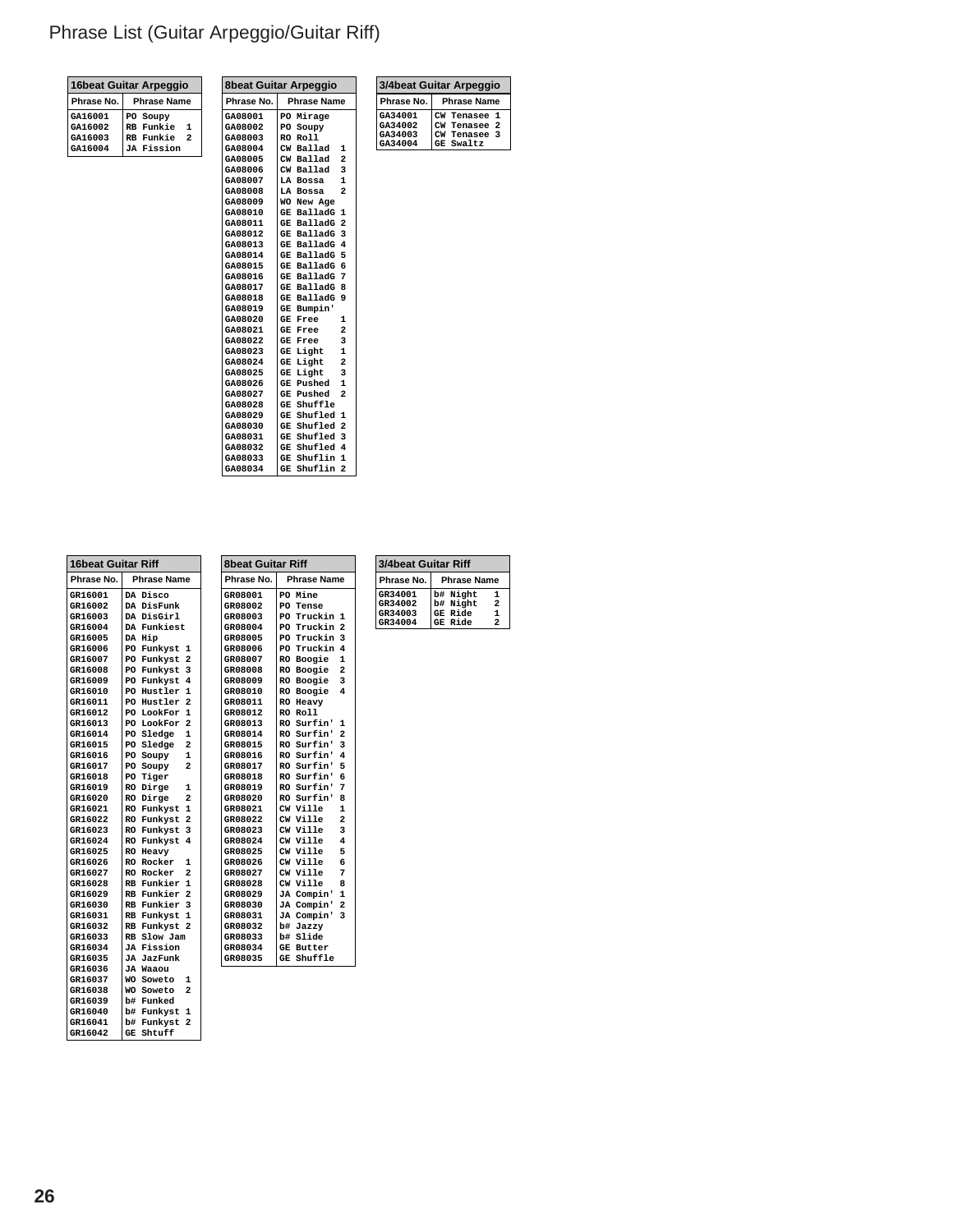# Phrase List (Guitar Arpeggio/Guitar Riff)

| 16beat Guitar Arpeggio | |
|---|---|
| Phrase No. | Phrase Name |
| GA16001 | PO Soupy |
| GA16002 | RB Funkie 1 |
| GA16003 | RB Funkie 2 |
| GA16004 | JA Fission |

| 8beat Guitar Arpeggio | |
|---|---|
| Phrase No. | Phrase Name |
| GA08001 | PO Mirage |
| GA08002 | PO Soupy |
| GA08003 | RO Roll |
| GA08004 | CW Ballad 1 |
| GA08005 | CW Ballad 2 |
| GA08006 | CW Ballad 3 |
| GA08007 | LA Bossa 1 |
| GA08008 | LA Bossa 2 |
| GA08009 | WO New Age |
| GA08010 | GE BalladG 1 |
| GA08011 | GE BalladG 2 |
| GA08012 | GE BalladG 3 |
| GA08013 | GE BalladG 4 |
| GA08014 | GE BalladG 5 |
| GA08015 | GE BalladG 6 |
| GA08016 | GE BalladG 7 |
| GA08017 | GE BalladG 8 |
| GA08018 | GE BalladG 9 |
| GA08019 | GE Bumpin' |
| GA08020 | GE Free 1 |
| GA08021 | GE Free 2 |
| GA08022 | GE Free 3 |
| GA08023 | GE Light 1 |
| GA08024 | GE Light 2 |
| GA08025 | GE Light 3 |
| GA08026 | GE Pushed 1 |
| GA08027 | GE Pushed 2 |
| GA08028 | GE Shuffle |
| GA08029 | GE Shufled 1 |
| GA08030 | GE Shufled 2 |
| GA08031 | GE Shufled 3 |
| GA08032 | GE Shufled 4 |
| GA08033 | GE Shuflin 1 |
| GA08034 | GE Shuflin 2 |

| 3/4beat Guitar Arpeggio | |
|---|---|
| Phrase No. | Phrase Name |
| GA34001 | CW Tenasee 1 |
| GA34002 | CW Tenasee 2 |
| GA34003 | CW Tenasee 3 |
| GA34004 | GE Swaltz |

| 16beat Guitar Riff | |
|---|---|
| Phrase No. | Phrase Name |
| GR16001 | DA Disco |
| GR16002 | DA DisFunk |
| GR16003 | DA DisGirl |
| GR16004 | DA Funkiest |
| GR16005 | DA Hip |
| GR16006 | PO Funkyst 1 |
| GR16007 | PO Funkyst 2 |
| GR16008 | PO Funkyst 3 |
| GR16009 | PO Funkyst 4 |
| GR16010 | PO Hustler 1 |
| GR16011 | PO Hustler 2 |
| GR16012 | PO LookFor 1 |
| GR16013 | PO LookFor 2 |
| GR16014 | PO Sledge 1 |
| GR16015 | PO Sledge 2 |
| GR16016 | PO Soupy 1 |
| GR16017 | PO Soupy 2 |
| GR16018 | PO Tiger |
| GR16019 | RO Dirge 1 |
| GR16020 | RO Dirge 2 |
| GR16021 | RO Funkyst 1 |
| GR16022 | RO Funkyst 2 |
| GR16023 | RO Funkyst 3 |
| GR16024 | RO Funkyst 4 |
| GR16025 | RO Heavy |
| GR16026 | RO Rocker 1 |
| GR16027 | RO Rocker 2 |
| GR16028 | RB Funkier 1 |
| GR16029 | RB Funkier 2 |
| GR16030 | RB Funkier 3 |
| GR16031 | RB Funkyst 1 |
| GR16032 | RB Funkyst 2 |
| GR16033 | RB Slow Jam |
| GR16034 | JA Fission |
| GR16035 | JA JazFunk |
| GR16036 | JA Waaou |
| GR16037 | WO Soweto 1 |
| GR16038 | WO Soweto 2 |
| GR16039 | b# Funked |
| GR16040 | b# Funkyst 1 |
| GR16041 | b# Funkyst 2 |
| GR16042 | GE Shtuff |

| 8beat Guitar Riff | |
|---|---|
| Phrase No. | Phrase Name |
| GR08001 | PO Mine |
| GR08002 | PO Tense |
| GR08003 | PO Truckin 1 |
| GR08004 | PO Truckin 2 |
| GR08005 | PO Truckin 3 |
| GR08006 | PO Truckin 4 |
| GR08007 | RO Boogie 1 |
| GR08008 | RO Boogie 2 |
| GR08009 | RO Boogie 3 |
| GR08010 | RO Boogie 4 |
| GR08011 | RO Heavy |
| GR08012 | RO Roll |
| GR08013 | RO Surfin' 1 |
| GR08014 | RO Surfin' 2 |
| GR08015 | RO Surfin' 3 |
| GR08016 | RO Surfin' 4 |
| GR08017 | RO Surfin' 5 |
| GR08018 | RO Surfin' 6 |
| GR08019 | RO Surfin' 7 |
| GR08020 | RO Surfin' 8 |
| GR08021 | CW Ville 1 |
| GR08022 | CW Ville 2 |
| GR08023 | CW Ville 3 |
| GR08024 | CW Ville 4 |
| GR08025 | CW Ville 5 |
| GR08026 | CW Ville 6 |
| GR08027 | CW Ville 7 |
| GR08028 | CW Ville 8 |
| GR08029 | JA Compin' 1 |
| GR08030 | JA Compin' 2 |
| GR08031 | JA Compin' 3 |
| GR08032 | b# Jazzy |
| GR08033 | b# Slide |
| GR08034 | GE Butter |
| GR08035 | GE Shuffle |

| 3/4beat Guitar Riff | |
|---|---|
| Phrase No. | Phrase Name |
| GR34001 | b# Night 1 |
| GR34002 | b# Night 2 |
| GR34003 | GE Ride 1 |
| GR34004 | GE Ride 2 |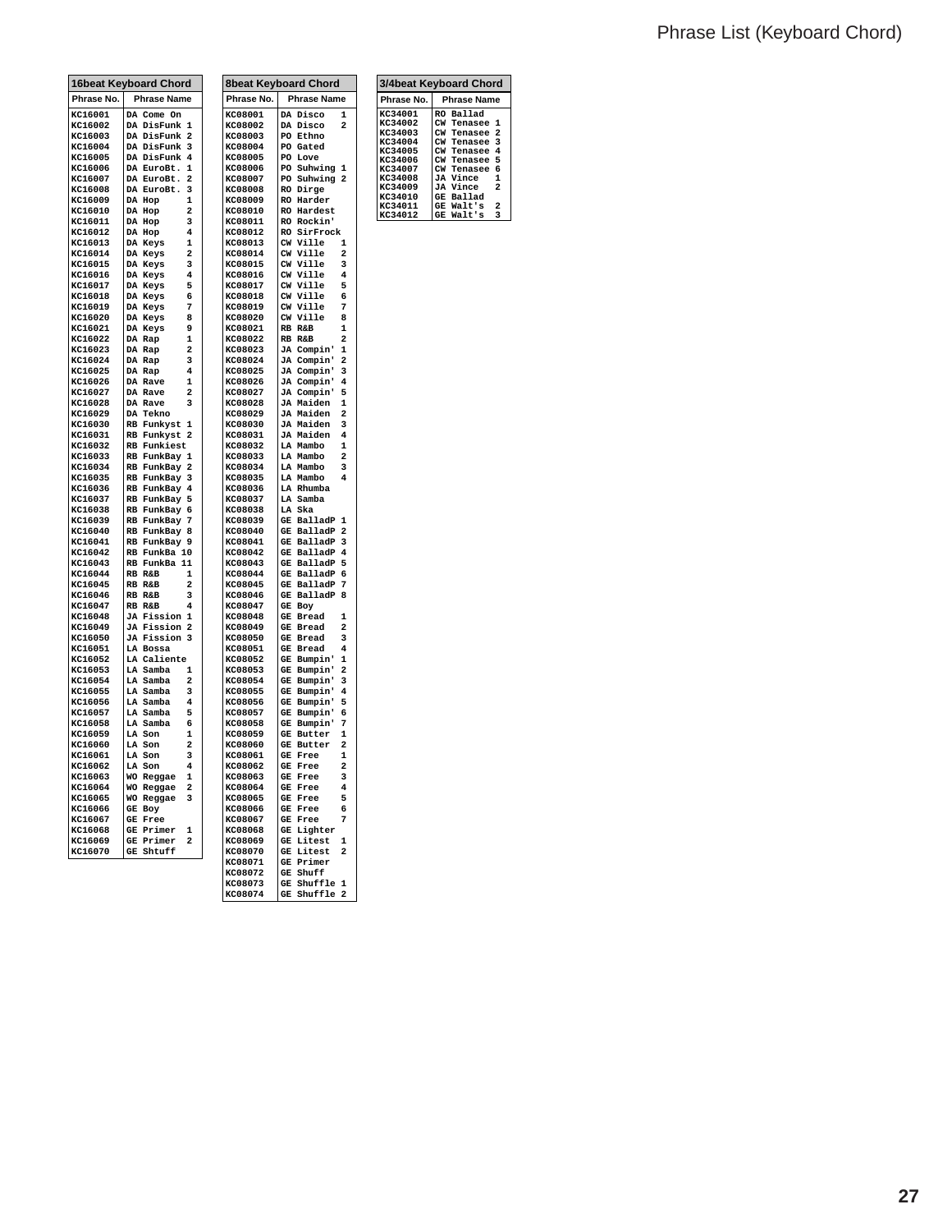# Phrase List (Keyboard Chord)

| 16beat Keyboard Chord | |
|---|---|
| Phrase No. | Phrase Name |
| KC16001 | DA Come On |
| KC16002 | DA DisFunk 1 |
| KC16003 | DA DisFunk 2 |
| KC16004 | DA DisFunk 3 |
| KC16005 | DA DisFunk 4 |
| KC16006 | DA EuroBt. 1 |
| KC16007 | DA EuroBt. 2 |
| KC16008 | DA EuroBt. 3 |
| KC16009 | DA Hop 1 |
| KC16010 | DA Hop 2 |
| KC16011 | DA Hop 3 |
| KC16012 | DA Hop 4 |
| KC16013 | DA Keys 1 |
| KC16014 | DA Keys 2 |
| KC16015 | DA Keys 3 |
| KC16016 | DA Keys 4 |
| KC16017 | DA Keys 5 |
| KC16018 | DA Keys 6 |
| KC16019 | DA Keys 7 |
| KC16020 | DA Keys 8 |
| KC16021 | DA Keys 9 |
| KC16022 | DA Rap 1 |
| KC16023 | DA Rap 2 |
| KC16024 | DA Rap 3 |
| KC16025 | DA Rap 4 |
| KC16026 | DA Rave 1 |
| KC16027 | DA Rave 2 |
| KC16028 | DA Rave 3 |
| KC16029 | DA Tekno |
| KC16030 | RB Funkyst 1 |
| KC16031 | RB Funkyst 2 |
| KC16032 | RB Funkiest |
| KC16033 | RB FunkBay 1 |
| KC16034 | RB FunkBay 2 |
| KC16035 | RB FunkBay 3 |
| KC16036 | RB FunkBay 4 |
| KC16037 | RB FunkBay 5 |
| KC16038 | RB FunkBay 6 |
| KC16039 | RB FunkBay 7 |
| KC16040 | RB FunkBay 8 |
| KC16041 | RB FunkBay 9 |
| KC16042 | RB FunkBa 10 |
| KC16043 | RB FunkBa 11 |
| KC16044 | RB R&B 1 |
| KC16045 | RB R&B 2 |
| KC16046 | RB R&B 3 |
| KC16047 | RB R&B 4 |
| KC16048 | JA Fission 1 |
| KC16049 | JA Fission 2 |
| KC16050 | JA Fission 3 |
| KC16051 | LA Bossa |
| KC16052 | LA Caliente |
| KC16053 | LA Samba 1 |
| KC16054 | LA Samba 2 |
| KC16055 | LA Samba 3 |
| KC16056 | LA Samba 4 |
| KC16057 | LA Samba 5 |
| KC16058 | LA Samba 6 |
| KC16059 | LA Son 1 |
| KC16060 | LA Son 2 |
| KC16061 | LA Son 3 |
| KC16062 | LA Son 4 |
| KC16063 | WO Reggae 1 |
| KC16064 | WO Reggae 2 |
| KC16065 | WO Reggae 3 |
| KC16066 | GE Boy |
| KC16067 | GE Free |
| KC16068 | GE Primer 1 |
| KC16069 | GE Primer 2 |
| KC16070 | GE Shtuff |

| 8beat Keyboard Chord | |
|---|---|
| Phrase No. | Phrase Name |
| KC08001 | DA Disco 1 |
| KC08002 | DA Disco 2 |
| KC08003 | PO Ethno |
| KC08004 | PO Gated |
| KC08005 | PO Love |
| KC08006 | PO Suhwing 1 |
| KC08007 | PO Suhwing 2 |
| KC08008 | RO Dirge |
| KC08009 | RO Harder |
| KC08010 | RO Hardest |
| KC08011 | RO Rockin' |
| KC08012 | RO SirFrock |
| KC08013 | CW Ville 1 |
| KC08014 | CW Ville 2 |
| KC08015 | CW Ville 3 |
| KC08016 | CW Ville 4 |
| KC08017 | CW Ville 5 |
| KC08018 | CW Ville 6 |
| KC08019 | CW Ville 7 |
| KC08020 | CW Ville 8 |
| KC08021 | RB R&B 1 |
| KC08022 | RB R&B 2 |
| KC08023 | JA Compin' 1 |
| KC08024 | JA Compin' 2 |
| KC08025 | JA Compin' 3 |
| KC08026 | JA Compin' 4 |
| KC08027 | JA Compin' 5 |
| KC08028 | JA Maiden 1 |
| KC08029 | JA Maiden 2 |
| KC08030 | JA Maiden 3 |
| KC08031 | JA Maiden 4 |
| KC08032 | LA Mambo 1 |
| KC08033 | LA Mambo 2 |
| KC08034 | LA Mambo 3 |
| KC08035 | LA Mambo 4 |
| KC08036 | LA Rhumba |
| KC08037 | LA Samba |
| KC08038 | LA Ska |
| KC08039 | GE BalladP 1 |
| KC08040 | GE BalladP 2 |
| KC08041 | GE BalladP 3 |
| KC08042 | GE BalladP 4 |
| KC08043 | GE BalladP 5 |
| KC08044 | GE BalladP 6 |
| KC08045 | GE BalladP 7 |
| KC08046 | GE BalladP 8 |
| KC08047 | GE Boy |
| KC08048 | GE Bread 1 |
| KC08049 | GE Bread 2 |
| KC08050 | GE Bread 3 |
| KC08051 | GE Bread 4 |
| KC08052 | GE Bumpin' 1 |
| KC08053 | GE Bumpin' 2 |
| KC08054 | GE Bumpin' 3 |
| KC08055 | GE Bumpin' 4 |
| KC08056 | GE Bumpin' 5 |
| KC08057 | GE Bumpin' 6 |
| KC08058 | GE Bumpin' 7 |
| KC08059 | GE Butter 1 |
| KC08060 | GE Butter 2 |
| KC08061 | GE Free 1 |
| KC08062 | GE Free 2 |
| KC08063 | GE Free 3 |
| KC08064 | GE Free 4 |
| KC08065 | GE Free 5 |
| KC08066 | GE Free 6 |
| KC08067 | GE Free 7 |
| KC08068 | GE Lighter |
| KC08069 | GE Litest 1 |
| KC08070 | GE Litest 2 |
| KC08071 | GE Primer |
| KC08072 | GE Shuff |
| KC08073 | GE Shuffle 1 |
| KC08074 | GE Shuffle 2 |

| 3/4beat Keyboard Chord | |
|---|---|
| Phrase No. | Phrase Name |
| KC34001 | RO Ballad |
| KC34002 | CW Tenasee 1 |
| KC34003 | CW Tenasee 2 |
| KC34004 | CW Tenasee 3 |
| KC34005 | CW Tenasee 4 |
| KC34006 | CW Tenasee 5 |
| KC34007 | CW Tenasee 6 |
| KC34008 | JA Vince 1 |
| KC34009 | JA Vince 2 |
| KC34010 | GE Ballad |
| KC34011 | GE Walt's 2 |
| KC34012 | GE Walt's 3 |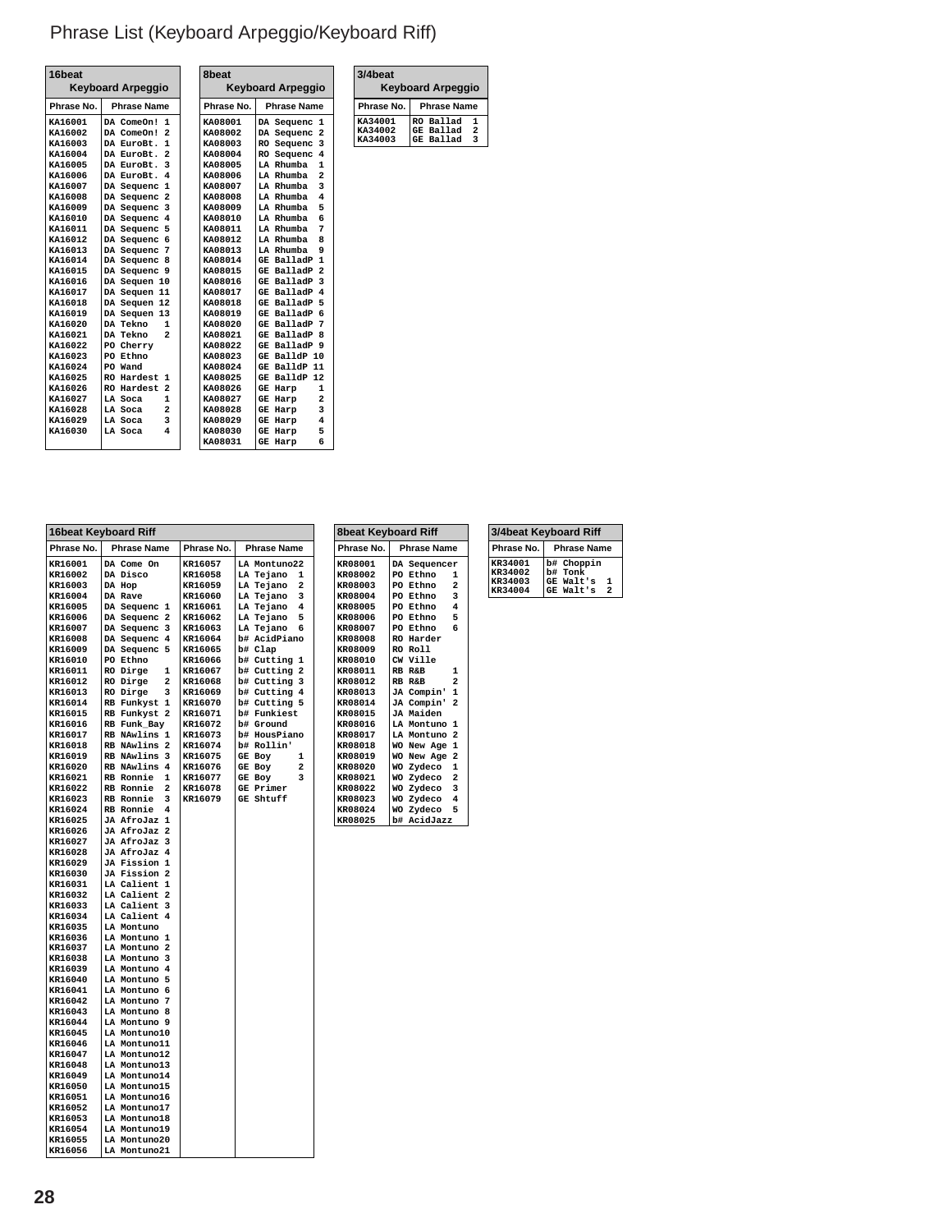# Phrase List (Keyboard Arpeggio/Keyboard Riff)

### 16beat Keyboard Arpeggio

| Phrase No. | Phrase Name |
|---|---|
| KA16001 | DA ComeOn! 1 |
| KA16002 | DA ComeOn! 2 |
| KA16003 | DA EuroBt. 1 |
| KA16004 | DA EuroBt. 2 |
| KA16005 | DA EuroBt. 3 |
| KA16006 | DA EuroBt. 4 |
| KA16007 | DA Sequenc 1 |
| KA16008 | DA Sequenc 2 |
| KA16009 | DA Sequenc 3 |
| KA16010 | DA Sequenc 4 |
| KA16011 | DA Sequenc 5 |
| KA16012 | DA Sequenc 6 |
| KA16013 | DA Sequenc 7 |
| KA16014 | DA Sequenc 8 |
| KA16015 | DA Sequenc 9 |
| KA16016 | DA Sequen 10 |
| KA16017 | DA Sequen 11 |
| KA16018 | DA Sequen 12 |
| KA16019 | DA Sequen 13 |
| KA16020 | DA Tekno 1 |
| KA16021 | DA Tekno 2 |
| KA16022 | PO Cherry |
| KA16023 | PO Ethno |
| KA16024 | PO Wand |
| KA16025 | RO Hardest 1 |
| KA16026 | RO Hardest 2 |
| KA16027 | LA Soca 1 |
| KA16028 | LA Soca 2 |
| KA16029 | LA Soca 3 |
| KA16030 | LA Soca 4 |

### 8beat Keyboard Arpeggio

| Phrase No. | Phrase Name |
|---|---|
| KA08001 | DA Sequenc 1 |
| KA08002 | DA Sequenc 2 |
| KA08003 | RO Sequenc 3 |
| KA08004 | RO Sequenc 4 |
| KA08005 | LA Rhumba 1 |
| KA08006 | LA Rhumba 2 |
| KA08007 | LA Rhumba 3 |
| KA08008 | LA Rhumba 4 |
| KA08009 | LA Rhumba 5 |
| KA08010 | LA Rhumba 6 |
| KA08011 | LA Rhumba 7 |
| KA08012 | LA Rhumba 8 |
| KA08013 | LA Rhumba 9 |
| KA08014 | GE BalladP 1 |
| KA08015 | GE BalladP 2 |
| KA08016 | GE BalladP 3 |
| KA08017 | GE BalladP 4 |
| KA08018 | GE BalladP 5 |
| KA08019 | GE BalladP 6 |
| KA08020 | GE BalladP 7 |
| KA08021 | GE BalladP 8 |
| KA08022 | GE BalladP 9 |
| KA08023 | GE BalldP 10 |
| KA08024 | GE BalldP 11 |
| KA08025 | GE BalldP 12 |
| KA08026 | GE Harp 1 |
| KA08027 | GE Harp 2 |
| KA08028 | GE Harp 3 |
| KA08029 | GE Harp 4 |
| KA08030 | GE Harp 5 |
| KA08031 | GE Harp 6 |

### 3/4beat Keyboard Arpeggio

| Phrase No. | Phrase Name |
|---|---|
| KA34001 | RO Ballad 1 |
| KA34002 | GE Ballad 2 |
| KA34003 | GE Ballad 3 |

### 16beat Keyboard Riff

| Phrase No. | Phrase Name | Phrase No. | Phrase Name |
|---|---|---|---|
| KR16001 | DA Come On | KR16057 | LA Montuno22 |
| KR16002 | DA Disco | KR16058 | LA Tejano 1 |
| KR16003 | DA Hop | KR16059 | LA Tejano 2 |
| KR16004 | DA Rave | KR16060 | LA Tejano 3 |
| KR16005 | DA Sequenc 1 | KR16061 | LA Tejano 4 |
| KR16006 | DA Sequenc 2 | KR16062 | LA Tejano 5 |
| KR16007 | DA Sequenc 3 | KR16063 | LA Tejano 6 |
| KR16008 | DA Sequenc 4 | KR16064 | b# AcidPiano |
| KR16009 | DA Sequenc 5 | KR16065 | b# Clap |
| KR16010 | PO Ethno | KR16066 | b# Cutting 1 |
| KR16011 | RO Dirge 1 | KR16067 | b# Cutting 2 |
| KR16012 | RO Dirge 2 | KR16068 | b# Cutting 3 |
| KR16013 | RO Dirge 3 | KR16069 | b# Cutting 4 |
| KR16014 | RB Funkyst 1 | KR16070 | b# Cutting 5 |
| KR16015 | RB Funkyst 2 | KR16071 | b# Funkiest |
| KR16016 | RB Funk_Bay | KR16072 | b# Ground |
| KR16017 | RB NAwlins 1 | KR16073 | b# HousPiano |
| KR16018 | RB NAwlins 2 | KR16074 | b# Rollin' |
| KR16019 | RB NAwlins 3 | KR16075 | GE Boy 1 |
| KR16020 | RB NAwlins 4 | KR16076 | GE Boy 2 |
| KR16021 | RB Ronnie 1 | KR16077 | GE Boy 3 |
| KR16022 | RB Ronnie 2 | KR16078 | GE Primer |
| KR16023 | RB Ronnie 3 | KR16079 | GE Shtuff |
| KR16024 | RB Ronnie 4 | | |
| KR16025 | JA AfroJaz 1 | | |
| KR16026 | JA AfroJaz 2 | | |
| KR16027 | JA AfroJaz 3 | | |
| KR16028 | JA AfroJaz 4 | | |
| KR16029 | JA Fission 1 | | |
| KR16030 | JA Fission 2 | | |
| KR16031 | LA Calient 1 | | |
| KR16032 | LA Calient 2 | | |
| KR16033 | LA Calient 3 | | |
| KR16034 | LA Calient 4 | | |
| KR16035 | LA Montuno | | |
| KR16036 | LA Montuno 1 | | |
| KR16037 | LA Montuno 2 | | |
| KR16038 | LA Montuno 3 | | |
| KR16039 | LA Montuno 4 | | |
| KR16040 | LA Montuno 5 | | |
| KR16041 | LA Montuno 6 | | |
| KR16042 | LA Montuno 7 | | |
| KR16043 | LA Montuno 8 | | |
| KR16044 | LA Montuno 9 | | |
| KR16045 | LA Montuno10 | | |
| KR16046 | LA Montuno11 | | |
| KR16047 | LA Montuno12 | | |
| KR16048 | LA Montuno13 | | |
| KR16049 | LA Montuno14 | | |
| KR16050 | LA Montuno15 | | |
| KR16051 | LA Montuno16 | | |
| KR16052 | LA Montuno17 | | |
| KR16053 | LA Montuno18 | | |
| KR16054 | LA Montuno19 | | |
| KR16055 | LA Montuno20 | | |
| KR16056 | LA Montuno21 | | |

### 8beat Keyboard Riff

| Phrase No. | Phrase Name |
|---|---|
| KR08001 | DA Sequencer |
| KR08002 | PO Ethno 1 |
| KR08003 | PO Ethno 2 |
| KR08004 | PO Ethno 3 |
| KR08005 | PO Ethno 4 |
| KR08006 | PO Ethno 5 |
| KR08007 | PO Ethno 6 |
| KR08008 | RO Harder |
| KR08009 | RO Roll |
| KR08010 | CW Ville |
| KR08011 | RB R&B 1 |
| KR08012 | RB R&B 2 |
| KR08013 | JA Compin' 1 |
| KR08014 | JA Compin' 2 |
| KR08015 | JA Maiden |
| KR08016 | LA Montuno 1 |
| KR08017 | LA Montuno 2 |
| KR08018 | WO New Age 1 |
| KR08019 | WO New Age 2 |
| KR08020 | WO Zydeco 1 |
| KR08021 | WO Zydeco 2 |
| KR08022 | WO Zydeco 3 |
| KR08023 | WO Zydeco 4 |
| KR08024 | WO Zydeco 5 |
| KR08025 | b# AcidJazz |

### 3/4beat Keyboard Riff

| Phrase No. | Phrase Name |
|---|---|
| KR34001 | b# Choppin |
| KR34002 | b# Tonk |
| KR34003 | GE Walt's 1 |
| KR34004 | GE Walt's 2 |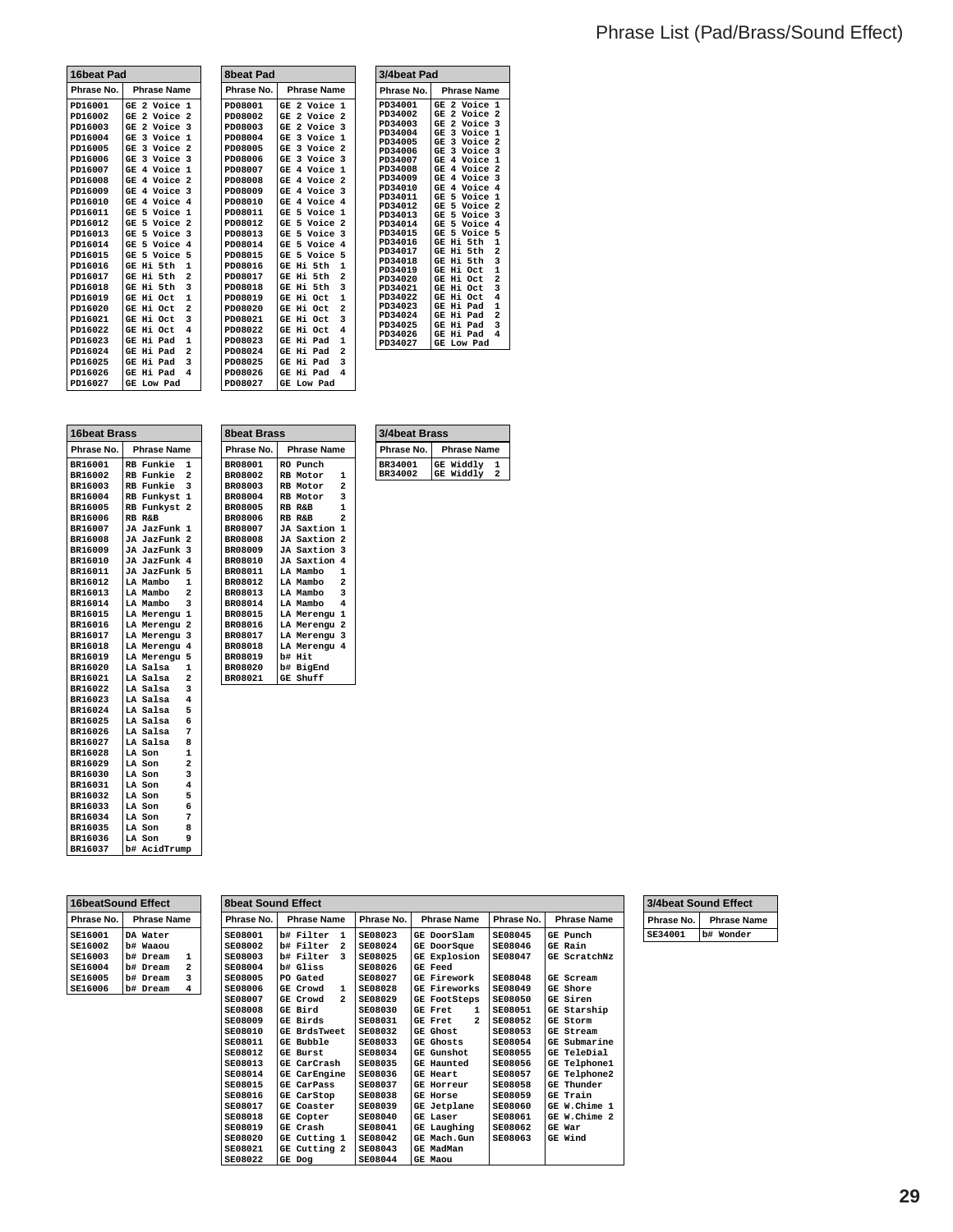# Phrase List (Pad/Brass/Sound Effect)

**16beat Pad**

| Phrase No. | Phrase Name |
|---|---|
| PD16001 | GE 2 Voice 1 |
| PD16002 | GE 2 Voice 2 |
| PD16003 | GE 2 Voice 3 |
| PD16004 | GE 3 Voice 1 |
| PD16005 | GE 3 Voice 2 |
| PD16006 | GE 3 Voice 3 |
| PD16007 | GE 4 Voice 1 |
| PD16008 | GE 4 Voice 2 |
| PD16009 | GE 4 Voice 3 |
| PD16010 | GE 4 Voice 4 |
| PD16011 | GE 5 Voice 1 |
| PD16012 | GE 5 Voice 2 |
| PD16013 | GE 5 Voice 3 |
| PD16014 | GE 5 Voice 4 |
| PD16015 | GE 5 Voice 5 |
| PD16016 | GE Hi 5th 1 |
| PD16017 | GE Hi 5th 2 |
| PD16018 | GE Hi 5th 3 |
| PD16019 | GE Hi Oct 1 |
| PD16020 | GE Hi Oct 2 |
| PD16021 | GE Hi Oct 3 |
| PD16022 | GE Hi Oct 4 |
| PD16023 | GE Hi Pad 1 |
| PD16024 | GE Hi Pad 2 |
| PD16025 | GE Hi Pad 3 |
| PD16026 | GE Hi Pad 4 |
| PD16027 | GE Low Pad |

**8beat Pad**

| Phrase No. | Phrase Name |
|---|---|
| PD08001 | GE 2 Voice 1 |
| PD08002 | GE 2 Voice 2 |
| PD08003 | GE 2 Voice 3 |
| PD08004 | GE 3 Voice 1 |
| PD08005 | GE 3 Voice 2 |
| PD08006 | GE 3 Voice 3 |
| PD08007 | GE 4 Voice 1 |
| PD08008 | GE 4 Voice 2 |
| PD08009 | GE 4 Voice 3 |
| PD08010 | GE 4 Voice 4 |
| PD08011 | GE 5 Voice 1 |
| PD08012 | GE 5 Voice 2 |
| PD08013 | GE 5 Voice 3 |
| PD08014 | GE 5 Voice 4 |
| PD08015 | GE 5 Voice 5 |
| PD08016 | GE Hi 5th 1 |
| PD08017 | GE Hi 5th 2 |
| PD08018 | GE Hi 5th 3 |
| PD08019 | GE Hi Oct 1 |
| PD08020 | GE Hi Oct 2 |
| PD08021 | GE Hi Oct 3 |
| PD08022 | GE Hi Oct 4 |
| PD08023 | GE Hi Pad 1 |
| PD08024 | GE Hi Pad 2 |
| PD08025 | GE Hi Pad 3 |
| PD08026 | GE Hi Pad 4 |
| PD08027 | GE Low Pad |

**3/4beat Pad**

| Phrase No. | Phrase Name |
|---|---|
| PD34001 | GE 2 Voice 1 |
| PD34002 | GE 2 Voice 2 |
| PD34003 | GE 2 Voice 3 |
| PD34004 | GE 3 Voice 1 |
| PD34005 | GE 3 Voice 2 |
| PD34006 | GE 3 Voice 3 |
| PD34007 | GE 4 Voice 1 |
| PD34008 | GE 4 Voice 2 |
| PD34009 | GE 4 Voice 3 |
| PD34010 | GE 4 Voice 4 |
| PD34011 | GE 5 Voice 1 |
| PD34012 | GE 5 Voice 2 |
| PD34013 | GE 5 Voice 3 |
| PD34014 | GE 5 Voice 4 |
| PD34015 | GE 5 Voice 5 |
| PD34016 | GE Hi 5th 1 |
| PD34017 | GE Hi 5th 2 |
| PD34018 | GE Hi 5th 3 |
| PD34019 | GE Hi Oct 1 |
| PD34020 | GE Hi Oct 2 |
| PD34021 | GE Hi Oct 3 |
| PD34022 | GE Hi Oct 4 |
| PD34023 | GE Hi Pad 1 |
| PD34024 | GE Hi Pad 2 |
| PD34025 | GE Hi Pad 3 |
| PD34026 | GE Hi Pad 4 |
| PD34027 | GE Low Pad |

**16beat Brass**

| Phrase No. | Phrase Name |
|---|---|
| BR16001 | RB Funkie 1 |
| BR16002 | RB Funkie 2 |
| BR16003 | RB Funkie 3 |
| BR16004 | RB Funkyst 1 |
| BR16005 | RB Funkyst 2 |
| BR16006 | RB R&B |
| BR16007 | JA JazFunk 1 |
| BR16008 | JA JazFunk 2 |
| BR16009 | JA JazFunk 3 |
| BR16010 | JA JazFunk 4 |
| BR16011 | JA JazFunk 5 |
| BR16012 | LA Mambo 1 |
| BR16013 | LA Mambo 2 |
| BR16014 | LA Mambo 3 |
| BR16015 | LA Merengu 1 |
| BR16016 | LA Merengu 2 |
| BR16017 | LA Merengu 3 |
| BR16018 | LA Merengu 4 |
| BR16019 | LA Merengu 5 |
| BR16020 | LA Salsa 1 |
| BR16021 | LA Salsa 2 |
| BR16022 | LA Salsa 3 |
| BR16023 | LA Salsa 4 |
| BR16024 | LA Salsa 5 |
| BR16025 | LA Salsa 6 |
| BR16026 | LA Salsa 7 |
| BR16027 | LA Salsa 8 |
| BR16028 | LA Son 1 |
| BR16029 | LA Son 2 |
| BR16030 | LA Son 3 |
| BR16031 | LA Son 4 |
| BR16032 | LA Son 5 |
| BR16033 | LA Son 6 |
| BR16034 | LA Son 7 |
| BR16035 | LA Son 8 |
| BR16036 | LA Son 9 |
| BR16037 | b# AcidTrump |

**8beat Brass**

| Phrase No. | Phrase Name |
|---|---|
| BR08001 | RO Punch |
| BR08002 | RB Motor 1 |
| BR08003 | RB Motor 2 |
| BR08004 | RB Motor 3 |
| BR08005 | RB R&B 1 |
| BR08006 | RB R&B 2 |
| BR08007 | JA Saxtion 1 |
| BR08008 | JA Saxtion 2 |
| BR08009 | JA Saxtion 3 |
| BR08010 | JA Saxtion 4 |
| BR08011 | LA Mambo 1 |
| BR08012 | LA Mambo 2 |
| BR08013 | LA Mambo 3 |
| BR08014 | LA Mambo 4 |
| BR08015 | LA Merengu 1 |
| BR08016 | LA Merengu 2 |
| BR08017 | LA Merengu 3 |
| BR08018 | LA Merengu 4 |
| BR08019 | b# Hit |
| BR08020 | b# BigEnd |
| BR08021 | GE Shuff |

**3/4beat Brass**

| Phrase No. | Phrase Name |
|---|---|
| BR34001 | GE Widdly 1 |
| BR34002 | GE Widdly 2 |

**16beatSound Effect**

| Phrase No. | Phrase Name |
|---|---|
| SE16001 | DA Water |
| SE16002 | b# Waaou |
| SE16003 | b# Dream 1 |
| SE16004 | b# Dream 2 |
| SE16005 | b# Dream 3 |
| SE16006 | b# Dream 4 |

**8beat Sound Effect**

| Phrase No. | Phrase Name | Phrase No. | Phrase Name | Phrase No. | Phrase Name |
|---|---|---|---|---|---|
| SE08001 | b# Filter 1 | SE08023 | GE DoorSlam | SE08045 | GE Punch |
| SE08002 | b# Filter 2 | SE08024 | GE DoorSque | SE08046 | GE Rain |
| SE08003 | b# Filter 3 | SE08025 | GE Explosion | SE08047 | GE ScratchNz |
| SE08004 | b# Gliss | SE08026 | GE Feed | | |
| SE08005 | PO Gated | SE08027 | GE Firework | SE08048 | GE Scream |
| SE08006 | GE Crowd 1 | SE08028 | GE Fireworks | SE08049 | GE Shore |
| SE08007 | GE Crowd 2 | SE08029 | GE FootSteps | SE08050 | GE Siren |
| SE08008 | GE Bird | SE08030 | GE Fret 1 | SE08051 | GE Starship |
| SE08009 | GE Birds | SE08031 | GE Fret 2 | SE08052 | GE Storm |
| SE08010 | GE BrdsTweet | SE08032 | GE Ghost | SE08053 | GE Stream |
| SE08011 | GE Bubble | SE08033 | GE Ghosts | SE08054 | GE Submarine |
| SE08012 | GE Burst | SE08034 | GE Gunshot | SE08055 | GE TeleDial |
| SE08013 | GE CarCrash | SE08035 | GE Haunted | SE08056 | GE Telphone1 |
| SE08014 | GE CarEngine | SE08036 | GE Heart | SE08057 | GE Telphone2 |
| SE08015 | GE CarPass | SE08037 | GE Horreur | SE08058 | GE Thunder |
| SE08016 | GE CarStop | SE08038 | GE Horse | SE08059 | GE Train |
| SE08017 | GE Coaster | SE08039 | GE Jetplane | SE08060 | GE W.Chime 1 |
| SE08018 | GE Copter | SE08040 | GE Laser | SE08061 | GE W.Chime 2 |
| SE08019 | GE Crash | SE08041 | GE Laughing | SE08062 | GE War |
| SE08020 | GE Cutting 1 | SE08042 | GE Mach.Gun | SE08063 | GE Wind |
| SE08021 | GE Cutting 2 | SE08043 | GE MadMan | | |
| SE08022 | GE Dog | SE08044 | GE Maou | | |

**3/4beat Sound Effect**

| Phrase No. | Phrase Name |
|---|---|
| SE34001 | b# Wonder |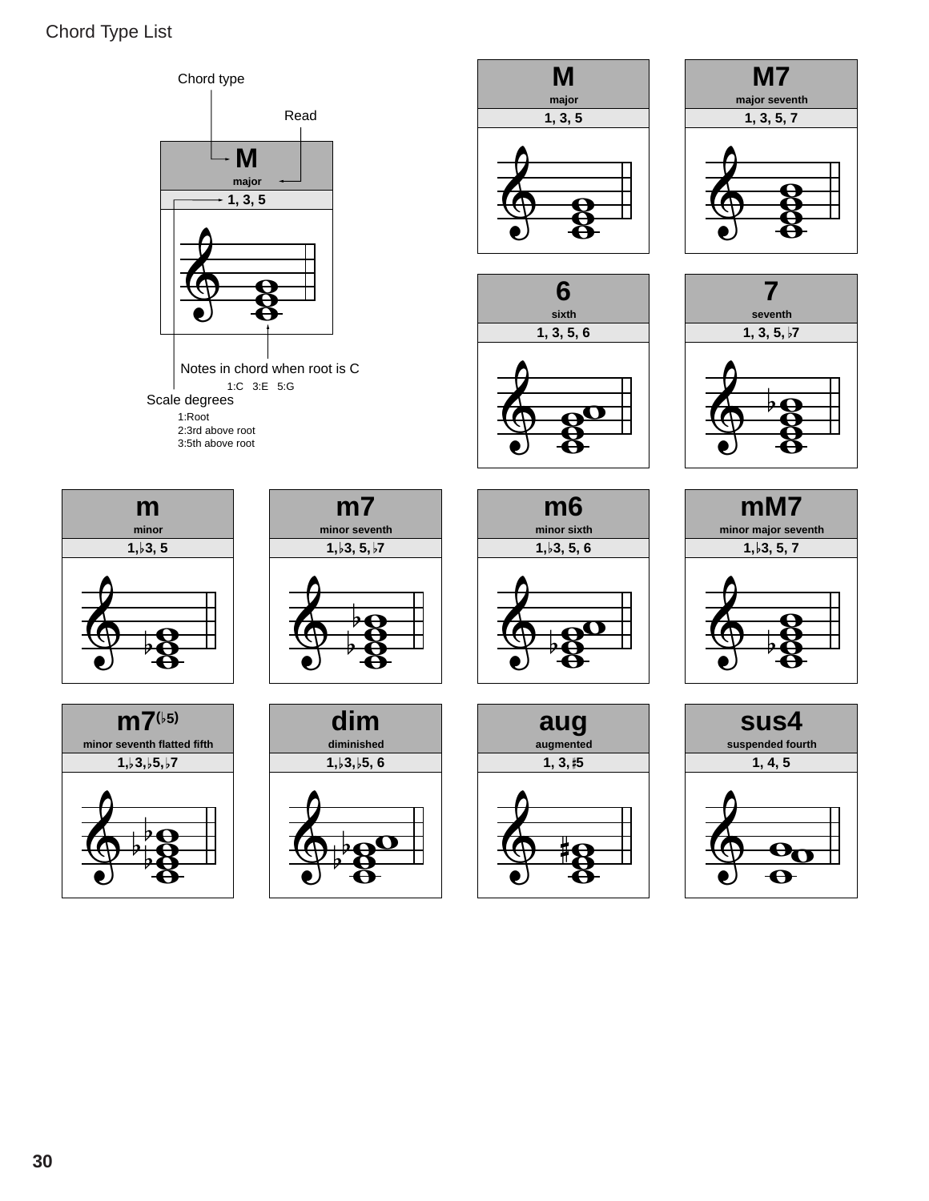# Chord Type List

Chord type

Read

| M |
|---|
| major |
| 1, 3, 5 |

Notes in chord when root is C

1:C 3:E 5:G

Scale degrees

1:Root
2:3rd above root
3:5th above root

| Chord type | Read | Scale degrees |
|---|---|---|
| M | major | 1, 3, 5 |
| M7 | major seventh | 1, 3, 5, 7 |
| 6 | sixth | 1, 3, 5, 6 |
| 7 | seventh | 1, 3, 5, ♭7 |
| m | minor | 1, ♭3, 5 |
| m7 | minor seventh | 1, ♭3, 5, ♭7 |
| m6 | minor sixth | 1, ♭3, 5, 6 |
| mM7 | minor major seventh | 1, ♭3, 5, 7 |
| m7(♭5) | minor seventh flatted fifth | 1, ♭3, ♭5, ♭7 |
| dim | diminished | 1, ♭3, ♭5, 6 |
| aug | augmented | 1, 3, ♯5 |
| sus4 | suspended fourth | 1, 4, 5 |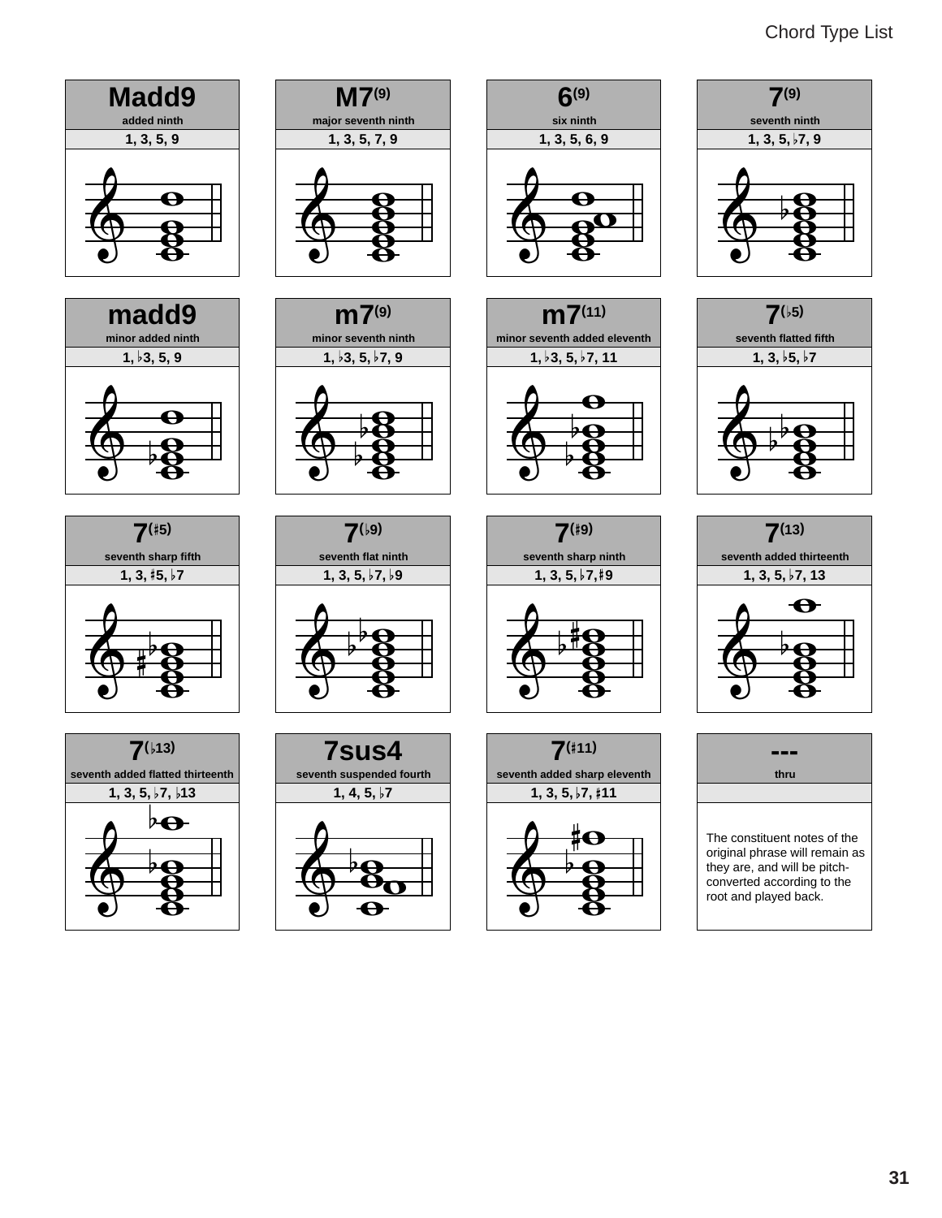Chord Type List

| Chord | Name | Intervals |
|---|---|---|
| Madd9 | added ninth | 1, 3, 5, 9 |
| M7(9) | major seventh ninth | 1, 3, 5, 7, 9 |
| 6(9) | six ninth | 1, 3, 5, 6, 9 |
| 7(9) | seventh ninth | 1, 3, 5, ♭7, 9 |
| madd9 | minor added ninth | 1, ♭3, 5, 9 |
| m7(9) | minor seventh ninth | 1, ♭3, 5, ♭7, 9 |
| m7(11) | minor seventh added eleventh | 1, ♭3, 5, ♭7, 11 |
| 7(♭5) | seventh flatted fifth | 1, 3, ♭5, ♭7 |
| 7(♯5) | seventh sharp fifth | 1, 3, ♯5, ♭7 |
| 7(♭9) | seventh flat ninth | 1, 3, 5, ♭7, ♭9 |
| 7(♯9) | seventh sharp ninth | 1, 3, 5, ♭7, ♯9 |
| 7(13) | seventh added thirteenth | 1, 3, 5, ♭7, 13 |
| 7(♭13) | seventh added flatted thirteenth | 1, 3, 5, ♭7, ♭13 |
| 7sus4 | seventh suspended fourth | 1, 4, 5, ♭7 |
| 7(♯11) | seventh added sharp eleventh | 1, 3, 5, ♭7, ♯11 |
| --- | thru | The constituent notes of the original phrase will remain as they are, and will be pitch-converted according to the root and played back. |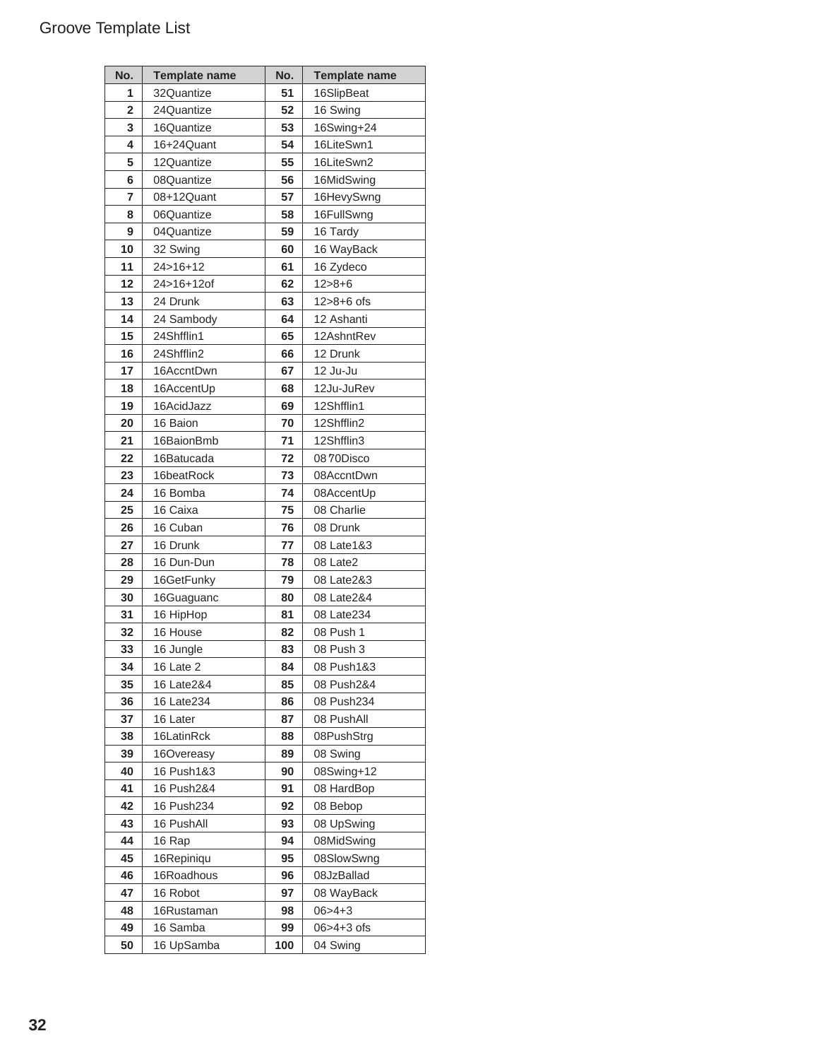# Groove Template List

| No. | Template name | No. | Template name |
|---|---|---|---|
| 1 | 32Quantize | 51 | 16SlipBeat |
| 2 | 24Quantize | 52 | 16 Swing |
| 3 | 16Quantize | 53 | 16Swing+24 |
| 4 | 16+24Quant | 54 | 16LiteSwn1 |
| 5 | 12Quantize | 55 | 16LiteSwn2 |
| 6 | 08Quantize | 56 | 16MidSwing |
| 7 | 08+12Quant | 57 | 16HevySwng |
| 8 | 06Quantize | 58 | 16FullSwng |
| 9 | 04Quantize | 59 | 16 Tardy |
| 10 | 32 Swing | 60 | 16 WayBack |
| 11 | 24>16+12 | 61 | 16 Zydeco |
| 12 | 24>16+12of | 62 | 12>8+6 |
| 13 | 24 Drunk | 63 | 12>8+6 ofs |
| 14 | 24 Sambody | 64 | 12 Ashanti |
| 15 | 24Shfflin1 | 65 | 12AshntRev |
| 16 | 24Shfflin2 | 66 | 12 Drunk |
| 17 | 16AccntDwn | 67 | 12 Ju-Ju |
| 18 | 16AccentUp | 68 | 12Ju-JuRev |
| 19 | 16AcidJazz | 69 | 12Shfflin1 |
| 20 | 16 Baion | 70 | 12Shfflin2 |
| 21 | 16BaionBmb | 71 | 12Shfflin3 |
| 22 | 16Batucada | 72 | 08'70Disco |
| 23 | 16beatRock | 73 | 08AccntDwn |
| 24 | 16 Bomba | 74 | 08AccentUp |
| 25 | 16 Caixa | 75 | 08 Charlie |
| 26 | 16 Cuban | 76 | 08 Drunk |
| 27 | 16 Drunk | 77 | 08 Late1&3 |
| 28 | 16 Dun-Dun | 78 | 08 Late2 |
| 29 | 16GetFunky | 79 | 08 Late2&3 |
| 30 | 16Guaguanc | 80 | 08 Late2&4 |
| 31 | 16 HipHop | 81 | 08 Late234 |
| 32 | 16 House | 82 | 08 Push 1 |
| 33 | 16 Jungle | 83 | 08 Push 3 |
| 34 | 16 Late 2 | 84 | 08 Push1&3 |
| 35 | 16 Late2&4 | 85 | 08 Push2&4 |
| 36 | 16 Late234 | 86 | 08 Push234 |
| 37 | 16 Later | 87 | 08 PushAll |
| 38 | 16LatinRck | 88 | 08PushStrg |
| 39 | 16Overeasy | 89 | 08 Swing |
| 40 | 16 Push1&3 | 90 | 08Swing+12 |
| 41 | 16 Push2&4 | 91 | 08 HardBop |
| 42 | 16 Push234 | 92 | 08 Bebop |
| 43 | 16 PushAll | 93 | 08 UpSwing |
| 44 | 16 Rap | 94 | 08MidSwing |
| 45 | 16Repiniqu | 95 | 08SlowSwng |
| 46 | 16Roadhous | 96 | 08JzBallad |
| 47 | 16 Robot | 97 | 08 WayBack |
| 48 | 16Rustaman | 98 | 06>4+3 |
| 49 | 16 Samba | 99 | 06>4+3 ofs |
| 50 | 16 UpSamba | 100 | 04 Swing |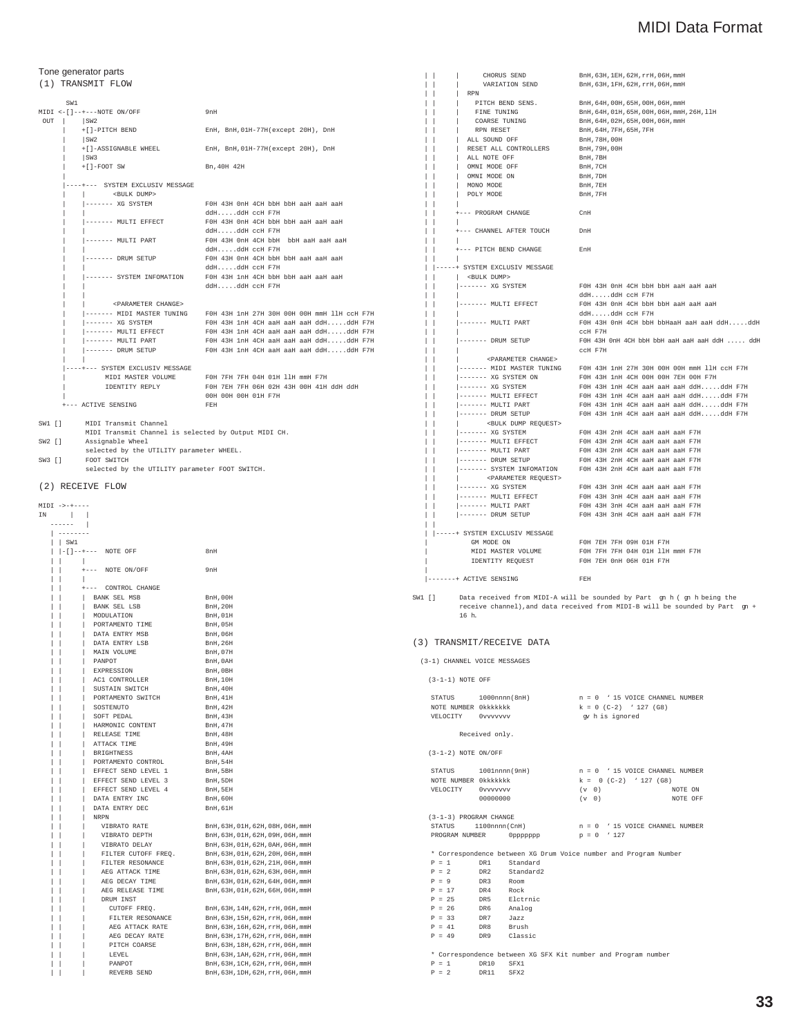Tone generator parts

(1) TRANSMIT FLOW

```
      SW1
MIDI <-[]--+---NOTE ON/OFF               9nH
 OUT  |    |SW2
      |    +[]-PITCH BEND                EnH, BnH,01H-77H(except 20H), DnH
      |    |SW2
      |    +[]-ASSIGNABLE WHEEL          EnH, BnH,01H-77H(except 20H), DnH
      |    |SW3
      |    +[]-FOOT SW                   Bn,40H 42H
      |
      |----+---  SYSTEM EXCLUSIV MESSAGE
      |    |       <BULK DUMP>
      |    |------- XG SYSTEM             F0H 43H 0nH 4CH bbH bbH aaH aaH aaH
      |    |                              ddH.....ddH ccH F7H
      |    |------- MULTI EFFECT          F0H 43H 0nH 4CH bbH bbH aaH aaH aaH
      |    |                              ddH.....ddH ccH F7H
      |    |------- MULTI PART            F0H 43H 0nH 4CH bbH  bbH aaH aaH aaH
      |    |                              ddH.....ddH ccH F7H
      |    |------- DRUM SETUP            F0H 43H 0nH 4CH bbH bbH aaH aaH aaH
      |    |                              ddH.....ddH ccH F7H
      |    |------- SYSTEM INFOMATION     F0H 43H 1nH 4CH bbH bbH aaH aaH aaH
      |    |                              ddH.....ddH ccH F7H
      |    |
      |    |       <PARAMETER CHANGE>
      |    |------- MIDI MASTER TUNING    F0H 43H 1nH 27H 30H 00H 00H mmH llH ccH F7H
      |    |------- XG SYSTEM             F0H 43H 1nH 4CH aaH aaH aaH ddH.....ddH F7H
      |    |------- MULTI EFFECT          F0H 43H 1nH 4CH aaH aaH aaH ddH.....ddH F7H
      |    |------- MULTI PART            F0H 43H 1nH 4CH aaH aaH aaH ddH.....ddH F7H
      |    |------- DRUM SETUP            F0H 43H 1nH 4CH aaH aaH aaH ddH.....ddH F7H
      |    |
      |----+---  SYSTEM EXCLUSIV MESSAGE
      |           MIDI MASTER VOLUME      F0H 7FH 7FH 04H 01H llH mmH F7H
      |           IDENTITY REPLY          F0H 7EH 7FH 06H 02H 43H 00H 41H ddH ddH
      |                                   00H 00H 00H 01H F7H
      +--- ACTIVE SENSING                 FEH
```

SW1 [] MIDI Transmit Channel
MIDI Transmit Channel is selected by Output MIDI CH.
SW2 [] Assignable Wheel
selected by the UTILITY parameter WHEEL.
SW3 [] FOOT SWITCH
selected by the UTILITY parameter FOOT SWITCH.

(2) RECEIVE FLOW

```
MIDI ->-+----
IN      |   |
   ------   |
   | --------
   | | SW1
   | |-[]--+---  NOTE OFF                8nH
   | |     |
   | |     +---  NOTE ON/OFF             9nH
   | |     |
   | |     +---  CONTROL CHANGE
   | |     |  BANK SEL MSB               BnH,00H
   | |     |  BANK SEL LSB               BnH,20H
   | |     |  MODULATION                 BnH,01H
   | |     |  PORTAMENTO TIME            BnH,05H
   | |     |  DATA ENTRY MSB             BnH,06H
   | |     |  DATA ENTRY LSB             BnH,26H
   | |     |  MAIN VOLUME                BnH,07H
   | |     |  PANPOT                     BnH,0AH
   | |     |  EXPRESSION                 BnH,0BH
   | |     |  AC1 CONTROLLER             BnH,10H
   | |     |  SUSTAIN SWITCH             BnH,40H
   | |     |  PORTAMENTO SWITCH          BnH,41H
   | |     |  SOSTENUTO                  BnH,42H
   | |     |  SOFT PEDAL                 BnH,43H
   | |     |  HARMONIC CONTENT           BnH,47H
   | |     |  RELEASE TIME               BnH,48H
   | |     |  ATTACK TIME                BnH,49H
   | |     |  BRIGHTNESS                 BnH,4AH
   | |     |  PORTAMENTO CONTROL         BnH,54H
   | |     |  EFFECT SEND LEVEL 1        BnH,5BH
   | |     |  EFFECT SEND LEVEL 3        BnH,5DH
   | |     |  EFFECT SEND LEVEL 4        BnH,5EH
   | |     |  DATA ENTRY INC             BnH,60H
   | |     |  DATA ENTRY DEC             BnH,61H
   | |     |  NRPN
   | |     |    VIBRATO RATE             BnH,63H,01H,62H,08H,06H,mmH
   | |     |    VIBRATO DEPTH            BnH,63H,01H,62H,09H,06H,mmH
   | |     |    VIBRATO DELAY            BnH,63H,01H,62H,0AH,06H,mmH
   | |     |    FILTER CUTOFF FREQ.      BnH,63H,01H,62H,20H,06H,mmH
   | |     |    FILTER RESONANCE         BnH,63H,01H,62H,21H,06H,mmH
   | |     |    AEG ATTACK TIME          BnH,63H,01H,62H,63H,06H,mmH
   | |     |    AEG DECAY TIME           BnH,63H,01H,62H,64H,06H,mmH
   | |     |    AEG RELEASE TIME         BnH,63H,01H,62H,66H,06H,mmH
   | |     |    DRUM INST
   | |     |      CUTOFF FREQ.           BnH,63H,14H,62H,rrH,06H,mmH
   | |     |      FILTER RESONANCE       BnH,63H,15H,62H,rrH,06H,mmH
   | |     |      AEG ATTACK RATE        BnH,63H,16H,62H,rrH,06H,mmH
   | |     |      AEG DECAY RATE         BnH,63H,17H,62H,rrH,06H,mmH
   | |     |      PITCH COARSE           BnH,63H,18H,62H,rrH,06H,mmH
   | |     |      LEVEL                  BnH,63H,1AH,62H,rrH,06H,mmH
   | |     |      PANPOT                 BnH,63H,1CH,62H,rrH,06H,mmH
   | |     |      REVERB SEND            BnH,63H,1DH,62H,rrH,06H,mmH
   | |     |      CHORUS SEND            BnH,63H,1EH,62H,rrH,06H,mmH
   | |     |      VARIATION SEND         BnH,63H,1FH,62H,rrH,06H,mmH
   | |     |  RPN
   | |     |    PITCH BEND SENS.         BnH,64H,00H,65H,00H,06H,mmH
   | |     |    FINE TUNING              BnH,64H,01H,65H,00H,06H,mmH,26H,llH
   | |     |    COARSE TUNING            BnH,64H,02H,65H,00H,06H,mmH
   | |     |    RPN RESET                BnH,64H,7FH,65H,7FH
   | |     |  ALL SOUND OFF              BnH,78H,00H
   | |     |  RESET ALL CONTROLLERS      BnH,79H,00H
   | |     |  ALL NOTE OFF               BnH,7BH
   | |     |  OMNI MODE OFF              BnH,7CH
   | |     |  OMNI MODE ON               BnH,7DH
   | |     |  MONO MODE                  BnH,7EH
   | |     |  POLY MODE                  BnH,7FH
   | |     |
   | |     +--- PROGRAM CHANGE           CnH
   | |     |
   | |     +--- CHANNEL AFTER TOUCH      DnH
   | |     |
   | |     +--- PITCH BEND CHANGE        EnH
   | |     |
   | |-----+ SYSTEM EXCLUSIV MESSAGE
   | |     |  <BULK DUMP>
   | |     |------- XG SYSTEM            F0H 43H 0nH 4CH bbH bbH aaH aaH aaH
   | |     |                             ddH.....ddH ccH F7H
   | |     |------- MULTI EFFECT         F0H 43H 0nH 4CH bbH bbH aaH aaH aaH
   | |     |                             ddH.....ddH ccH F7H
   | |     |------- MULTI PART           F0H 43H 0nH 4CH bbH bbHaaH aaH aaH ddH.....ddH
   | |     |                             ccH F7H
   | |     |------- DRUM SETUP           F0H 43H 0nH 4CH bbH bbH aaH aaH aaH ddH ..... ddH
   | |     |                             ccH F7H
   | |     |        <PARAMETER CHANGE>
   | |     |------- MIDI MASTER TUNING   F0H 43H 1nH 27H 30H 00H 00H mmH llH ccH F7H
   | |     |------- XG SYSTEM ON         F0H 43H 1nH 4CH 00H 00H 7EH 00H F7H
   | |     |------- XG SYSTEM            F0H 43H 1nH 4CH aaH aaH aaH ddH.....ddH F7H
   | |     |------- MULTI EFFECT         F0H 43H 1nH 4CH aaH aaH aaH ddH.....ddH F7H
   | |     |------- MULTI PART           F0H 43H 1nH 4CH aaH aaH aaH ddH.....ddH F7H
   | |     |------- DRUM SETUP           F0H 43H 1nH 4CH aaH aaH aaH ddH.....ddH F7H
   | |     |        <BULK DUMP REQUEST>
   | |     |------- XG SYSTEM            F0H 43H 2nH 4CH aaH aaH aaH F7H
   | |     |------- MULTI EFFECT         F0H 43H 2nH 4CH aaH aaH aaH F7H
   | |     |------- MULTI PART           F0H 43H 2nH 4CH aaH aaH aaH F7H
   | |     |------- DRUM SETUP           F0H 43H 2nH 4CH aaH aaH aaH F7H
   | |     |------- SYSTEM INFOMATION    F0H 43H 2nH 4CH aaH aaH aaH F7H
   | |     |        <PARAMETER REQUEST>
   | |     |------- XG SYSTEM            F0H 43H 3nH 4CH aaH aaH aaH F7H
   | |     |------- MULTI EFFECT         F0H 43H 3nH 4CH aaH aaH aaH F7H
   | |     |------- MULTI PART           F0H 43H 3nH 4CH aaH aaH aaH F7H
   | |     |------- DRUM SETUP           F0H 43H 3nH 4CH aaH aaH aaH F7H
   | |
   | |-----+ SYSTEM EXCLUSIV MESSAGE
   |          GM MODE ON                 F0H 7EH 7FH 09H 01H F7H
   |          MIDI MASTER VOLUME         F0H 7FH 7FH 04H 01H llH mmH F7H
   |          IDENTITY REQUEST           F0H 7EH 0nH 06H 01H F7H
   |
   |-------+ ACTIVE SENSING              FEH
```

SW1 [] Data received from MIDI-A will be sounded by Part "n" ("n" being the receive channel), and data received from MIDI-B will be sounded by Part "n + 16".

(3) TRANSMIT/RECEIVE DATA

(3-1) CHANNEL VOICE MESSAGES

(3-1-1) NOTE OFF

```
STATUS       1000nnnn(8nH)        n = 0 - 15 VOICE CHANNEL NUMBER
NOTE NUMBER  0kkkkkkk             k = 0 (C-2) - 127 (G8)
VELOCITY     0vvvvvvv             "v" is ignored
```

Received only.

(3-1-2) NOTE ON/OFF

```
STATUS       1001nnnn(9nH)        n = 0 - 15 VOICE CHANNEL NUMBER
NOTE NUMBER  0kkkkkkk             k = 0 (C-2) - 127 (G8)
VELOCITY     0vvvvvvv             (v 0)          NOTE ON
             00000000             (v 0)          NOTE OFF
```

(3-1-3) PROGRAM CHANGE

```
STATUS       1100nnnn(CnH)        n = 0 - 15 VOICE CHANNEL NUMBER
PROGRAM NUMBER    0ppppppp        p = 0 - 127
```

\* Correspondence between XG Drum Voice number and Program Number

```
P = 1     DR1    Standard
P = 2     DR2    Standard2
P = 9     DR3    Room
P = 17    DR4    Rock
P = 25    DR5    Elctrnic
P = 26    DR6    Analog
P = 33    DR7    Jazz
P = 41    DR8    Brush
P = 49    DR9    Classic
```

\* Correspondence between XG SFX Kit number and Program number

```
P = 1     DR10   SFX1
P = 2     DR11   SFX2
```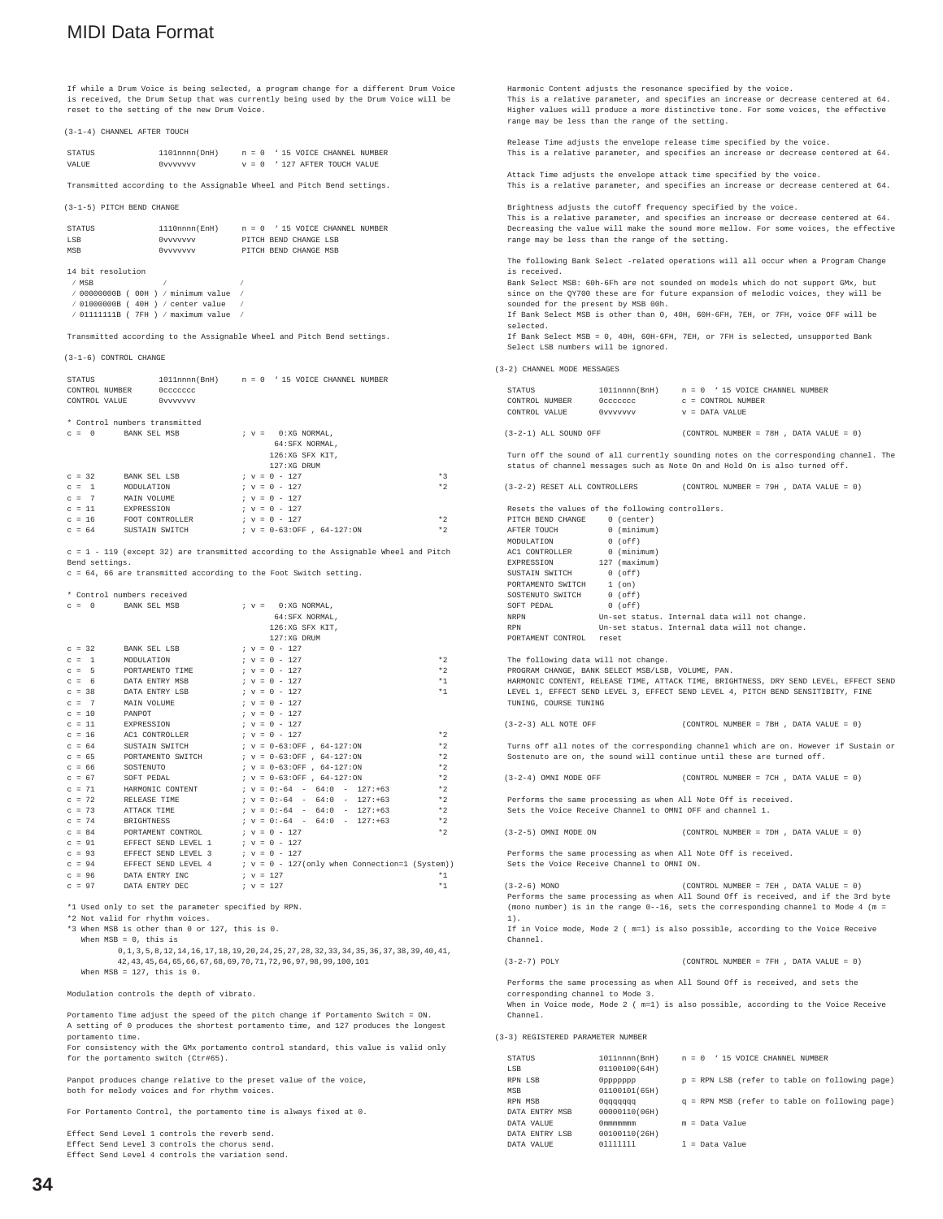# MIDI Data Format

If while a Drum Voice is being selected, a program change for a different Drum Voice is received, the Drum Setup that was currently being used by the Drum Voice will be reset to the setting of the new Drum Voice.

(3-1-4) CHANNEL AFTER TOUCH

```
STATUS          1101nnnn(DnH)     n = 0  ' 15 VOICE CHANNEL NUMBER
VALUE           0vvvvvvv          v = 0  ' 127 AFTER TOUCH VALUE
```

Transmitted according to the Assignable Wheel and Pitch Bend settings.

(3-1-5) PITCH BEND CHANGE

```
STATUS          1110nnnn(EnH)     n = 0  ' 15 VOICE CHANNEL NUMBER
LSB             0vvvvvvv          PITCH BEND CHANGE LSB
MSB             0vvvvvvv          PITCH BEND CHANGE MSB
```

14 bit resolution

```
 / MSB              /               /
 / 00000000B ( 00H ) / minimum value  /
 / 01000000B ( 40H ) / center value   /
 / 01111111B ( 7FH ) / maximum value  /
```

Transmitted according to the Assignable Wheel and Pitch Bend settings.

(3-1-6) CONTROL CHANGE

```
STATUS          1011nnnn(BnH)     n = 0  ' 15 VOICE CHANNEL NUMBER
CONTROL NUMBER  0ccccccc
CONTROL VALUE   0vvvvvvv
```

\* Control numbers transmitted

```
c =  0     BANK SEL MSB          ; v =   0:XG NORMAL,
                                        64:SFX NORMAL,
                                       126:XG SFX KIT,
                                       127:XG DRUM
c = 32     BANK SEL LSB          ; v = 0 - 127                          *3
c =  1     MODULATION            ; v = 0 - 127                          *2
c =  7     MAIN VOLUME           ; v = 0 - 127
c = 11     EXPRESSION            ; v = 0 - 127
c = 16     FOOT CONTROLLER       ; v = 0 - 127                          *2
c = 64     SUSTAIN SWITCH        ; v = 0-63:OFF , 64-127:ON             *2
```

c = 1 - 119 (except 32) are transmitted according to the Assignable Wheel and Pitch Bend settings.
c = 64, 66 are transmitted according to the Foot Switch setting.

\* Control numbers received

```
c =  0     BANK SEL MSB          ; v =   0:XG NORMAL,
                                        64:SFX NORMAL,
                                       126:XG SFX KIT,
                                       127:XG DRUM
c = 32     BANK SEL LSB          ; v = 0 - 127
c =  1     MODULATION            ; v = 0 - 127                          *2
c =  5     PORTAMENTO TIME       ; v = 0 - 127                          *2
c =  6     DATA ENTRY MSB        ; v = 0 - 127                          *1
c = 38     DATA ENTRY LSB        ; v = 0 - 127                          *1
c =  7     MAIN VOLUME           ; v = 0 - 127
c = 10     PANPOT                ; v = 0 - 127
c = 11     EXPRESSION            ; v = 0 - 127
c = 16     AC1 CONTROLLER        ; v = 0 - 127                          *2
c = 64     SUSTAIN SWITCH        ; v = 0-63:OFF , 64-127:ON             *2
c = 65     PORTAMENTO SWITCH     ; v = 0-63:OFF , 64-127:ON             *2
c = 66     SOSTENUTO             ; v = 0-63:OFF , 64-127:ON             *2
c = 67     SOFT PEDAL            ; v = 0-63:OFF , 64-127:ON             *2
c = 71     HARMONIC CONTENT      ; v = 0:-64  -  64:0  -  127:+63       *2
c = 72     RELEASE TIME          ; v = 0:-64  -  64:0  -  127:+63       *2
c = 73     ATTACK TIME           ; v = 0:-64  -  64:0  -  127:+63       *2
c = 74     BRIGHTNESS            ; v = 0:-64  -  64:0  -  127:+63       *2
c = 84     PORTAMENT CONTROL     ; v = 0 - 127                          *2
c = 91     EFFECT SEND LEVEL 1   ; v = 0 - 127
c = 93     EFFECT SEND LEVEL 3   ; v = 0 - 127
c = 94     EFFECT SEND LEVEL 4   ; v = 0 - 127(only when Connection=1 (System))
c = 96     DATA ENTRY INC        ; v = 127                              *1
c = 97     DATA ENTRY DEC        ; v = 127                              *1
```

\*1 Used only to set the parameter specified by RPN.
\*2 Not valid for rhythm voices.
\*3 When MSB is other than 0 or 127, this is 0.
   When MSB = 0, this is
      0,1,3,5,8,12,14,16,17,18,19,20,24,25,27,28,32,33,34,35,36,37,38,39,40,41,
      42,43,45,64,65,66,67,68,69,70,71,72,96,97,98,99,100,101
   When MSB = 127, this is 0.

Modulation controls the depth of vibrato.

Portamento Time adjust the speed of the pitch change if Portamento Switch = ON.
A setting of 0 produces the shortest portamento time, and 127 produces the longest portamento time.
For consistency with the GMx portamento control standard, this value is valid only for the portamento switch (Ctr#65).

Panpot produces change relative to the preset value of the voice, both for melody voices and for rhythm voices.

For Portamento Control, the portamento time is always fixed at 0.

Effect Send Level 1 controls the reverb send.
Effect Send Level 3 controls the chorus send.
Effect Send Level 4 controls the variation send.

Harmonic Content adjusts the resonance specified by the voice.
This is a relative parameter, and specifies an increase or decrease centered at 64.
Higher values will produce a more distinctive tone. For some voices, the effective range may be less than the range of the setting.

Release Time adjusts the envelope release time specified by the voice.
This is a relative parameter, and specifies an increase or decrease centered at 64.

Attack Time adjusts the envelope attack time specified by the voice.
This is a relative parameter, and specifies an increase or decrease centered at 64.

Brightness adjusts the cutoff frequency specified by the voice.
This is a relative parameter, and specifies an increase or decrease centered at 64.
Decreasing the value will make the sound more mellow. For some voices, the effective range may be less than the range of the setting.

The following Bank Select -related operations will all occur when a Program Change is received.
Bank Select MSB: 60h-6Fh are not sounded on models which do not support GMx, but since on the QY700 these are for future expansion of melodic voices, they will be sounded for the present by MSB 00h.
If Bank Select MSB is other than 0, 40H, 60H-6FH, 7EH, or 7FH, voice OFF will be selected.
If Bank Select MSB = 0, 40H, 60H-6FH, 7EH, or 7FH is selected, unsupported Bank Select LSB numbers will be ignored.

(3-2) CHANNEL MODE MESSAGES

```
STATUS          1011nnnn(BnH)     n = 0  ' 15 VOICE CHANNEL NUMBER
CONTROL NUMBER  0ccccccc          c = CONTROL NUMBER
CONTROL VALUE   0vvvvvvv          v = DATA VALUE
```

(3-2-1) ALL SOUND OFF                    (CONTROL NUMBER = 78H , DATA VALUE = 0)

Turn off the sound of all currently sounding notes on the corresponding channel. The status of channel messages such as Note On and Hold On is also turned off.

(3-2-2) RESET ALL CONTROLLERS            (CONTROL NUMBER = 79H , DATA VALUE = 0)

Resets the values of the following controllers.

```
PITCH BEND CHANGE     0 (center)
AFTER TOUCH           0 (minimum)
MODULATION            0 (off)
AC1 CONTROLLER        0 (minimum)
EXPRESSION          127 (maximum)
SUSTAIN SWITCH        0 (off)
PORTAMENTO SWITCH     1 (on)
SOSTENUTO SWITCH      0 (off)
SOFT PEDAL            0 (off)
NRPN                 Un-set status. Internal data will not change.
RPN                  Un-set status. Internal data will not change.
PORTAMENT CONTROL    reset
```

The following data will not change.
PROGRAM CHANGE, BANK SELECT MSB/LSB, VOLUME, PAN.
HARMONIC CONTENT, RELEASE TIME, ATTACK TIME, BRIGHTNESS, DRY SEND LEVEL, EFFECT SEND LEVEL 1, EFFECT SEND LEVEL 3, EFFECT SEND LEVEL 4, PITCH BEND SENSITIBITY, FINE TUNING, COURSE TUNING

(3-2-3) ALL NOTE OFF                     (CONTROL NUMBER = 7BH , DATA VALUE = 0)

Turns off all notes of the corresponding channel which are on. However if Sustain or Sostenuto are on, the sound will continue until these are turned off.

(3-2-4) OMNI MODE OFF                    (CONTROL NUMBER = 7CH , DATA VALUE = 0)

Performs the same processing as when All Note Off is received.
Sets the Voice Receive Channel to OMNI OFF and channel 1.

(3-2-5) OMNI MODE ON                     (CONTROL NUMBER = 7DH , DATA VALUE = 0)

Performs the same processing as when All Note Off is received.
Sets the Voice Receive Channel to OMNI ON.

(3-2-6) MONO                             (CONTROL NUMBER = 7EH , DATA VALUE = 0)
Performs the same processing as when All Sound Off is received, and if the 3rd byte (mono number) is in the range 0--16, sets the corresponding channel to Mode 4 (m = 1).
If in Voice mode, Mode 2 ( m=1) is also possible, according to the Voice Receive Channel.

(3-2-7) POLY                             (CONTROL NUMBER = 7FH , DATA VALUE = 0)

Performs the same processing as when All Sound Off is received, and sets the corresponding channel to Mode 3.
When in Voice mode, Mode 2 ( m=1) is also possible, according to the Voice Receive Channel.

(3-3) REGISTERED PARAMETER NUMBER

```
STATUS          1011nnnn(BnH)     n = 0  ' 15 VOICE CHANNEL NUMBER
LSB             01100100(64H)
RPN LSB         0ppppppp          p = RPN LSB (refer to table on following page)
MSB             01100101(65H)
RPN MSB         0qqqqqqq          q = RPN MSB (refer to table on following page)
DATA ENTRY MSB  00000110(06H)
DATA VALUE      0mmmmmmm          m = Data Value
DATA ENTRY LSB  00100110(26H)
DATA VALUE      0lllllll          l = Data Value
```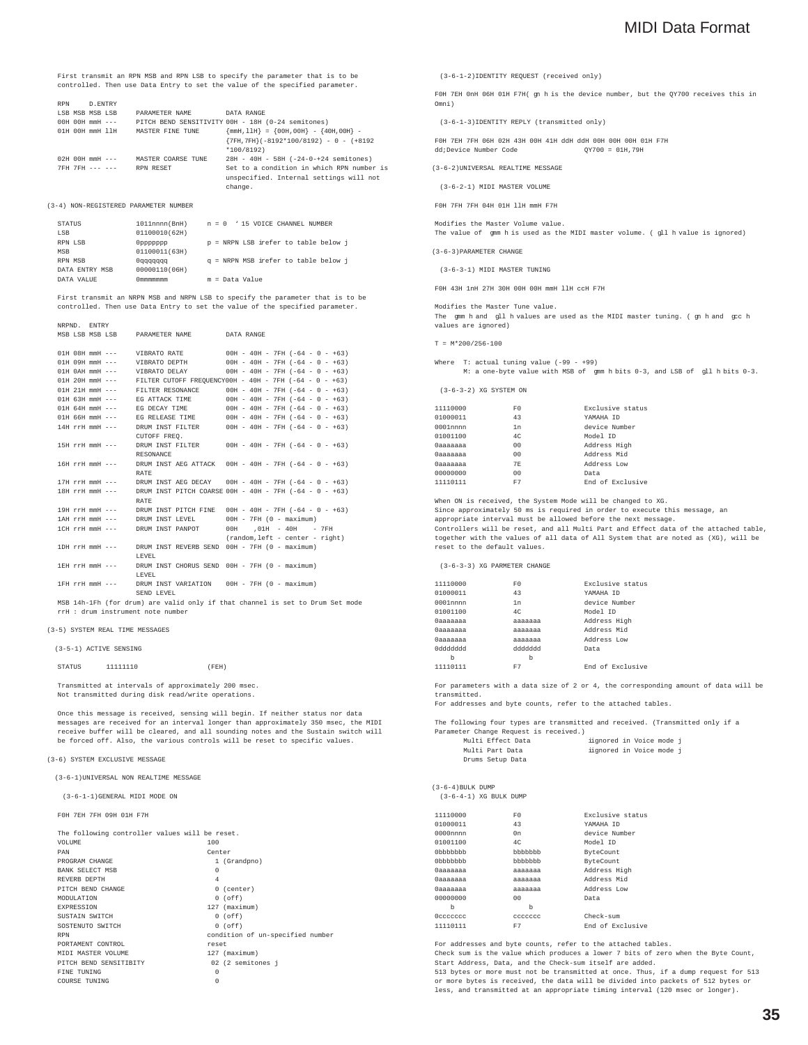First transmit an RPN MSB and RPN LSB to specify the parameter that is to be controlled. Then use Data Entry to set the value of the specified parameter.

| RPN LSB | RPN MSB | D.ENTRY MSB LSB | PARAMETER NAME | DATA RANGE |
|---|---|---|---|---|
| 00H | 00H | mmH --- | PITCH BEND SENSITIVITY | 00H - 18H (0-24 semitones) |
| 01H | 00H | mmH llH | MASTER FINE TUNE | {mmH,llH} = {00H,00H} - {40H,00H} - {7FH,7FH}(-8192*100/8192) - 0 - (+8192 *100/8192) |
| 02H | 00H | mmH --- | MASTER COARSE TUNE | 28H - 40H - 58H (-24-0-+24 semitones) |
| 7FH | 7FH | --- --- | RPN RESET | Set to a condition in which RPN number is unspecified. Internal settings will not change. |

(3-4) NON-REGISTERED PARAMETER NUMBER

| | | |
|---|---|---|
| STATUS | 1011nnnn(BnH) | n = 0 ' 15 VOICE CHANNEL NUMBER |
| LSB | 01100010(62H) | |
| RPN LSB | 0ppppppp | p = NRPN LSB ірefer to table below ј |
| MSB | 01100011(63H) | |
| RPN MSB | 0qqqqqqq | q = NRPN MSB ірefer to table below ј |
| DATA ENTRY MSB | 00000110(06H) | |
| DATA VALUE | 0mmmmmmm | m = Data Value |

First transmit an NRPN MSB and NRPN LSB to specify the parameter that is to be controlled. Then use Data Entry to set the value of the specified parameter.

| NRPN MSB | NRPN LSB | ENTRY MSB LSB | PARAMETER NAME | DATA RANGE |
|---|---|---|---|---|
| 01H | 08H | mmH --- | VIBRATO RATE | 00H - 40H - 7FH (-64 - 0 - +63) |
| 01H | 09H | mmH --- | VIBRATO DEPTH | 00H - 40H - 7FH (-64 - 0 - +63) |
| 01H | 0AH | mmH --- | VIBRATO DELAY | 00H - 40H - 7FH (-64 - 0 - +63) |
| 01H | 20H | mmH --- | FILTER CUTOFF FREQUENCY | 00H - 40H - 7FH (-64 - 0 - +63) |
| 01H | 21H | mmH --- | FILTER RESONANCE | 00H - 40H - 7FH (-64 - 0 - +63) |
| 01H | 63H | mmH --- | EG ATTACK TIME | 00H - 40H - 7FH (-64 - 0 - +63) |
| 01H | 64H | mmH --- | EG DECAY TIME | 00H - 40H - 7FH (-64 - 0 - +63) |
| 01H | 66H | mmH --- | EG RELEASE TIME | 00H - 40H - 7FH (-64 - 0 - +63) |
| 14H | rrH | mmH --- | DRUM INST FILTER CUTOFF FREQ. | 00H - 40H - 7FH (-64 - 0 - +63) |
| 15H | rrH | mmH --- | DRUM INST FILTER RESONANCE | 00H - 40H - 7FH (-64 - 0 - +63) |
| 16H | rrH | mmH --- | DRUM INST AEG ATTACK RATE | 00H - 40H - 7FH (-64 - 0 - +63) |
| 17H | rrH | mmH --- | DRUM INST AEG DECAY | 00H - 40H - 7FH (-64 - 0 - +63) |
| 18H | rrH | mmH --- | DRUM INST PITCH COARSE RATE | 00H - 40H - 7FH (-64 - 0 - +63) |
| 19H | rrH | mmH --- | DRUM INST PITCH FINE | 00H - 40H - 7FH (-64 - 0 - +63) |
| 1AH | rrH | mmH --- | DRUM INST LEVEL | 00H - 7FH (0 - maximum) |
| 1CH | rrH | mmH --- | DRUM INST PANPOT | 00H ,01H - 40H - 7FH (random,left - center - right) |
| 1DH | rrH | mmH --- | DRUM INST REVERB SEND LEVEL | 00H - 7FH (0 - maximum) |
| 1EH | rrH | mmH --- | DRUM INST CHORUS SEND LEVEL | 00H - 7FH (0 - maximum) |
| 1FH | rrH | mmH --- | DRUM INST VARIATION SEND LEVEL | 00H - 7FH (0 - maximum) |

MSB 14h-1Fh (for drum) are valid only if that channel is set to Drum Set mode
rrH : drum instrument note number

(3-5) SYSTEM REAL TIME MESSAGES

(3-5-1) ACTIVE SENSING

STATUS 11111110 (FEH)

Transmitted at intervals of approximately 200 msec.
Not transmitted during disk read/write operations.

Once this message is received, sensing will begin. If neither status nor data messages are received for an interval longer than approximately 350 msec, the MIDI receive buffer will be cleared, and all sounding notes and the Sustain switch will be forced off. Also, the various controls will be reset to specific values.

(3-6) SYSTEM EXCLUSIVE MESSAGE

(3-6-1)UNIVERSAL NON REALTIME MESSAGE

(3-6-1-1)GENERAL MIDI MODE ON

F0H 7EH 7FH 09H 01H F7H

The following controller values will be reset.

| | |
|---|---|
| VOLUME | 100 |
| PAN | Center |
| PROGRAM CHANGE | 1 (Grandpno) |
| BANK SELECT MSB | 0 |
| REVERB DEPTH | 4 |
| PITCH BEND CHANGE | 0 (center) |
| MODULATION | 0 (off) |
| EXPRESSION | 127 (maximum) |
| SUSTAIN SWITCH | 0 (off) |
| SOSTENUTO SWITCH | 0 (off) |
| RPN | condition of un-specified number |
| PORTAMENT CONTROL | reset |
| MIDI MASTER VOLUME | 127 (maximum) |
| PITCH BEND SENSITIBITY | 02 (2 semitones ј |
| FINE TUNING | 0 |
| COURSE TUNING | 0 |

(3-6-1-2)IDENTITY REQUEST (received only)

F0H 7EH 0nH 06H 01H F7H( gn h is the device number, but the QY700 receives this in Omni)

(3-6-1-3)IDENTITY REPLY (transmitted only)

F0H 7EH 7FH 06H 02H 43H 00H 41H ddH ddH 00H 00H 00H 01H F7H
dd;Device Number Code QY700 = 01H,79H

(3-6-2)UNIVERSAL REALTIME MESSAGE

(3-6-2-1) MIDI MASTER VOLUME

F0H 7FH 7FH 04H 01H llH mmH F7H

Modifies the Master Volume value.
The value of gmm h is used as the MIDI master volume. ( gll h value is ignored)

(3-6-3)PARAMETER CHANGE

(3-6-3-1) MIDI MASTER TUNING

F0H 43H 1nH 27H 30H 00H 00H mmH llH ccH F7H

Modifies the Master Tune value.
The gmm h and gll h values are used as the MIDI master tuning. ( gn h and gcc h values are ignored)

T = M*200/256-100

Where T: actual tuning value (-99 - +99)
M: a one-byte value with MSB of gmm h bits 0-3, and LSB of gll h bits 0-3.

(3-6-3-2) XG SYSTEM ON

| | | |
|---|---|---|
| 11110000 | F0 | Exclusive status |
| 01000011 | 43 | YAMAHA ID |
| 0001nnnn | 1n | device Number |
| 01001100 | 4C | Model ID |
| 0aaaaaaa | 00 | Address High |
| 0aaaaaaa | 00 | Address Mid |
| 0aaaaaaa | 7E | Address Low |
| 00000000 | 00 | Data |
| 11110111 | F7 | End of Exclusive |

When ON is received, the System Mode will be changed to XG.
Since approximately 50 ms is required in order to execute this message, an appropriate interval must be allowed before the next message.
Controllers will be reset, and all Multi Part and Effect data of the attached table, together with the values of all data of All System that are noted as (XG), will be reset to the default values.

(3-6-3-3) XG PARMETER CHANGE

| | | |
|---|---|---|
| 11110000 | F0 | Exclusive status |
| 01000011 | 43 | YAMAHA ID |
| 0001nnnn | 1n | device Number |
| 01001100 | 4C | Model ID |
| 0aaaaaaa | aaaaaaa | Address High |
| 0aaaaaaa | aaaaaaa | Address Mid |
| 0aaaaaaa | aaaaaaa | Address Low |
| 0ddddddd | ddddddd | Data |
| b | b | |
| 11110111 | F7 | End of Exclusive |

For parameters with a data size of 2 or 4, the corresponding amount of data will be transmitted.
For addresses and byte counts, refer to the attached tables.

The following four types are transmitted and received. (Transmitted only if a Parameter Change Request is received.)

| | |
|---|---|
| Multi Effect Data | іignored in Voice mode ј |
| Multi Part Data | іignored in Voice mode ј |
| Drums Setup Data | |

(3-6-4)BULK DUMP

(3-6-4-1) XG BULK DUMP

| | | |
|---|---|---|
| 11110000 | F0 | Exclusive status |
| 01000011 | 43 | YAMAHA ID |
| 0000nnnn | 0n | device Number |
| 01001100 | 4C | Model ID |
| 0bbbbbbb | bbbbbbb | ByteCount |
| 0bbbbbbb | bbbbbbb | ByteCount |
| 0aaaaaaa | aaaaaaa | Address High |
| 0aaaaaaa | aaaaaaa | Address Mid |
| 0aaaaaaa | aaaaaaa | Address Low |
| 00000000 | 00 | Data |
| b | b | |
| 0ccccccc | ccccccc | Check-sum |
| 11110111 | F7 | End of Exclusive |

For addresses and byte counts, refer to the attached tables.
Check sum is the value which produces a lower 7 bits of zero when the Byte Count, Start Address, Data, and the Check-sum itself are added.
513 bytes or more must not be transmitted at once. Thus, if a dump request for 513 or more bytes is received, the data will be divided into packets of 512 bytes or less, and transmitted at an appropriate timing interval (120 msec or longer).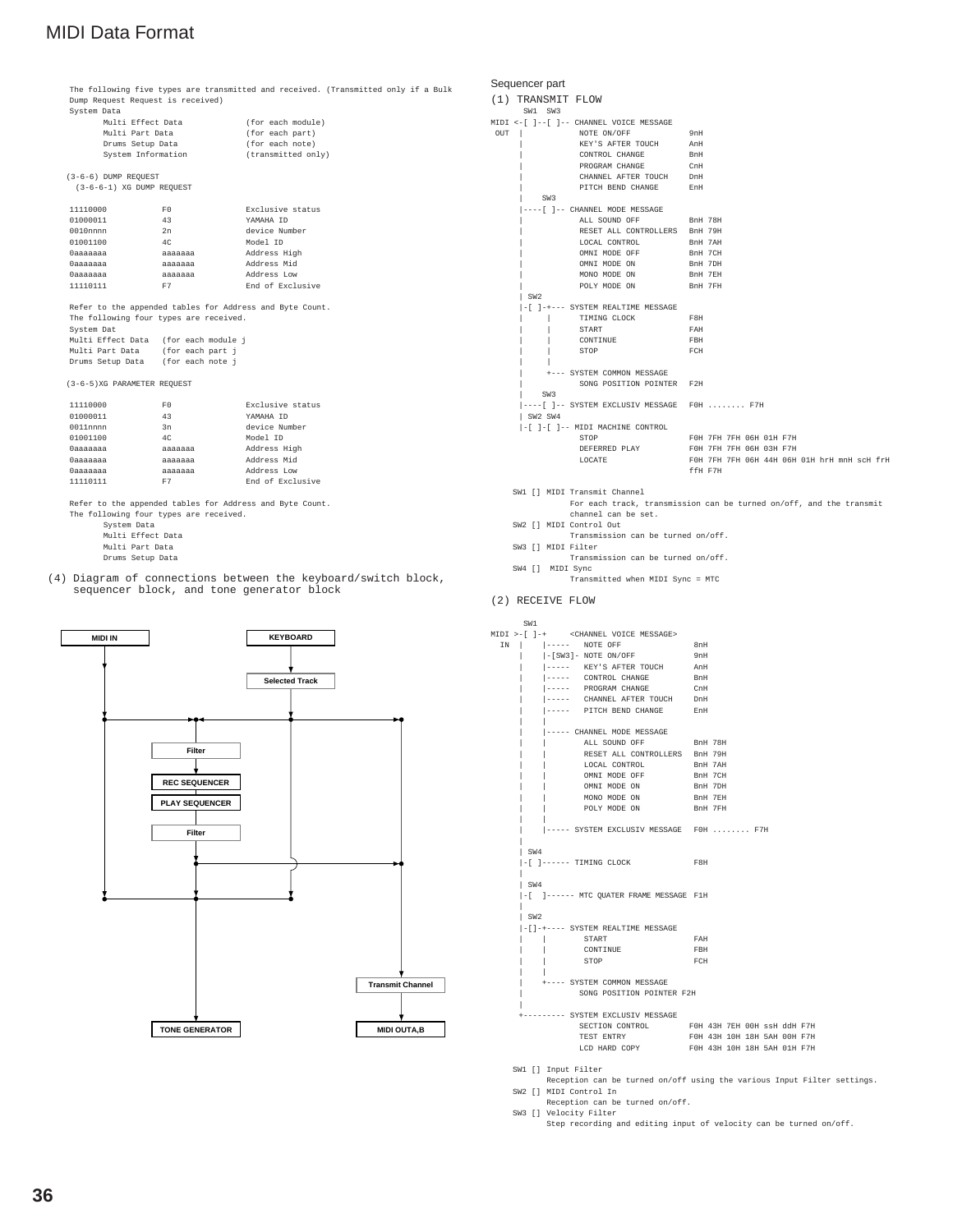# MIDI Data Format

The following five types are transmitted and received. (Transmitted only if a Bulk Dump Request Request is received)

System Data

| | |
|---|---|
| Multi Effect Data | (for each module) |
| Multi Part Data | (for each part) |
| Drums Setup Data | (for each note) |
| System Information | (transmitted only) |

(3-6-6) DUMP REQUEST

(3-6-6-1) XG DUMP REQUEST

| | | |
|---|---|---|
| 11110000 | F0 | Exclusive status |
| 01000011 | 43 | YAMAHA ID |
| 0010nnnn | 2n | device Number |
| 01001100 | 4C | Model ID |
| 0aaaaaaa | aaaaaaa | Address High |
| 0aaaaaaa | aaaaaaa | Address Mid |
| 0aaaaaaa | aaaaaaa | Address Low |
| 11110111 | F7 | End of Exclusive |

Refer to the appended tables for Address and Byte Count.
The following four types are received.
System Dat

| | |
|---|---|
| Multi Effect Data | (for each module j |
| Multi Part Data | (for each part j |
| Drums Setup Data | (for each note j |

(3-6-5)XG PARAMETER REQUEST

| | | |
|---|---|---|
| 11110000 | F0 | Exclusive status |
| 01000011 | 43 | YAMAHA ID |
| 0011nnnn | 3n | device Number |
| 01001100 | 4C | Model ID |
| 0aaaaaaa | aaaaaaa | Address High |
| 0aaaaaaa | aaaaaaa | Address Mid |
| 0aaaaaaa | aaaaaaa | Address Low |
| 11110111 | F7 | End of Exclusive |

Refer to the appended tables for Address and Byte Count.
The following four types are received.

- System Data
- Multi Effect Data
- Multi Part Data
- Drums Setup Data

(4) Diagram of connections between the keyboard/switch block, sequencer block, and tone generator block

```
MIDI IN                              KEYBOARD
   |                                     |
   |                               Selected Track
   |                                     |
   +-----------+----------->+<-----------+-------------------->+
   |           |                         |                     |
   |         Filter                      |                     |
   |           |                         |                     |
   |     REC SEQUENCER                   |                     |
   |     PLAY SEQUENCER                  |                     |
   |           |                         |                     |
   |         Filter                      |                     |
   |           |                         |                     |
   |           +-------------------------)-------------------->+
   |           |                         |                     |
   +---------->+<------------------------+                     |
               |                                               |
               |                                        Transmit Channel
               |                                               |
        TONE GENERATOR                                   MIDI OUTA,B
```

## Sequencer part

(1) TRANSMIT FLOW

```
      SW1  SW3
MIDI <-[ ]--[ ]-- CHANNEL VOICE MESSAGE
 OUT  |            NOTE ON/OFF            9nH
      |            KEY'S AFTER TOUCH      AnH
      |            CONTROL CHANGE         BnH
      |            PROGRAM CHANGE         CnH
      |            CHANNEL AFTER TOUCH    DnH
      |            PITCH BEND CHANGE      EnH
      |    SW3
      |----[ ]-- CHANNEL MODE MESSAGE
      |            ALL SOUND OFF          BnH 78H
      |            RESET ALL CONTROLLERS  BnH 79H
      |            LOCAL CONTROL          BnH 7AH
      |            OMNI MODE OFF          BnH 7CH
      |            OMNI MODE ON           BnH 7DH
      |            MONO MODE ON           BnH 7EH
      |            POLY MODE ON           BnH 7FH
      | SW2
      |-[ ]-+--- SYSTEM REALTIME MESSAGE
      |     |      TIMING CLOCK           F8H
      |     |      START                  FAH
      |     |      CONTINUE               FBH
      |     |      STOP                   FCH
      |     |
      |     +--- SYSTEM COMMON MESSAGE
      |            SONG POSITION POINTER  F2H
      |    SW3
      |----[ ]-- SYSTEM EXCLUSIV MESSAGE  F0H ........ F7H
      | SW2 SW4
      |-[ ]-[ ]-- MIDI MACHINE CONTROL
                   STOP                   F0H 7FH 7FH 06H 01H F7H
                   DEFERRED PLAY          F0H 7FH 7FH 06H 03H F7H
                   LOCATE                 F0H 7FH 7FH 06H 44H 06H 01H hrH mnH scH frH
                                          ffH F7H
```

SW1 [] MIDI Transmit Channel
For each track, transmission can be turned on/off, and the transmit channel can be set.

SW2 [] MIDI Control Out
Transmission can be turned on/off.

SW3 [] MIDI Filter
Transmission can be turned on/off.

SW4 [] MIDI Sync
Transmitted when MIDI Sync = MTC

(2) RECEIVE FLOW

```
      SW1
MIDI >-[ ]-+     <CHANNEL VOICE MESSAGE>
  IN  |    |-----  NOTE OFF               8nH
      |    |-[SW3]- NOTE ON/OFF           9nH
      |    |-----  KEY'S AFTER TOUCH      AnH
      |    |-----  CONTROL CHANGE         BnH
      |    |-----  PROGRAM CHANGE         CnH
      |    |-----  CHANNEL AFTER TOUCH    DnH
      |    |-----  PITCH BEND CHANGE      EnH
      |    |
      |    |----- CHANNEL MODE MESSAGE
      |    |        ALL SOUND OFF         BnH 78H
      |    |        RESET ALL CONTROLLERS BnH 79H
      |    |        LOCAL CONTROL         BnH 7AH
      |    |        OMNI MODE OFF         BnH 7CH
      |    |        OMNI MODE ON          BnH 7DH
      |    |        MONO MODE ON          BnH 7EH
      |    |        POLY MODE ON          BnH 7FH
      |    |
      |    |----- SYSTEM EXCLUSIV MESSAGE  F0H ........ F7H
      |
      | SW4
      |-[ ]------ TIMING CLOCK            F8H
      |
      | SW4
      |-[  ]------ MTC QUATER FRAME MESSAGE F1H
      |
      | SW2
      |-[]-+---- SYSTEM REALTIME MESSAGE
      |    |        START                 FAH
      |    |        CONTINUE              FBH
      |    |        STOP                  FCH
      |    |
      |    +---- SYSTEM COMMON MESSAGE
      |            SONG POSITION POINTER F2H
      |
      +--------- SYSTEM EXCLUSIV MESSAGE
                 SECTION CONTROL         F0H 43H 7EH 00H ssH ddH F7H
                 TEST ENTRY              F0H 43H 10H 18H 5AH 00H F7H
                 LCD HARD COPY           F0H 43H 10H 18H 5AH 01H F7H
```

SW1 [] Input Filter
Reception can be turned on/off using the various Input Filter settings.

SW2 [] MIDI Control In
Reception can be turned on/off.

SW3 [] Velocity Filter
Step recording and editing input of velocity can be turned on/off.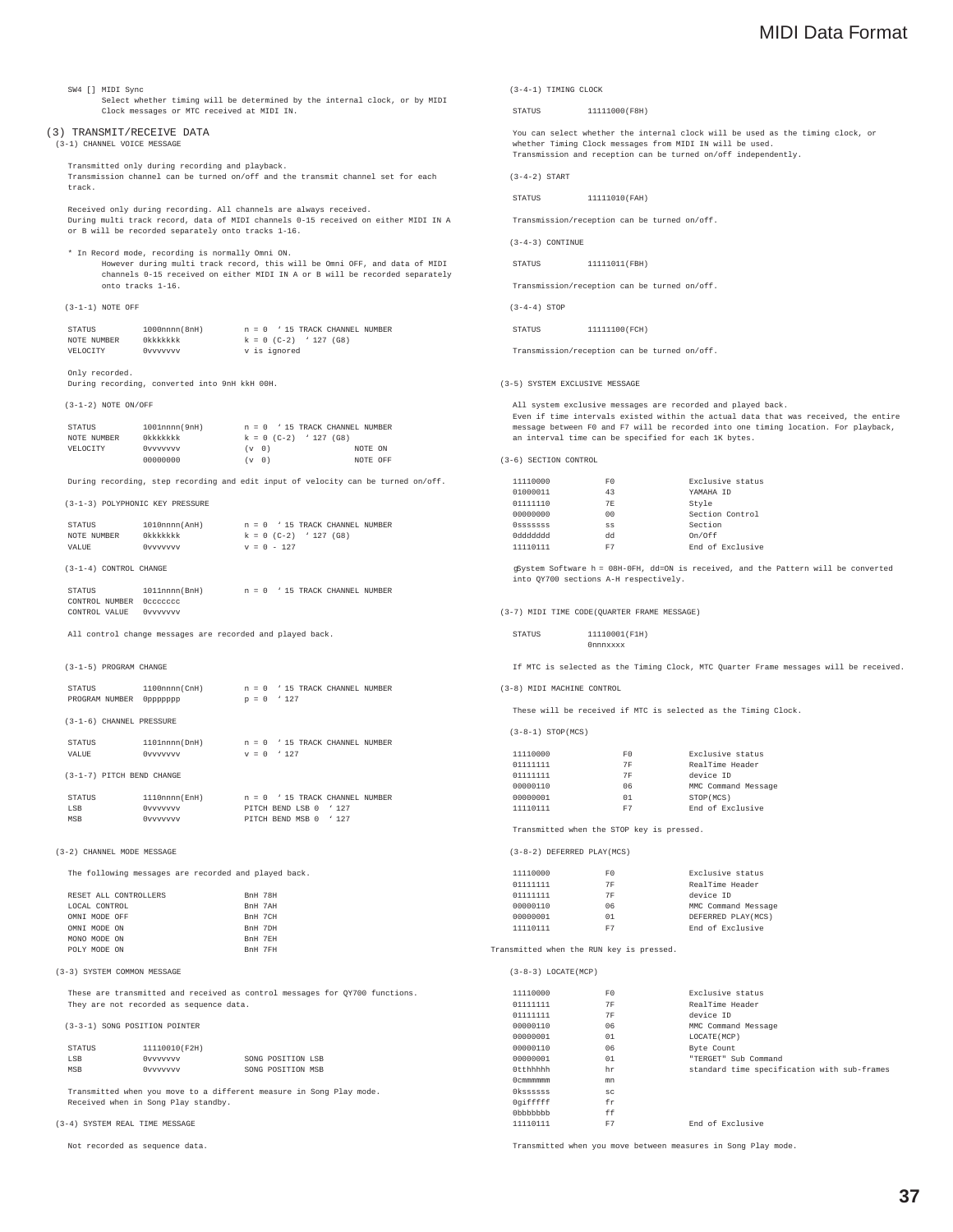SW4 [] MIDI Sync
Select whether timing will be determined by the internal clock, or by MIDI Clock messages or MTC received at MIDI IN.

## (3) TRANSMIT/RECEIVE DATA

### (3-1) CHANNEL VOICE MESSAGE

Transmitted only during recording and playback.
Transmission channel can be turned on/off and the transmit channel set for each track.

Received only during recording. All channels are always received.
During multi track record, data of MIDI channels 0-15 received on either MIDI IN A or B will be recorded separately onto tracks 1-16.

* In Record mode, recording is normally Omni ON.
However during multi track record, this will be Omni OFF, and data of MIDI channels 0-15 received on either MIDI IN A or B will be recorded separately onto tracks 1-16.

#### (3-1-1) NOTE OFF

| | | |
|---|---|---|
| STATUS | 1000nnnn(8nH) | n = 0 ’ 15 TRACK CHANNEL NUMBER |
| NOTE NUMBER | 0kkkkkkk | k = 0 (C-2) ’ 127 (G8) |
| VELOCITY | 0vvvvvvv | v is ignored |

Only recorded.
During recording, converted into 9nH kkH 00H.

#### (3-1-2) NOTE ON/OFF

| | | | |
|---|---|---|---|
| STATUS | 1001nnnn(9nH) | n = 0 ’ 15 TRACK CHANNEL NUMBER | |
| NOTE NUMBER | 0kkkkkkk | k = 0 (C-2) ’ 127 (G8) | |
| VELOCITY | 0vvvvvvv | (v 0) | NOTE ON |
| | 00000000 | (v 0) | NOTE OFF |

During recording, step recording and edit input of velocity can be turned on/off.

#### (3-1-3) POLYPHONIC KEY PRESSURE

| | | |
|---|---|---|
| STATUS | 1010nnnn(AnH) | n = 0 ’ 15 TRACK CHANNEL NUMBER |
| NOTE NUMBER | 0kkkkkkk | k = 0 (C-2) ’ 127 (G8) |
| VALUE | 0vvvvvvv | v = 0 - 127 |

#### (3-1-4) CONTROL CHANGE

| | | |
|---|---|---|
| STATUS | 1011nnnn(BnH) | n = 0 ’ 15 TRACK CHANNEL NUMBER |
| CONTROL NUMBER | 0ccccccc | |
| CONTROL VALUE | 0vvvvvvv | |

All control change messages are recorded and played back.

#### (3-1-5) PROGRAM CHANGE

| | | |
|---|---|---|
| STATUS | 1100nnnn(CnH) | n = 0 ’ 15 TRACK CHANNEL NUMBER |
| PROGRAM NUMBER | 0ppppppp | p = 0 ’ 127 |

#### (3-1-6) CHANNEL PRESSURE

| | | |
|---|---|---|
| STATUS | 1101nnnn(DnH) | n = 0 ’ 15 TRACK CHANNEL NUMBER |
| VALUE | 0vvvvvvv | v = 0 ’ 127 |

#### (3-1-7) PITCH BEND CHANGE

| | | |
|---|---|---|
| STATUS | 1110nnnn(EnH) | n = 0 ’ 15 TRACK CHANNEL NUMBER |
| LSB | 0vvvvvvv | PITCH BEND LSB 0 ’ 127 |
| MSB | 0vvvvvvv | PITCH BEND MSB 0 ’ 127 |

### (3-2) CHANNEL MODE MESSAGE

The following messages are recorded and played back.

| | |
|---|---|
| RESET ALL CONTROLLERS | BnH 78H |
| LOCAL CONTROL | BnH 7AH |
| OMNI MODE OFF | BnH 7CH |
| OMNI MODE ON | BnH 7DH |
| MONO MODE ON | BnH 7EH |
| POLY MODE ON | BnH 7FH |

### (3-3) SYSTEM COMMON MESSAGE

These are transmitted and received as control messages for QY700 functions.
They are not recorded as sequence data.

#### (3-3-1) SONG POSITION POINTER

| | | |
|---|---|---|
| STATUS | 11110010(F2H) | |
| LSB | 0vvvvvvv | SONG POSITION LSB |
| MSB | 0vvvvvvv | SONG POSITION MSB |

Transmitted when you move to a different measure in Song Play mode.
Received when in Song Play standby.

### (3-4) SYSTEM REAL TIME MESSAGE

Not recorded as sequence data.

#### (3-4-1) TIMING CLOCK

STATUS 11111000(F8H)

You can select whether the internal clock will be used as the timing clock, or whether Timing Clock messages from MIDI IN will be used.
Transmission and reception can be turned on/off independently.

#### (3-4-2) START

STATUS 11111010(FAH)

Transmission/reception can be turned on/off.

#### (3-4-3) CONTINUE

STATUS 11111011(FBH)

Transmission/reception can be turned on/off.

#### (3-4-4) STOP

STATUS 11111100(FCH)

Transmission/reception can be turned on/off.

### (3-5) SYSTEM EXCLUSIVE MESSAGE

All system exclusive messages are recorded and played back.
Even if time intervals existed within the actual data that was received, the entire message between F0 and F7 will be recorded into one timing location. For playback, an interval time can be specified for each 1K bytes.

### (3-6) SECTION CONTROL

| | | |
|---|---|---|
| 11110000 | F0 | Exclusive status |
| 01000011 | 43 | YAMAHA ID |
| 01111110 | 7E | Style |
| 00000000 | 00 | Section Control |
| 0sssssss | ss | Section |
| 0ddddddd | dd | On/Off |
| 11110111 | F7 | End of Exclusive |

gSystem Software h = 08H-0FH, dd=ON is received, and the Pattern will be converted into QY700 sections A-H respectively.

### (3-7) MIDI TIME CODE(QUARTER FRAME MESSAGE)

STATUS 11110001(F1H)
0nnnxxxx

If MTC is selected as the Timing Clock, MTC Quarter Frame messages will be received.

### (3-8) MIDI MACHINE CONTROL

These will be received if MTC is selected as the Timing Clock.

#### (3-8-1) STOP(MCS)

| | | |
|---|---|---|
| 11110000 | F0 | Exclusive status |
| 01111111 | 7F | RealTime Header |
| 01111111 | 7F | device ID |
| 00000110 | 06 | MMC Command Message |
| 00000001 | 01 | STOP(MCS) |
| 11110111 | F7 | End of Exclusive |

Transmitted when the STOP key is pressed.

#### (3-8-2) DEFERRED PLAY(MCS)

| | | |
|---|---|---|
| 11110000 | F0 | Exclusive status |
| 01111111 | 7F | RealTime Header |
| 01111111 | 7F | device ID |
| 00000110 | 06 | MMC Command Message |
| 00000001 | 01 | DEFERRED PLAY(MCS) |
| 11110111 | F7 | End of Exclusive |

Transmitted when the RUN key is pressed.

#### (3-8-3) LOCATE(MCP)

| | | |
|---|---|---|
| 11110000 | F0 | Exclusive status |
| 01111111 | 7F | RealTime Header |
| 01111111 | 7F | device ID |
| 00000110 | 06 | MMC Command Message |
| 00000001 | 01 | LOCATE(MCP) |
| 00000110 | 06 | Byte Count |
| 00000001 | 01 | "TERGET" Sub Command |
| 0tthhhhh | hr | standard time specification with sub-frames |
| 0cmmmmmm | mn | |
| 0kssssss | sc | |
| 0gifffff | fr | |
| 0bbbbbbb | ff | |
| 11110111 | F7 | End of Exclusive |

Transmitted when you move between measures in Song Play mode.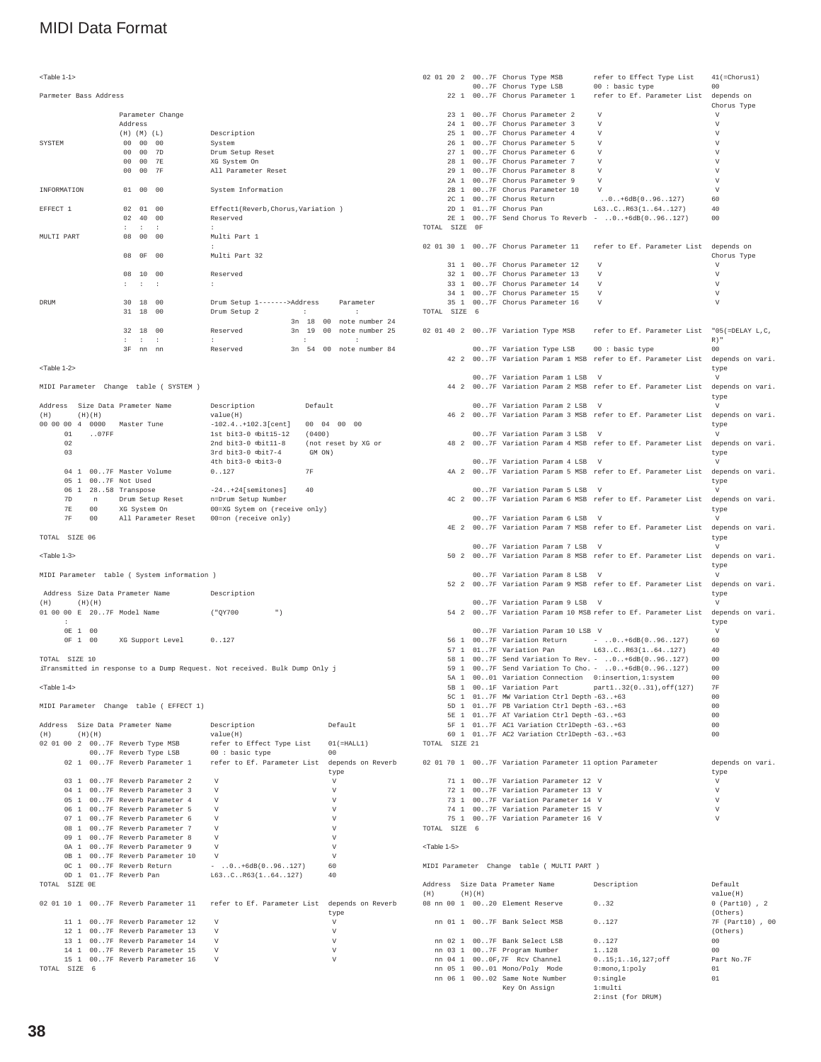# MIDI Data Format

<Table 1-1>

Parmeter Bass Address

| | Parameter Change Address (H) (M) (L) | Description |
|---|---|---|
| SYSTEM | 00 00 00 | System |
| | 00 00 7D | Drum Setup Reset |
| | 00 00 7E | XG System On |
| | 00 00 7F | All Parameter Reset |
| INFORMATION | 01 00 00 | System Information |
| EFFECT 1 | 02 01 00 | Effect1(Reverb,Chorus,Variation ) |
| | 02 40 00 | Reserved |
| | : : : | : |
| MULTI PART | 08 00 00 | Multi Part 1 |
| | | : |
| | 08 0F 00 | Multi Part 32 |
| | 08 10 00 | Reserved |
| | : : : | : |
| DRUM | 30 18 00 | Drum Setup 1------->Address Parameter |
| | 31 18 00 | Drum Setup 2 : : |
| | | 3n 18 00 note number 24 |
| | 32 18 00 | Reserved 3n 19 00 note number 25 |
| | : : : | : : : |
| | 3F nn nn | Reserved 3n 54 00 note number 84 |

<Table 1-2>

MIDI Parameter Change table ( SYSTEM )

| Address (H) | Size (H) | Data (H) | Prameter Name | Description value(H) | Default |
|---|---|---|---|---|---|
| 00 00 00 | 4 | 0000 | Master Tune | -102.4..+102.3[cent] | 00 04 00 00 |
| 01 | | ..07FF | | 1st bit3-0 =bit15-12 | (0400) |
| 02 | | | | 2nd bit3-0 =bit11-8 | (not reset by XG or |
| 03 | | | | 3rd bit3-0 =bit7-4 | GM ON) |
| | | | | 4th bit3-0 =bit3-0 | |
| 04 | 1 | 00..7F | Master Volume | 0..127 | 7F |
| 05 | 1 | 00..7F | Not Used | | |
| 06 | 1 | 28..58 | Transpose | -24..+24[semitones] | 40 |
| 7D | | n | Drum Setup Reset | n=Drum Setup Number | |
| 7E | | 00 | XG System On | 00=XG Sytem on (receive only) | |
| 7F | | 00 | All Parameter Reset | 00=on (receive only) | |

TOTAL SIZE 06

<Table 1-3>

MIDI Parameter table ( System information )

| Address (H) | Size (H) | Data (H) | Prameter Name | Description |
|---|---|---|---|---|
| 01 00 00 | E | 20..7F | Model Name | ("QY700 ") |
| : | | | | |
| 0E | 1 | 00 | | |
| 0F | 1 | 00 | XG Support Level | 0..127 |

TOTAL SIZE 10

íTransmitted in response to a Dump Request. Not received. Bulk Dump Only j

<Table 1-4>

MIDI Parameter Change table ( EFFECT 1)

| Address (H) | Size (H) | Data (H) | Prameter Name | Description value(H) | Default |
|---|---|---|---|---|---|
| 02 01 00 | 2 | 00..7F | Reverb Type MSB | refer to Effect Type List | 01(=HALL1) |
| | | 00..7F | Reverb Type LSB | 00 : basic type | 00 |
| 02 | 1 | 00..7F | Reverb Parameter 1 | refer to Ef. Parameter List | depends on Reverb type |
| 03 | 1 | 00..7F | Reverb Parameter 2 | V | V |
| 04 | 1 | 00..7F | Reverb Parameter 3 | V | V |
| 05 | 1 | 00..7F | Reverb Parameter 4 | V | V |
| 06 | 1 | 00..7F | Reverb Parameter 5 | V | V |
| 07 | 1 | 00..7F | Reverb Parameter 6 | V | V |
| 08 | 1 | 00..7F | Reverb Parameter 7 | V | V |
| 09 | 1 | 00..7F | Reverb Parameter 8 | V | V |
| 0A | 1 | 00..7F | Reverb Parameter 9 | V | V |
| 0B | 1 | 00..7F | Reverb Parameter 10 | V | V |
| 0C | 1 | 00..7F | Reverb Return | - ..0..+6dB(0..96..127) | 60 |
| 0D | 1 | 01..7F | Reverb Pan | L63..C..R63(1..64..127) | 40 |
| TOTAL SIZE 0E | | | | | |
| 02 01 10 | 1 | 00..7F | Reverb Parameter 11 | refer to Ef. Parameter List | depends on Reverb type |
| 11 | 1 | 00..7F | Reverb Parameter 12 | V | V |
| 12 | 1 | 00..7F | Reverb Parameter 13 | V | V |
| 13 | 1 | 00..7F | Reverb Parameter 14 | V | V |
| 14 | 1 | 00..7F | Reverb Parameter 15 | V | V |
| 15 | 1 | 00..7F | Reverb Parameter 16 | V | V |
| TOTAL SIZE 6 | | | | | |
| 02 01 20 | 2 | 00..7F | Chorus Type MSB | refer to Effect Type List | 41(=Chorus1) |
| | | 00..7F | Chorus Type LSB | 00 : basic type | 00 |
| 22 | 1 | 00..7F | Chorus Parameter 1 | refer to Ef. Parameter List | depends on Chorus Type |
| 23 | 1 | 00..7F | Chorus Parameter 2 | V | V |
| 24 | 1 | 00..7F | Chorus Parameter 3 | V | V |
| 25 | 1 | 00..7F | Chorus Parameter 4 | V | V |
| 26 | 1 | 00..7F | Chorus Parameter 5 | V | V |
| 27 | 1 | 00..7F | Chorus Parameter 6 | V | V |
| 28 | 1 | 00..7F | Chorus Parameter 7 | V | V |
| 29 | 1 | 00..7F | Chorus Parameter 8 | V | V |
| 2A | 1 | 00..7F | Chorus Parameter 9 | V | V |
| 2B | 1 | 00..7F | Chorus Parameter 10 | V | V |
| 2C | 1 | 00..7F | Chorus Return | ..0..+6dB(0..96..127) | 60 |
| 2D | 1 | 01..7F | Chorus Pan | L63..C..R63(1..64..127) | 40 |
| 2E | 1 | 00..7F | Send Chorus To Reverb | - ..0..+6dB(0..96..127) | 00 |
| TOTAL SIZE 0F | | | | | |
| 02 01 30 | 1 | 00..7F | Chorus Parameter 11 | refer to Ef. Parameter List | depends on Chorus Type |
| 31 | 1 | 00..7F | Chorus Parameter 12 | V | V |
| 32 | 1 | 00..7F | Chorus Parameter 13 | V | V |
| 33 | 1 | 00..7F | Chorus Parameter 14 | V | V |
| 34 | 1 | 00..7F | Chorus Parameter 15 | V | V |
| 35 | 1 | 00..7F | Chorus Parameter 16 | V | V |
| TOTAL SIZE 6 | | | | | |
| 02 01 40 | 2 | 00..7F | Variation Type MSB | refer to Ef. Parameter List | "05(=DELAY L,C,R)" |
| | | 00..7F | Variation Type LSB | 00 : basic type | 00 |
| 42 | 2 | 00..7F | Variation Param 1 MSB | refer to Ef. Parameter List | depends on vari. type |
| | | 00..7F | Variation Param 1 LSB | V | V |
| 44 | 2 | 00..7F | Variation Param 2 MSB | refer to Ef. Parameter List | depends on vari. type |
| | | 00..7F | Variation Param 2 LSB | V | V |
| 46 | 2 | 00..7F | Variation Param 3 MSB | refer to Ef. Parameter List | depends on vari. type |
| | | 00..7F | Variation Param 3 LSB | V | V |
| 48 | 2 | 00..7F | Variation Param 4 MSB | refer to Ef. Parameter List | depends on vari. type |
| | | 00..7F | Variation Param 4 LSB | V | V |
| 4A | 2 | 00..7F | Variation Param 5 MSB | refer to Ef. Parameter List | depends on vari. type |
| | | 00..7F | Variation Param 5 LSB | V | V |
| 4C | 2 | 00..7F | Variation Param 6 MSB | refer to Ef. Parameter List | depends on vari. type |
| | | 00..7F | Variation Param 6 LSB | V | V |
| 4E | 2 | 00..7F | Variation Param 7 MSB | refer to Ef. Parameter List | depends on vari. type |
| | | 00..7F | Variation Param 7 LSB | V | V |
| 50 | 2 | 00..7F | Variation Param 8 MSB | refer to Ef. Parameter List | depends on vari. type |
| | | 00..7F | Variation Param 8 LSB | V | V |
| 52 | 2 | 00..7F | Variation Param 9 MSB | refer to Ef. Parameter List | depends on vari. type |
| | | 00..7F | Variation Param 9 LSB | V | V |
| 54 | 2 | 00..7F | Variation Param 10 MSB | refer to Ef. Parameter List | depends on vari. type |
| | | 00..7F | Variation Param 10 LSB | V | V |
| 56 | 1 | 00..7F | Variation Return | - ..0..+6dB(0..96..127) | 60 |
| 57 | 1 | 01..7F | Variation Pan | L63..C..R63(1..64..127) | 40 |
| 58 | 1 | 00..7F | Send Variation To Rev. | - ..0..+6dB(0..96..127) | 00 |
| 59 | 1 | 00..7F | Send Variation To Cho. | - ..0..+6dB(0..96..127) | 00 |
| 5A | 1 | 00..01 | Variation Connection | 0:insertion,1:system | 00 |
| 5B | 1 | 00..1F | Variation Part | part1..32(0..31),off(127) | 7F |
| 5C | 1 | 01..7F | MW Variation Ctrl Depth | -63..+63 | 00 |
| 5D | 1 | 01..7F | PB Variation Ctrl Depth | -63..+63 | 00 |
| 5E | 1 | 01..7F | AT Variation Ctrl Depth | -63..+63 | 00 |
| 5F | 1 | 01..7F | AC1 Variation CtrlDepth | -63..+63 | 00 |
| 60 | 1 | 01..7F | AC2 Variation CtrlDepth | -63..+63 | 00 |
| TOTAL SIZE 21 | | | | | |
| 02 01 70 | 1 | 00..7F | Variation Parameter 11 | option Parameter | depends on vari. type |
| 71 | 1 | 00..7F | Variation Parameter 12 | V | V |
| 72 | 1 | 00..7F | Variation Parameter 13 | V | V |
| 73 | 1 | 00..7F | Variation Parameter 14 | V | V |
| 74 | 1 | 00..7F | Variation Parameter 15 | V | V |
| 75 | 1 | 00..7F | Variation Parameter 16 | V | V |
| TOTAL SIZE 6 | | | | | |

<Table 1-5>

MIDI Parameter Change table ( MULTI PART )

| Address (H) | Size (H) | Data (H) | Prameter Name | Description | Default value(H) |
|---|---|---|---|---|---|
| 08 nn 00 | 1 | 00..20 | Element Reserve | 0..32 | 0 (Part10) , 2 (Others) |
| nn 01 | 1 | 00..7F | Bank Select MSB | 0..127 | 7F (Part10) , 00 (Others) |
| nn 02 | 1 | 00..7F | Bank Select LSB | 0..127 | 00 |
| nn 03 | 1 | 00..7F | Program Number | 1..128 | 00 |
| nn 04 | 1 | 00..0F,7F | Rcv Channel | 0..15;1..16,127;off | Part No.7F |
| nn 05 | 1 | 00..01 | Mono/Poly Mode | 0:mono,1:poly | 01 |
| nn 06 | 1 | 00..02 | Same Note Number Key On Assign | 0:single 1:multi 2:inst (for DRUM) | 01 |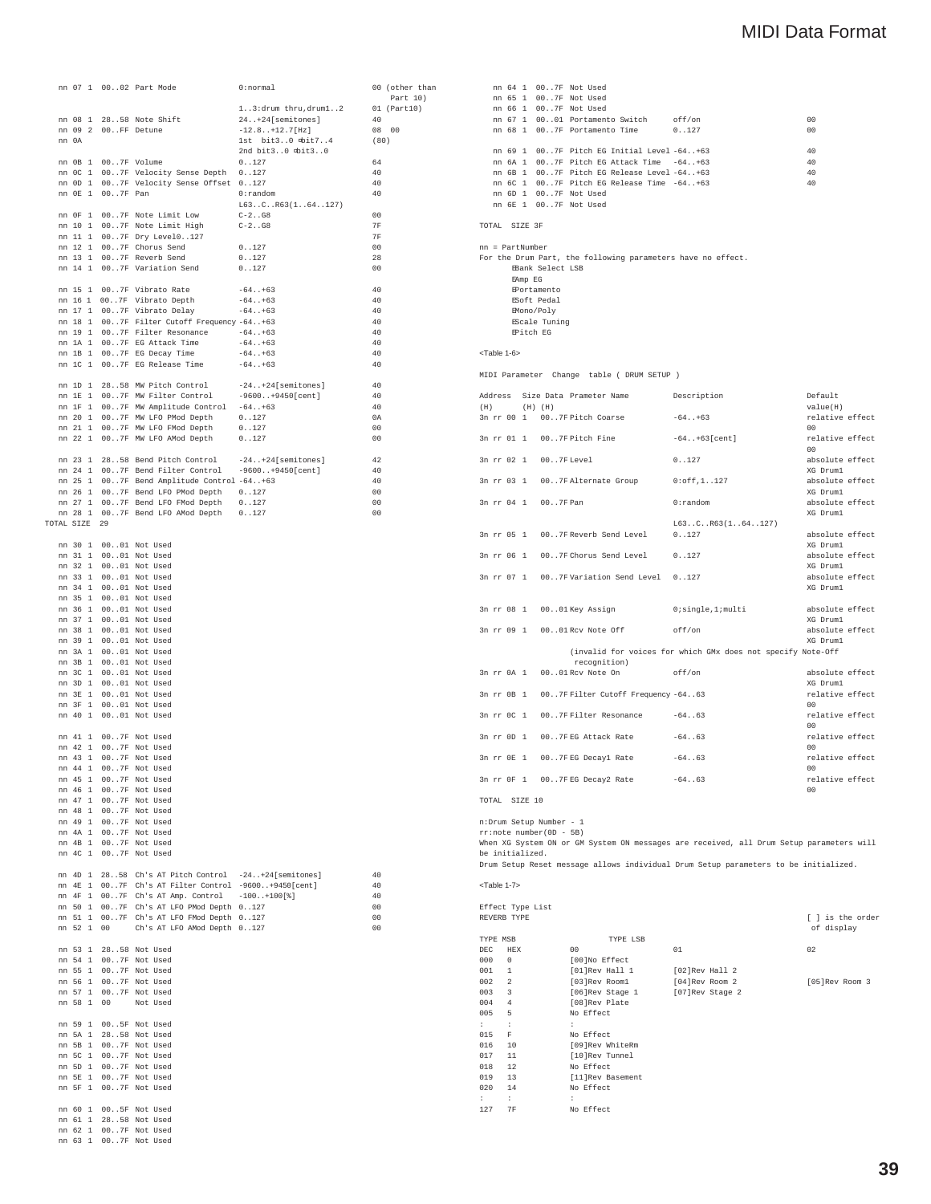| | | | | | |
|---|---|---|---|---|---|
| nn 07 | 1 | 00..02 | Part Mode | 0:normal | 00 (other than Part 10) |
| | | | | 1..3:drum thru,drum1..2 | 01 (Part10) |
| nn 08 | 1 | 28..58 | Note Shift | 24..+24[semitones] | 40 |
| nn 09 | 2 | 00..FF | Detune | -12.8..+12.7[Hz] | 08 00 |
| nn 0A | | | | 1st bit3..0 →bit7..4 | (80) |
| | | | | 2nd bit3..0 →bit3..0 | |
| nn 0B | 1 | 00..7F | Volume | 0..127 | 64 |
| nn 0C | 1 | 00..7F | Velocity Sense Depth | 0..127 | 40 |
| nn 0D | 1 | 00..7F | Velocity Sense Offset | 0..127 | 40 |
| nn 0E | 1 | 00..7F | Pan | 0:random | 40 |
| | | | | L63..C..R63(1..64..127) | |
| nn 0F | 1 | 00..7F | Note Limit Low | C-2..G8 | 00 |
| nn 10 | 1 | 00..7F | Note Limit High | C-2..G8 | 7F |
| nn 11 | 1 | 00..7F | Dry Level0..127 | | 7F |
| nn 12 | 1 | 00..7F | Chorus Send | 0..127 | 00 |
| nn 13 | 1 | 00..7F | Reverb Send | 0..127 | 28 |
| nn 14 | 1 | 00..7F | Variation Send | 0..127 | 00 |
| nn 15 | 1 | 00..7F | Vibrato Rate | -64..+63 | 40 |
| nn 16 | 1 | 00..7F | Vibrato Depth | -64..+63 | 40 |
| nn 17 | 1 | 00..7F | Vibrato Delay | -64..+63 | 40 |
| nn 18 | 1 | 00..7F | Filter Cutoff Frequency | -64..+63 | 40 |
| nn 19 | 1 | 00..7F | Filter Resonance | -64..+63 | 40 |
| nn 1A | 1 | 00..7F | EG Attack Time | -64..+63 | 40 |
| nn 1B | 1 | 00..7F | EG Decay Time | -64..+63 | 40 |
| nn 1C | 1 | 00..7F | EG Release Time | -64..+63 | 40 |
| nn 1D | 1 | 28..58 | MW Pitch Control | -24..+24[semitones] | 40 |
| nn 1E | 1 | 00..7F | MW Filter Control | -9600..+9450[cent] | 40 |
| nn 1F | 1 | 00..7F | MW Amplitude Control | -64..+63 | 40 |
| nn 20 | 1 | 00..7F | MW LFO PMod Depth | 0..127 | 0A |
| nn 21 | 1 | 00..7F | MW LFO FMod Depth | 0..127 | 00 |
| nn 22 | 1 | 00..7F | MW LFO AMod Depth | 0..127 | 00 |
| nn 23 | 1 | 28..58 | Bend Pitch Control | -24..+24[semitones] | 42 |
| nn 24 | 1 | 00..7F | Bend Filter Control | -9600..+9450[cent] | 40 |
| nn 25 | 1 | 00..7F | Bend Amplitude Control | -64..+63 | 40 |
| nn 26 | 1 | 00..7F | Bend LFO PMod Depth | 0..127 | 00 |
| nn 27 | 1 | 00..7F | Bend LFO FMod Depth | 0..127 | 00 |
| nn 28 | 1 | 00..7F | Bend LFO AMod Depth | 0..127 | 00 |

TOTAL SIZE 29

| | | | | | |
|---|---|---|---|---|---|
| nn 30 | 1 | 00..01 | Not Used | | |
| nn 31 | 1 | 00..01 | Not Used | | |
| nn 32 | 1 | 00..01 | Not Used | | |
| nn 33 | 1 | 00..01 | Not Used | | |
| nn 34 | 1 | 00..01 | Not Used | | |
| nn 35 | 1 | 00..01 | Not Used | | |
| nn 36 | 1 | 00..01 | Not Used | | |
| nn 37 | 1 | 00..01 | Not Used | | |
| nn 38 | 1 | 00..01 | Not Used | | |
| nn 39 | 1 | 00..01 | Not Used | | |
| nn 3A | 1 | 00..01 | Not Used | | |
| nn 3B | 1 | 00..01 | Not Used | | |
| nn 3C | 1 | 00..01 | Not Used | | |
| nn 3D | 1 | 00..01 | Not Used | | |
| nn 3E | 1 | 00..01 | Not Used | | |
| nn 3F | 1 | 00..01 | Not Used | | |
| nn 40 | 1 | 00..01 | Not Used | | |
| nn 41 | 1 | 00..7F | Not Used | | |
| nn 42 | 1 | 00..7F | Not Used | | |
| nn 43 | 1 | 00..7F | Not Used | | |
| nn 44 | 1 | 00..7F | Not Used | | |
| nn 45 | 1 | 00..7F | Not Used | | |
| nn 46 | 1 | 00..7F | Not Used | | |
| nn 47 | 1 | 00..7F | Not Used | | |
| nn 48 | 1 | 00..7F | Not Used | | |
| nn 49 | 1 | 00..7F | Not Used | | |
| nn 4A | 1 | 00..7F | Not Used | | |
| nn 4B | 1 | 00..7F | Not Used | | |
| nn 4C | 1 | 00..7F | Not Used | | |
| nn 4D | 1 | 28..58 | Ch's AT Pitch Control | -24..+24[semitones] | 40 |
| nn 4E | 1 | 00..7F | Ch's AT Filter Control | -9600..+9450[cent] | 40 |
| nn 4F | 1 | 00..7F | Ch's AT Amp. Control | -100..+100[%] | 40 |
| nn 50 | 1 | 00..7F | Ch's AT LFO PMod Depth | 0..127 | 00 |
| nn 51 | 1 | 00..7F | Ch's AT LFO FMod Depth | 0..127 | 00 |
| nn 52 | 1 | 00 | Ch's AT LFO AMod Depth | 0..127 | 00 |
| nn 53 | 1 | 28..58 | Not Used | | |
| nn 54 | 1 | 00..7F | Not Used | | |
| nn 55 | 1 | 00..7F | Not Used | | |
| nn 56 | 1 | 00..7F | Not Used | | |
| nn 57 | 1 | 00..7F | Not Used | | |
| nn 58 | 1 | 00 | Not Used | | |
| nn 59 | 1 | 00..5F | Not Used | | |
| nn 5A | 1 | 28..58 | Not Used | | |
| nn 5B | 1 | 00..7F | Not Used | | |
| nn 5C | 1 | 00..7F | Not Used | | |
| nn 5D | 1 | 00..7F | Not Used | | |
| nn 5E | 1 | 00..7F | Not Used | | |
| nn 5F | 1 | 00..7F | Not Used | | |
| nn 60 | 1 | 00..5F | Not Used | | |
| nn 61 | 1 | 28..58 | Not Used | | |
| nn 62 | 1 | 00..7F | Not Used | | |
| nn 63 | 1 | 00..7F | Not Used | | |
| nn 64 | 1 | 00..7F | Not Used | | |
| nn 65 | 1 | 00..7F | Not Used | | |
| nn 66 | 1 | 00..7F | Not Used | | |
| nn 67 | 1 | 00..01 | Portamento Switch | off/on | 00 |
| nn 68 | 1 | 00..7F | Portamento Time | 0..127 | 00 |
| nn 69 | 1 | 00..7F | Pitch EG Initial Level | -64..+63 | 40 |
| nn 6A | 1 | 00..7F | Pitch EG Attack Time | -64..+63 | 40 |
| nn 6B | 1 | 00..7F | Pitch EG Release Level | -64..+63 | 40 |
| nn 6C | 1 | 00..7F | Pitch EG Release Time | -64..+63 | 40 |
| nn 6D | 1 | 00..7F | Not Used | | |
| nn 6E | 1 | 00..7F | Not Used | | |

TOTAL SIZE 3F

nn = PartNumber
For the Drum Part, the following parameters have no effect.
- Bank Select LSB
- Amp EG
- Portamento
- Soft Pedal
- Mono/Poly
- Scale Tuning
- Pitch EG

<Table 1-6>

MIDI Parameter Change table ( DRUM SETUP )

| Address (H) | Size (H) | Data (H) | Prameter Name | Description | Default value(H) |
|---|---|---|---|---|---|
| 3n rr 00 | 1 | 00..7F | Pitch Coarse | -64..+63 | relative effect 00 |
| 3n rr 01 | 1 | 00..7F | Pitch Fine | -64..+63[cent] | relative effect 00 |
| 3n rr 02 | 1 | 00..7F | Level | 0..127 | absolute effect XG Drum1 |
| 3n rr 03 | 1 | 00..7F | Alternate Group | 0:off,1..127 | absolute effect XG Drum1 |
| 3n rr 04 | 1 | 00..7F | Pan | 0:random L63..C..R63(1..64..127) | absolute effect XG Drum1 |
| 3n rr 05 | 1 | 00..7F | Reverb Send Level | 0..127 | absolute effect XG Drum1 |
| 3n rr 06 | 1 | 00..7F | Chorus Send Level | 0..127 | absolute effect XG Drum1 |
| 3n rr 07 | 1 | 00..7F | Variation Send Level | 0..127 | absolute effect XG Drum1 |
| 3n rr 08 | 1 | 00..01 | Key Assign | 0;single,1;multi | absolute effect XG Drum1 |
| 3n rr 09 | 1 | 00..01 | Rcv Note Off | off/on (invalid for voices for which GMx does not specify Note-Off recognition) | absolute effect XG Drum1 |
| 3n rr 0A | 1 | 00..01 | Rcv Note On | off/on | absolute effect XG Drum1 |
| 3n rr 0B | 1 | 00..7F | Filter Cutoff Frequency | -64..63 | relative effect 00 |
| 3n rr 0C | 1 | 00..7F | Filter Resonance | -64..63 | relative effect 00 |
| 3n rr 0D | 1 | 00..7F | EG Attack Rate | -64..63 | relative effect 00 |
| 3n rr 0E | 1 | 00..7F | EG Decay1 Rate | -64..63 | relative effect 00 |
| 3n rr 0F | 1 | 00..7F | EG Decay2 Rate | -64..63 | relative effect 00 |

TOTAL SIZE 10

n:Drum Setup Number - 1
rr:note number(0D - 5B)
When XG System ON or GM System ON messages are received, all Drum Setup parameters will be initialized.
Drum Setup Reset message allows individual Drum Setup parameters to be initialized.

<Table 1-7>

Effect Type List
REVERB TYPE — [ ] is the order of display

| TYPE MSB DEC | HEX | TYPE LSB 00 | 01 | 02 |
|---|---|---|---|---|
| 000 | 0 | [00]No Effect | | |
| 001 | 1 | [01]Rev Hall 1 | [02]Rev Hall 2 | |
| 002 | 2 | [03]Rev Room1 | [04]Rev Room 2 | [05]Rev Room 3 |
| 003 | 3 | [06]Rev Stage 1 | [07]Rev Stage 2 | |
| 004 | 4 | [08]Rev Plate | | |
| 005 | 5 | No Effect | | |
| : | : | : | | |
| 015 | F | No Effect | | |
| 016 | 10 | [09]Rev WhiteRm | | |
| 017 | 11 | [10]Rev Tunnel | | |
| 018 | 12 | No Effect | | |
| 019 | 13 | [11]Rev Basement | | |
| 020 | 14 | No Effect | | |
| : | : | : | | |
| 127 | 7F | No Effect | | |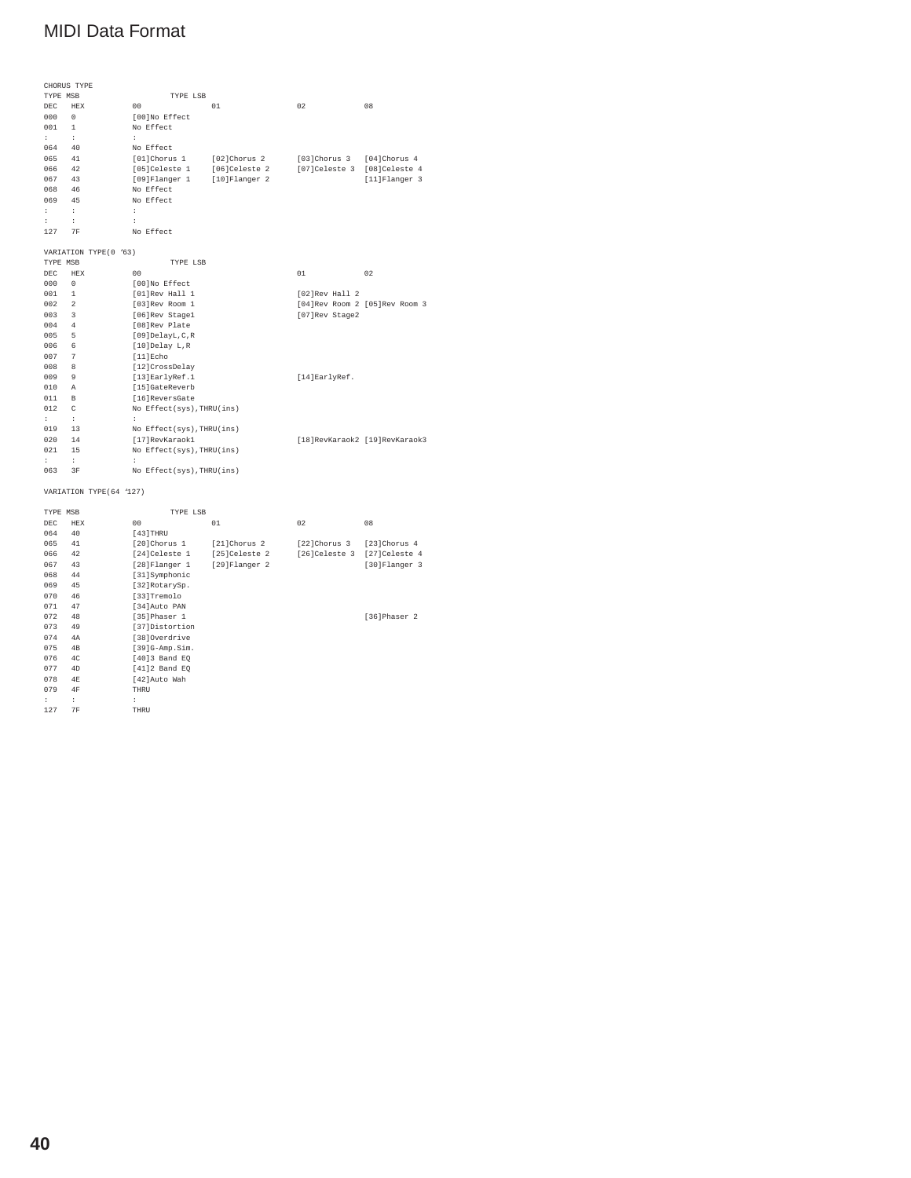## MIDI Data Format

CHORUS TYPE

| TYPE MSB | | TYPE LSB | | | |
|---|---|---|---|---|---|
| DEC | HEX | 00 | 01 | 02 | 08 |
| 000 | 0 | [00]No Effect | | | |
| 001 | 1 | No Effect | | | |
| : | : | : | | | |
| 064 | 40 | No Effect | | | |
| 065 | 41 | [01]Chorus 1 | [02]Chorus 2 | [03]Chorus 3 | [04]Chorus 4 |
| 066 | 42 | [05]Celeste 1 | [06]Celeste 2 | [07]Celeste 3 | [08]Celeste 4 |
| 067 | 43 | [09]Flanger 1 | [10]Flanger 2 | | [11]Flanger 3 |
| 068 | 46 | No Effect | | | |
| 069 | 45 | No Effect | | | |
| : | : | : | | | |
| : | : | : | | | |
| 127 | 7F | No Effect | | | |

VARIATION TYPE(0 '63)

| TYPE MSB | | TYPE LSB | | |
|---|---|---|---|---|
| DEC | HEX | 00 | 01 | 02 |
| 000 | 0 | [00]No Effect | | |
| 001 | 1 | [01]Rev Hall 1 | [02]Rev Hall 2 | |
| 002 | 2 | [03]Rev Room 1 | [04]Rev Room 2 | [05]Rev Room 3 |
| 003 | 3 | [06]Rev Stage1 | [07]Rev Stage2 | |
| 004 | 4 | [08]Rev Plate | | |
| 005 | 5 | [09]DelayL,C,R | | |
| 006 | 6 | [10]Delay L,R | | |
| 007 | 7 | [11]Echo | | |
| 008 | 8 | [12]CrossDelay | | |
| 009 | 9 | [13]EarlyRef.1 | [14]EarlyRef. | |
| 010 | A | [15]GateReverb | | |
| 011 | B | [16]ReversGate | | |
| 012 | C | No Effect(sys),THRU(ins) | | |
| : | : | : | | |
| 019 | 13 | No Effect(sys),THRU(ins) | | |
| 020 | 14 | [17]RevKaraok1 | [18]RevKaraok2 | [19]RevKaraok3 |
| 021 | 15 | No Effect(sys),THRU(ins) | | |
| : | : | : | | |
| 063 | 3F | No Effect(sys),THRU(ins) | | |

VARIATION TYPE(64 '127)

| TYPE MSB | | TYPE LSB | | | |
|---|---|---|---|---|---|
| DEC | HEX | 00 | 01 | 02 | 08 |
| 064 | 40 | [43]THRU | | | |
| 065 | 41 | [20]Chorus 1 | [21]Chorus 2 | [22]Chorus 3 | [23]Chorus 4 |
| 066 | 42 | [24]Celeste 1 | [25]Celeste 2 | [26]Celeste 3 | [27]Celeste 4 |
| 067 | 43 | [28]Flanger 1 | [29]Flanger 2 | | [30]Flanger 3 |
| 068 | 44 | [31]Symphonic | | | |
| 069 | 45 | [32]RotarySp. | | | |
| 070 | 46 | [33]Tremolo | | | |
| 071 | 47 | [34]Auto PAN | | | |
| 072 | 48 | [35]Phaser 1 | | | [36]Phaser 2 |
| 073 | 49 | [37]Distortion | | | |
| 074 | 4A | [38]Overdrive | | | |
| 075 | 4B | [39]G-Amp.Sim. | | | |
| 076 | 4C | [40]3 Band EQ | | | |
| 077 | 4D | [41]2 Band EQ | | | |
| 078 | 4E | [42]Auto Wah | | | |
| 079 | 4F | THRU | | | |
| : | : | : | | | |
| 127 | 7F | THRU | | | |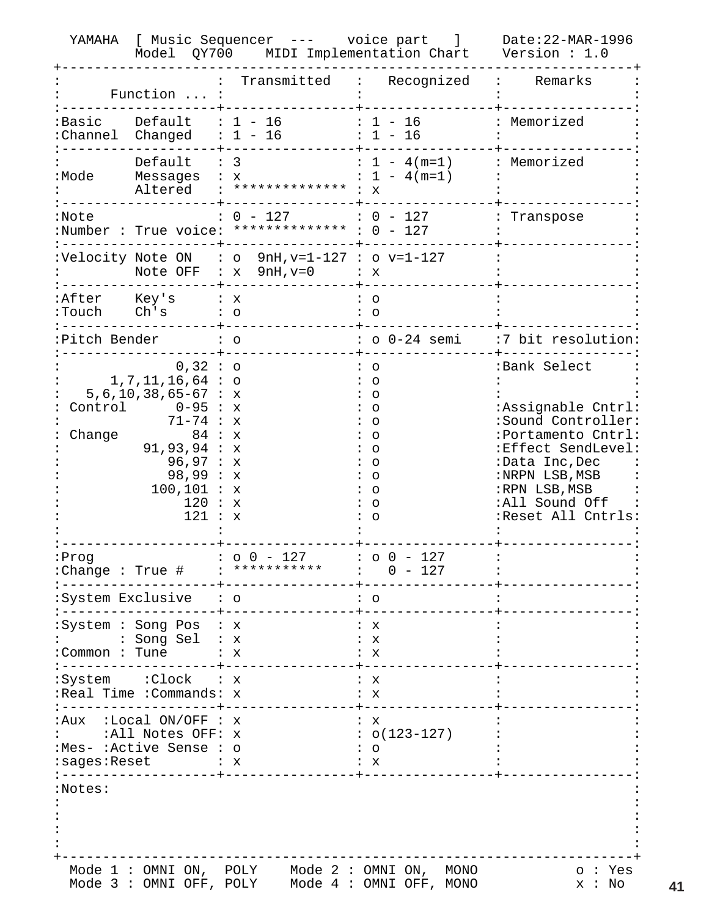YAMAHA [ Music Sequencer --- voice part ] Date:22-MAR-1996
Model QY700 MIDI Implementation Chart Version : 1.0

| Function ... | | Transmitted | Recognized | Remarks |
|---|---|---|---|---|
| Basic Channel | Default | 1 - 16 | 1 - 16 | Memorized |
| | Changed | 1 - 16 | 1 - 16 | |
| Mode | Default | 3 | 1 - 4(m=1) | Memorized |
| | Messages | x | 1 - 4(m=1) | |
| | Altered | ************** | x | |
| Note Number | | 0 - 127 | 0 - 127 | Transpose |
| | True voice | ************** | 0 - 127 | |
| Velocity | Note ON | o 9nH,v=1-127 | o v=1-127 | |
| | Note OFF | x 9nH,v=0 | x | |
| After Touch | Key's | x | o | |
| | Ch's | o | o | |
| Pitch Bender | | o | o 0-24 semi | 7 bit resolution |
| Control Change | 0,32 | o | o | Bank Select |
| | 1,7,11,16,64 | o | o | |
| | 5,6,10,38,65-67 | x | o | |
| | 0-95 | x | o | Assignable Cntrl |
| | 71-74 | x | o | Sound Controller |
| | 84 | x | o | Portamento Cntrl |
| | 91,93,94 | x | o | Effect SendLevel |
| | 96,97 | x | o | Data Inc,Dec |
| | 98,99 | x | o | NRPN LSB,MSB |
| | 100,101 | x | o | RPN LSB,MSB |
| | 120 | x | o | All Sound Off |
| | 121 | x | o | Reset All Cntrls |
| Prog Change | | o 0 - 127 | o 0 - 127 | |
| | True # | *********** | 0 - 127 | |
| System Exclusive | | o | o | |
| System Common | Song Pos | x | x | |
| | Song Sel | x | x | |
| | Tune | x | x | |
| System Real Time | Clock | x | x | |
| | Commands | x | x | |
| Aux Messages | Local ON/OFF | x | x | |
| | All Notes OFF | x | o(123-127) | |
| | Active Sense | o | o | |
| | Reset | x | x | |

Notes:

Mode 1 : OMNI ON, POLY    Mode 2 : OMNI ON, MONO    o : Yes
Mode 3 : OMNI OFF, POLY    Mode 4 : OMNI OFF, MONO    x : No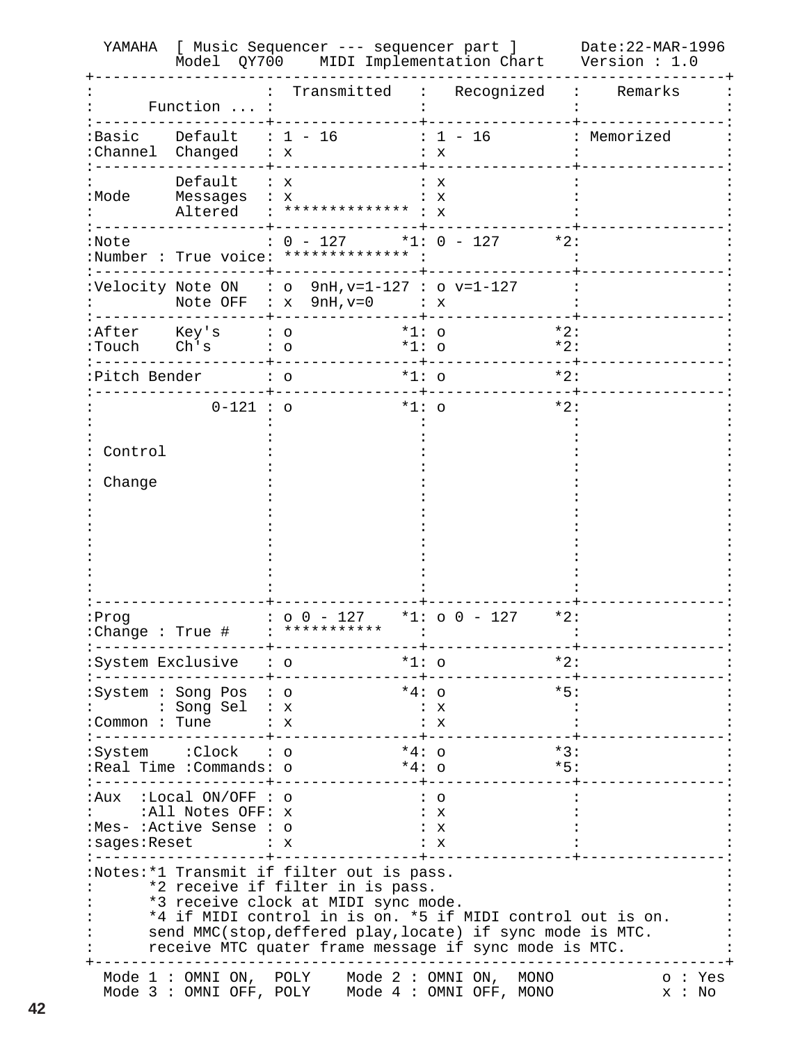YAMAHA [ Music Sequencer --- sequencer part ] Date:22-MAR-1996
Model QY700 MIDI Implementation Chart Version : 1.0

| Function ... | | Transmitted | Recognized | Remarks |
|---|---|---|---|---|
| Basic Channel | Default | 1 - 16 | 1 - 16 | Memorized |
| | Changed | x | x | |
| Mode | Default | x | x | |
| | Messages | x | x | |
| | Altered | ************** | x | |
| Note Number | | 0 - 127 *1 | 0 - 127 *2 | |
| | True voice | ************** | | |
| Velocity | Note ON | o 9nH,v=1-127 | o v=1-127 | |
| | Note OFF | x 9nH,v=0 | x | |
| After Touch | Key's | o *1 | o *2 | |
| | Ch's | o *1 | o *2 | |
| Pitch Bender | | o *1 | o *2 | |
| Control Change | 0-121 | o *1 | o *2 | |
| Prog Change | | o 0 - 127 *1 | o 0 - 127 *2 | |
| | True # | *********** | | |
| System Exclusive | | o *1 | o *2 | |
| System Common | Song Pos | o *4 | o *5 | |
| | Song Sel | x | x | |
| | Tune | x | x | |
| System Real Time | Clock | o *4 | o *3 | |
| | Commands | o *4 | o *5 | |
| Aux Messages | Local ON/OFF | o | o | |
| | All Notes OFF | x | x | |
| | Active Sense | o | x | |
| | Reset | x | x | |

Notes:
*1 Transmit if filter out is pass.
*2 receive if filter in is pass.
*3 receive clock at MIDI sync mode.
*4 if MIDI control in is on. *5 if MIDI control out is on.
send MMC(stop,deffered play,locate) if sync mode is MTC.
receive MTC quater frame message if sync mode is MTC.

Mode 1 : OMNI ON, POLY  Mode 2 : OMNI ON, MONO  o : Yes
Mode 3 : OMNI OFF, POLY  Mode 4 : OMNI OFF, MONO  x : No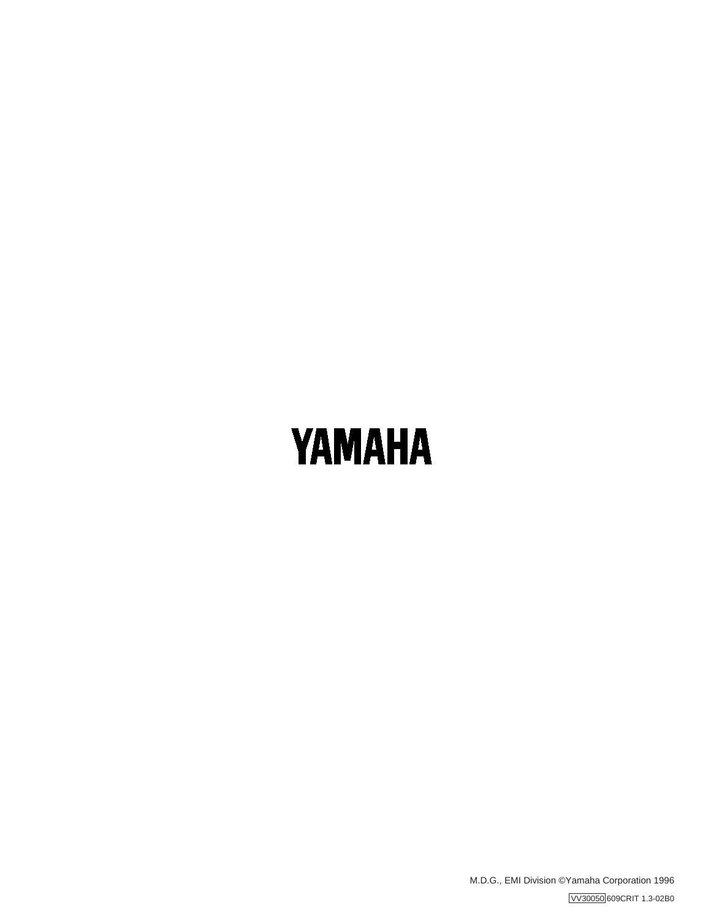**YAMAHA**

M.D.G., EMI Division ©Yamaha Corporation 1996

VV30050 609CRIT 1.3-02B0